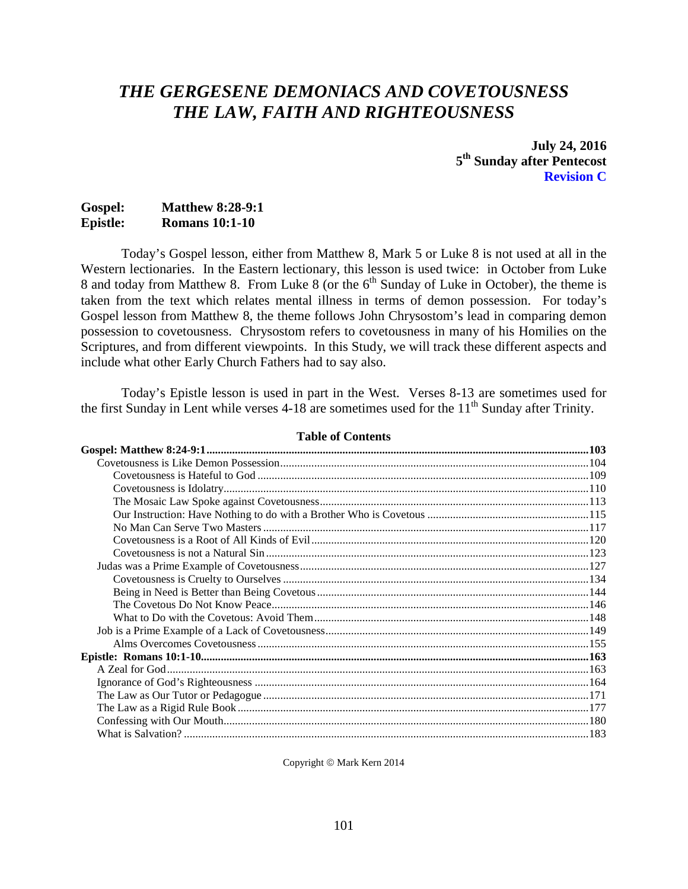# *THE GERGESENE DEMONIACS AND COVETOUSNESS*
# *THE LAW, FAITH AND RIGHTEOUSNESS*

**July 24, 2016**
**5th Sunday after Pentecost**
**Revision C**

**Gospel: Matthew 8:28-9:1**
**Epistle: Romans 10:1-10**

Today's Gospel lesson, either from Matthew 8, Mark 5 or Luke 8 is not used at all in the Western lectionaries. In the Eastern lectionary, this lesson is used twice: in October from Luke 8 and today from Matthew 8. From Luke 8 (or the 6th Sunday of Luke in October), the theme is taken from the text which relates mental illness in terms of demon possession. For today's Gospel lesson from Matthew 8, the theme follows John Chrysostom's lead in comparing demon possession to covetousness. Chrysostom refers to covetousness in many of his Homilies on the Scriptures, and from different viewpoints. In this Study, we will track these different aspects and include what other Early Church Fathers had to say also.

Today's Epistle lesson is used in part in the West. Verses 8-13 are sometimes used for the first Sunday in Lent while verses 4-18 are sometimes used for the 11th Sunday after Trinity.

**Table of Contents**

| Section | Page |
|---|---|
| **Gospel: Matthew 8:24-9:1** | **103** |
| Covetousness is Like Demon Possession | 104 |
| Covetousness is Hateful to God | 109 |
| Covetousness is Idolatry | 110 |
| The Mosaic Law Spoke against Covetousness | 113 |
| Our Instruction: Have Nothing to do with a Brother Who is Covetous | 115 |
| No Man Can Serve Two Masters | 117 |
| Covetousness is a Root of All Kinds of Evil | 120 |
| Covetousness is not a Natural Sin | 123 |
| Judas was a Prime Example of Covetousness | 127 |
| Covetousness is Cruelty to Ourselves | 134 |
| Being in Need is Better than Being Covetous | 144 |
| The Covetous Do Not Know Peace | 146 |
| What to Do with the Covetous: Avoid Them | 148 |
| Job is a Prime Example of a Lack of Covetousness | 149 |
| Alms Overcomes Covetousness | 155 |
| **Epistle: Romans 10:1-10** | **163** |
| A Zeal for God | 163 |
| Ignorance of God's Righteousness | 164 |
| The Law as Our Tutor or Pedagogue | 171 |
| The Law as a Rigid Rule Book | 177 |
| Confessing with Our Mouth | 180 |
| What is Salvation? | 183 |

Copyright © Mark Kern 2014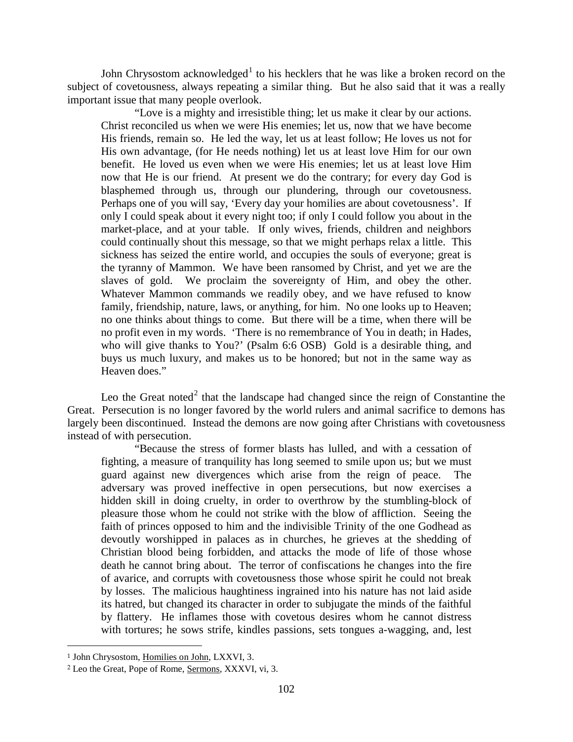John Chrysostom acknowledged[1] to his hecklers that he was like a broken record on the subject of covetousness, always repeating a similar thing. But he also said that it was a really important issue that many people overlook.

> "Love is a mighty and irresistible thing; let us make it clear by our actions. Christ reconciled us when we were His enemies; let us, now that we have become His friends, remain so. He led the way, let us at least follow; He loves us not for His own advantage, (for He needs nothing) let us at least love Him for our own benefit. He loved us even when we were His enemies; let us at least love Him now that He is our friend. At present we do the contrary; for every day God is blasphemed through us, through our plundering, through our covetousness. Perhaps one of you will say, 'Every day your homilies are about covetousness'. If only I could speak about it every night too; if only I could follow you about in the market-place, and at your table. If only wives, friends, children and neighbors could continually shout this message, so that we might perhaps relax a little. This sickness has seized the entire world, and occupies the souls of everyone; great is the tyranny of Mammon. We have been ransomed by Christ, and yet we are the slaves of gold. We proclaim the sovereignty of Him, and obey the other. Whatever Mammon commands we readily obey, and we have refused to know family, friendship, nature, laws, or anything, for him. No one looks up to Heaven; no one thinks about things to come. But there will be a time, when there will be no profit even in my words. 'There is no remembrance of You in death; in Hades, who will give thanks to You?' (Psalm 6:6 OSB) Gold is a desirable thing, and buys us much luxury, and makes us to be honored; but not in the same way as Heaven does."

Leo the Great noted[2] that the landscape had changed since the reign of Constantine the Great. Persecution is no longer favored by the world rulers and animal sacrifice to demons has largely been discontinued. Instead the demons are now going after Christians with covetousness instead of with persecution.

> "Because the stress of former blasts has lulled, and with a cessation of fighting, a measure of tranquility has long seemed to smile upon us; but we must guard against new divergences which arise from the reign of peace. The adversary was proved ineffective in open persecutions, but now exercises a hidden skill in doing cruelty, in order to overthrow by the stumbling-block of pleasure those whom he could not strike with the blow of affliction. Seeing the faith of princes opposed to him and the indivisible Trinity of the one Godhead as devoutly worshipped in palaces as in churches, he grieves at the shedding of Christian blood being forbidden, and attacks the mode of life of those whose death he cannot bring about. The terror of confiscations he changes into the fire of avarice, and corrupts with covetousness those whose spirit he could not break by losses. The malicious haughtiness ingrained into his nature has not laid aside its hatred, but changed its character in order to subjugate the minds of the faithful by flattery. He inflames those with covetous desires whom he cannot distress with tortures; he sows strife, kindles passions, sets tongues a-wagging, and, lest

---

[1] John Chrysostom, Homilies on John, LXXVI, 3.

[2] Leo the Great, Pope of Rome, Sermons, XXXVI, vi, 3.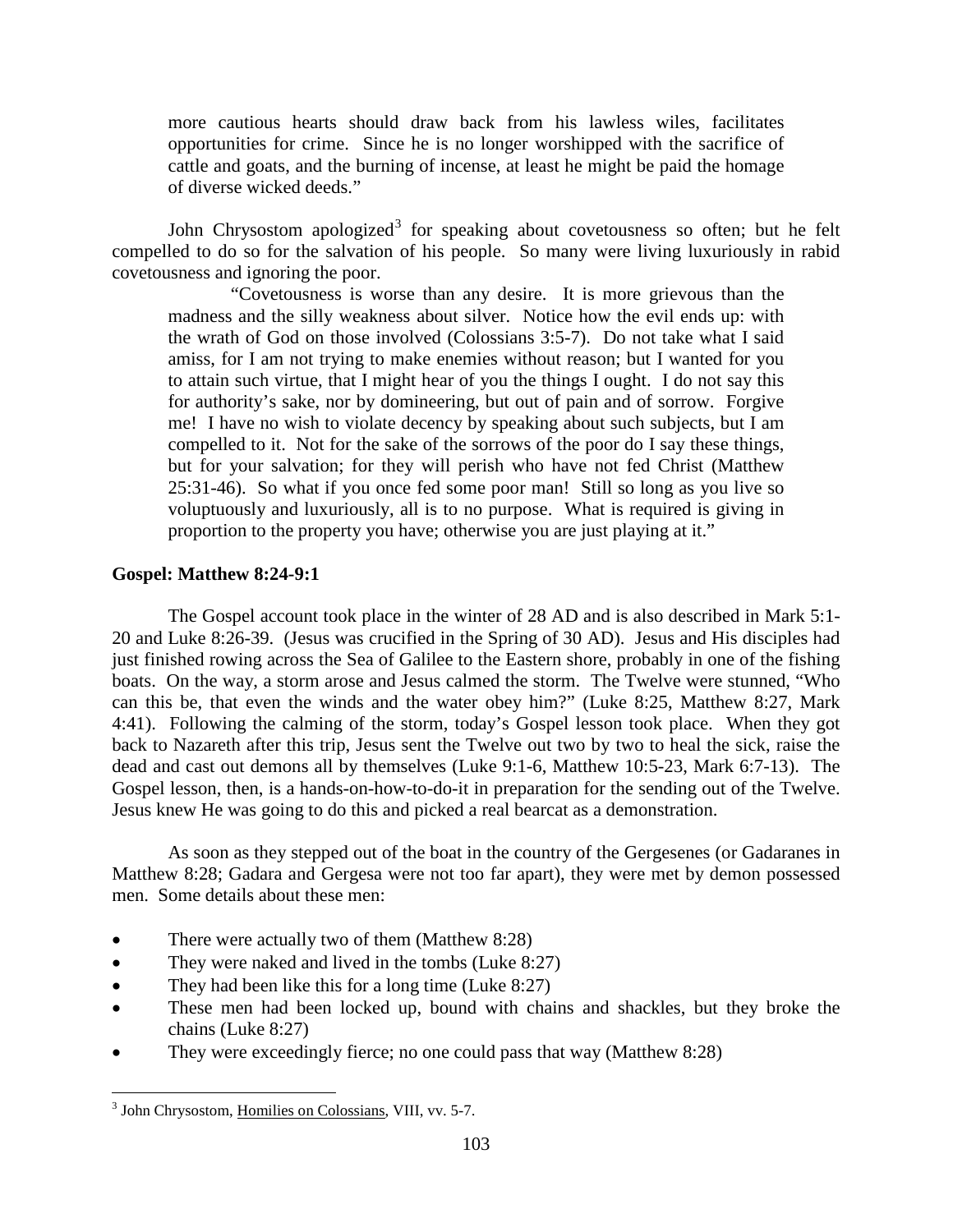> more cautious hearts should draw back from his lawless wiles, facilitates opportunities for crime. Since he is no longer worshipped with the sacrifice of cattle and goats, and the burning of incense, at least he might be paid the homage of diverse wicked deeds."

John Chrysostom apologized[3] for speaking about covetousness so often; but he felt compelled to do so for the salvation of his people. So many were living luxuriously in rabid covetousness and ignoring the poor.

> "Covetousness is worse than any desire. It is more grievous than the madness and the silly weakness about silver. Notice how the evil ends up: with the wrath of God on those involved (Colossians 3:5-7). Do not take what I said amiss, for I am not trying to make enemies without reason; but I wanted for you to attain such virtue, that I might hear of you the things I ought. I do not say this for authority's sake, nor by domineering, but out of pain and of sorrow. Forgive me! I have no wish to violate decency by speaking about such subjects, but I am compelled to it. Not for the sake of the sorrows of the poor do I say these things, but for your salvation; for they will perish who have not fed Christ (Matthew 25:31-46). So what if you once fed some poor man! Still so long as you live so voluptuously and luxuriously, all is to no purpose. What is required is giving in proportion to the property you have; otherwise you are just playing at it."

**Gospel: Matthew 8:24-9:1**

The Gospel account took place in the winter of 28 AD and is also described in Mark 5:1-20 and Luke 8:26-39. (Jesus was crucified in the Spring of 30 AD). Jesus and His disciples had just finished rowing across the Sea of Galilee to the Eastern shore, probably in one of the fishing boats. On the way, a storm arose and Jesus calmed the storm. The Twelve were stunned, "Who can this be, that even the winds and the water obey him?" (Luke 8:25, Matthew 8:27, Mark 4:41). Following the calming of the storm, today's Gospel lesson took place. When they got back to Nazareth after this trip, Jesus sent the Twelve out two by two to heal the sick, raise the dead and cast out demons all by themselves (Luke 9:1-6, Matthew 10:5-23, Mark 6:7-13). The Gospel lesson, then, is a hands-on-how-to-do-it in preparation for the sending out of the Twelve. Jesus knew He was going to do this and picked a real bearcat as a demonstration.

As soon as they stepped out of the boat in the country of the Gergesenes (or Gadaranes in Matthew 8:28; Gadara and Gergesa were not too far apart), they were met by demon possessed men. Some details about these men:

- There were actually two of them (Matthew 8:28)
- They were naked and lived in the tombs (Luke 8:27)
- They had been like this for a long time (Luke 8:27)
- These men had been locked up, bound with chains and shackles, but they broke the chains (Luke 8:27)
- They were exceedingly fierce; no one could pass that way (Matthew 8:28)

[3] John Chrysostom, Homilies on Colossians, VIII, vv. 5-7.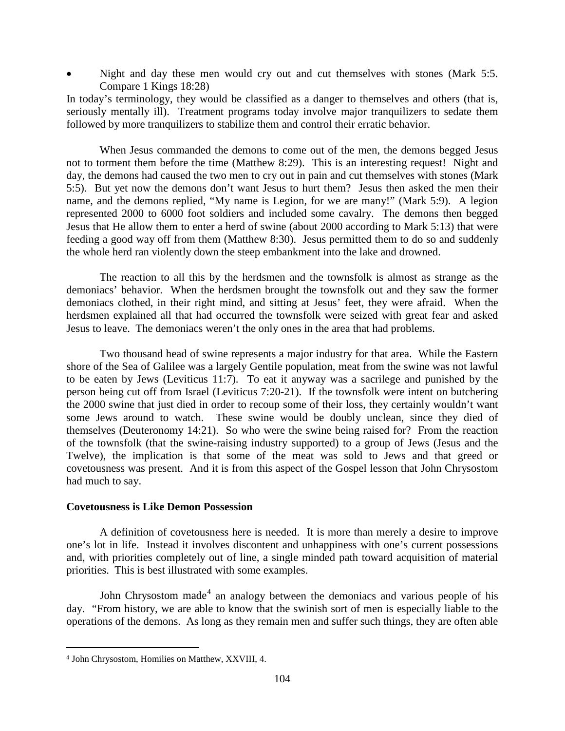- Night and day these men would cry out and cut themselves with stones (Mark 5:5. Compare 1 Kings 18:28)

In today's terminology, they would be classified as a danger to themselves and others (that is, seriously mentally ill). Treatment programs today involve major tranquilizers to sedate them followed by more tranquilizers to stabilize them and control their erratic behavior.

When Jesus commanded the demons to come out of the men, the demons begged Jesus not to torment them before the time (Matthew 8:29). This is an interesting request! Night and day, the demons had caused the two men to cry out in pain and cut themselves with stones (Mark 5:5). But yet now the demons don't want Jesus to hurt them? Jesus then asked the men their name, and the demons replied, "My name is Legion, for we are many!" (Mark 5:9). A legion represented 2000 to 6000 foot soldiers and included some cavalry. The demons then begged Jesus that He allow them to enter a herd of swine (about 2000 according to Mark 5:13) that were feeding a good way off from them (Matthew 8:30). Jesus permitted them to do so and suddenly the whole herd ran violently down the steep embankment into the lake and drowned.

The reaction to all this by the herdsmen and the townsfolk is almost as strange as the demoniacs' behavior. When the herdsmen brought the townsfolk out and they saw the former demoniacs clothed, in their right mind, and sitting at Jesus' feet, they were afraid. When the herdsmen explained all that had occurred the townsfolk were seized with great fear and asked Jesus to leave. The demoniacs weren't the only ones in the area that had problems.

Two thousand head of swine represents a major industry for that area. While the Eastern shore of the Sea of Galilee was a largely Gentile population, meat from the swine was not lawful to be eaten by Jews (Leviticus 11:7). To eat it anyway was a sacrilege and punished by the person being cut off from Israel (Leviticus 7:20-21). If the townsfolk were intent on butchering the 2000 swine that just died in order to recoup some of their loss, they certainly wouldn't want some Jews around to watch. These swine would be doubly unclean, since they died of themselves (Deuteronomy 14:21). So who were the swine being raised for? From the reaction of the townsfolk (that the swine-raising industry supported) to a group of Jews (Jesus and the Twelve), the implication is that some of the meat was sold to Jews and that greed or covetousness was present. And it is from this aspect of the Gospel lesson that John Chrysostom had much to say.

**Covetousness is Like Demon Possession**

A definition of covetousness here is needed. It is more than merely a desire to improve one's lot in life. Instead it involves discontent and unhappiness with one's current possessions and, with priorities completely out of line, a single minded path toward acquisition of material priorities. This is best illustrated with some examples.

John Chrysostom made[4] an analogy between the demoniacs and various people of his day. "From history, we are able to know that the swinish sort of men is especially liable to the operations of the demons. As long as they remain men and suffer such things, they are often able

[4] John Chrysostom, Homilies on Matthew, XXVIII, 4.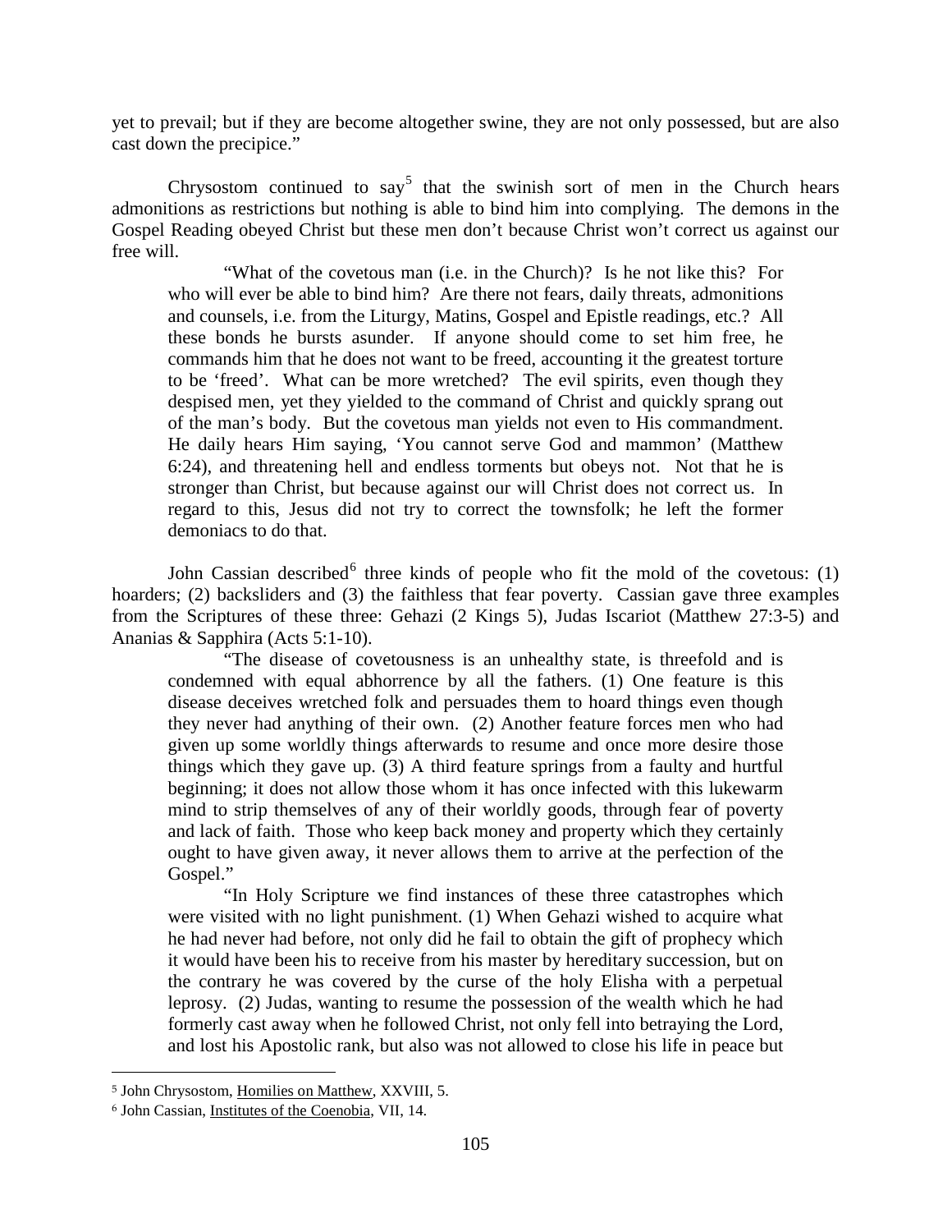yet to prevail; but if they are become altogether swine, they are not only possessed, but are also cast down the precipice."

Chrysostom continued to say[5] that the swinish sort of men in the Church hears admonitions as restrictions but nothing is able to bind him into complying. The demons in the Gospel Reading obeyed Christ but these men don't because Christ won't correct us against our free will.

> "What of the covetous man (i.e. in the Church)? Is he not like this? For who will ever be able to bind him? Are there not fears, daily threats, admonitions and counsels, i.e. from the Liturgy, Matins, Gospel and Epistle readings, etc.? All these bonds he bursts asunder. If anyone should come to set him free, he commands him that he does not want to be freed, accounting it the greatest torture to be 'freed'. What can be more wretched? The evil spirits, even though they despised men, yet they yielded to the command of Christ and quickly sprang out of the man's body. But the covetous man yields not even to His commandment. He daily hears Him saying, 'You cannot serve God and mammon' (Matthew 6:24), and threatening hell and endless torments but obeys not. Not that he is stronger than Christ, but because against our will Christ does not correct us. In regard to this, Jesus did not try to correct the townsfolk; he left the former demoniacs to do that.

John Cassian described[6] three kinds of people who fit the mold of the covetous: (1) hoarders; (2) backsliders and (3) the faithless that fear poverty. Cassian gave three examples from the Scriptures of these three: Gehazi (2 Kings 5), Judas Iscariot (Matthew 27:3-5) and Ananias & Sapphira (Acts 5:1-10).

> "The disease of covetousness is an unhealthy state, is threefold and is condemned with equal abhorrence by all the fathers. (1) One feature is this disease deceives wretched folk and persuades them to hoard things even though they never had anything of their own. (2) Another feature forces men who had given up some worldly things afterwards to resume and once more desire those things which they gave up. (3) A third feature springs from a faulty and hurtful beginning; it does not allow those whom it has once infected with this lukewarm mind to strip themselves of any of their worldly goods, through fear of poverty and lack of faith. Those who keep back money and property which they certainly ought to have given away, it never allows them to arrive at the perfection of the Gospel."
>
> "In Holy Scripture we find instances of these three catastrophes which were visited with no light punishment. (1) When Gehazi wished to acquire what he had never had before, not only did he fail to obtain the gift of prophecy which it would have been his to receive from his master by hereditary succession, but on the contrary he was covered by the curse of the holy Elisha with a perpetual leprosy. (2) Judas, wanting to resume the possession of the wealth which he had formerly cast away when he followed Christ, not only fell into betraying the Lord, and lost his Apostolic rank, but also was not allowed to close his life in peace but

---

[5] John Chrysostom, Homilies on Matthew, XXVIII, 5.

[6] John Cassian, Institutes of the Coenobia, VII, 14.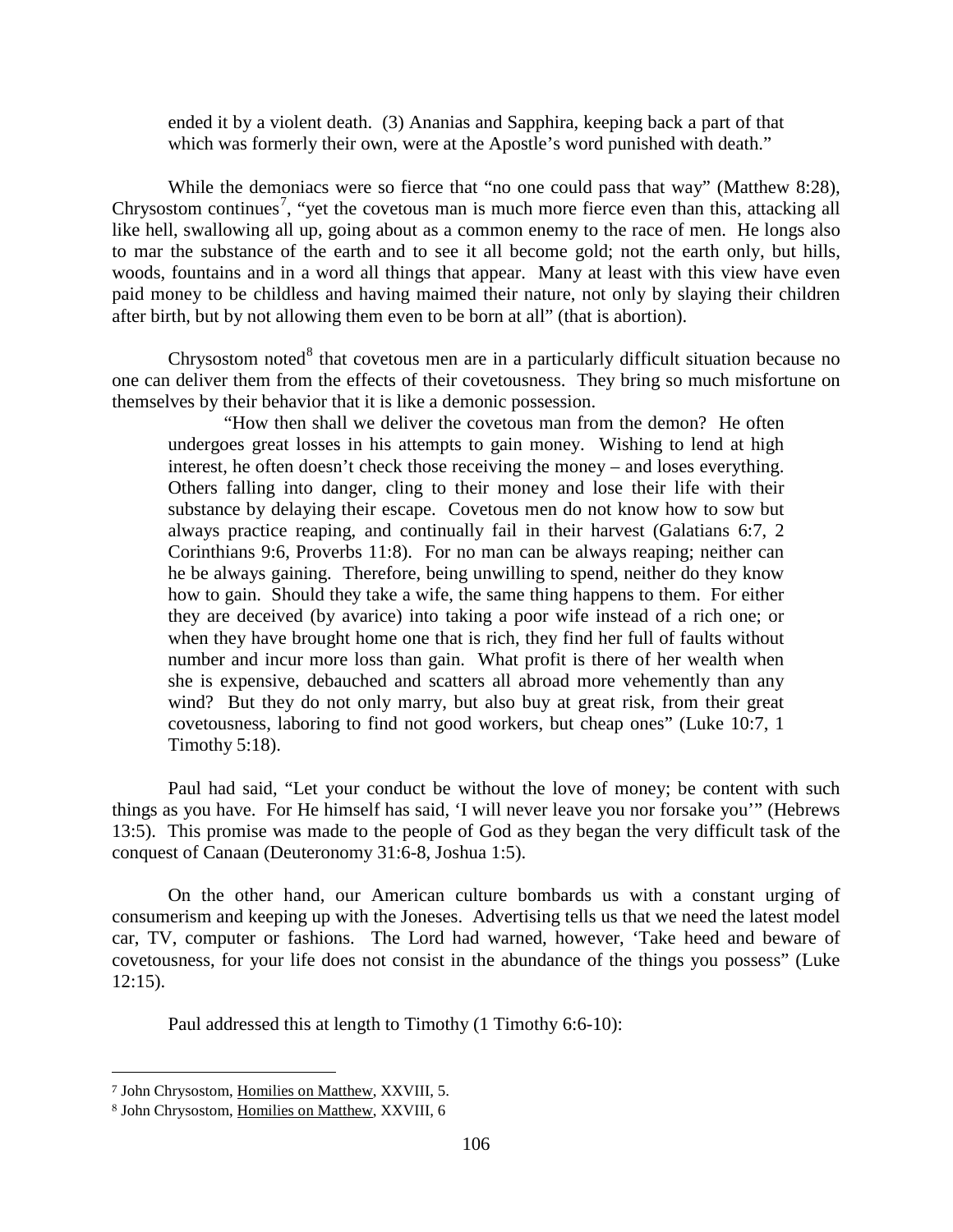ended it by a violent death. (3) Ananias and Sapphira, keeping back a part of that which was formerly their own, were at the Apostle's word punished with death."

While the demoniacs were so fierce that "no one could pass that way" (Matthew 8:28), Chrysostom continues[7], "yet the covetous man is much more fierce even than this, attacking all like hell, swallowing all up, going about as a common enemy to the race of men. He longs also to mar the substance of the earth and to see it all become gold; not the earth only, but hills, woods, fountains and in a word all things that appear. Many at least with this view have even paid money to be childless and having maimed their nature, not only by slaying their children after birth, but by not allowing them even to be born at all" (that is abortion).

Chrysostom noted[8] that covetous men are in a particularly difficult situation because no one can deliver them from the effects of their covetousness. They bring so much misfortune on themselves by their behavior that it is like a demonic possession.

> "How then shall we deliver the covetous man from the demon? He often undergoes great losses in his attempts to gain money. Wishing to lend at high interest, he often doesn't check those receiving the money – and loses everything. Others falling into danger, cling to their money and lose their life with their substance by delaying their escape. Covetous men do not know how to sow but always practice reaping, and continually fail in their harvest (Galatians 6:7, 2 Corinthians 9:6, Proverbs 11:8). For no man can be always reaping; neither can he be always gaining. Therefore, being unwilling to spend, neither do they know how to gain. Should they take a wife, the same thing happens to them. For either they are deceived (by avarice) into taking a poor wife instead of a rich one; or when they have brought home one that is rich, they find her full of faults without number and incur more loss than gain. What profit is there of her wealth when she is expensive, debauched and scatters all abroad more vehemently than any wind? But they do not only marry, but also buy at great risk, from their great covetousness, laboring to find not good workers, but cheap ones" (Luke 10:7, 1 Timothy 5:18).

Paul had said, "Let your conduct be without the love of money; be content with such things as you have. For He himself has said, 'I will never leave you nor forsake you'" (Hebrews 13:5). This promise was made to the people of God as they began the very difficult task of the conquest of Canaan (Deuteronomy 31:6-8, Joshua 1:5).

On the other hand, our American culture bombards us with a constant urging of consumerism and keeping up with the Joneses. Advertising tells us that we need the latest model car, TV, computer or fashions. The Lord had warned, however, 'Take heed and beware of covetousness, for your life does not consist in the abundance of the things you possess" (Luke 12:15).

Paul addressed this at length to Timothy (1 Timothy 6:6-10):

---

[7] John Chrysostom, Homilies on Matthew, XXVIII, 5.

[8] John Chrysostom, Homilies on Matthew, XXVIII, 6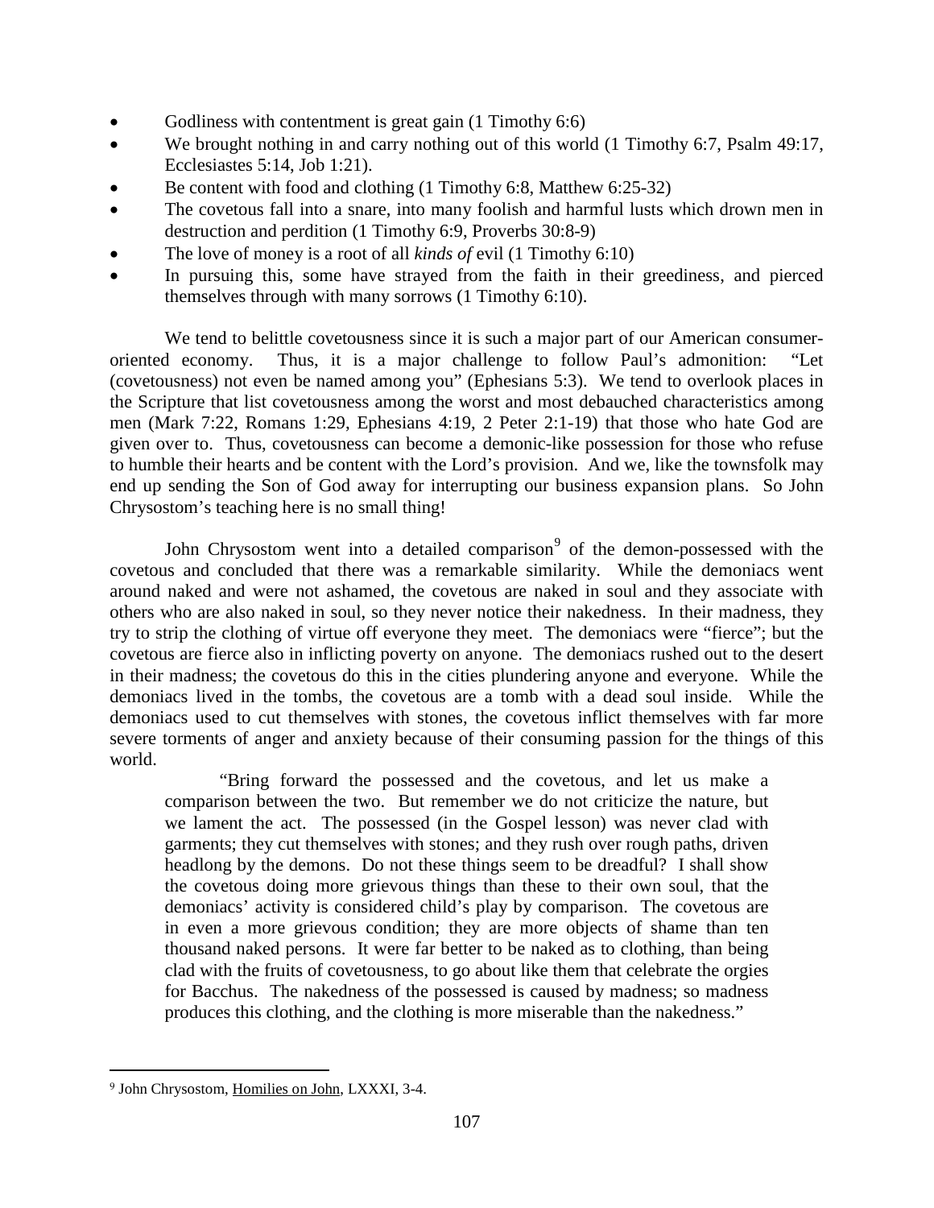- Godliness with contentment is great gain (1 Timothy 6:6)
- We brought nothing in and carry nothing out of this world (1 Timothy 6:7, Psalm 49:17, Ecclesiastes 5:14, Job 1:21).
- Be content with food and clothing (1 Timothy 6:8, Matthew 6:25-32)
- The covetous fall into a snare, into many foolish and harmful lusts which drown men in destruction and perdition (1 Timothy 6:9, Proverbs 30:8-9)
- The love of money is a root of all *kinds of* evil (1 Timothy 6:10)
- In pursuing this, some have strayed from the faith in their greediness, and pierced themselves through with many sorrows (1 Timothy 6:10).

We tend to belittle covetousness since it is such a major part of our American consumer-oriented economy. Thus, it is a major challenge to follow Paul's admonition: "Let (covetousness) not even be named among you" (Ephesians 5:3). We tend to overlook places in the Scripture that list covetousness among the worst and most debauched characteristics among men (Mark 7:22, Romans 1:29, Ephesians 4:19, 2 Peter 2:1-19) that those who hate God are given over to. Thus, covetousness can become a demonic-like possession for those who refuse to humble their hearts and be content with the Lord's provision. And we, like the townsfolk may end up sending the Son of God away for interrupting our business expansion plans. So John Chrysostom's teaching here is no small thing!

John Chrysostom went into a detailed comparison[9] of the demon-possessed with the covetous and concluded that there was a remarkable similarity. While the demoniacs went around naked and were not ashamed, the covetous are naked in soul and they associate with others who are also naked in soul, so they never notice their nakedness. In their madness, they try to strip the clothing of virtue off everyone they meet. The demoniacs were "fierce"; but the covetous are fierce also in inflicting poverty on anyone. The demoniacs rushed out to the desert in their madness; the covetous do this in the cities plundering anyone and everyone. While the demoniacs lived in the tombs, the covetous are a tomb with a dead soul inside. While the demoniacs used to cut themselves with stones, the covetous inflict themselves with far more severe torments of anger and anxiety because of their consuming passion for the things of this world.

> "Bring forward the possessed and the covetous, and let us make a comparison between the two. But remember we do not criticize the nature, but we lament the act. The possessed (in the Gospel lesson) was never clad with garments; they cut themselves with stones; and they rush over rough paths, driven headlong by the demons. Do not these things seem to be dreadful? I shall show the covetous doing more grievous things than these to their own soul, that the demoniacs' activity is considered child's play by comparison. The covetous are in even a more grievous condition; they are more objects of shame than ten thousand naked persons. It were far better to be naked as to clothing, than being clad with the fruits of covetousness, to go about like them that celebrate the orgies for Bacchus. The nakedness of the possessed is caused by madness; so madness produces this clothing, and the clothing is more miserable than the nakedness."

---

[9] John Chrysostom, Homilies on John, LXXXI, 3-4.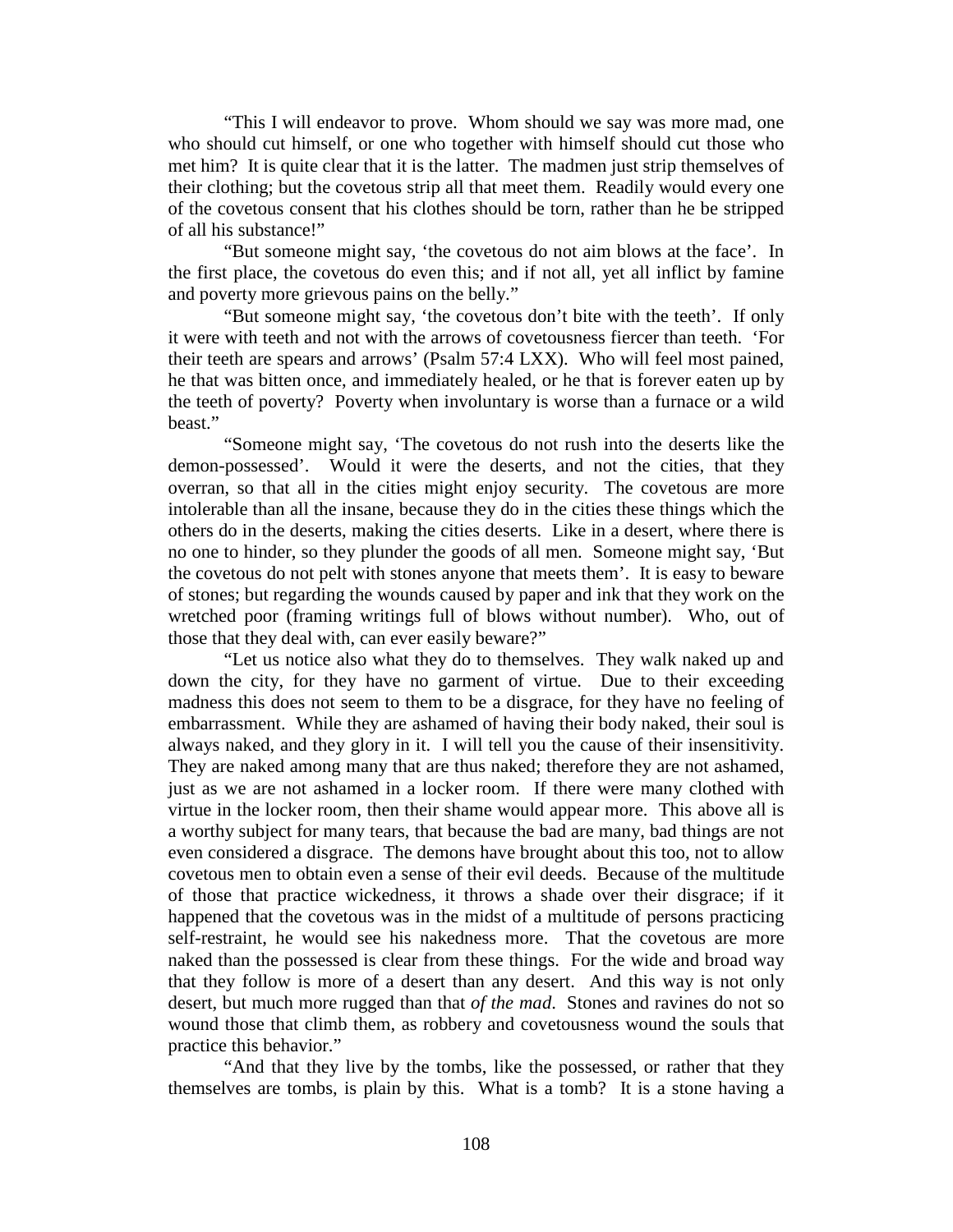"This I will endeavor to prove. Whom should we say was more mad, one who should cut himself, or one who together with himself should cut those who met him? It is quite clear that it is the latter. The madmen just strip themselves of their clothing; but the covetous strip all that meet them. Readily would every one of the covetous consent that his clothes should be torn, rather than he be stripped of all his substance!"

"But someone might say, 'the covetous do not aim blows at the face'. In the first place, the covetous do even this; and if not all, yet all inflict by famine and poverty more grievous pains on the belly."

"But someone might say, 'the covetous don't bite with the teeth'. If only it were with teeth and not with the arrows of covetousness fiercer than teeth. 'For their teeth are spears and arrows' (Psalm 57:4 LXX). Who will feel most pained, he that was bitten once, and immediately healed, or he that is forever eaten up by the teeth of poverty? Poverty when involuntary is worse than a furnace or a wild beast."

"Someone might say, 'The covetous do not rush into the deserts like the demon-possessed'. Would it were the deserts, and not the cities, that they overran, so that all in the cities might enjoy security. The covetous are more intolerable than all the insane, because they do in the cities these things which the others do in the deserts, making the cities deserts. Like in a desert, where there is no one to hinder, so they plunder the goods of all men. Someone might say, 'But the covetous do not pelt with stones anyone that meets them'. It is easy to beware of stones; but regarding the wounds caused by paper and ink that they work on the wretched poor (framing writings full of blows without number). Who, out of those that they deal with, can ever easily beware?"

"Let us notice also what they do to themselves. They walk naked up and down the city, for they have no garment of virtue. Due to their exceeding madness this does not seem to them to be a disgrace, for they have no feeling of embarrassment. While they are ashamed of having their body naked, their soul is always naked, and they glory in it. I will tell you the cause of their insensitivity. They are naked among many that are thus naked; therefore they are not ashamed, just as we are not ashamed in a locker room. If there were many clothed with virtue in the locker room, then their shame would appear more. This above all is a worthy subject for many tears, that because the bad are many, bad things are not even considered a disgrace. The demons have brought about this too, not to allow covetous men to obtain even a sense of their evil deeds. Because of the multitude of those that practice wickedness, it throws a shade over their disgrace; if it happened that the covetous was in the midst of a multitude of persons practicing self-restraint, he would see his nakedness more. That the covetous are more naked than the possessed is clear from these things. For the wide and broad way that they follow is more of a desert than any desert. And this way is not only desert, but much more rugged than that *of the mad*. Stones and ravines do not so wound those that climb them, as robbery and covetousness wound the souls that practice this behavior."

"And that they live by the tombs, like the possessed, or rather that they themselves are tombs, is plain by this. What is a tomb? It is a stone having a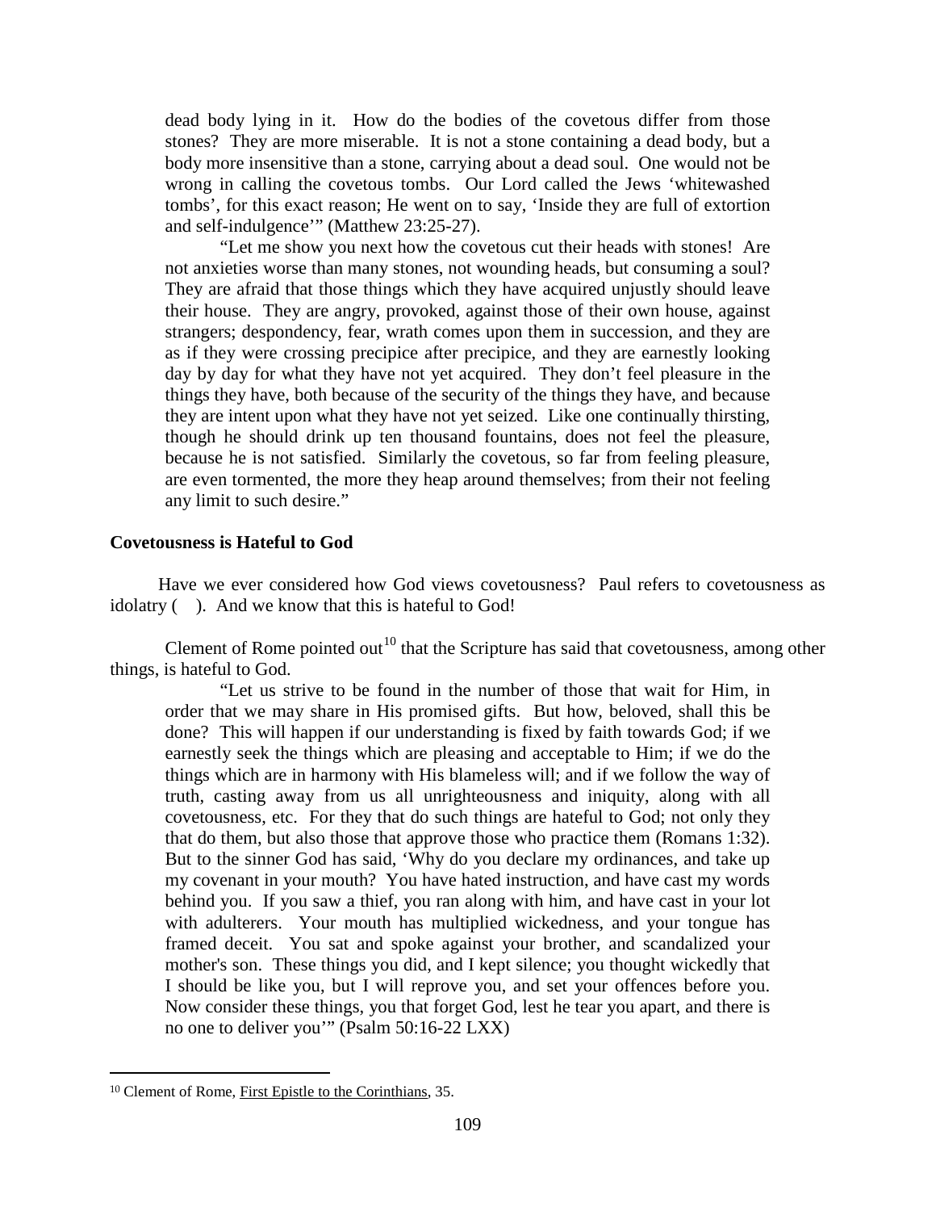dead body lying in it. How do the bodies of the covetous differ from those stones? They are more miserable. It is not a stone containing a dead body, but a body more insensitive than a stone, carrying about a dead soul. One would not be wrong in calling the covetous tombs. Our Lord called the Jews 'whitewashed tombs', for this exact reason; He went on to say, 'Inside they are full of extortion and self-indulgence'" (Matthew 23:25-27).

"Let me show you next how the covetous cut their heads with stones! Are not anxieties worse than many stones, not wounding heads, but consuming a soul? They are afraid that those things which they have acquired unjustly should leave their house. They are angry, provoked, against those of their own house, against strangers; despondency, fear, wrath comes upon them in succession, and they are as if they were crossing precipice after precipice, and they are earnestly looking day by day for what they have not yet acquired. They don't feel pleasure in the things they have, both because of the security of the things they have, and because they are intent upon what they have not yet seized. Like one continually thirsting, though he should drink up ten thousand fountains, does not feel the pleasure, because he is not satisfied. Similarly the covetous, so far from feeling pleasure, are even tormented, the more they heap around themselves; from their not feeling any limit to such desire."

### Covetousness is Hateful to God

Have we ever considered how God views covetousness? Paul refers to covetousness as idolatry ( ). And we know that this is hateful to God!

Clement of Rome pointed out[10] that the Scripture has said that covetousness, among other things, is hateful to God.

"Let us strive to be found in the number of those that wait for Him, in order that we may share in His promised gifts. But how, beloved, shall this be done? This will happen if our understanding is fixed by faith towards God; if we earnestly seek the things which are pleasing and acceptable to Him; if we do the things which are in harmony with His blameless will; and if we follow the way of truth, casting away from us all unrighteousness and iniquity, along with all covetousness, etc. For they that do such things are hateful to God; not only they that do them, but also those that approve those who practice them (Romans 1:32). But to the sinner God has said, 'Why do you declare my ordinances, and take up my covenant in your mouth? You have hated instruction, and have cast my words behind you. If you saw a thief, you ran along with him, and have cast in your lot with adulterers. Your mouth has multiplied wickedness, and your tongue has framed deceit. You sat and spoke against your brother, and scandalized your mother's son. These things you did, and I kept silence; you thought wickedly that I should be like you, but I will reprove you, and set your offences before you. Now consider these things, you that forget God, lest he tear you apart, and there is no one to deliver you'" (Psalm 50:16-22 LXX)

---

[10] Clement of Rome, First Epistle to the Corinthians, 35.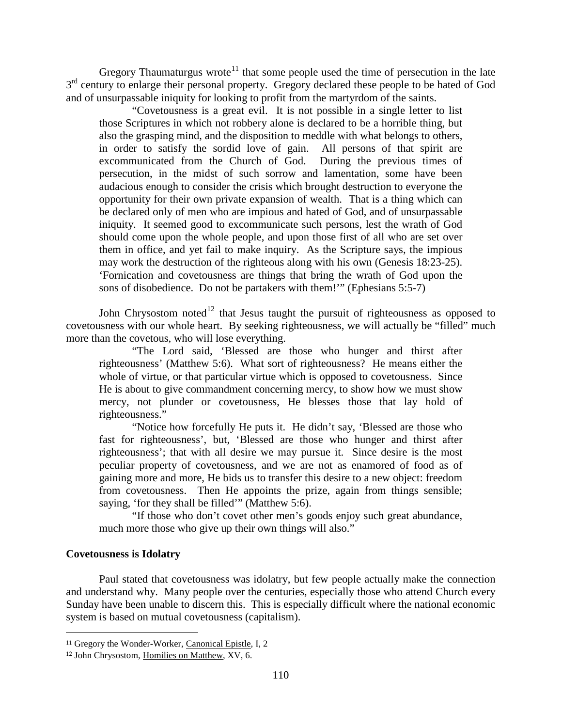Gregory Thaumaturgus wrote[11] that some people used the time of persecution in the late 3rd century to enlarge their personal property. Gregory declared these people to be hated of God and of unsurpassable iniquity for looking to profit from the martyrdom of the saints.

> "Covetousness is a great evil. It is not possible in a single letter to list those Scriptures in which not robbery alone is declared to be a horrible thing, but also the grasping mind, and the disposition to meddle with what belongs to others, in order to satisfy the sordid love of gain. All persons of that spirit are excommunicated from the Church of God. During the previous times of persecution, in the midst of such sorrow and lamentation, some have been audacious enough to consider the crisis which brought destruction to everyone the opportunity for their own private expansion of wealth. That is a thing which can be declared only of men who are impious and hated of God, and of unsurpassable iniquity. It seemed good to excommunicate such persons, lest the wrath of God should come upon the whole people, and upon those first of all who are set over them in office, and yet fail to make inquiry. As the Scripture says, the impious may work the destruction of the righteous along with his own (Genesis 18:23-25). 'Fornication and covetousness are things that bring the wrath of God upon the sons of disobedience. Do not be partakers with them!'" (Ephesians 5:5-7)

John Chrysostom noted[12] that Jesus taught the pursuit of righteousness as opposed to covetousness with our whole heart. By seeking righteousness, we will actually be "filled" much more than the covetous, who will lose everything.

> "The Lord said, 'Blessed are those who hunger and thirst after righteousness' (Matthew 5:6). What sort of righteousness? He means either the whole of virtue, or that particular virtue which is opposed to covetousness. Since He is about to give commandment concerning mercy, to show how we must show mercy, not plunder or covetousness, He blesses those that lay hold of righteousness."
>
> "Notice how forcefully He puts it. He didn't say, 'Blessed are those who fast for righteousness', but, 'Blessed are those who hunger and thirst after righteousness'; that with all desire we may pursue it. Since desire is the most peculiar property of covetousness, and we are not as enamored of food as of gaining more and more, He bids us to transfer this desire to a new object: freedom from covetousness. Then He appoints the prize, again from things sensible; saying, 'for they shall be filled'" (Matthew 5:6).
>
> "If those who don't covet other men's goods enjoy such great abundance, much more those who give up their own things will also."

**Covetousness is Idolatry**

Paul stated that covetousness was idolatry, but few people actually make the connection and understand why. Many people over the centuries, especially those who attend Church every Sunday have been unable to discern this. This is especially difficult where the national economic system is based on mutual covetousness (capitalism).

---

[11] Gregory the Wonder-Worker, Canonical Epistle, I, 2

[12] John Chrysostom, Homilies on Matthew, XV, 6.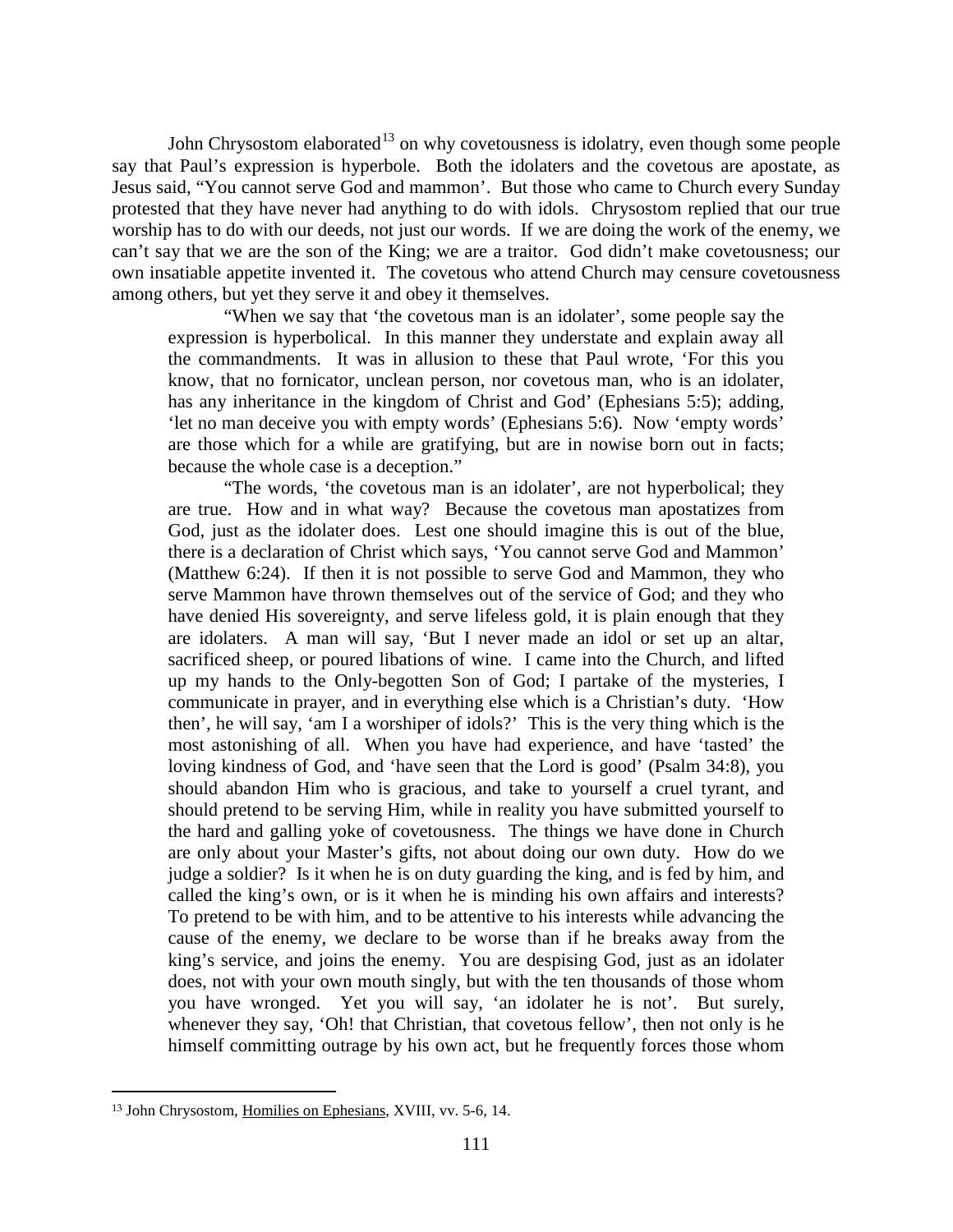John Chrysostom elaborated[13] on why covetousness is idolatry, even though some people say that Paul's expression is hyperbole. Both the idolaters and the covetous are apostate, as Jesus said, "You cannot serve God and mammon'. But those who came to Church every Sunday protested that they have never had anything to do with idols. Chrysostom replied that our true worship has to do with our deeds, not just our words. If we are doing the work of the enemy, we can't say that we are the son of the King; we are a traitor. God didn't make covetousness; our own insatiable appetite invented it. The covetous who attend Church may censure covetousness among others, but yet they serve it and obey it themselves.

> "When we say that 'the covetous man is an idolater', some people say the expression is hyperbolical. In this manner they understate and explain away all the commandments. It was in allusion to these that Paul wrote, 'For this you know, that no fornicator, unclean person, nor covetous man, who is an idolater, has any inheritance in the kingdom of Christ and God' (Ephesians 5:5); adding, 'let no man deceive you with empty words' (Ephesians 5:6). Now 'empty words' are those which for a while are gratifying, but are in nowise born out in facts; because the whole case is a deception."
>
> "The words, 'the covetous man is an idolater', are not hyperbolical; they are true. How and in what way? Because the covetous man apostatizes from God, just as the idolater does. Lest one should imagine this is out of the blue, there is a declaration of Christ which says, 'You cannot serve God and Mammon' (Matthew 6:24). If then it is not possible to serve God and Mammon, they who serve Mammon have thrown themselves out of the service of God; and they who have denied His sovereignty, and serve lifeless gold, it is plain enough that they are idolaters. A man will say, 'But I never made an idol or set up an altar, sacrificed sheep, or poured libations of wine. I came into the Church, and lifted up my hands to the Only-begotten Son of God; I partake of the mysteries, I communicate in prayer, and in everything else which is a Christian's duty. 'How then', he will say, 'am I a worshiper of idols?' This is the very thing which is the most astonishing of all. When you have had experience, and have 'tasted' the loving kindness of God, and 'have seen that the Lord is good' (Psalm 34:8), you should abandon Him who is gracious, and take to yourself a cruel tyrant, and should pretend to be serving Him, while in reality you have submitted yourself to the hard and galling yoke of covetousness. The things we have done in Church are only about your Master's gifts, not about doing our own duty. How do we judge a soldier? Is it when he is on duty guarding the king, and is fed by him, and called the king's own, or is it when he is minding his own affairs and interests? To pretend to be with him, and to be attentive to his interests while advancing the cause of the enemy, we declare to be worse than if he breaks away from the king's service, and joins the enemy. You are despising God, just as an idolater does, not with your own mouth singly, but with the ten thousands of those whom you have wronged. Yet you will say, 'an idolater he is not'. But surely, whenever they say, 'Oh! that Christian, that covetous fellow', then not only is he himself committing outrage by his own act, but he frequently forces those whom

---

[13] John Chrysostom, Homilies on Ephesians, XVIII, vv. 5-6, 14.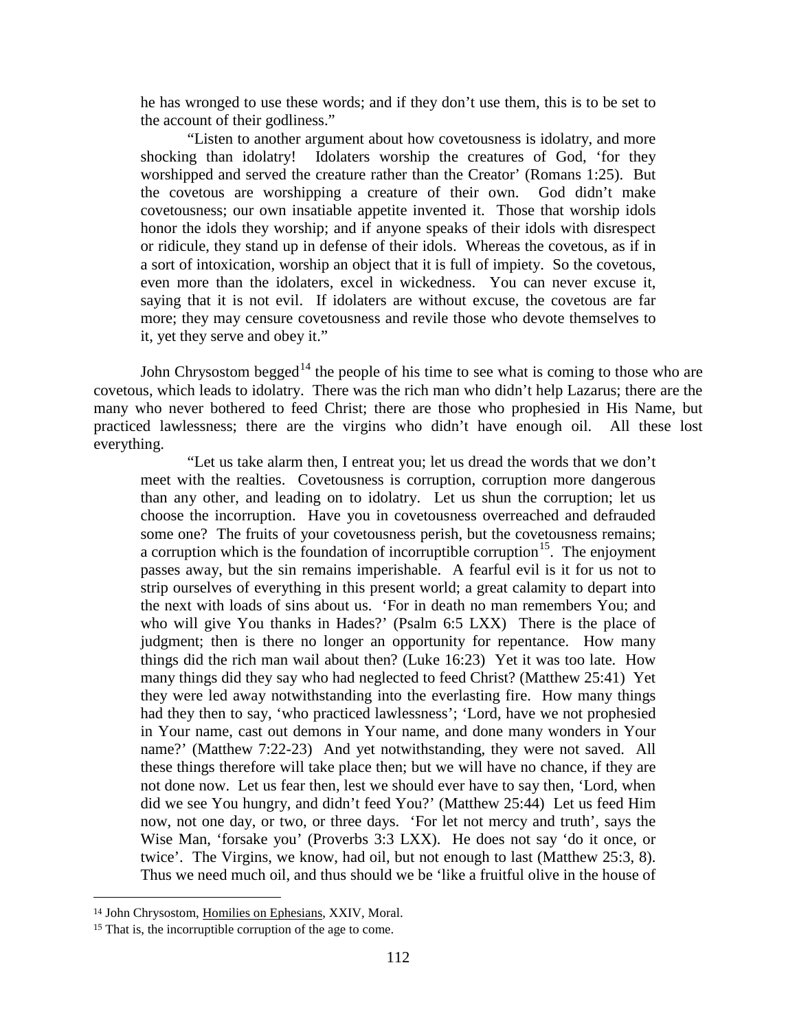he has wronged to use these words; and if they don't use them, this is to be set to the account of their godliness."

"Listen to another argument about how covetousness is idolatry, and more shocking than idolatry! Idolaters worship the creatures of God, 'for they worshipped and served the creature rather than the Creator' (Romans 1:25). But the covetous are worshipping a creature of their own. God didn't make covetousness; our own insatiable appetite invented it. Those that worship idols honor the idols they worship; and if anyone speaks of their idols with disrespect or ridicule, they stand up in defense of their idols. Whereas the covetous, as if in a sort of intoxication, worship an object that it is full of impiety. So the covetous, even more than the idolaters, excel in wickedness. You can never excuse it, saying that it is not evil. If idolaters are without excuse, the covetous are far more; they may censure covetousness and revile those who devote themselves to it, yet they serve and obey it."

John Chrysostom begged[14] the people of his time to see what is coming to those who are covetous, which leads to idolatry. There was the rich man who didn't help Lazarus; there are the many who never bothered to feed Christ; there are those who prophesied in His Name, but practiced lawlessness; there are the virgins who didn't have enough oil. All these lost everything.

"Let us take alarm then, I entreat you; let us dread the words that we don't meet with the realties. Covetousness is corruption, corruption more dangerous than any other, and leading on to idolatry. Let us shun the corruption; let us choose the incorruption. Have you in covetousness overreached and defrauded some one? The fruits of your covetousness perish, but the covetousness remains; a corruption which is the foundation of incorruptible corruption[15]. The enjoyment passes away, but the sin remains imperishable. A fearful evil is it for us not to strip ourselves of everything in this present world; a great calamity to depart into the next with loads of sins about us. 'For in death no man remembers You; and who will give You thanks in Hades?' (Psalm 6:5 LXX) There is the place of judgment; then is there no longer an opportunity for repentance. How many things did the rich man wail about then? (Luke 16:23) Yet it was too late. How many things did they say who had neglected to feed Christ? (Matthew 25:41) Yet they were led away notwithstanding into the everlasting fire. How many things had they then to say, 'who practiced lawlessness'; 'Lord, have we not prophesied in Your name, cast out demons in Your name, and done many wonders in Your name?' (Matthew 7:22-23) And yet notwithstanding, they were not saved. All these things therefore will take place then; but we will have no chance, if they are not done now. Let us fear then, lest we should ever have to say then, 'Lord, when did we see You hungry, and didn't feed You?' (Matthew 25:44) Let us feed Him now, not one day, or two, or three days. 'For let not mercy and truth', says the Wise Man, 'forsake you' (Proverbs 3:3 LXX). He does not say 'do it once, or twice'. The Virgins, we know, had oil, but not enough to last (Matthew 25:3, 8). Thus we need much oil, and thus should we be 'like a fruitful olive in the house of

---

[14] John Chrysostom, Homilies on Ephesians, XXIV, Moral.

[15] That is, the incorruptible corruption of the age to come.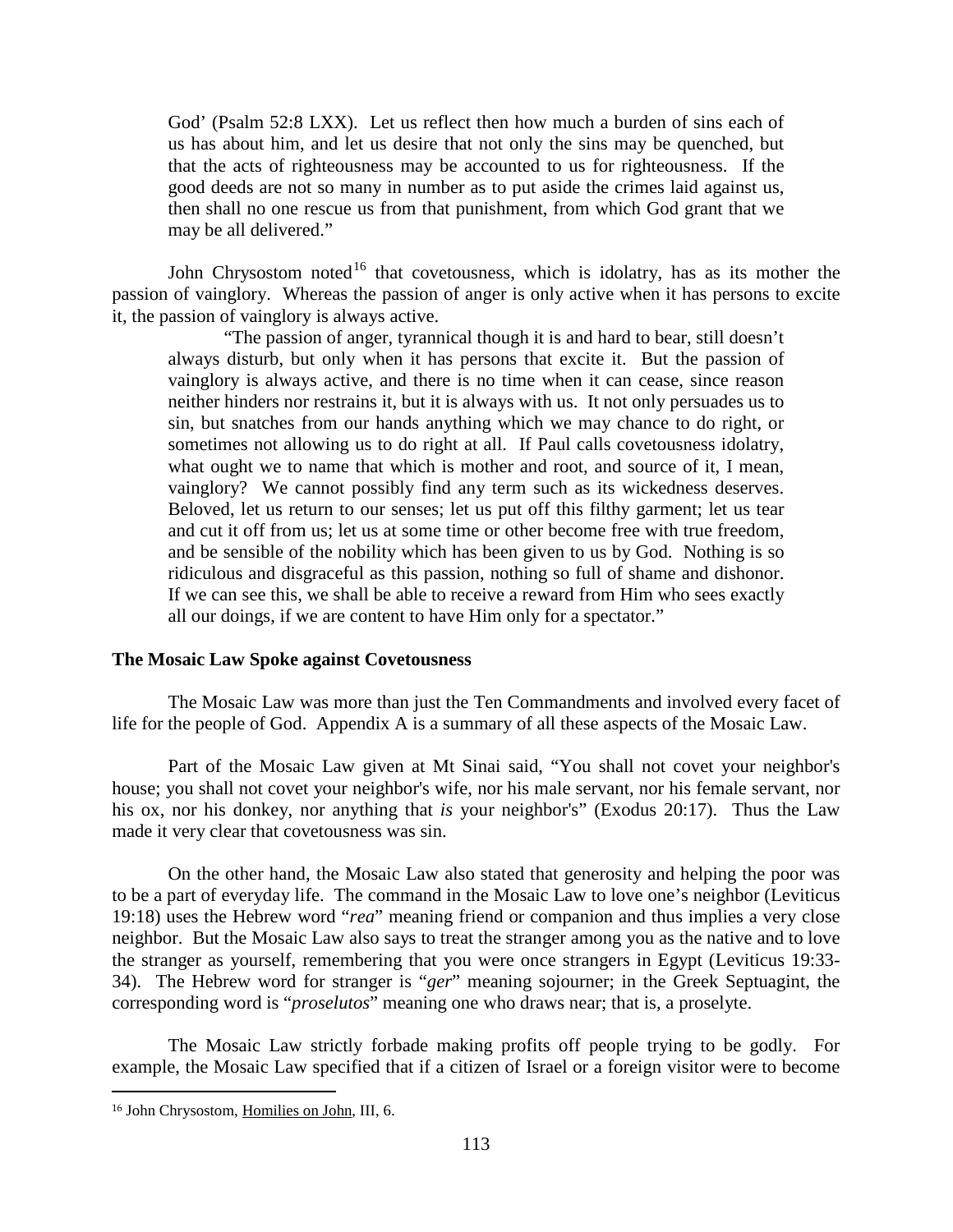> God' (Psalm 52:8 LXX). Let us reflect then how much a burden of sins each of us has about him, and let us desire that not only the sins may be quenched, but that the acts of righteousness may be accounted to us for righteousness. If the good deeds are not so many in number as to put aside the crimes laid against us, then shall no one rescue us from that punishment, from which God grant that we may be all delivered."

John Chrysostom noted[16] that covetousness, which is idolatry, has as its mother the passion of vainglory. Whereas the passion of anger is only active when it has persons to excite it, the passion of vainglory is always active.

> "The passion of anger, tyrannical though it is and hard to bear, still doesn't always disturb, but only when it has persons that excite it. But the passion of vainglory is always active, and there is no time when it can cease, since reason neither hinders nor restrains it, but it is always with us. It not only persuades us to sin, but snatches from our hands anything which we may chance to do right, or sometimes not allowing us to do right at all. If Paul calls covetousness idolatry, what ought we to name that which is mother and root, and source of it, I mean, vainglory? We cannot possibly find any term such as its wickedness deserves. Beloved, let us return to our senses; let us put off this filthy garment; let us tear and cut it off from us; let us at some time or other become free with true freedom, and be sensible of the nobility which has been given to us by God. Nothing is so ridiculous and disgraceful as this passion, nothing so full of shame and dishonor. If we can see this, we shall be able to receive a reward from Him who sees exactly all our doings, if we are content to have Him only for a spectator."

**The Mosaic Law Spoke against Covetousness**

The Mosaic Law was more than just the Ten Commandments and involved every facet of life for the people of God. Appendix A is a summary of all these aspects of the Mosaic Law.

Part of the Mosaic Law given at Mt Sinai said, "You shall not covet your neighbor's house; you shall not covet your neighbor's wife, nor his male servant, nor his female servant, nor his ox, nor his donkey, nor anything that *is* your neighbor's" (Exodus 20:17). Thus the Law made it very clear that covetousness was sin.

On the other hand, the Mosaic Law also stated that generosity and helping the poor was to be a part of everyday life. The command in the Mosaic Law to love one's neighbor (Leviticus 19:18) uses the Hebrew word "*rea*" meaning friend or companion and thus implies a very close neighbor. But the Mosaic Law also says to treat the stranger among you as the native and to love the stranger as yourself, remembering that you were once strangers in Egypt (Leviticus 19:33-34). The Hebrew word for stranger is "*ger*" meaning sojourner; in the Greek Septuagint, the corresponding word is "*proselutos*" meaning one who draws near; that is, a proselyte.

The Mosaic Law strictly forbade making profits off people trying to be godly. For example, the Mosaic Law specified that if a citizen of Israel or a foreign visitor were to become

[16] John Chrysostom, Homilies on John, III, 6.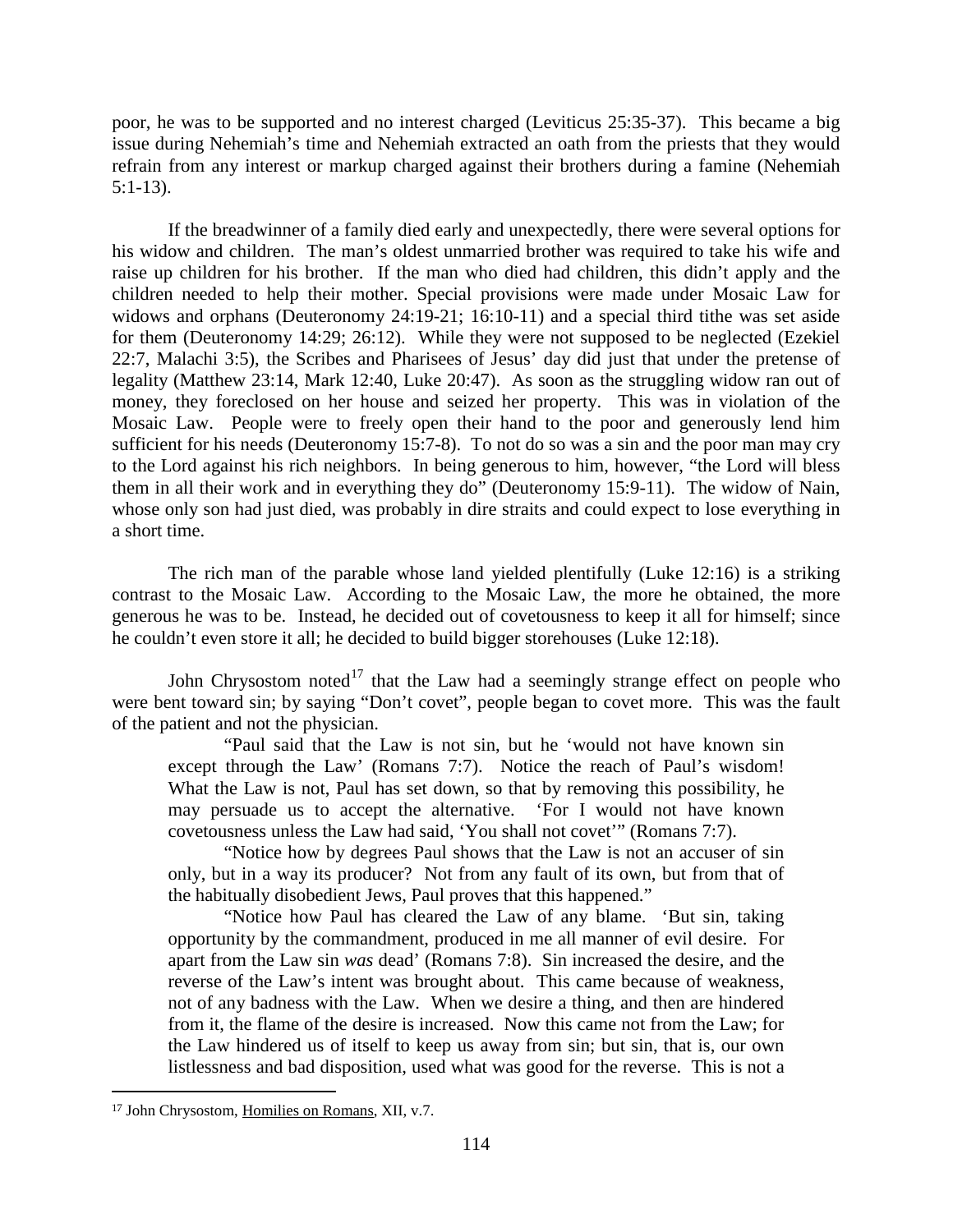poor, he was to be supported and no interest charged (Leviticus 25:35-37). This became a big issue during Nehemiah's time and Nehemiah extracted an oath from the priests that they would refrain from any interest or markup charged against their brothers during a famine (Nehemiah 5:1-13).

If the breadwinner of a family died early and unexpectedly, there were several options for his widow and children. The man's oldest unmarried brother was required to take his wife and raise up children for his brother. If the man who died had children, this didn't apply and the children needed to help their mother. Special provisions were made under Mosaic Law for widows and orphans (Deuteronomy 24:19-21; 16:10-11) and a special third tithe was set aside for them (Deuteronomy 14:29; 26:12). While they were not supposed to be neglected (Ezekiel 22:7, Malachi 3:5), the Scribes and Pharisees of Jesus' day did just that under the pretense of legality (Matthew 23:14, Mark 12:40, Luke 20:47). As soon as the struggling widow ran out of money, they foreclosed on her house and seized her property. This was in violation of the Mosaic Law. People were to freely open their hand to the poor and generously lend him sufficient for his needs (Deuteronomy 15:7-8). To not do so was a sin and the poor man may cry to the Lord against his rich neighbors. In being generous to him, however, "the Lord will bless them in all their work and in everything they do" (Deuteronomy 15:9-11). The widow of Nain, whose only son had just died, was probably in dire straits and could expect to lose everything in a short time.

The rich man of the parable whose land yielded plentifully (Luke 12:16) is a striking contrast to the Mosaic Law. According to the Mosaic Law, the more he obtained, the more generous he was to be. Instead, he decided out of covetousness to keep it all for himself; since he couldn't even store it all; he decided to build bigger storehouses (Luke 12:18).

John Chrysostom noted[17] that the Law had a seemingly strange effect on people who were bent toward sin; by saying "Don't covet", people began to covet more. This was the fault of the patient and not the physician.

> "Paul said that the Law is not sin, but he 'would not have known sin except through the Law' (Romans 7:7). Notice the reach of Paul's wisdom! What the Law is not, Paul has set down, so that by removing this possibility, he may persuade us to accept the alternative. 'For I would not have known covetousness unless the Law had said, 'You shall not covet'" (Romans 7:7).
>
> "Notice how by degrees Paul shows that the Law is not an accuser of sin only, but in a way its producer? Not from any fault of its own, but from that of the habitually disobedient Jews, Paul proves that this happened."
>
> "Notice how Paul has cleared the Law of any blame. 'But sin, taking opportunity by the commandment, produced in me all manner of evil desire. For apart from the Law sin *was* dead' (Romans 7:8). Sin increased the desire, and the reverse of the Law's intent was brought about. This came because of weakness, not of any badness with the Law. When we desire a thing, and then are hindered from it, the flame of the desire is increased. Now this came not from the Law; for the Law hindered us of itself to keep us away from sin; but sin, that is, our own listlessness and bad disposition, used what was good for the reverse. This is not a

---

[17] John Chrysostom, Homilies on Romans, XII, v.7.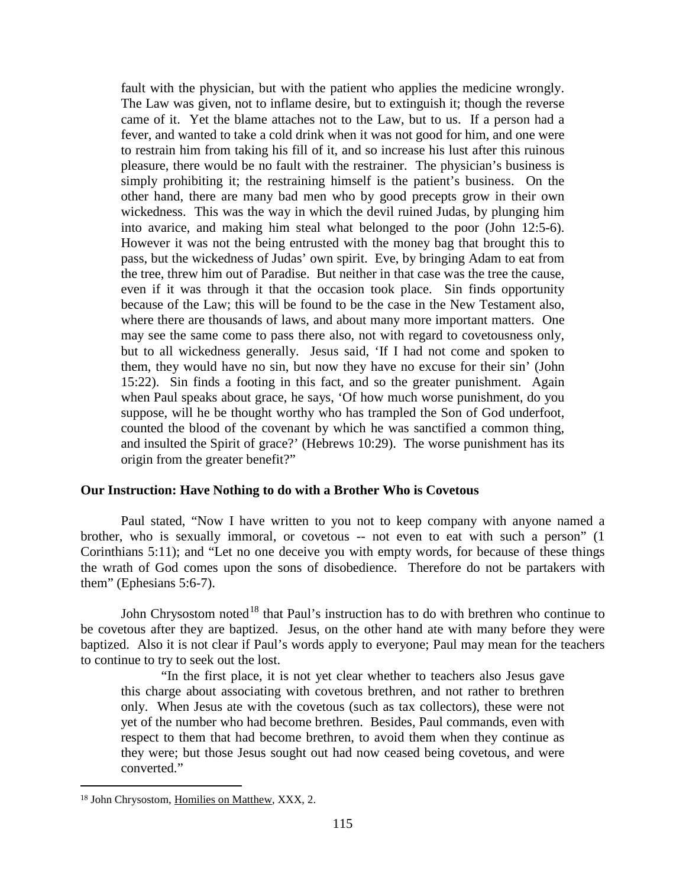> fault with the physician, but with the patient who applies the medicine wrongly. The Law was given, not to inflame desire, but to extinguish it; though the reverse came of it. Yet the blame attaches not to the Law, but to us. If a person had a fever, and wanted to take a cold drink when it was not good for him, and one were to restrain him from taking his fill of it, and so increase his lust after this ruinous pleasure, there would be no fault with the restrainer. The physician's business is simply prohibiting it; the restraining himself is the patient's business. On the other hand, there are many bad men who by good precepts grow in their own wickedness. This was the way in which the devil ruined Judas, by plunging him into avarice, and making him steal what belonged to the poor (John 12:5-6). However it was not the being entrusted with the money bag that brought this to pass, but the wickedness of Judas' own spirit. Eve, by bringing Adam to eat from the tree, threw him out of Paradise. But neither in that case was the tree the cause, even if it was through it that the occasion took place. Sin finds opportunity because of the Law; this will be found to be the case in the New Testament also, where there are thousands of laws, and about many more important matters. One may see the same come to pass there also, not with regard to covetousness only, but to all wickedness generally. Jesus said, 'If I had not come and spoken to them, they would have no sin, but now they have no excuse for their sin' (John 15:22). Sin finds a footing in this fact, and so the greater punishment. Again when Paul speaks about grace, he says, 'Of how much worse punishment, do you suppose, will he be thought worthy who has trampled the Son of God underfoot, counted the blood of the covenant by which he was sanctified a common thing, and insulted the Spirit of grace?' (Hebrews 10:29). The worse punishment has its origin from the greater benefit?"

### Our Instruction: Have Nothing to do with a Brother Who is Covetous

Paul stated, "Now I have written to you not to keep company with anyone named a brother, who is sexually immoral, or covetous -- not even to eat with such a person" (1 Corinthians 5:11); and "Let no one deceive you with empty words, for because of these things the wrath of God comes upon the sons of disobedience. Therefore do not be partakers with them" (Ephesians 5:6-7).

John Chrysostom noted[18] that Paul's instruction has to do with brethren who continue to be covetous after they are baptized. Jesus, on the other hand ate with many before they were baptized. Also it is not clear if Paul's words apply to everyone; Paul may mean for the teachers to continue to try to seek out the lost.

> "In the first place, it is not yet clear whether to teachers also Jesus gave this charge about associating with covetous brethren, and not rather to brethren only. When Jesus ate with the covetous (such as tax collectors), these were not yet of the number who had become brethren. Besides, Paul commands, even with respect to them that had become brethren, to avoid them when they continue as they were; but those Jesus sought out had now ceased being covetous, and were converted."

[18] John Chrysostom, Homilies on Matthew, XXX, 2.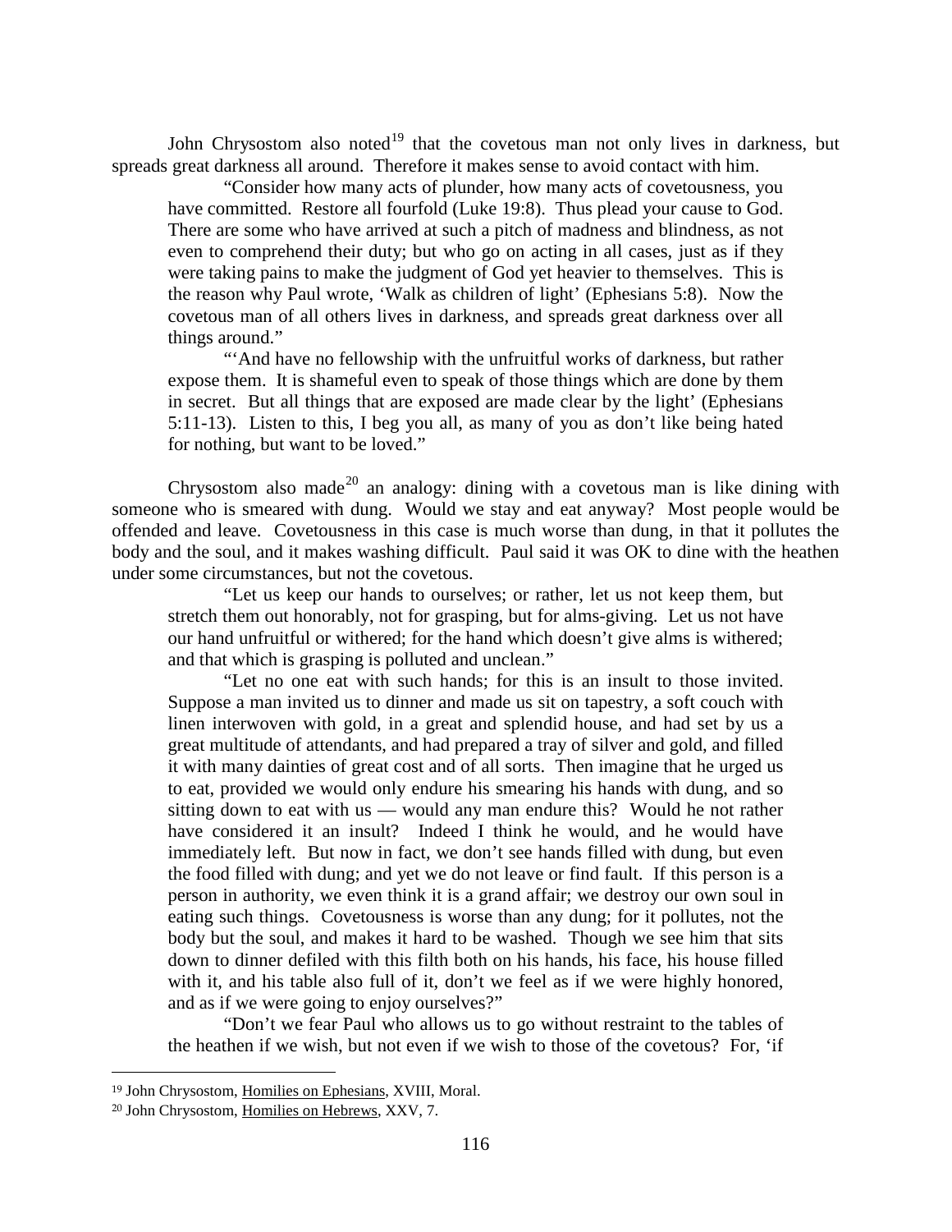John Chrysostom also noted[19] that the covetous man not only lives in darkness, but spreads great darkness all around. Therefore it makes sense to avoid contact with him.

> "Consider how many acts of plunder, how many acts of covetousness, you have committed. Restore all fourfold (Luke 19:8). Thus plead your cause to God. There are some who have arrived at such a pitch of madness and blindness, as not even to comprehend their duty; but who go on acting in all cases, just as if they were taking pains to make the judgment of God yet heavier to themselves. This is the reason why Paul wrote, 'Walk as children of light' (Ephesians 5:8). Now the covetous man of all others lives in darkness, and spreads great darkness over all things around."
>
> "'And have no fellowship with the unfruitful works of darkness, but rather expose them. It is shameful even to speak of those things which are done by them in secret. But all things that are exposed are made clear by the light' (Ephesians 5:11-13). Listen to this, I beg you all, as many of you as don't like being hated for nothing, but want to be loved."

Chrysostom also made[20] an analogy: dining with a covetous man is like dining with someone who is smeared with dung. Would we stay and eat anyway? Most people would be offended and leave. Covetousness in this case is much worse than dung, in that it pollutes the body and the soul, and it makes washing difficult. Paul said it was OK to dine with the heathen under some circumstances, but not the covetous.

> "Let us keep our hands to ourselves; or rather, let us not keep them, but stretch them out honorably, not for grasping, but for alms-giving. Let us not have our hand unfruitful or withered; for the hand which doesn't give alms is withered; and that which is grasping is polluted and unclean."
>
> "Let no one eat with such hands; for this is an insult to those invited. Suppose a man invited us to dinner and made us sit on tapestry, a soft couch with linen interwoven with gold, in a great and splendid house, and had set by us a great multitude of attendants, and had prepared a tray of silver and gold, and filled it with many dainties of great cost and of all sorts. Then imagine that he urged us to eat, provided we would only endure his smearing his hands with dung, and so sitting down to eat with us — would any man endure this? Would he not rather have considered it an insult? Indeed I think he would, and he would have immediately left. But now in fact, we don't see hands filled with dung, but even the food filled with dung; and yet we do not leave or find fault. If this person is a person in authority, we even think it is a grand affair; we destroy our own soul in eating such things. Covetousness is worse than any dung; for it pollutes, not the body but the soul, and makes it hard to be washed. Though we see him that sits down to dinner defiled with this filth both on his hands, his face, his house filled with it, and his table also full of it, don't we feel as if we were highly honored, and as if we were going to enjoy ourselves?"
>
> "Don't we fear Paul who allows us to go without restraint to the tables of the heathen if we wish, but not even if we wish to those of the covetous? For, 'if

---

[19] John Chrysostom, Homilies on Ephesians, XVIII, Moral.

[20] John Chrysostom, Homilies on Hebrews, XXV, 7.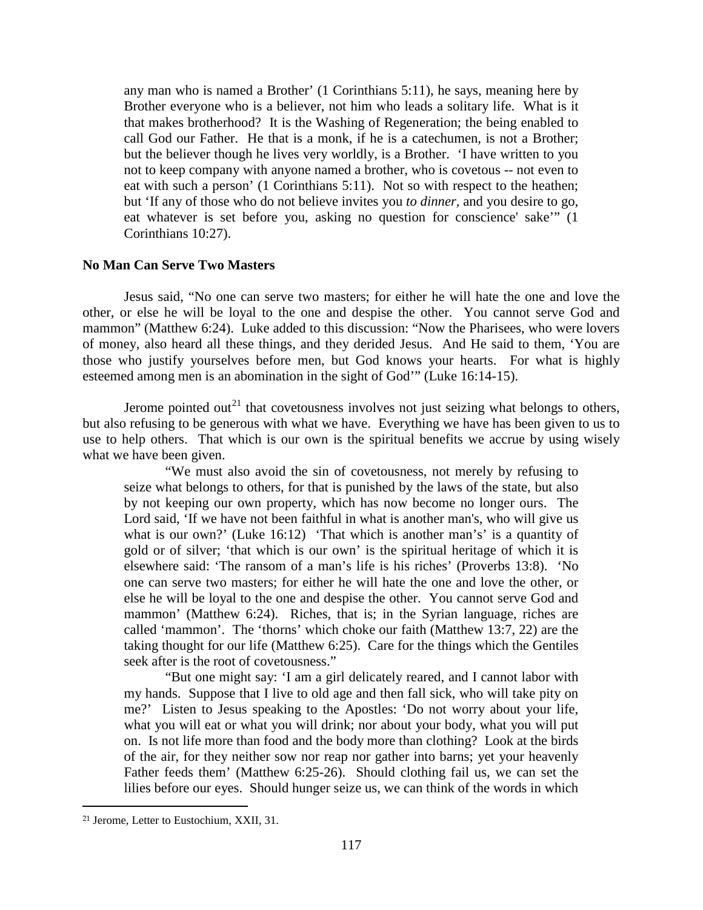any man who is named a Brother' (1 Corinthians 5:11), he says, meaning here by Brother everyone who is a believer, not him who leads a solitary life. What is it that makes brotherhood? It is the Washing of Regeneration; the being enabled to call God our Father. He that is a monk, if he is a catechumen, is not a Brother; but the believer though he lives very worldly, is a Brother. 'I have written to you not to keep company with anyone named a brother, who is covetous -- not even to eat with such a person' (1 Corinthians 5:11). Not so with respect to the heathen; but 'If any of those who do not believe invites you *to dinner*, and you desire to go, eat whatever is set before you, asking no question for conscience' sake'" (1 Corinthians 10:27).

**No Man Can Serve Two Masters**

Jesus said, "No one can serve two masters; for either he will hate the one and love the other, or else he will be loyal to the one and despise the other. You cannot serve God and mammon" (Matthew 6:24). Luke added to this discussion: "Now the Pharisees, who were lovers of money, also heard all these things, and they derided Jesus. And He said to them, 'You are those who justify yourselves before men, but God knows your hearts. For what is highly esteemed among men is an abomination in the sight of God'" (Luke 16:14-15).

Jerome pointed out[21] that covetousness involves not just seizing what belongs to others, but also refusing to be generous with what we have. Everything we have has been given to us to use to help others. That which is our own is the spiritual benefits we accrue by using wisely what we have been given.

> "We must also avoid the sin of covetousness, not merely by refusing to seize what belongs to others, for that is punished by the laws of the state, but also by not keeping our own property, which has now become no longer ours. The Lord said, 'If we have not been faithful in what is another man's, who will give us what is our own?' (Luke 16:12) 'That which is another man's' is a quantity of gold or of silver; 'that which is our own' is the spiritual heritage of which it is elsewhere said: 'The ransom of a man's life is his riches' (Proverbs 13:8). 'No one can serve two masters; for either he will hate the one and love the other, or else he will be loyal to the one and despise the other. You cannot serve God and mammon' (Matthew 6:24). Riches, that is; in the Syrian language, riches are called 'mammon'. The 'thorns' which choke our faith (Matthew 13:7, 22) are the taking thought for our life (Matthew 6:25). Care for the things which the Gentiles seek after is the root of covetousness."
>
> "But one might say: 'I am a girl delicately reared, and I cannot labor with my hands. Suppose that I live to old age and then fall sick, who will take pity on me?' Listen to Jesus speaking to the Apostles: 'Do not worry about your life, what you will eat or what you will drink; nor about your body, what you will put on. Is not life more than food and the body more than clothing? Look at the birds of the air, for they neither sow nor reap nor gather into barns; yet your heavenly Father feeds them' (Matthew 6:25-26). Should clothing fail us, we can set the lilies before our eyes. Should hunger seize us, we can think of the words in which

[21] Jerome, Letter to Eustochium, XXII, 31.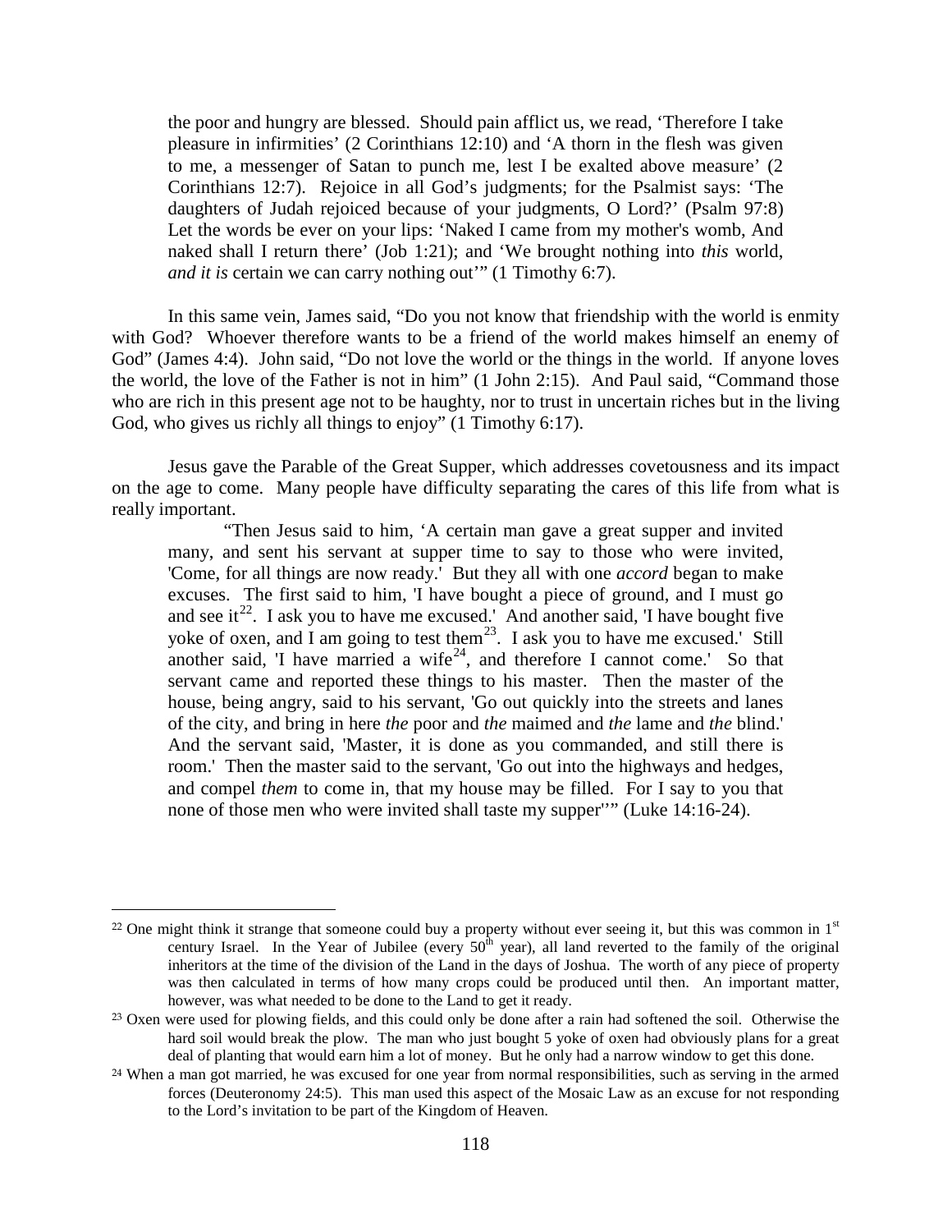> the poor and hungry are blessed. Should pain afflict us, we read, 'Therefore I take pleasure in infirmities' (2 Corinthians 12:10) and 'A thorn in the flesh was given to me, a messenger of Satan to punch me, lest I be exalted above measure' (2 Corinthians 12:7). Rejoice in all God's judgments; for the Psalmist says: 'The daughters of Judah rejoiced because of your judgments, O Lord?' (Psalm 97:8) Let the words be ever on your lips: 'Naked I came from my mother's womb, And naked shall I return there' (Job 1:21); and 'We brought nothing into *this* world, *and it is* certain we can carry nothing out'" (1 Timothy 6:7).

In this same vein, James said, "Do you not know that friendship with the world is enmity with God? Whoever therefore wants to be a friend of the world makes himself an enemy of God" (James 4:4). John said, "Do not love the world or the things in the world. If anyone loves the world, the love of the Father is not in him" (1 John 2:15). And Paul said, "Command those who are rich in this present age not to be haughty, nor to trust in uncertain riches but in the living God, who gives us richly all things to enjoy" (1 Timothy 6:17).

Jesus gave the Parable of the Great Supper, which addresses covetousness and its impact on the age to come. Many people have difficulty separating the cares of this life from what is really important.

> "Then Jesus said to him, 'A certain man gave a great supper and invited many, and sent his servant at supper time to say to those who were invited, 'Come, for all things are now ready.' But they all with one *accord* began to make excuses. The first said to him, 'I have bought a piece of ground, and I must go and see it[22]. I ask you to have me excused.' And another said, 'I have bought five yoke of oxen, and I am going to test them[23]. I ask you to have me excused.' Still another said, 'I have married a wife[24], and therefore I cannot come.' So that servant came and reported these things to his master. Then the master of the house, being angry, said to his servant, 'Go out quickly into the streets and lanes of the city, and bring in here *the* poor and *the* maimed and *the* lame and *the* blind.' And the servant said, 'Master, it is done as you commanded, and still there is room.' Then the master said to the servant, 'Go out into the highways and hedges, and compel *them* to come in, that my house may be filled. For I say to you that none of those men who were invited shall taste my supper''" (Luke 14:16-24).

---

[22] One might think it strange that someone could buy a property without ever seeing it, but this was common in 1st century Israel. In the Year of Jubilee (every 50th year), all land reverted to the family of the original inheritors at the time of the division of the Land in the days of Joshua. The worth of any piece of property was then calculated in terms of how many crops could be produced until then. An important matter, however, was what needed to be done to the Land to get it ready.

[23] Oxen were used for plowing fields, and this could only be done after a rain had softened the soil. Otherwise the hard soil would break the plow. The man who just bought 5 yoke of oxen had obviously plans for a great deal of planting that would earn him a lot of money. But he only had a narrow window to get this done.

[24] When a man got married, he was excused for one year from normal responsibilities, such as serving in the armed forces (Deuteronomy 24:5). This man used this aspect of the Mosaic Law as an excuse for not responding to the Lord's invitation to be part of the Kingdom of Heaven.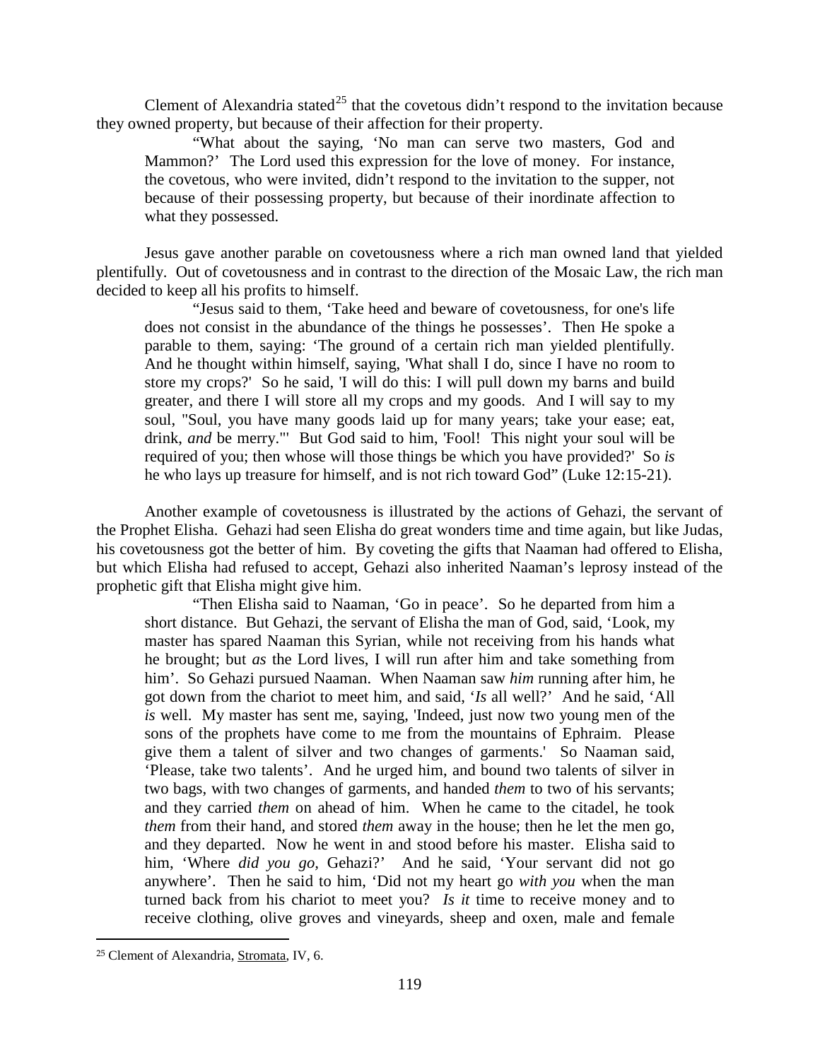Clement of Alexandria stated[25] that the covetous didn't respond to the invitation because they owned property, but because of their affection for their property.

> "What about the saying, 'No man can serve two masters, God and Mammon?' The Lord used this expression for the love of money. For instance, the covetous, who were invited, didn't respond to the invitation to the supper, not because of their possessing property, but because of their inordinate affection to what they possessed.

Jesus gave another parable on covetousness where a rich man owned land that yielded plentifully. Out of covetousness and in contrast to the direction of the Mosaic Law, the rich man decided to keep all his profits to himself.

> "Jesus said to them, 'Take heed and beware of covetousness, for one's life does not consist in the abundance of the things he possesses'. Then He spoke a parable to them, saying: 'The ground of a certain rich man yielded plentifully. And he thought within himself, saying, 'What shall I do, since I have no room to store my crops?' So he said, 'I will do this: I will pull down my barns and build greater, and there I will store all my crops and my goods. And I will say to my soul, "Soul, you have many goods laid up for many years; take your ease; eat, drink, *and* be merry."' But God said to him, 'Fool! This night your soul will be required of you; then whose will those things be which you have provided?' So *is* he who lays up treasure for himself, and is not rich toward God" (Luke 12:15-21).

Another example of covetousness is illustrated by the actions of Gehazi, the servant of the Prophet Elisha. Gehazi had seen Elisha do great wonders time and time again, but like Judas, his covetousness got the better of him. By coveting the gifts that Naaman had offered to Elisha, but which Elisha had refused to accept, Gehazi also inherited Naaman's leprosy instead of the prophetic gift that Elisha might give him.

> "Then Elisha said to Naaman, 'Go in peace'. So he departed from him a short distance. But Gehazi, the servant of Elisha the man of God, said, 'Look, my master has spared Naaman this Syrian, while not receiving from his hands what he brought; but *as* the Lord lives, I will run after him and take something from him'. So Gehazi pursued Naaman. When Naaman saw *him* running after him, he got down from the chariot to meet him, and said, '*Is* all well?' And he said, 'All *is* well. My master has sent me, saying, 'Indeed, just now two young men of the sons of the prophets have come to me from the mountains of Ephraim. Please give them a talent of silver and two changes of garments.' So Naaman said, 'Please, take two talents'. And he urged him, and bound two talents of silver in two bags, with two changes of garments, and handed *them* to two of his servants; and they carried *them* on ahead of him. When he came to the citadel, he took *them* from their hand, and stored *them* away in the house; then he let the men go, and they departed. Now he went in and stood before his master. Elisha said to him, 'Where *did you go,* Gehazi?' And he said, 'Your servant did not go anywhere'. Then he said to him, 'Did not my heart go *with you* when the man turned back from his chariot to meet you? *Is it* time to receive money and to receive clothing, olive groves and vineyards, sheep and oxen, male and female

---

[25] Clement of Alexandria, Stromata, IV, 6.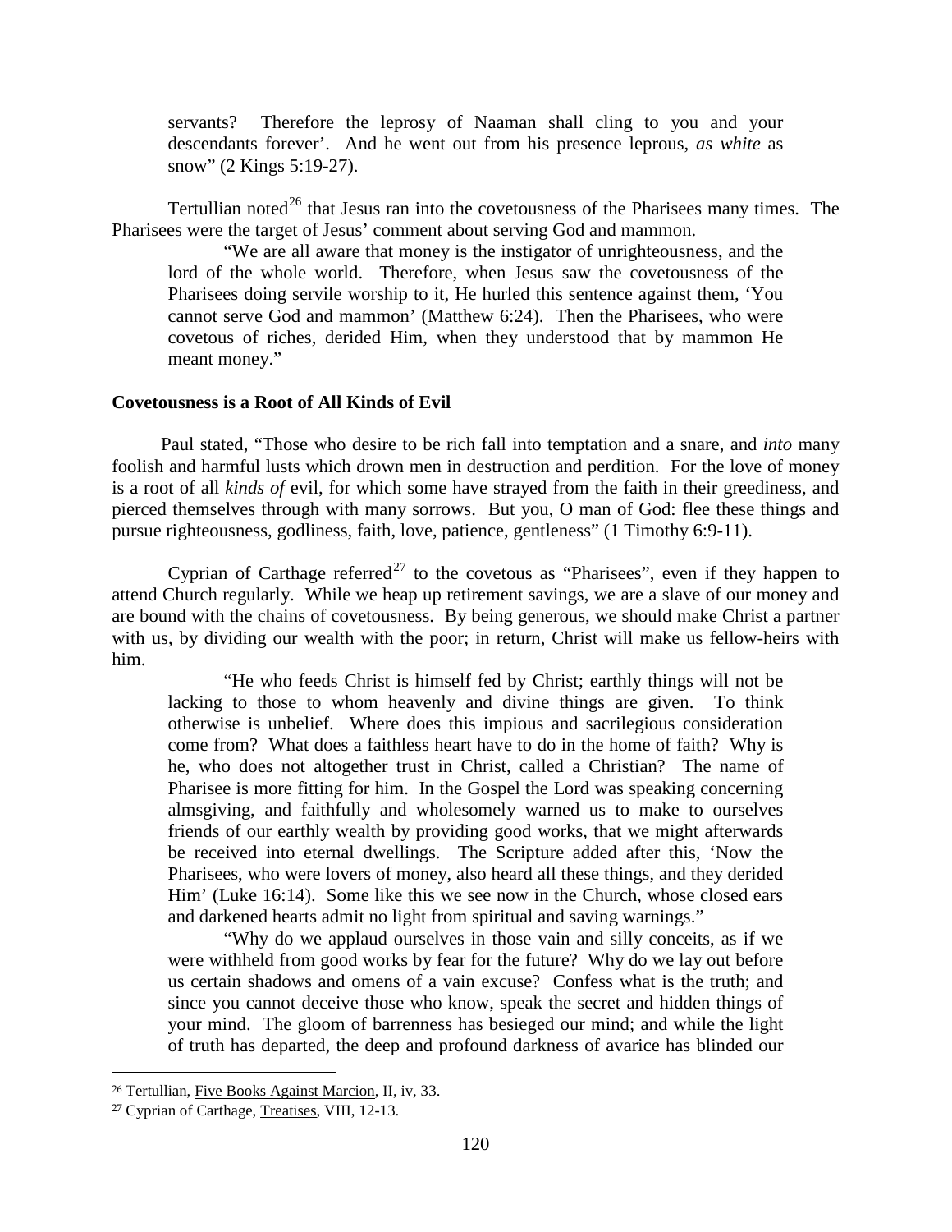> servants? Therefore the leprosy of Naaman shall cling to you and your descendants forever'. And he went out from his presence leprous, *as white* as snow" (2 Kings 5:19-27).

Tertullian noted[26] that Jesus ran into the covetousness of the Pharisees many times. The Pharisees were the target of Jesus' comment about serving God and mammon.

> "We are all aware that money is the instigator of unrighteousness, and the lord of the whole world. Therefore, when Jesus saw the covetousness of the Pharisees doing servile worship to it, He hurled this sentence against them, 'You cannot serve God and mammon' (Matthew 6:24). Then the Pharisees, who were covetous of riches, derided Him, when they understood that by mammon He meant money."

**Covetousness is a Root of All Kinds of Evil**

Paul stated, "Those who desire to be rich fall into temptation and a snare, and *into* many foolish and harmful lusts which drown men in destruction and perdition. For the love of money is a root of all *kinds of* evil, for which some have strayed from the faith in their greediness, and pierced themselves through with many sorrows. But you, O man of God: flee these things and pursue righteousness, godliness, faith, love, patience, gentleness" (1 Timothy 6:9-11).

Cyprian of Carthage referred[27] to the covetous as "Pharisees", even if they happen to attend Church regularly. While we heap up retirement savings, we are a slave of our money and are bound with the chains of covetousness. By being generous, we should make Christ a partner with us, by dividing our wealth with the poor; in return, Christ will make us fellow-heirs with him.

> "He who feeds Christ is himself fed by Christ; earthly things will not be lacking to those to whom heavenly and divine things are given. To think otherwise is unbelief. Where does this impious and sacrilegious consideration come from? What does a faithless heart have to do in the home of faith? Why is he, who does not altogether trust in Christ, called a Christian? The name of Pharisee is more fitting for him. In the Gospel the Lord was speaking concerning almsgiving, and faithfully and wholesomely warned us to make to ourselves friends of our earthly wealth by providing good works, that we might afterwards be received into eternal dwellings. The Scripture added after this, 'Now the Pharisees, who were lovers of money, also heard all these things, and they derided Him' (Luke 16:14). Some like this we see now in the Church, whose closed ears and darkened hearts admit no light from spiritual and saving warnings."
>
> "Why do we applaud ourselves in those vain and silly conceits, as if we were withheld from good works by fear for the future? Why do we lay out before us certain shadows and omens of a vain excuse? Confess what is the truth; and since you cannot deceive those who know, speak the secret and hidden things of your mind. The gloom of barrenness has besieged our mind; and while the light of truth has departed, the deep and profound darkness of avarice has blinded our

---

[26] Tertullian, Five Books Against Marcion, II, iv, 33.

[27] Cyprian of Carthage, Treatises, VIII, 12-13.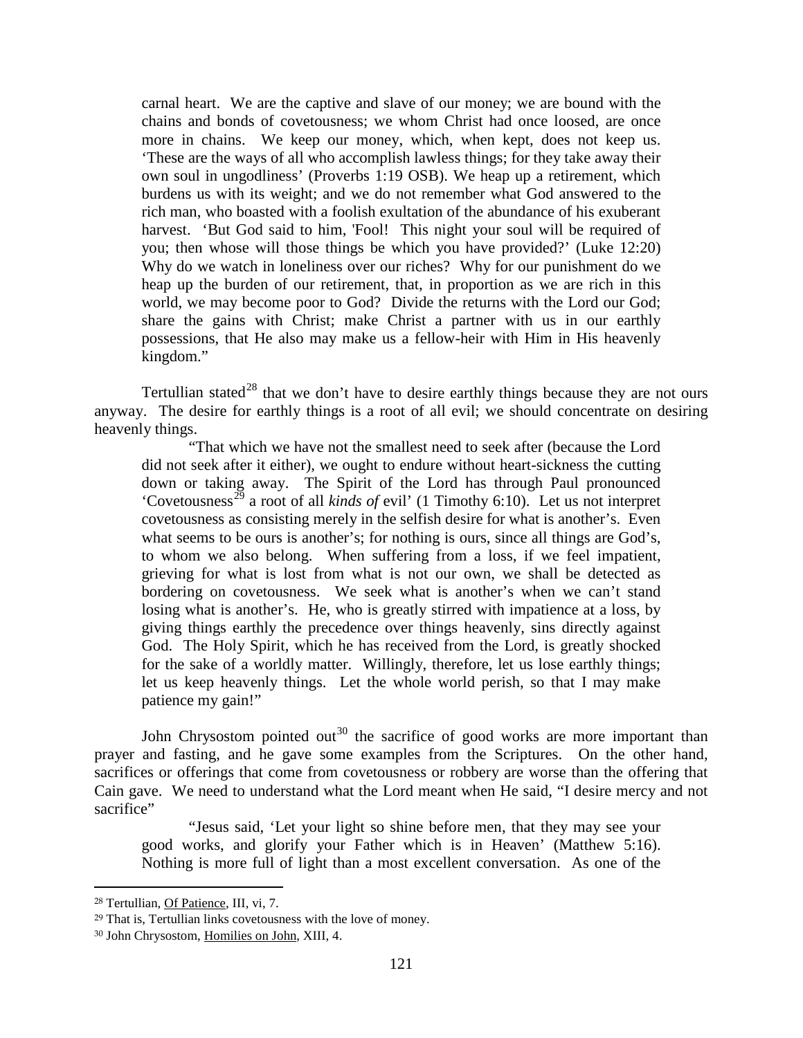> carnal heart. We are the captive and slave of our money; we are bound with the chains and bonds of covetousness; we whom Christ had once loosed, are once more in chains. We keep our money, which, when kept, does not keep us. 'These are the ways of all who accomplish lawless things; for they take away their own soul in ungodliness' (Proverbs 1:19 OSB). We heap up a retirement, which burdens us with its weight; and we do not remember what God answered to the rich man, who boasted with a foolish exultation of the abundance of his exuberant harvest. 'But God said to him, 'Fool! This night your soul will be required of you; then whose will those things be which you have provided?' (Luke 12:20) Why do we watch in loneliness over our riches? Why for our punishment do we heap up the burden of our retirement, that, in proportion as we are rich in this world, we may become poor to God? Divide the returns with the Lord our God; share the gains with Christ; make Christ a partner with us in our earthly possessions, that He also may make us a fellow-heir with Him in His heavenly kingdom."

Tertullian stated[28] that we don't have to desire earthly things because they are not ours anyway. The desire for earthly things is a root of all evil; we should concentrate on desiring heavenly things.

> "That which we have not the smallest need to seek after (because the Lord did not seek after it either), we ought to endure without heart-sickness the cutting down or taking away. The Spirit of the Lord has through Paul pronounced 'Covetousness[29] a root of all *kinds of* evil' (1 Timothy 6:10). Let us not interpret covetousness as consisting merely in the selfish desire for what is another's. Even what seems to be ours is another's; for nothing is ours, since all things are God's, to whom we also belong. When suffering from a loss, if we feel impatient, grieving for what is lost from what is not our own, we shall be detected as bordering on covetousness. We seek what is another's when we can't stand losing what is another's. He, who is greatly stirred with impatience at a loss, by giving things earthly the precedence over things heavenly, sins directly against God. The Holy Spirit, which he has received from the Lord, is greatly shocked for the sake of a worldly matter. Willingly, therefore, let us lose earthly things; let us keep heavenly things. Let the whole world perish, so that I may make patience my gain!"

John Chrysostom pointed out[30] the sacrifice of good works are more important than prayer and fasting, and he gave some examples from the Scriptures. On the other hand, sacrifices or offerings that come from covetousness or robbery are worse than the offering that Cain gave. We need to understand what the Lord meant when He said, "I desire mercy and not sacrifice"

> "Jesus said, 'Let your light so shine before men, that they may see your good works, and glorify your Father which is in Heaven' (Matthew 5:16). Nothing is more full of light than a most excellent conversation. As one of the

---

[28] Tertullian, Of Patience, III, vi, 7.

[29] That is, Tertullian links covetousness with the love of money.

[30] John Chrysostom, Homilies on John, XIII, 4.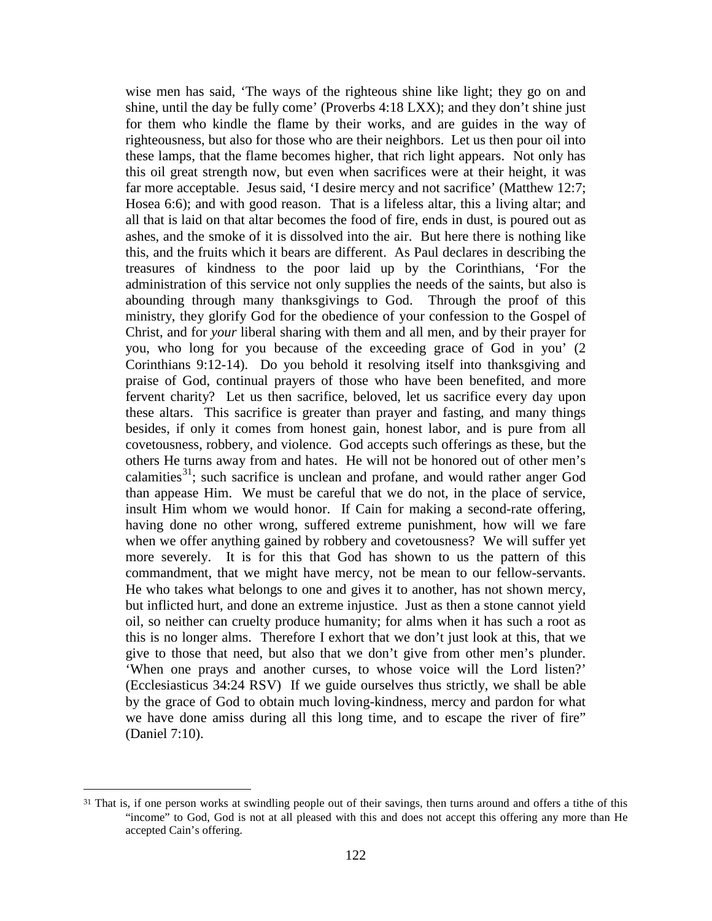wise men has said, 'The ways of the righteous shine like light; they go on and shine, until the day be fully come' (Proverbs 4:18 LXX); and they don't shine just for them who kindle the flame by their works, and are guides in the way of righteousness, but also for those who are their neighbors. Let us then pour oil into these lamps, that the flame becomes higher, that rich light appears. Not only has this oil great strength now, but even when sacrifices were at their height, it was far more acceptable. Jesus said, 'I desire mercy and not sacrifice' (Matthew 12:7; Hosea 6:6); and with good reason. That is a lifeless altar, this a living altar; and all that is laid on that altar becomes the food of fire, ends in dust, is poured out as ashes, and the smoke of it is dissolved into the air. But here there is nothing like this, and the fruits which it bears are different. As Paul declares in describing the treasures of kindness to the poor laid up by the Corinthians, 'For the administration of this service not only supplies the needs of the saints, but also is abounding through many thanksgivings to God. Through the proof of this ministry, they glorify God for the obedience of your confession to the Gospel of Christ, and for *your* liberal sharing with them and all men, and by their prayer for you, who long for you because of the exceeding grace of God in you' (2 Corinthians 9:12-14). Do you behold it resolving itself into thanksgiving and praise of God, continual prayers of those who have been benefited, and more fervent charity? Let us then sacrifice, beloved, let us sacrifice every day upon these altars. This sacrifice is greater than prayer and fasting, and many things besides, if only it comes from honest gain, honest labor, and is pure from all covetousness, robbery, and violence. God accepts such offerings as these, but the others He turns away from and hates. He will not be honored out of other men's calamities[31]; such sacrifice is unclean and profane, and would rather anger God than appease Him. We must be careful that we do not, in the place of service, insult Him whom we would honor. If Cain for making a second-rate offering, having done no other wrong, suffered extreme punishment, how will we fare when we offer anything gained by robbery and covetousness? We will suffer yet more severely. It is for this that God has shown to us the pattern of this commandment, that we might have mercy, not be mean to our fellow-servants. He who takes what belongs to one and gives it to another, has not shown mercy, but inflicted hurt, and done an extreme injustice. Just as then a stone cannot yield oil, so neither can cruelty produce humanity; for alms when it has such a root as this is no longer alms. Therefore I exhort that we don't just look at this, that we give to those that need, but also that we don't give from other men's plunder. 'When one prays and another curses, to whose voice will the Lord listen?' (Ecclesiasticus 34:24 RSV) If we guide ourselves thus strictly, we shall be able by the grace of God to obtain much loving-kindness, mercy and pardon for what we have done amiss during all this long time, and to escape the river of fire" (Daniel 7:10).

[31] That is, if one person works at swindling people out of their savings, then turns around and offers a tithe of this "income" to God, God is not at all pleased with this and does not accept this offering any more than He accepted Cain's offering.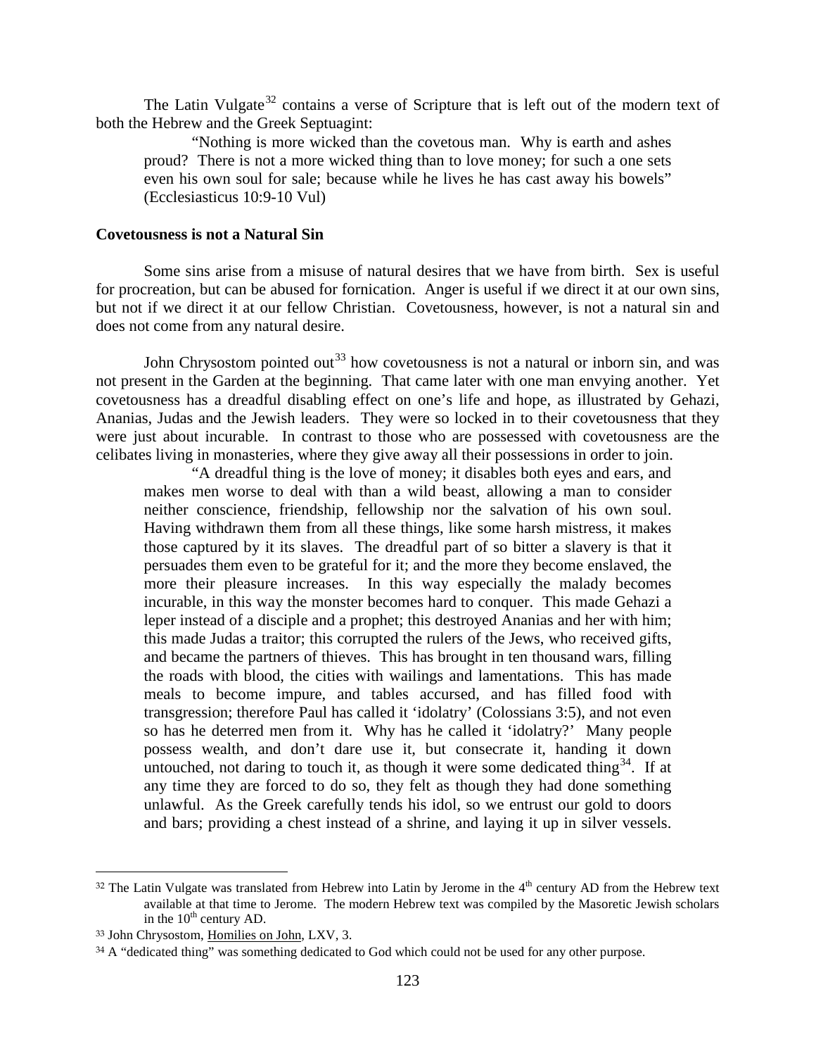The Latin Vulgate[32] contains a verse of Scripture that is left out of the modern text of both the Hebrew and the Greek Septuagint:

> "Nothing is more wicked than the covetous man. Why is earth and ashes proud? There is not a more wicked thing than to love money; for such a one sets even his own soul for sale; because while he lives he has cast away his bowels" (Ecclesiasticus 10:9-10 Vul)

**Covetousness is not a Natural Sin**

Some sins arise from a misuse of natural desires that we have from birth. Sex is useful for procreation, but can be abused for fornication. Anger is useful if we direct it at our own sins, but not if we direct it at our fellow Christian. Covetousness, however, is not a natural sin and does not come from any natural desire.

John Chrysostom pointed out[33] how covetousness is not a natural or inborn sin, and was not present in the Garden at the beginning. That came later with one man envying another. Yet covetousness has a dreadful disabling effect on one's life and hope, as illustrated by Gehazi, Ananias, Judas and the Jewish leaders. They were so locked in to their covetousness that they were just about incurable. In contrast to those who are possessed with covetousness are the celibates living in monasteries, where they give away all their possessions in order to join.

> "A dreadful thing is the love of money; it disables both eyes and ears, and makes men worse to deal with than a wild beast, allowing a man to consider neither conscience, friendship, fellowship nor the salvation of his own soul. Having withdrawn them from all these things, like some harsh mistress, it makes those captured by it its slaves. The dreadful part of so bitter a slavery is that it persuades them even to be grateful for it; and the more they become enslaved, the more their pleasure increases. In this way especially the malady becomes incurable, in this way the monster becomes hard to conquer. This made Gehazi a leper instead of a disciple and a prophet; this destroyed Ananias and her with him; this made Judas a traitor; this corrupted the rulers of the Jews, who received gifts, and became the partners of thieves. This has brought in ten thousand wars, filling the roads with blood, the cities with wailings and lamentations. This has made meals to become impure, and tables accursed, and has filled food with transgression; therefore Paul has called it 'idolatry' (Colossians 3:5), and not even so has he deterred men from it. Why has he called it 'idolatry?' Many people possess wealth, and don't dare use it, but consecrate it, handing it down untouched, not daring to touch it, as though it were some dedicated thing[34]. If at any time they are forced to do so, they felt as though they had done something unlawful. As the Greek carefully tends his idol, so we entrust our gold to doors and bars; providing a chest instead of a shrine, and laying it up in silver vessels.

---

[32] The Latin Vulgate was translated from Hebrew into Latin by Jerome in the 4th century AD from the Hebrew text available at that time to Jerome. The modern Hebrew text was compiled by the Masoretic Jewish scholars in the 10th century AD.

[33] John Chrysostom, Homilies on John, LXV, 3.

[34] A "dedicated thing" was something dedicated to God which could not be used for any other purpose.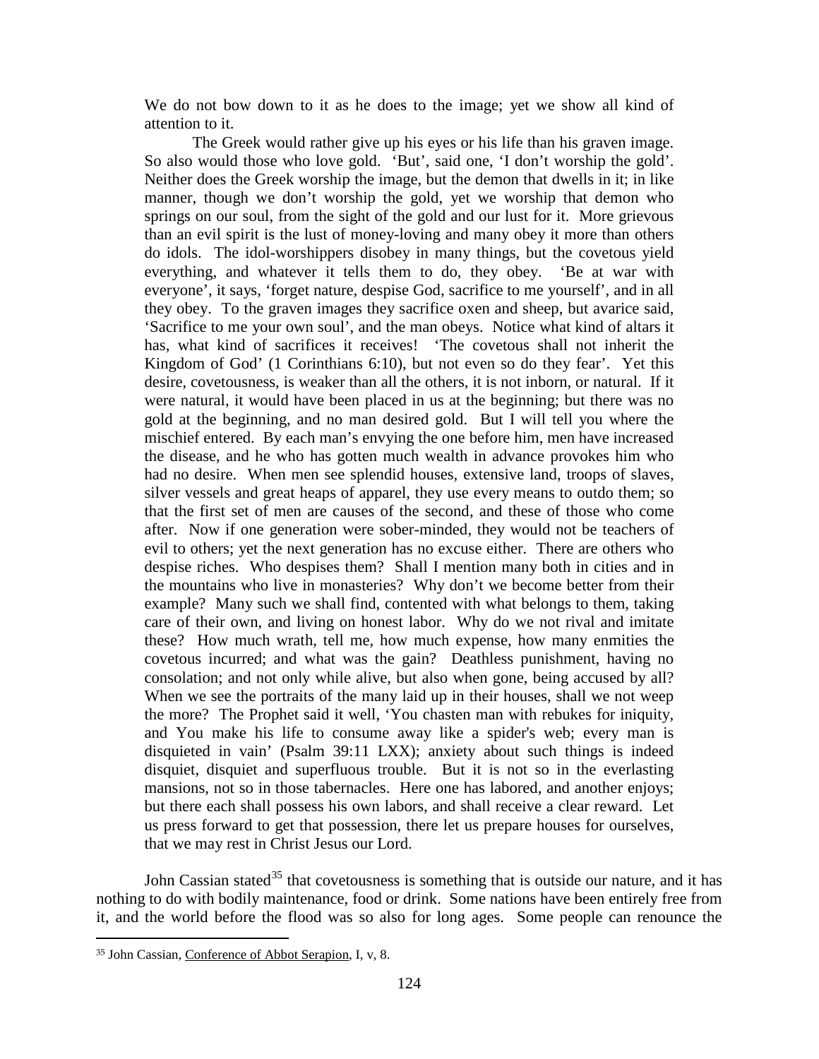We do not bow down to it as he does to the image; yet we show all kind of attention to it.

The Greek would rather give up his eyes or his life than his graven image. So also would those who love gold. 'But', said one, 'I don't worship the gold'. Neither does the Greek worship the image, but the demon that dwells in it; in like manner, though we don't worship the gold, yet we worship that demon who springs on our soul, from the sight of the gold and our lust for it. More grievous than an evil spirit is the lust of money-loving and many obey it more than others do idols. The idol-worshippers disobey in many things, but the covetous yield everything, and whatever it tells them to do, they obey. 'Be at war with everyone', it says, 'forget nature, despise God, sacrifice to me yourself', and in all they obey. To the graven images they sacrifice oxen and sheep, but avarice said, 'Sacrifice to me your own soul', and the man obeys. Notice what kind of altars it has, what kind of sacrifices it receives! 'The covetous shall not inherit the Kingdom of God' (1 Corinthians 6:10), but not even so do they fear'. Yet this desire, covetousness, is weaker than all the others, it is not inborn, or natural. If it were natural, it would have been placed in us at the beginning; but there was no gold at the beginning, and no man desired gold. But I will tell you where the mischief entered. By each man's envying the one before him, men have increased the disease, and he who has gotten much wealth in advance provokes him who had no desire. When men see splendid houses, extensive land, troops of slaves, silver vessels and great heaps of apparel, they use every means to outdo them; so that the first set of men are causes of the second, and these of those who come after. Now if one generation were sober-minded, they would not be teachers of evil to others; yet the next generation has no excuse either. There are others who despise riches. Who despises them? Shall I mention many both in cities and in the mountains who live in monasteries? Why don't we become better from their example? Many such we shall find, contented with what belongs to them, taking care of their own, and living on honest labor. Why do we not rival and imitate these? How much wrath, tell me, how much expense, how many enmities the covetous incurred; and what was the gain? Deathless punishment, having no consolation; and not only while alive, but also when gone, being accused by all? When we see the portraits of the many laid up in their houses, shall we not weep the more? The Prophet said it well, 'You chasten man with rebukes for iniquity, and You make his life to consume away like a spider's web; every man is disquieted in vain' (Psalm 39:11 LXX); anxiety about such things is indeed disquiet, disquiet and superfluous trouble. But it is not so in the everlasting mansions, not so in those tabernacles. Here one has labored, and another enjoys; but there each shall possess his own labors, and shall receive a clear reward. Let us press forward to get that possession, there let us prepare houses for ourselves, that we may rest in Christ Jesus our Lord.

John Cassian stated[35] that covetousness is something that is outside our nature, and it has nothing to do with bodily maintenance, food or drink. Some nations have been entirely free from it, and the world before the flood was so also for long ages. Some people can renounce the

[35] John Cassian, Conference of Abbot Serapion, I, v, 8.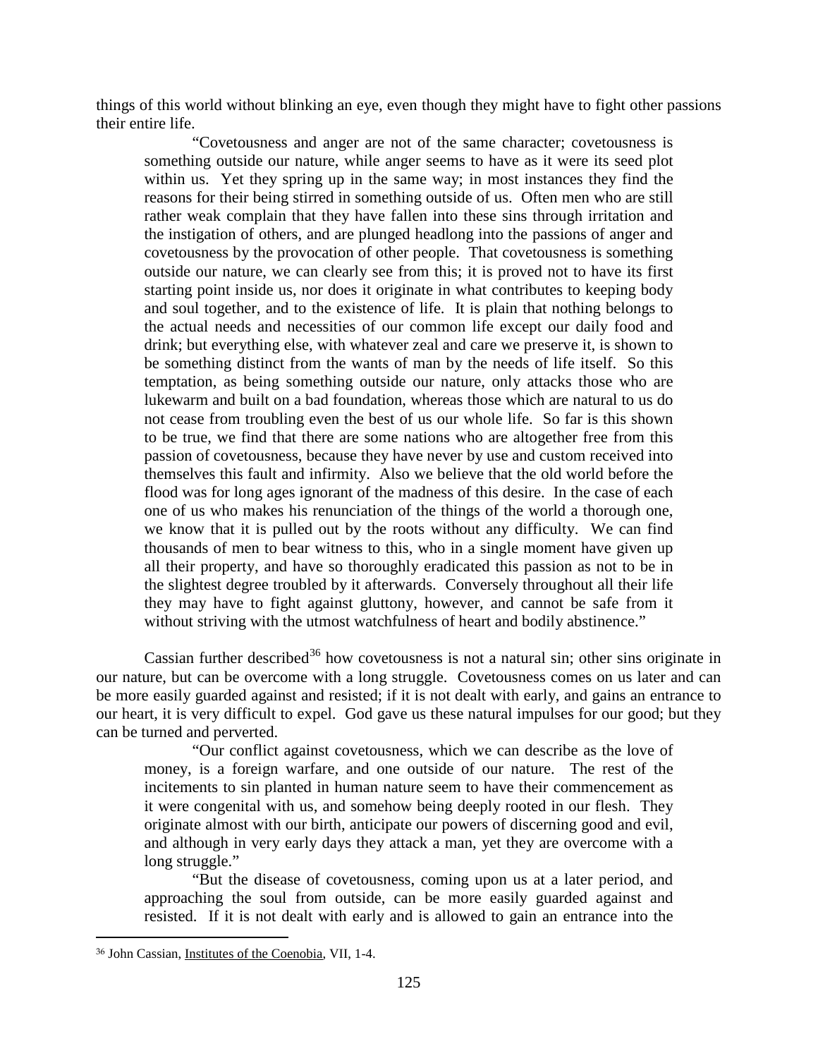things of this world without blinking an eye, even though they might have to fight other passions their entire life.

> "Covetousness and anger are not of the same character; covetousness is something outside our nature, while anger seems to have as it were its seed plot within us. Yet they spring up in the same way; in most instances they find the reasons for their being stirred in something outside of us. Often men who are still rather weak complain that they have fallen into these sins through irritation and the instigation of others, and are plunged headlong into the passions of anger and covetousness by the provocation of other people. That covetousness is something outside our nature, we can clearly see from this; it is proved not to have its first starting point inside us, nor does it originate in what contributes to keeping body and soul together, and to the existence of life. It is plain that nothing belongs to the actual needs and necessities of our common life except our daily food and drink; but everything else, with whatever zeal and care we preserve it, is shown to be something distinct from the wants of man by the needs of life itself. So this temptation, as being something outside our nature, only attacks those who are lukewarm and built on a bad foundation, whereas those which are natural to us do not cease from troubling even the best of us our whole life. So far is this shown to be true, we find that there are some nations who are altogether free from this passion of covetousness, because they have never by use and custom received into themselves this fault and infirmity. Also we believe that the old world before the flood was for long ages ignorant of the madness of this desire. In the case of each one of us who makes his renunciation of the things of the world a thorough one, we know that it is pulled out by the roots without any difficulty. We can find thousands of men to bear witness to this, who in a single moment have given up all their property, and have so thoroughly eradicated this passion as not to be in the slightest degree troubled by it afterwards. Conversely throughout all their life they may have to fight against gluttony, however, and cannot be safe from it without striving with the utmost watchfulness of heart and bodily abstinence."

Cassian further described[36] how covetousness is not a natural sin; other sins originate in our nature, but can be overcome with a long struggle. Covetousness comes on us later and can be more easily guarded against and resisted; if it is not dealt with early, and gains an entrance to our heart, it is very difficult to expel. God gave us these natural impulses for our good; but they can be turned and perverted.

> "Our conflict against covetousness, which we can describe as the love of money, is a foreign warfare, and one outside of our nature. The rest of the incitements to sin planted in human nature seem to have their commencement as it were congenital with us, and somehow being deeply rooted in our flesh. They originate almost with our birth, anticipate our powers of discerning good and evil, and although in very early days they attack a man, yet they are overcome with a long struggle."
>
> "But the disease of covetousness, coming upon us at a later period, and approaching the soul from outside, can be more easily guarded against and resisted. If it is not dealt with early and is allowed to gain an entrance into the

[36] John Cassian, Institutes of the Coenobia, VII, 1-4.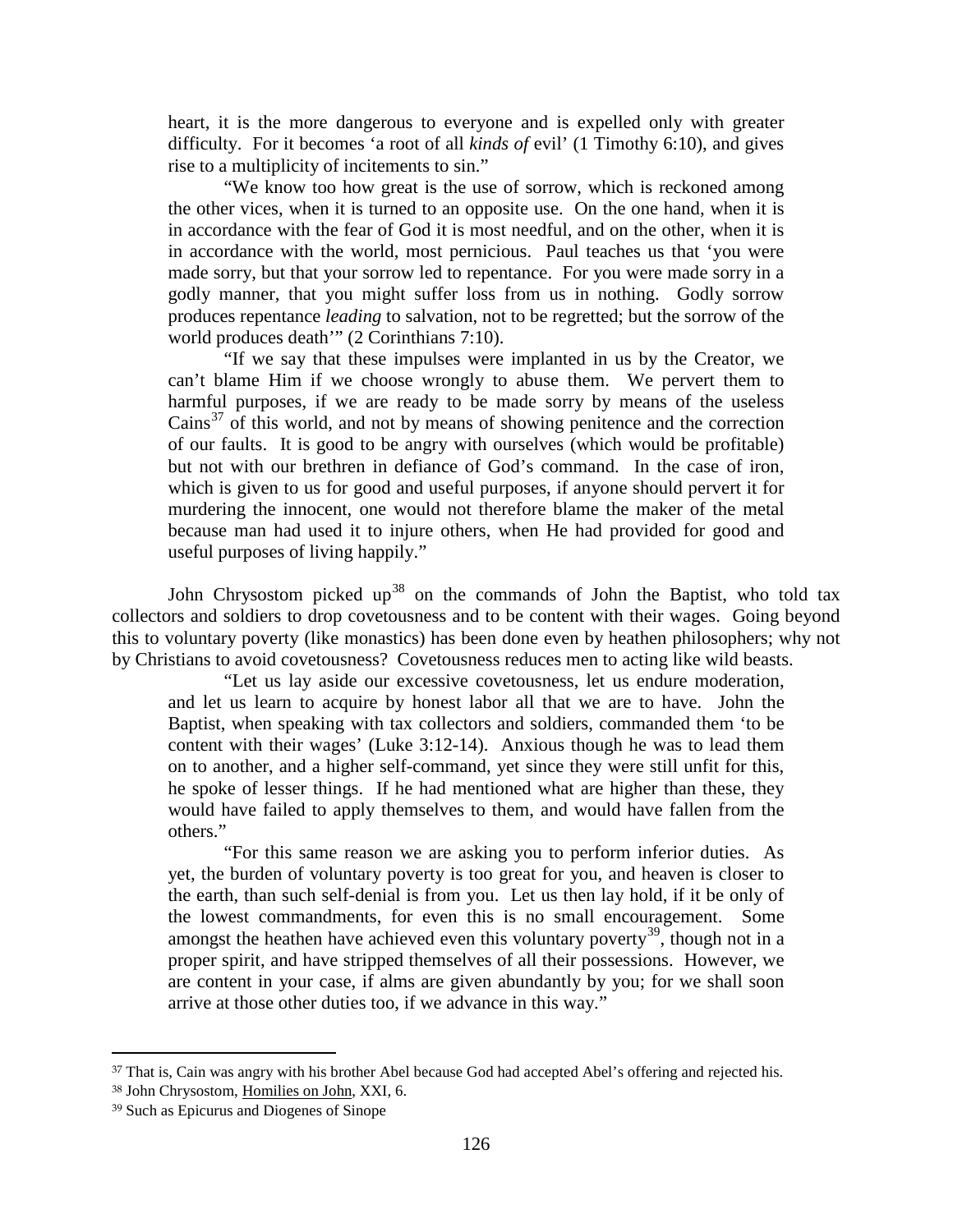heart, it is the more dangerous to everyone and is expelled only with greater difficulty. For it becomes 'a root of all *kinds of* evil' (1 Timothy 6:10), and gives rise to a multiplicity of incitements to sin."

"We know too how great is the use of sorrow, which is reckoned among the other vices, when it is turned to an opposite use. On the one hand, when it is in accordance with the fear of God it is most needful, and on the other, when it is in accordance with the world, most pernicious. Paul teaches us that 'you were made sorry, but that your sorrow led to repentance. For you were made sorry in a godly manner, that you might suffer loss from us in nothing. Godly sorrow produces repentance *leading* to salvation, not to be regretted; but the sorrow of the world produces death'" (2 Corinthians 7:10).

"If we say that these impulses were implanted in us by the Creator, we can't blame Him if we choose wrongly to abuse them. We pervert them to harmful purposes, if we are ready to be made sorry by means of the useless Cains[37] of this world, and not by means of showing penitence and the correction of our faults. It is good to be angry with ourselves (which would be profitable) but not with our brethren in defiance of God's command. In the case of iron, which is given to us for good and useful purposes, if anyone should pervert it for murdering the innocent, one would not therefore blame the maker of the metal because man had used it to injure others, when He had provided for good and useful purposes of living happily."

John Chrysostom picked up[38] on the commands of John the Baptist, who told tax collectors and soldiers to drop covetousness and to be content with their wages. Going beyond this to voluntary poverty (like monastics) has been done even by heathen philosophers; why not by Christians to avoid covetousness? Covetousness reduces men to acting like wild beasts.

"Let us lay aside our excessive covetousness, let us endure moderation, and let us learn to acquire by honest labor all that we are to have. John the Baptist, when speaking with tax collectors and soldiers, commanded them 'to be content with their wages' (Luke 3:12-14). Anxious though he was to lead them on to another, and a higher self-command, yet since they were still unfit for this, he spoke of lesser things. If he had mentioned what are higher than these, they would have failed to apply themselves to them, and would have fallen from the others."

"For this same reason we are asking you to perform inferior duties. As yet, the burden of voluntary poverty is too great for you, and heaven is closer to the earth, than such self-denial is from you. Let us then lay hold, if it be only of the lowest commandments, for even this is no small encouragement. Some amongst the heathen have achieved even this voluntary poverty[39], though not in a proper spirit, and have stripped themselves of all their possessions. However, we are content in your case, if alms are given abundantly by you; for we shall soon arrive at those other duties too, if we advance in this way."

---

[37] That is, Cain was angry with his brother Abel because God had accepted Abel's offering and rejected his.

[38] John Chrysostom, Homilies on John, XXI, 6.

[39] Such as Epicurus and Diogenes of Sinope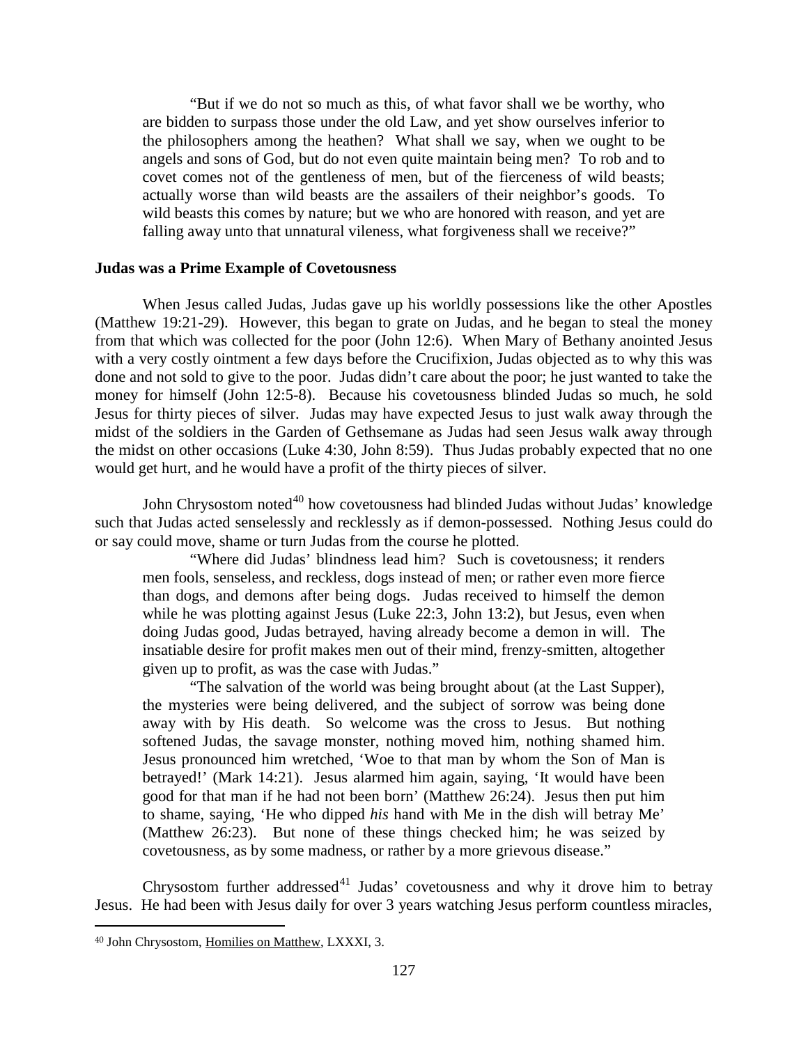> "But if we do not so much as this, of what favor shall we be worthy, who are bidden to surpass those under the old Law, and yet show ourselves inferior to the philosophers among the heathen? What shall we say, when we ought to be angels and sons of God, but do not even quite maintain being men? To rob and to covet comes not of the gentleness of men, but of the fierceness of wild beasts; actually worse than wild beasts are the assailers of their neighbor's goods. To wild beasts this comes by nature; but we who are honored with reason, and yet are falling away unto that unnatural vileness, what forgiveness shall we receive?"

### Judas was a Prime Example of Covetousness

When Jesus called Judas, Judas gave up his worldly possessions like the other Apostles (Matthew 19:21-29). However, this began to grate on Judas, and he began to steal the money from that which was collected for the poor (John 12:6). When Mary of Bethany anointed Jesus with a very costly ointment a few days before the Crucifixion, Judas objected as to why this was done and not sold to give to the poor. Judas didn't care about the poor; he just wanted to take the money for himself (John 12:5-8). Because his covetousness blinded Judas so much, he sold Jesus for thirty pieces of silver. Judas may have expected Jesus to just walk away through the midst of the soldiers in the Garden of Gethsemane as Judas had seen Jesus walk away through the midst on other occasions (Luke 4:30, John 8:59). Thus Judas probably expected that no one would get hurt, and he would have a profit of the thirty pieces of silver.

John Chrysostom noted[40] how covetousness had blinded Judas without Judas' knowledge such that Judas acted senselessly and recklessly as if demon-possessed. Nothing Jesus could do or say could move, shame or turn Judas from the course he plotted.

> "Where did Judas' blindness lead him? Such is covetousness; it renders men fools, senseless, and reckless, dogs instead of men; or rather even more fierce than dogs, and demons after being dogs. Judas received to himself the demon while he was plotting against Jesus (Luke 22:3, John 13:2), but Jesus, even when doing Judas good, Judas betrayed, having already become a demon in will. The insatiable desire for profit makes men out of their mind, frenzy-smitten, altogether given up to profit, as was the case with Judas."
>
> "The salvation of the world was being brought about (at the Last Supper), the mysteries were being delivered, and the subject of sorrow was being done away with by His death. So welcome was the cross to Jesus. But nothing softened Judas, the savage monster, nothing moved him, nothing shamed him. Jesus pronounced him wretched, 'Woe to that man by whom the Son of Man is betrayed!' (Mark 14:21). Jesus alarmed him again, saying, 'It would have been good for that man if he had not been born' (Matthew 26:24). Jesus then put him to shame, saying, 'He who dipped *his* hand with Me in the dish will betray Me' (Matthew 26:23). But none of these things checked him; he was seized by covetousness, as by some madness, or rather by a more grievous disease."

Chrysostom further addressed[41] Judas' covetousness and why it drove him to betray Jesus. He had been with Jesus daily for over 3 years watching Jesus perform countless miracles,

---

[40] John Chrysostom, Homilies on Matthew, LXXXI, 3.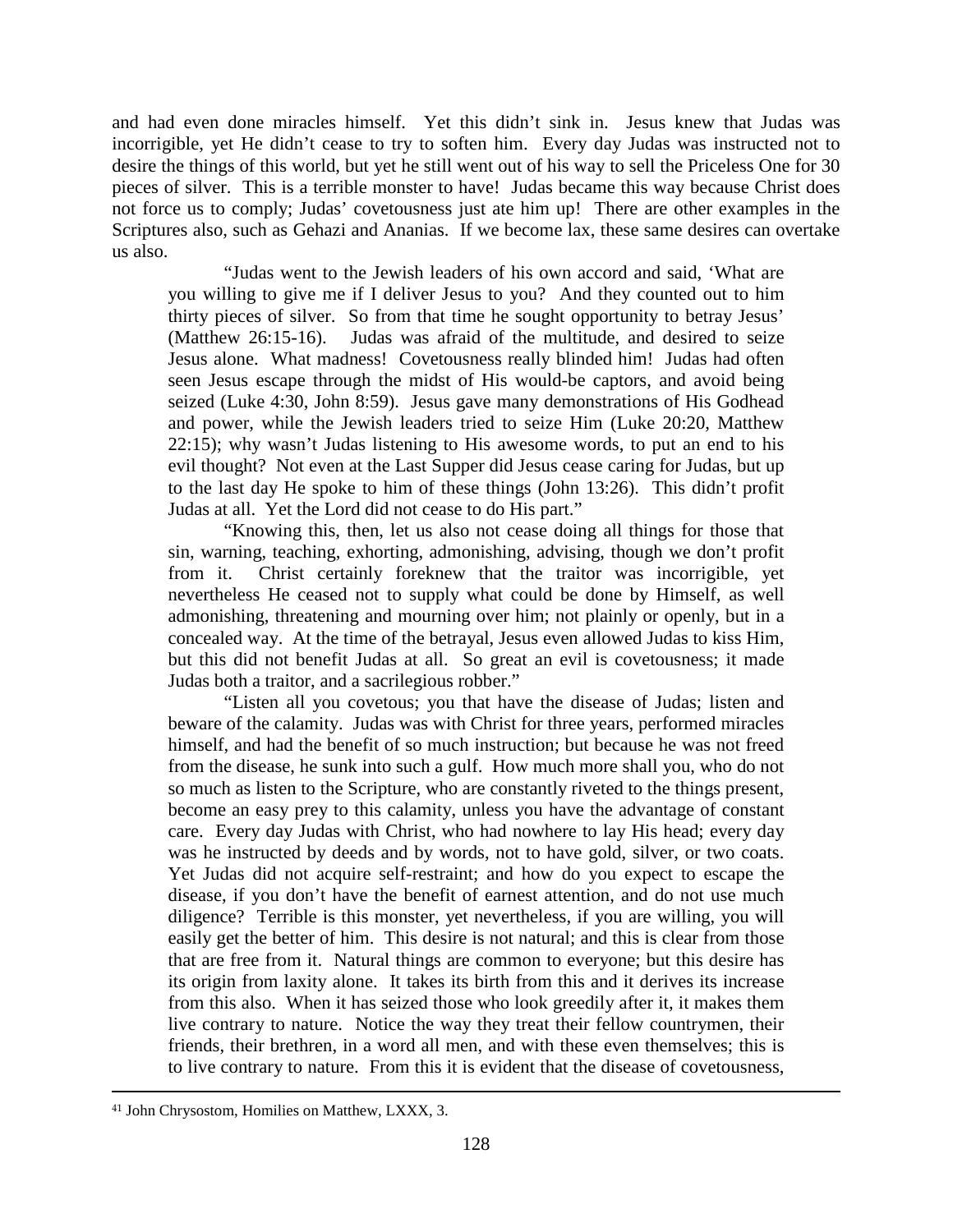and had even done miracles himself. Yet this didn't sink in. Jesus knew that Judas was incorrigible, yet He didn't cease to try to soften him. Every day Judas was instructed not to desire the things of this world, but yet he still went out of his way to sell the Priceless One for 30 pieces of silver. This is a terrible monster to have! Judas became this way because Christ does not force us to comply; Judas' covetousness just ate him up! There are other examples in the Scriptures also, such as Gehazi and Ananias. If we become lax, these same desires can overtake us also.

> "Judas went to the Jewish leaders of his own accord and said, 'What are you willing to give me if I deliver Jesus to you? And they counted out to him thirty pieces of silver. So from that time he sought opportunity to betray Jesus' (Matthew 26:15-16). Judas was afraid of the multitude, and desired to seize Jesus alone. What madness! Covetousness really blinded him! Judas had often seen Jesus escape through the midst of His would-be captors, and avoid being seized (Luke 4:30, John 8:59). Jesus gave many demonstrations of His Godhead and power, while the Jewish leaders tried to seize Him (Luke 20:20, Matthew 22:15); why wasn't Judas listening to His awesome words, to put an end to his evil thought? Not even at the Last Supper did Jesus cease caring for Judas, but up to the last day He spoke to him of these things (John 13:26). This didn't profit Judas at all. Yet the Lord did not cease to do His part."
>
> "Knowing this, then, let us also not cease doing all things for those that sin, warning, teaching, exhorting, admonishing, advising, though we don't profit from it. Christ certainly foreknew that the traitor was incorrigible, yet nevertheless He ceased not to supply what could be done by Himself, as well admonishing, threatening and mourning over him; not plainly or openly, but in a concealed way. At the time of the betrayal, Jesus even allowed Judas to kiss Him, but this did not benefit Judas at all. So great an evil is covetousness; it made Judas both a traitor, and a sacrilegious robber."
>
> "Listen all you covetous; you that have the disease of Judas; listen and beware of the calamity. Judas was with Christ for three years, performed miracles himself, and had the benefit of so much instruction; but because he was not freed from the disease, he sunk into such a gulf. How much more shall you, who do not so much as listen to the Scripture, who are constantly riveted to the things present, become an easy prey to this calamity, unless you have the advantage of constant care. Every day Judas with Christ, who had nowhere to lay His head; every day was he instructed by deeds and by words, not to have gold, silver, or two coats. Yet Judas did not acquire self-restraint; and how do you expect to escape the disease, if you don't have the benefit of earnest attention, and do not use much diligence? Terrible is this monster, yet nevertheless, if you are willing, you will easily get the better of him. This desire is not natural; and this is clear from those that are free from it. Natural things are common to everyone; but this desire has its origin from laxity alone. It takes its birth from this and it derives its increase from this also. When it has seized those who look greedily after it, it makes them live contrary to nature. Notice the way they treat their fellow countrymen, their friends, their brethren, in a word all men, and with these even themselves; this is to live contrary to nature. From this it is evident that the disease of covetousness,

---

[41] John Chrysostom, Homilies on Matthew, LXXX, 3.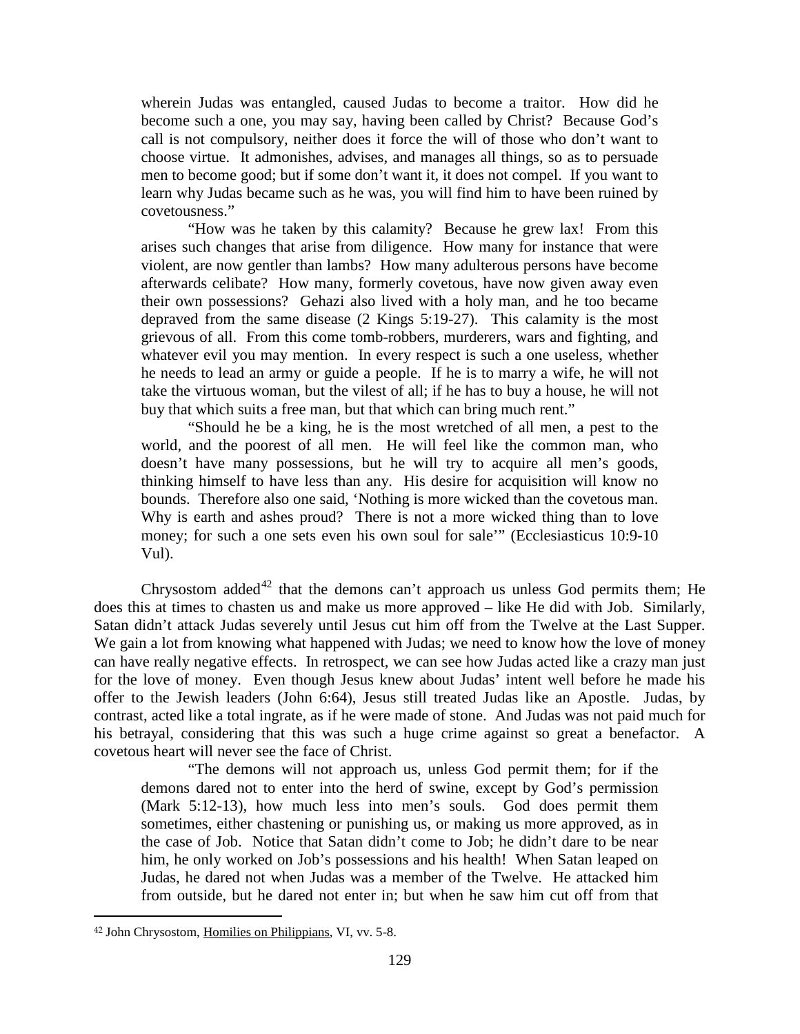> wherein Judas was entangled, caused Judas to become a traitor. How did he become such a one, you may say, having been called by Christ? Because God's call is not compulsory, neither does it force the will of those who don't want to choose virtue. It admonishes, advises, and manages all things, so as to persuade men to become good; but if some don't want it, it does not compel. If you want to learn why Judas became such as he was, you will find him to have been ruined by covetousness."
>
> "How was he taken by this calamity? Because he grew lax! From this arises such changes that arise from diligence. How many for instance that were violent, are now gentler than lambs? How many adulterous persons have become afterwards celibate? How many, formerly covetous, have now given away even their own possessions? Gehazi also lived with a holy man, and he too became depraved from the same disease (2 Kings 5:19-27). This calamity is the most grievous of all. From this come tomb-robbers, murderers, wars and fighting, and whatever evil you may mention. In every respect is such a one useless, whether he needs to lead an army or guide a people. If he is to marry a wife, he will not take the virtuous woman, but the vilest of all; if he has to buy a house, he will not buy that which suits a free man, but that which can bring much rent."
>
> "Should he be a king, he is the most wretched of all men, a pest to the world, and the poorest of all men. He will feel like the common man, who doesn't have many possessions, but he will try to acquire all men's goods, thinking himself to have less than any. His desire for acquisition will know no bounds. Therefore also one said, 'Nothing is more wicked than the covetous man. Why is earth and ashes proud? There is not a more wicked thing than to love money; for such a one sets even his own soul for sale'" (Ecclesiasticus 10:9-10 Vul).

Chrysostom added[42] that the demons can't approach us unless God permits them; He does this at times to chasten us and make us more approved – like He did with Job. Similarly, Satan didn't attack Judas severely until Jesus cut him off from the Twelve at the Last Supper. We gain a lot from knowing what happened with Judas; we need to know how the love of money can have really negative effects. In retrospect, we can see how Judas acted like a crazy man just for the love of money. Even though Jesus knew about Judas' intent well before he made his offer to the Jewish leaders (John 6:64), Jesus still treated Judas like an Apostle. Judas, by contrast, acted like a total ingrate, as if he were made of stone. And Judas was not paid much for his betrayal, considering that this was such a huge crime against so great a benefactor. A covetous heart will never see the face of Christ.

> "The demons will not approach us, unless God permit them; for if the demons dared not to enter into the herd of swine, except by God's permission (Mark 5:12-13), how much less into men's souls. God does permit them sometimes, either chastening or punishing us, or making us more approved, as in the case of Job. Notice that Satan didn't come to Job; he didn't dare to be near him, he only worked on Job's possessions and his health! When Satan leaped on Judas, he dared not when Judas was a member of the Twelve. He attacked him from outside, but he dared not enter in; but when he saw him cut off from that

---

[42] John Chrysostom, Homilies on Philippians, VI, vv. 5-8.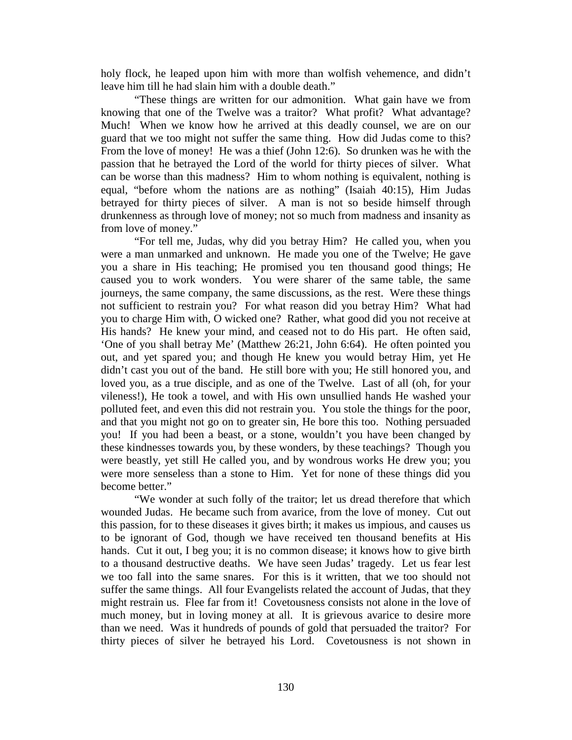holy flock, he leaped upon him with more than wolfish vehemence, and didn't leave him till he had slain him with a double death."

"These things are written for our admonition. What gain have we from knowing that one of the Twelve was a traitor? What profit? What advantage? Much! When we know how he arrived at this deadly counsel, we are on our guard that we too might not suffer the same thing. How did Judas come to this? From the love of money! He was a thief (John 12:6). So drunken was he with the passion that he betrayed the Lord of the world for thirty pieces of silver. What can be worse than this madness? Him to whom nothing is equivalent, nothing is equal, "before whom the nations are as nothing" (Isaiah 40:15), Him Judas betrayed for thirty pieces of silver. A man is not so beside himself through drunkenness as through love of money; not so much from madness and insanity as from love of money."

"For tell me, Judas, why did you betray Him? He called you, when you were a man unmarked and unknown. He made you one of the Twelve; He gave you a share in His teaching; He promised you ten thousand good things; He caused you to work wonders. You were sharer of the same table, the same journeys, the same company, the same discussions, as the rest. Were these things not sufficient to restrain you? For what reason did you betray Him? What had you to charge Him with, O wicked one? Rather, what good did you not receive at His hands? He knew your mind, and ceased not to do His part. He often said, 'One of you shall betray Me' (Matthew 26:21, John 6:64). He often pointed you out, and yet spared you; and though He knew you would betray Him, yet He didn't cast you out of the band. He still bore with you; He still honored you, and loved you, as a true disciple, and as one of the Twelve. Last of all (oh, for your vileness!), He took a towel, and with His own unsullied hands He washed your polluted feet, and even this did not restrain you. You stole the things for the poor, and that you might not go on to greater sin, He bore this too. Nothing persuaded you! If you had been a beast, or a stone, wouldn't you have been changed by these kindnesses towards you, by these wonders, by these teachings? Though you were beastly, yet still He called you, and by wondrous works He drew you; you were more senseless than a stone to Him. Yet for none of these things did you become better."

"We wonder at such folly of the traitor; let us dread therefore that which wounded Judas. He became such from avarice, from the love of money. Cut out this passion, for to these diseases it gives birth; it makes us impious, and causes us to be ignorant of God, though we have received ten thousand benefits at His hands. Cut it out, I beg you; it is no common disease; it knows how to give birth to a thousand destructive deaths. We have seen Judas' tragedy. Let us fear lest we too fall into the same snares. For this is it written, that we too should not suffer the same things. All four Evangelists related the account of Judas, that they might restrain us. Flee far from it! Covetousness consists not alone in the love of much money, but in loving money at all. It is grievous avarice to desire more than we need. Was it hundreds of pounds of gold that persuaded the traitor? For thirty pieces of silver he betrayed his Lord. Covetousness is not shown in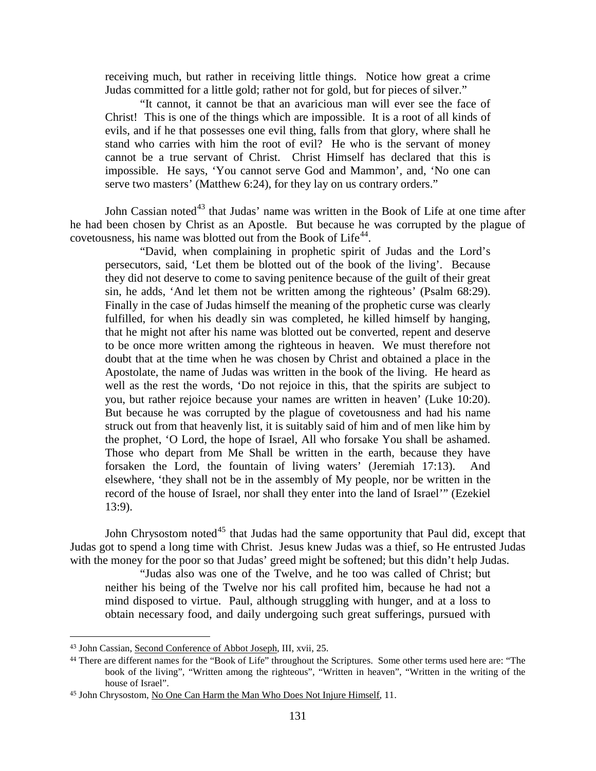> receiving much, but rather in receiving little things. Notice how great a crime Judas committed for a little gold; rather not for gold, but for pieces of silver."
>
> "It cannot, it cannot be that an avaricious man will ever see the face of Christ! This is one of the things which are impossible. It is a root of all kinds of evils, and if he that possesses one evil thing, falls from that glory, where shall he stand who carries with him the root of evil? He who is the servant of money cannot be a true servant of Christ. Christ Himself has declared that this is impossible. He says, 'You cannot serve God and Mammon', and, 'No one can serve two masters' (Matthew 6:24), for they lay on us contrary orders."

John Cassian noted[43] that Judas' name was written in the Book of Life at one time after he had been chosen by Christ as an Apostle. But because he was corrupted by the plague of covetousness, his name was blotted out from the Book of Life[44].

> "David, when complaining in prophetic spirit of Judas and the Lord's persecutors, said, 'Let them be blotted out of the book of the living'. Because they did not deserve to come to saving penitence because of the guilt of their great sin, he adds, 'And let them not be written among the righteous' (Psalm 68:29). Finally in the case of Judas himself the meaning of the prophetic curse was clearly fulfilled, for when his deadly sin was completed, he killed himself by hanging, that he might not after his name was blotted out be converted, repent and deserve to be once more written among the righteous in heaven. We must therefore not doubt that at the time when he was chosen by Christ and obtained a place in the Apostolate, the name of Judas was written in the book of the living. He heard as well as the rest the words, 'Do not rejoice in this, that the spirits are subject to you, but rather rejoice because your names are written in heaven' (Luke 10:20). But because he was corrupted by the plague of covetousness and had his name struck out from that heavenly list, it is suitably said of him and of men like him by the prophet, 'O Lord, the hope of Israel, All who forsake You shall be ashamed. Those who depart from Me Shall be written in the earth, because they have forsaken the Lord, the fountain of living waters' (Jeremiah 17:13). And elsewhere, 'they shall not be in the assembly of My people, nor be written in the record of the house of Israel, nor shall they enter into the land of Israel'" (Ezekiel 13:9).

John Chrysostom noted[45] that Judas had the same opportunity that Paul did, except that Judas got to spend a long time with Christ. Jesus knew Judas was a thief, so He entrusted Judas with the money for the poor so that Judas' greed might be softened; but this didn't help Judas.

> "Judas also was one of the Twelve, and he too was called of Christ; but neither his being of the Twelve nor his call profited him, because he had not a mind disposed to virtue. Paul, although struggling with hunger, and at a loss to obtain necessary food, and daily undergoing such great sufferings, pursued with

---

[43] John Cassian, Second Conference of Abbot Joseph, III, xvii, 25.

[44] There are different names for the "Book of Life" throughout the Scriptures. Some other terms used here are: "The book of the living", "Written among the righteous", "Written in heaven", "Written in the writing of the house of Israel".

[45] John Chrysostom, No One Can Harm the Man Who Does Not Injure Himself, 11.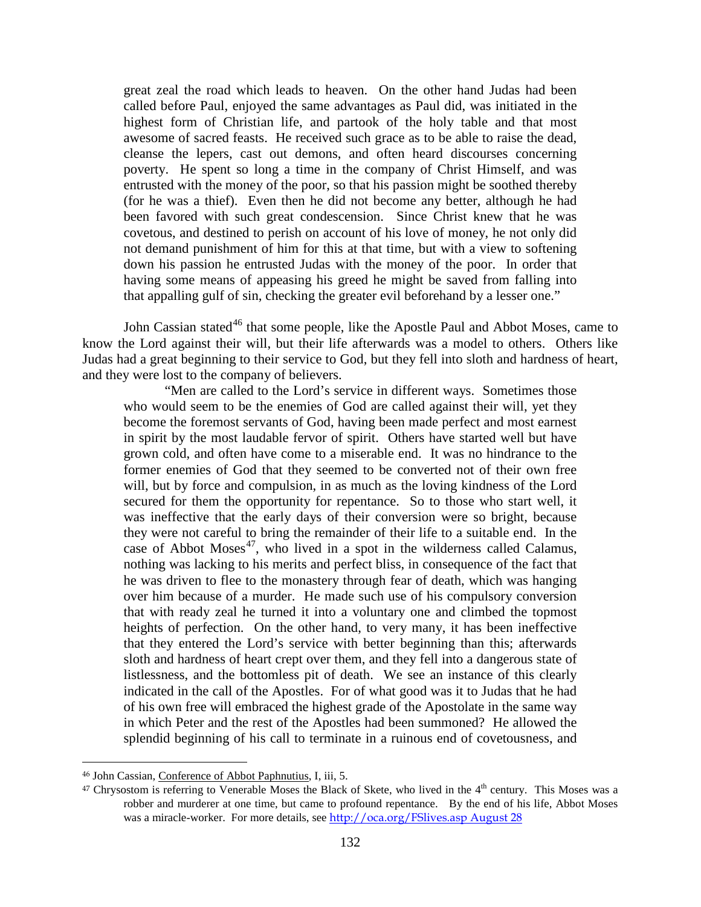great zeal the road which leads to heaven. On the other hand Judas had been called before Paul, enjoyed the same advantages as Paul did, was initiated in the highest form of Christian life, and partook of the holy table and that most awesome of sacred feasts. He received such grace as to be able to raise the dead, cleanse the lepers, cast out demons, and often heard discourses concerning poverty. He spent so long a time in the company of Christ Himself, and was entrusted with the money of the poor, so that his passion might be soothed thereby (for he was a thief). Even then he did not become any better, although he had been favored with such great condescension. Since Christ knew that he was covetous, and destined to perish on account of his love of money, he not only did not demand punishment of him for this at that time, but with a view to softening down his passion he entrusted Judas with the money of the poor. In order that having some means of appeasing his greed he might be saved from falling into that appalling gulf of sin, checking the greater evil beforehand by a lesser one."

John Cassian stated[46] that some people, like the Apostle Paul and Abbot Moses, came to know the Lord against their will, but their life afterwards was a model to others. Others like Judas had a great beginning to their service to God, but they fell into sloth and hardness of heart, and they were lost to the company of believers.

"Men are called to the Lord's service in different ways. Sometimes those who would seem to be the enemies of God are called against their will, yet they become the foremost servants of God, having been made perfect and most earnest in spirit by the most laudable fervor of spirit. Others have started well but have grown cold, and often have come to a miserable end. It was no hindrance to the former enemies of God that they seemed to be converted not of their own free will, but by force and compulsion, in as much as the loving kindness of the Lord secured for them the opportunity for repentance. So to those who start well, it was ineffective that the early days of their conversion were so bright, because they were not careful to bring the remainder of their life to a suitable end. In the case of Abbot Moses[47], who lived in a spot in the wilderness called Calamus, nothing was lacking to his merits and perfect bliss, in consequence of the fact that he was driven to flee to the monastery through fear of death, which was hanging over him because of a murder. He made such use of his compulsory conversion that with ready zeal he turned it into a voluntary one and climbed the topmost heights of perfection. On the other hand, to very many, it has been ineffective that they entered the Lord's service with better beginning than this; afterwards sloth and hardness of heart crept over them, and they fell into a dangerous state of listlessness, and the bottomless pit of death. We see an instance of this clearly indicated in the call of the Apostles. For of what good was it to Judas that he had of his own free will embraced the highest grade of the Apostolate in the same way in which Peter and the rest of the Apostles had been summoned? He allowed the splendid beginning of his call to terminate in a ruinous end of covetousness, and

---

[46] John Cassian, Conference of Abbot Paphnutius, I, iii, 5.

[47] Chrysostom is referring to Venerable Moses the Black of Skete, who lived in the 4th century. This Moses was a robber and murderer at one time, but came to profound repentance. By the end of his life, Abbot Moses was a miracle-worker. For more details, see http://oca.org/FSlives.asp August 28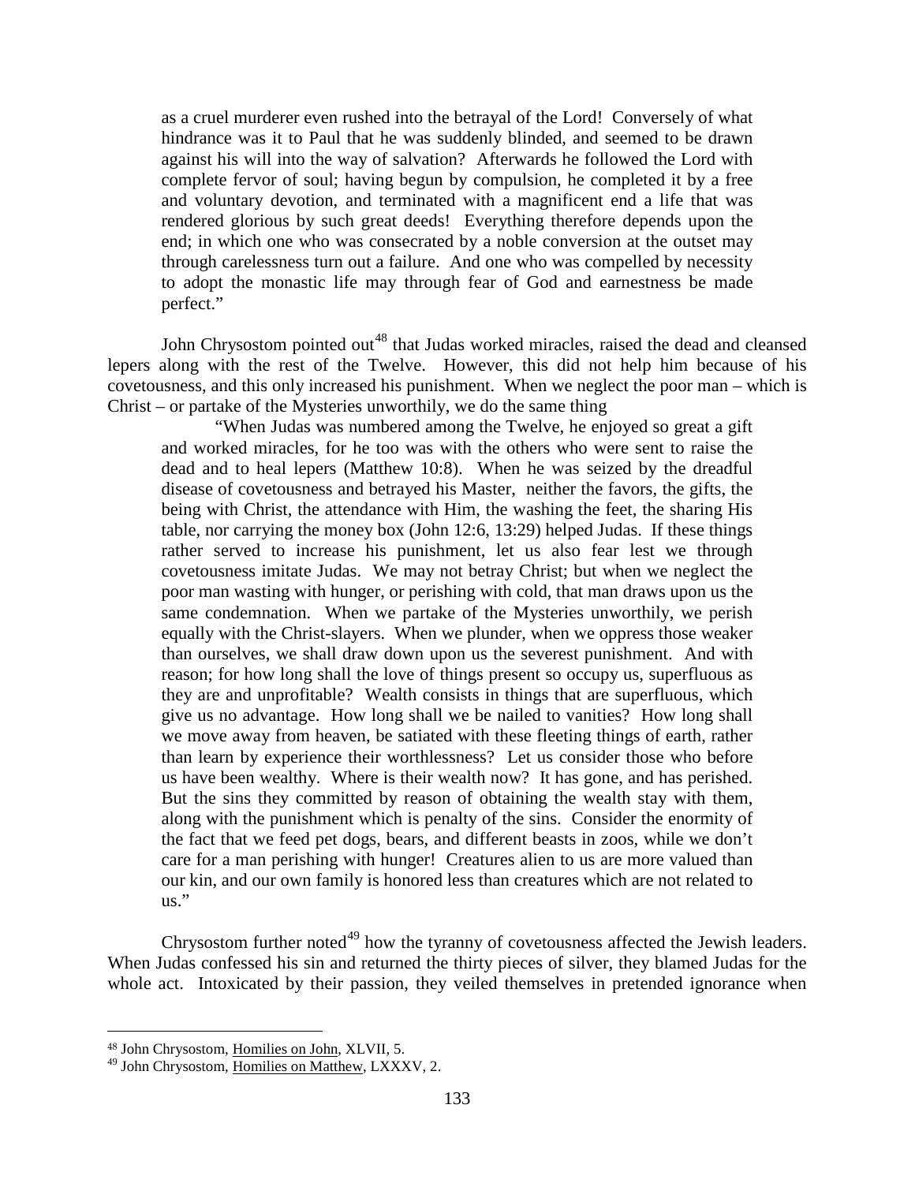> as a cruel murderer even rushed into the betrayal of the Lord! Conversely of what hindrance was it to Paul that he was suddenly blinded, and seemed to be drawn against his will into the way of salvation? Afterwards he followed the Lord with complete fervor of soul; having begun by compulsion, he completed it by a free and voluntary devotion, and terminated with a magnificent end a life that was rendered glorious by such great deeds! Everything therefore depends upon the end; in which one who was consecrated by a noble conversion at the outset may through carelessness turn out a failure. And one who was compelled by necessity to adopt the monastic life may through fear of God and earnestness be made perfect."

John Chrysostom pointed out[48] that Judas worked miracles, raised the dead and cleansed lepers along with the rest of the Twelve. However, this did not help him because of his covetousness, and this only increased his punishment. When we neglect the poor man – which is Christ – or partake of the Mysteries unworthily, we do the same thing

> "When Judas was numbered among the Twelve, he enjoyed so great a gift and worked miracles, for he too was with the others who were sent to raise the dead and to heal lepers (Matthew 10:8). When he was seized by the dreadful disease of covetousness and betrayed his Master, neither the favors, the gifts, the being with Christ, the attendance with Him, the washing the feet, the sharing His table, nor carrying the money box (John 12:6, 13:29) helped Judas. If these things rather served to increase his punishment, let us also fear lest we through covetousness imitate Judas. We may not betray Christ; but when we neglect the poor man wasting with hunger, or perishing with cold, that man draws upon us the same condemnation. When we partake of the Mysteries unworthily, we perish equally with the Christ-slayers. When we plunder, when we oppress those weaker than ourselves, we shall draw down upon us the severest punishment. And with reason; for how long shall the love of things present so occupy us, superfluous as they are and unprofitable? Wealth consists in things that are superfluous, which give us no advantage. How long shall we be nailed to vanities? How long shall we move away from heaven, be satiated with these fleeting things of earth, rather than learn by experience their worthlessness? Let us consider those who before us have been wealthy. Where is their wealth now? It has gone, and has perished. But the sins they committed by reason of obtaining the wealth stay with them, along with the punishment which is penalty of the sins. Consider the enormity of the fact that we feed pet dogs, bears, and different beasts in zoos, while we don't care for a man perishing with hunger! Creatures alien to us are more valued than our kin, and our own family is honored less than creatures which are not related to us."

Chrysostom further noted[49] how the tyranny of covetousness affected the Jewish leaders. When Judas confessed his sin and returned the thirty pieces of silver, they blamed Judas for the whole act. Intoxicated by their passion, they veiled themselves in pretended ignorance when

---

[48] John Chrysostom, Homilies on John, XLVII, 5.

[49] John Chrysostom, Homilies on Matthew, LXXXV, 2.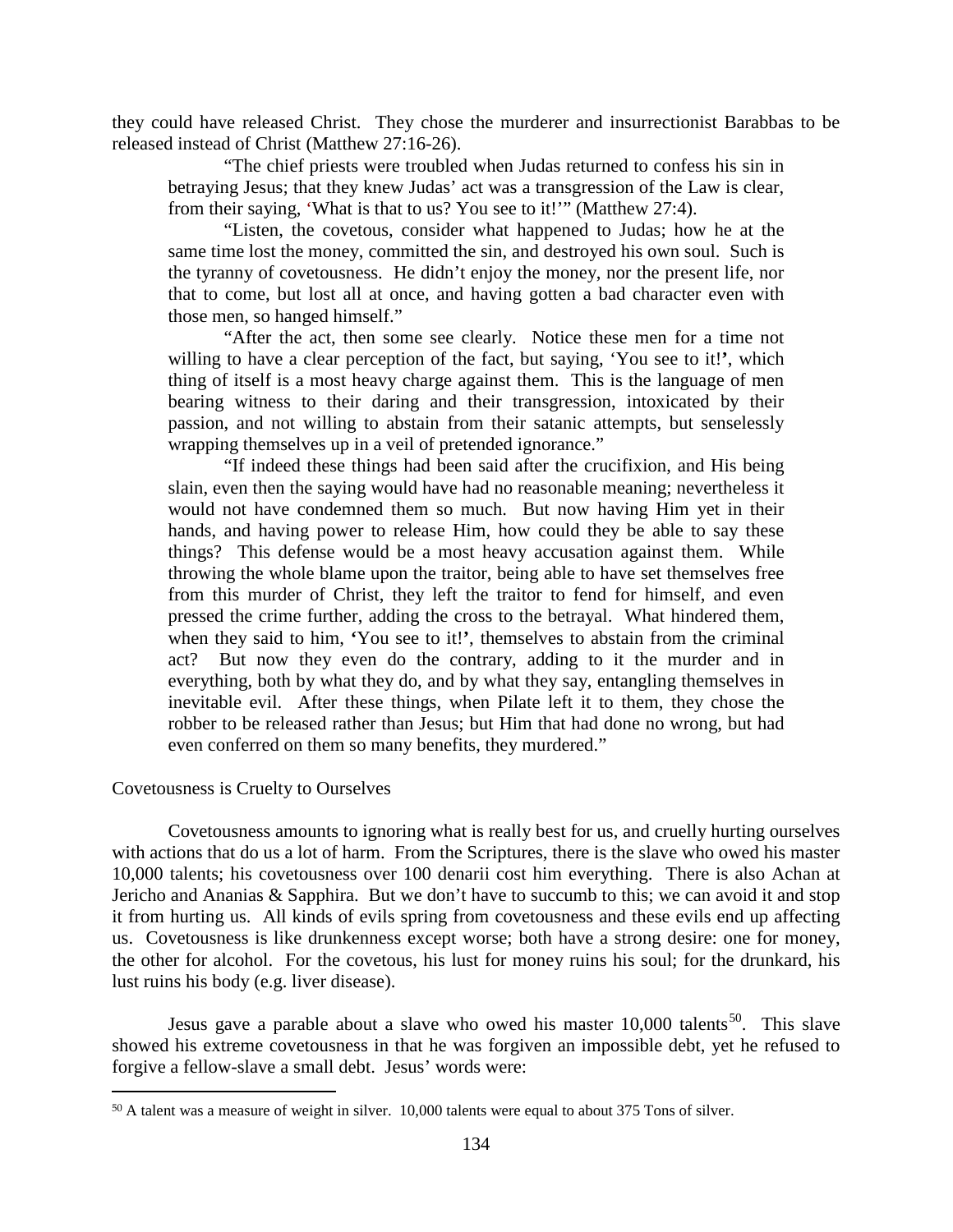they could have released Christ. They chose the murderer and insurrectionist Barabbas to be released instead of Christ (Matthew 27:16-26).

> "The chief priests were troubled when Judas returned to confess his sin in betraying Jesus; that they knew Judas' act was a transgression of the Law is clear, from their saying, 'What is that to us? You see to it!'" (Matthew 27:4).
>
> "Listen, the covetous, consider what happened to Judas; how he at the same time lost the money, committed the sin, and destroyed his own soul. Such is the tyranny of covetousness. He didn't enjoy the money, nor the present life, nor that to come, but lost all at once, and having gotten a bad character even with those men, so hanged himself."
>
> "After the act, then some see clearly. Notice these men for a time not willing to have a clear perception of the fact, but saying, 'You see to it!', which thing of itself is a most heavy charge against them. This is the language of men bearing witness to their daring and their transgression, intoxicated by their passion, and not willing to abstain from their satanic attempts, but senselessly wrapping themselves up in a veil of pretended ignorance."
>
> "If indeed these things had been said after the crucifixion, and His being slain, even then the saying would have had no reasonable meaning; nevertheless it would not have condemned them so much. But now having Him yet in their hands, and having power to release Him, how could they be able to say these things? This defense would be a most heavy accusation against them. While throwing the whole blame upon the traitor, being able to have set themselves free from this murder of Christ, they left the traitor to fend for himself, and even pressed the crime further, adding the cross to the betrayal. What hindered them, when they said to him, 'You see to it!', themselves to abstain from the criminal act? But now they even do the contrary, adding to it the murder and in everything, both by what they do, and by what they say, entangling themselves in inevitable evil. After these things, when Pilate left it to them, they chose the robber to be released rather than Jesus; but Him that had done no wrong, but had even conferred on them so many benefits, they murdered."

### Covetousness is Cruelty to Ourselves

Covetousness amounts to ignoring what is really best for us, and cruelly hurting ourselves with actions that do us a lot of harm. From the Scriptures, there is the slave who owed his master 10,000 talents; his covetousness over 100 denarii cost him everything. There is also Achan at Jericho and Ananias & Sapphira. But we don't have to succumb to this; we can avoid it and stop it from hurting us. All kinds of evils spring from covetousness and these evils end up affecting us. Covetousness is like drunkenness except worse; both have a strong desire: one for money, the other for alcohol. For the covetous, his lust for money ruins his soul; for the drunkard, his lust ruins his body (e.g. liver disease).

Jesus gave a parable about a slave who owed his master 10,000 talents[50]. This slave showed his extreme covetousness in that he was forgiven an impossible debt, yet he refused to forgive a fellow-slave a small debt. Jesus' words were:

[50] A talent was a measure of weight in silver. 10,000 talents were equal to about 375 Tons of silver.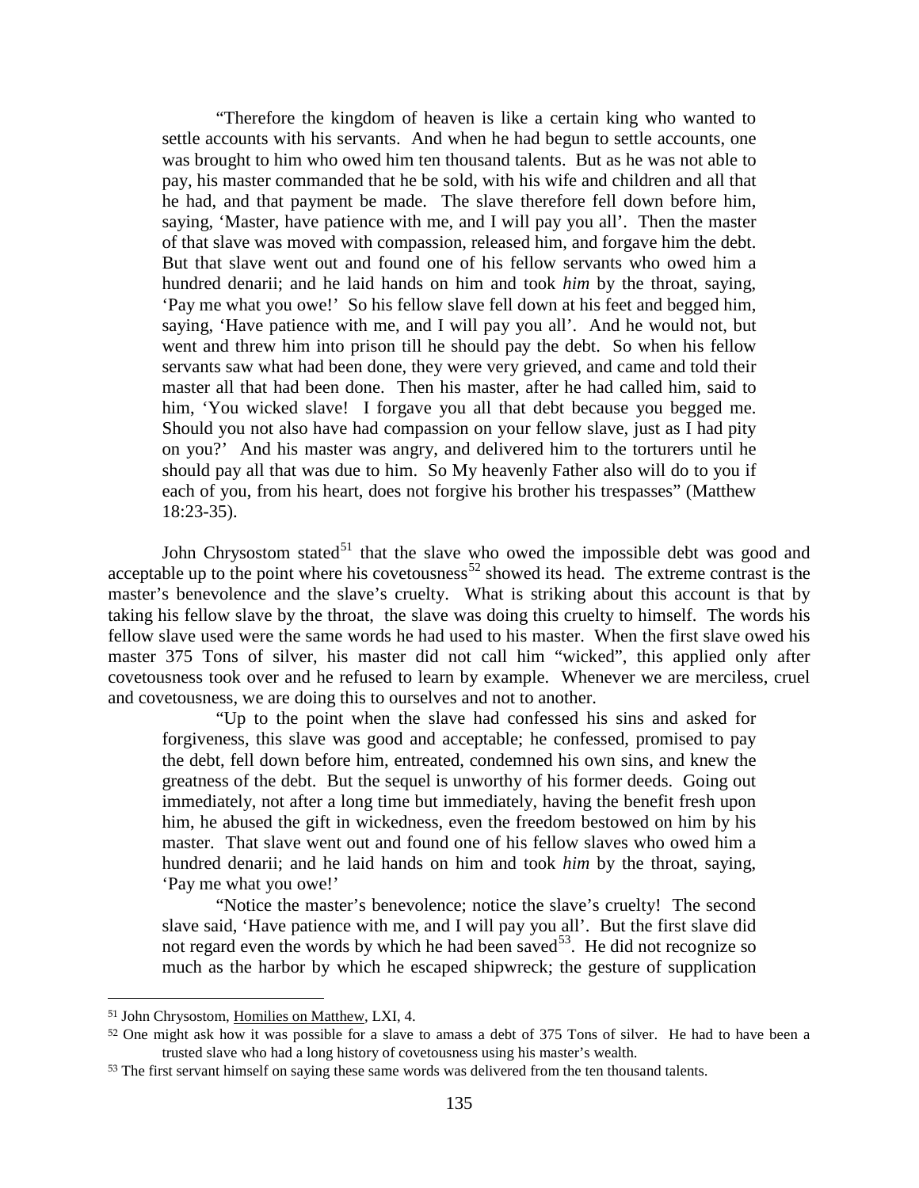> "Therefore the kingdom of heaven is like a certain king who wanted to settle accounts with his servants. And when he had begun to settle accounts, one was brought to him who owed him ten thousand talents. But as he was not able to pay, his master commanded that he be sold, with his wife and children and all that he had, and that payment be made. The slave therefore fell down before him, saying, 'Master, have patience with me, and I will pay you all'. Then the master of that slave was moved with compassion, released him, and forgave him the debt. But that slave went out and found one of his fellow servants who owed him a hundred denarii; and he laid hands on him and took *him* by the throat, saying, 'Pay me what you owe!' So his fellow slave fell down at his feet and begged him, saying, 'Have patience with me, and I will pay you all'. And he would not, but went and threw him into prison till he should pay the debt. So when his fellow servants saw what had been done, they were very grieved, and came and told their master all that had been done. Then his master, after he had called him, said to him, 'You wicked slave! I forgave you all that debt because you begged me. Should you not also have had compassion on your fellow slave, just as I had pity on you?' And his master was angry, and delivered him to the torturers until he should pay all that was due to him. So My heavenly Father also will do to you if each of you, from his heart, does not forgive his brother his trespasses" (Matthew 18:23-35).

John Chrysostom stated[51] that the slave who owed the impossible debt was good and acceptable up to the point where his covetousness[52] showed its head. The extreme contrast is the master's benevolence and the slave's cruelty. What is striking about this account is that by taking his fellow slave by the throat, the slave was doing this cruelty to himself. The words his fellow slave used were the same words he had used to his master. When the first slave owed his master 375 Tons of silver, his master did not call him "wicked", this applied only after covetousness took over and he refused to learn by example. Whenever we are merciless, cruel and covetousness, we are doing this to ourselves and not to another.

> "Up to the point when the slave had confessed his sins and asked for forgiveness, this slave was good and acceptable; he confessed, promised to pay the debt, fell down before him, entreated, condemned his own sins, and knew the greatness of the debt. But the sequel is unworthy of his former deeds. Going out immediately, not after a long time but immediately, having the benefit fresh upon him, he abused the gift in wickedness, even the freedom bestowed on him by his master. That slave went out and found one of his fellow slaves who owed him a hundred denarii; and he laid hands on him and took *him* by the throat, saying, 'Pay me what you owe!'
>
> "Notice the master's benevolence; notice the slave's cruelty! The second slave said, 'Have patience with me, and I will pay you all'. But the first slave did not regard even the words by which he had been saved[53]. He did not recognize so much as the harbor by which he escaped shipwreck; the gesture of supplication

---

[51] John Chrysostom, Homilies on Matthew, LXI, 4.

[52] One might ask how it was possible for a slave to amass a debt of 375 Tons of silver. He had to have been a trusted slave who had a long history of covetousness using his master's wealth.

[53] The first servant himself on saying these same words was delivered from the ten thousand talents.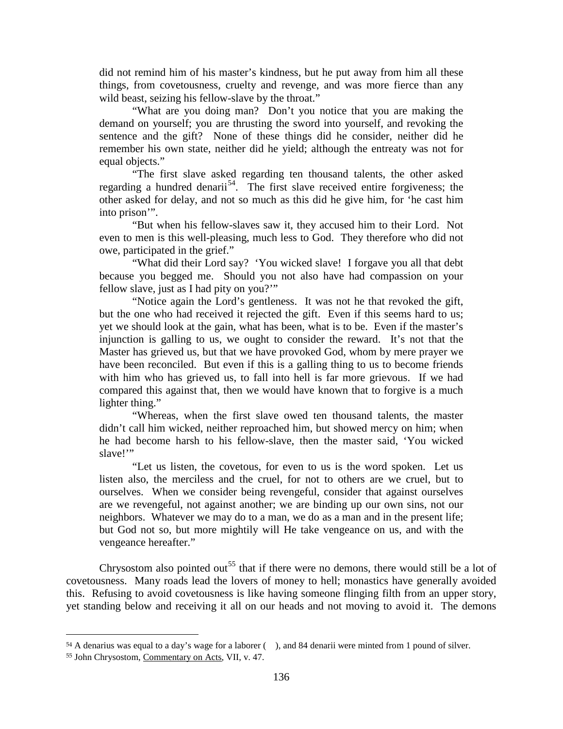did not remind him of his master's kindness, but he put away from him all these things, from covetousness, cruelty and revenge, and was more fierce than any wild beast, seizing his fellow-slave by the throat."

> "What are you doing man? Don't you notice that you are making the demand on yourself; you are thrusting the sword into yourself, and revoking the sentence and the gift? None of these things did he consider, neither did he remember his own state, neither did he yield; although the entreaty was not for equal objects."
>
> "The first slave asked regarding ten thousand talents, the other asked regarding a hundred denarii[54]. The first slave received entire forgiveness; the other asked for delay, and not so much as this did he give him, for 'he cast him into prison'".
>
> "But when his fellow-slaves saw it, they accused him to their Lord. Not even to men is this well-pleasing, much less to God. They therefore who did not owe, participated in the grief."
>
> "What did their Lord say? 'You wicked slave! I forgave you all that debt because you begged me. Should you not also have had compassion on your fellow slave, just as I had pity on you?'"
>
> "Notice again the Lord's gentleness. It was not he that revoked the gift, but the one who had received it rejected the gift. Even if this seems hard to us; yet we should look at the gain, what has been, what is to be. Even if the master's injunction is galling to us, we ought to consider the reward. It's not that the Master has grieved us, but that we have provoked God, whom by mere prayer we have been reconciled. But even if this is a galling thing to us to become friends with him who has grieved us, to fall into hell is far more grievous. If we had compared this against that, then we would have known that to forgive is a much lighter thing."
>
> "Whereas, when the first slave owed ten thousand talents, the master didn't call him wicked, neither reproached him, but showed mercy on him; when he had become harsh to his fellow-slave, then the master said, 'You wicked slave!'"
>
> "Let us listen, the covetous, for even to us is the word spoken. Let us listen also, the merciless and the cruel, for not to others are we cruel, but to ourselves. When we consider being revengeful, consider that against ourselves are we revengeful, not against another; we are binding up our own sins, not our neighbors. Whatever we may do to a man, we do as a man and in the present life; but God not so, but more mightily will He take vengeance on us, and with the vengeance hereafter."

Chrysostom also pointed out[55] that if there were no demons, there would still be a lot of covetousness. Many roads lead the lovers of money to hell; monastics have generally avoided this. Refusing to avoid covetousness is like having someone flinging filth from an upper story, yet standing below and receiving it all on our heads and not moving to avoid it. The demons

---

[54] A denarius was equal to a day's wage for a laborer ( ), and 84 denarii were minted from 1 pound of silver.

[55] John Chrysostom, Commentary on Acts, VII, v. 47.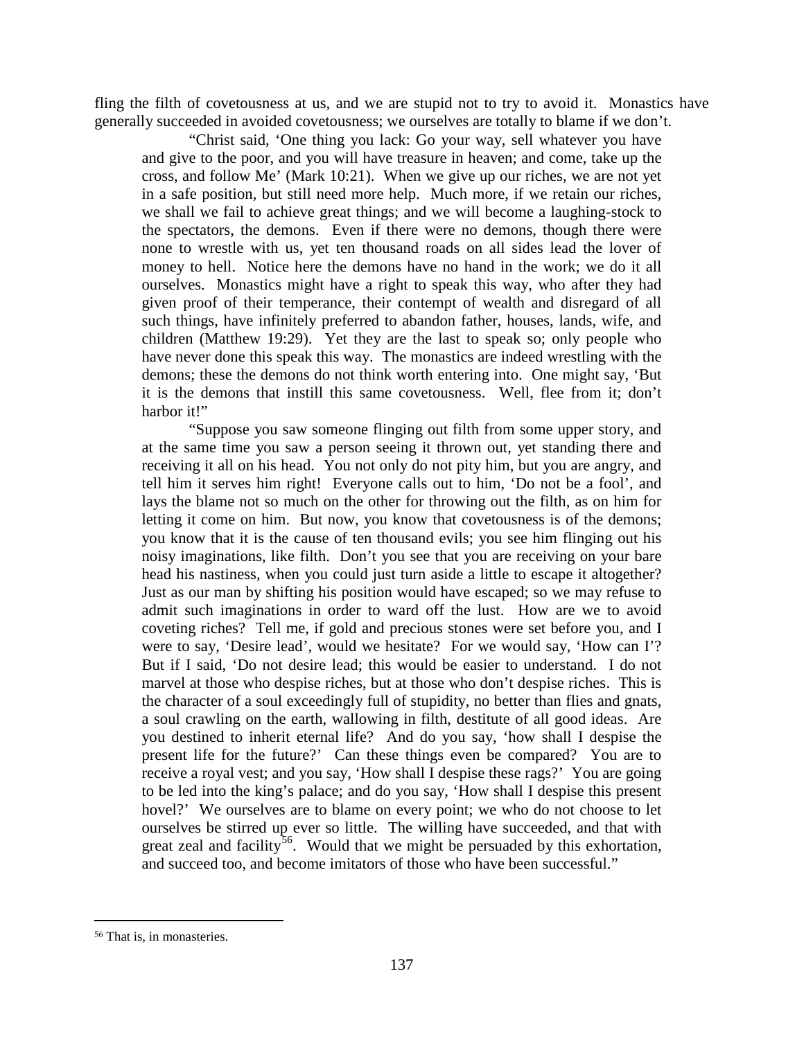fling the filth of covetousness at us, and we are stupid not to try to avoid it. Monastics have generally succeeded in avoided covetousness; we ourselves are totally to blame if we don't.

> "Christ said, 'One thing you lack: Go your way, sell whatever you have and give to the poor, and you will have treasure in heaven; and come, take up the cross, and follow Me' (Mark 10:21). When we give up our riches, we are not yet in a safe position, but still need more help. Much more, if we retain our riches, we shall we fail to achieve great things; and we will become a laughing-stock to the spectators, the demons. Even if there were no demons, though there were none to wrestle with us, yet ten thousand roads on all sides lead the lover of money to hell. Notice here the demons have no hand in the work; we do it all ourselves. Monastics might have a right to speak this way, who after they had given proof of their temperance, their contempt of wealth and disregard of all such things, have infinitely preferred to abandon father, houses, lands, wife, and children (Matthew 19:29). Yet they are the last to speak so; only people who have never done this speak this way. The monastics are indeed wrestling with the demons; these the demons do not think worth entering into. One might say, 'But it is the demons that instill this same covetousness. Well, flee from it; don't harbor it!"
>
> "Suppose you saw someone flinging out filth from some upper story, and at the same time you saw a person seeing it thrown out, yet standing there and receiving it all on his head. You not only do not pity him, but you are angry, and tell him it serves him right! Everyone calls out to him, 'Do not be a fool', and lays the blame not so much on the other for throwing out the filth, as on him for letting it come on him. But now, you know that covetousness is of the demons; you know that it is the cause of ten thousand evils; you see him flinging out his noisy imaginations, like filth. Don't you see that you are receiving on your bare head his nastiness, when you could just turn aside a little to escape it altogether? Just as our man by shifting his position would have escaped; so we may refuse to admit such imaginations in order to ward off the lust. How are we to avoid coveting riches? Tell me, if gold and precious stones were set before you, and I were to say, 'Desire lead', would we hesitate? For we would say, 'How can I'? But if I said, 'Do not desire lead; this would be easier to understand. I do not marvel at those who despise riches, but at those who don't despise riches. This is the character of a soul exceedingly full of stupidity, no better than flies and gnats, a soul crawling on the earth, wallowing in filth, destitute of all good ideas. Are you destined to inherit eternal life? And do you say, 'how shall I despise the present life for the future?' Can these things even be compared? You are to receive a royal vest; and you say, 'How shall I despise these rags?' You are going to be led into the king's palace; and do you say, 'How shall I despise this present hovel?' We ourselves are to blame on every point; we who do not choose to let ourselves be stirred up ever so little. The willing have succeeded, and that with great zeal and facility[56]. Would that we might be persuaded by this exhortation, and succeed too, and become imitators of those who have been successful."

[56] That is, in monasteries.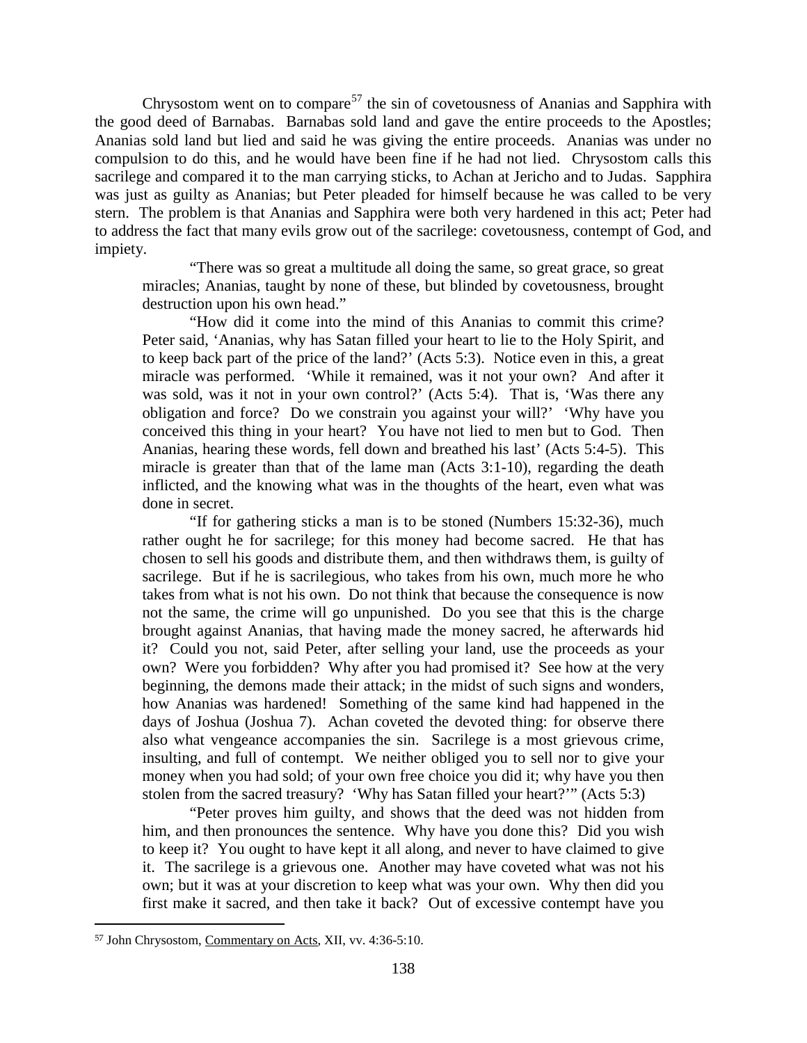Chrysostom went on to compare[57] the sin of covetousness of Ananias and Sapphira with the good deed of Barnabas. Barnabas sold land and gave the entire proceeds to the Apostles; Ananias sold land but lied and said he was giving the entire proceeds. Ananias was under no compulsion to do this, and he would have been fine if he had not lied. Chrysostom calls this sacrilege and compared it to the man carrying sticks, to Achan at Jericho and to Judas. Sapphira was just as guilty as Ananias; but Peter pleaded for himself because he was called to be very stern. The problem is that Ananias and Sapphira were both very hardened in this act; Peter had to address the fact that many evils grow out of the sacrilege: covetousness, contempt of God, and impiety.

> "There was so great a multitude all doing the same, so great grace, so great miracles; Ananias, taught by none of these, but blinded by covetousness, brought destruction upon his own head."
>
> "How did it come into the mind of this Ananias to commit this crime? Peter said, 'Ananias, why has Satan filled your heart to lie to the Holy Spirit, and to keep back part of the price of the land?' (Acts 5:3). Notice even in this, a great miracle was performed. 'While it remained, was it not your own? And after it was sold, was it not in your own control?' (Acts 5:4). That is, 'Was there any obligation and force? Do we constrain you against your will?' 'Why have you conceived this thing in your heart? You have not lied to men but to God. Then Ananias, hearing these words, fell down and breathed his last' (Acts 5:4-5). This miracle is greater than that of the lame man (Acts 3:1-10), regarding the death inflicted, and the knowing what was in the thoughts of the heart, even what was done in secret.
>
> "If for gathering sticks a man is to be stoned (Numbers 15:32-36), much rather ought he for sacrilege; for this money had become sacred. He that has chosen to sell his goods and distribute them, and then withdraws them, is guilty of sacrilege. But if he is sacrilegious, who takes from his own, much more he who takes from what is not his own. Do not think that because the consequence is now not the same, the crime will go unpunished. Do you see that this is the charge brought against Ananias, that having made the money sacred, he afterwards hid it? Could you not, said Peter, after selling your land, use the proceeds as your own? Were you forbidden? Why after you had promised it? See how at the very beginning, the demons made their attack; in the midst of such signs and wonders, how Ananias was hardened! Something of the same kind had happened in the days of Joshua (Joshua 7). Achan coveted the devoted thing: for observe there also what vengeance accompanies the sin. Sacrilege is a most grievous crime, insulting, and full of contempt. We neither obliged you to sell nor to give your money when you had sold; of your own free choice you did it; why have you then stolen from the sacred treasury? 'Why has Satan filled your heart?'" (Acts 5:3)
>
> "Peter proves him guilty, and shows that the deed was not hidden from him, and then pronounces the sentence. Why have you done this? Did you wish to keep it? You ought to have kept it all along, and never to have claimed to give it. The sacrilege is a grievous one. Another may have coveted what was not his own; but it was at your discretion to keep what was your own. Why then did you first make it sacred, and then take it back? Out of excessive contempt have you

[57] John Chrysostom, Commentary on Acts, XII, vv. 4:36-5:10.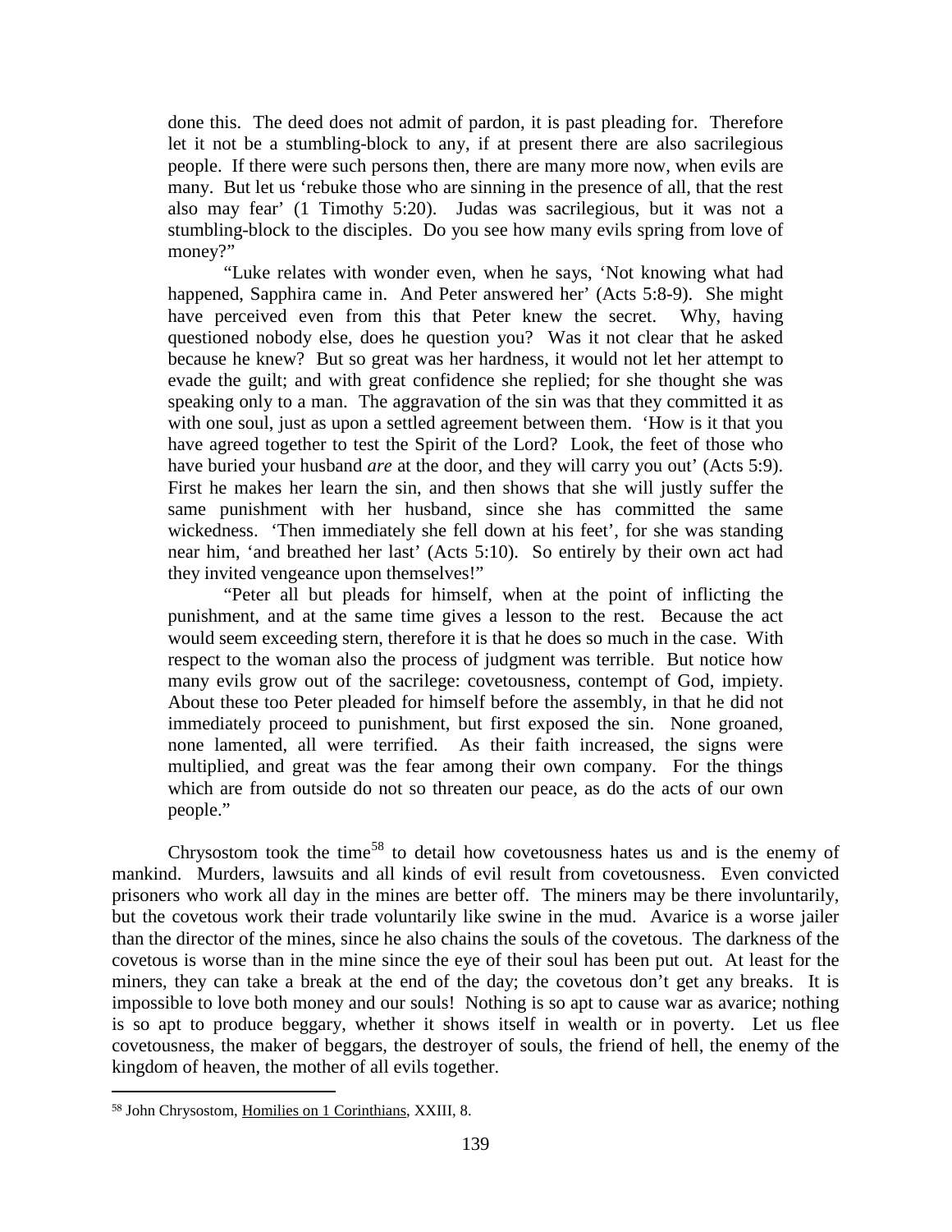done this. The deed does not admit of pardon, it is past pleading for. Therefore let it not be a stumbling-block to any, if at present there are also sacrilegious people. If there were such persons then, there are many more now, when evils are many. But let us 'rebuke those who are sinning in the presence of all, that the rest also may fear' (1 Timothy 5:20). Judas was sacrilegious, but it was not a stumbling-block to the disciples. Do you see how many evils spring from love of money?"

"Luke relates with wonder even, when he says, 'Not knowing what had happened, Sapphira came in. And Peter answered her' (Acts 5:8-9). She might have perceived even from this that Peter knew the secret. Why, having questioned nobody else, does he question you? Was it not clear that he asked because he knew? But so great was her hardness, it would not let her attempt to evade the guilt; and with great confidence she replied; for she thought she was speaking only to a man. The aggravation of the sin was that they committed it as with one soul, just as upon a settled agreement between them. 'How is it that you have agreed together to test the Spirit of the Lord? Look, the feet of those who have buried your husband *are* at the door, and they will carry you out' (Acts 5:9). First he makes her learn the sin, and then shows that she will justly suffer the same punishment with her husband, since she has committed the same wickedness. 'Then immediately she fell down at his feet', for she was standing near him, 'and breathed her last' (Acts 5:10). So entirely by their own act had they invited vengeance upon themselves!"

"Peter all but pleads for himself, when at the point of inflicting the punishment, and at the same time gives a lesson to the rest. Because the act would seem exceeding stern, therefore it is that he does so much in the case. With respect to the woman also the process of judgment was terrible. But notice how many evils grow out of the sacrilege: covetousness, contempt of God, impiety. About these too Peter pleaded for himself before the assembly, in that he did not immediately proceed to punishment, but first exposed the sin. None groaned, none lamented, all were terrified. As their faith increased, the signs were multiplied, and great was the fear among their own company. For the things which are from outside do not so threaten our peace, as do the acts of our own people."

Chrysostom took the time[58] to detail how covetousness hates us and is the enemy of mankind. Murders, lawsuits and all kinds of evil result from covetousness. Even convicted prisoners who work all day in the mines are better off. The miners may be there involuntarily, but the covetous work their trade voluntarily like swine in the mud. Avarice is a worse jailer than the director of the mines, since he also chains the souls of the covetous. The darkness of the covetous is worse than in the mine since the eye of their soul has been put out. At least for the miners, they can take a break at the end of the day; the covetous don't get any breaks. It is impossible to love both money and our souls! Nothing is so apt to cause war as avarice; nothing is so apt to produce beggary, whether it shows itself in wealth or in poverty. Let us flee covetousness, the maker of beggars, the destroyer of souls, the friend of hell, the enemy of the kingdom of heaven, the mother of all evils together.

---

[58] John Chrysostom, Homilies on 1 Corinthians, XXIII, 8.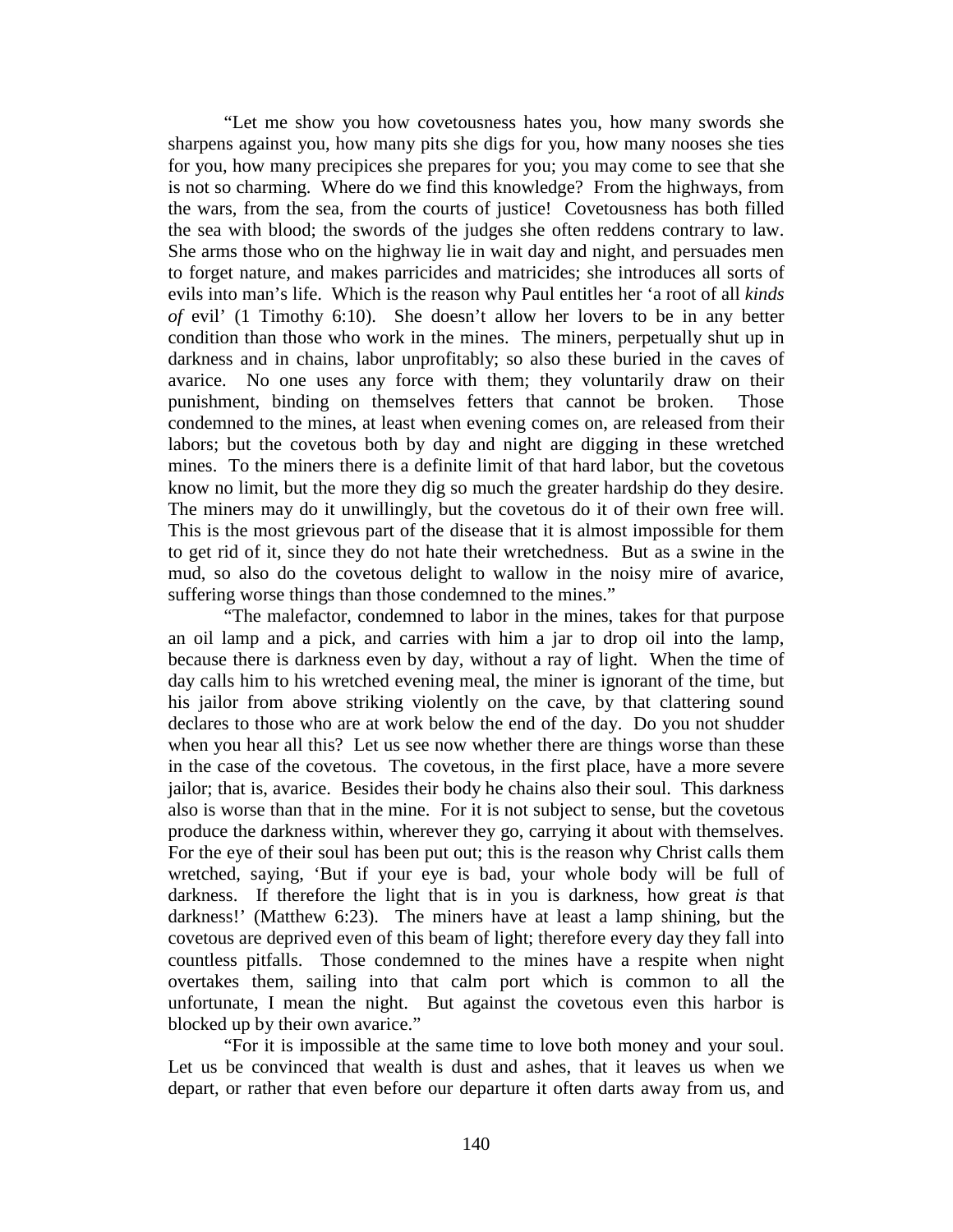"Let me show you how covetousness hates you, how many swords she sharpens against you, how many pits she digs for you, how many nooses she ties for you, how many precipices she prepares for you; you may come to see that she is not so charming. Where do we find this knowledge? From the highways, from the wars, from the sea, from the courts of justice! Covetousness has both filled the sea with blood; the swords of the judges she often reddens contrary to law. She arms those who on the highway lie in wait day and night, and persuades men to forget nature, and makes parricides and matricides; she introduces all sorts of evils into man's life. Which is the reason why Paul entitles her 'a root of all *kinds of* evil' (1 Timothy 6:10). She doesn't allow her lovers to be in any better condition than those who work in the mines. The miners, perpetually shut up in darkness and in chains, labor unprofitably; so also these buried in the caves of avarice. No one uses any force with them; they voluntarily draw on their punishment, binding on themselves fetters that cannot be broken. Those condemned to the mines, at least when evening comes on, are released from their labors; but the covetous both by day and night are digging in these wretched mines. To the miners there is a definite limit of that hard labor, but the covetous know no limit, but the more they dig so much the greater hardship do they desire. The miners may do it unwillingly, but the covetous do it of their own free will. This is the most grievous part of the disease that it is almost impossible for them to get rid of it, since they do not hate their wretchedness. But as a swine in the mud, so also do the covetous delight to wallow in the noisy mire of avarice, suffering worse things than those condemned to the mines."

"The malefactor, condemned to labor in the mines, takes for that purpose an oil lamp and a pick, and carries with him a jar to drop oil into the lamp, because there is darkness even by day, without a ray of light. When the time of day calls him to his wretched evening meal, the miner is ignorant of the time, but his jailor from above striking violently on the cave, by that clattering sound declares to those who are at work below the end of the day. Do you not shudder when you hear all this? Let us see now whether there are things worse than these in the case of the covetous. The covetous, in the first place, have a more severe jailor; that is, avarice. Besides their body he chains also their soul. This darkness also is worse than that in the mine. For it is not subject to sense, but the covetous produce the darkness within, wherever they go, carrying it about with themselves. For the eye of their soul has been put out; this is the reason why Christ calls them wretched, saying, 'But if your eye is bad, your whole body will be full of darkness. If therefore the light that is in you is darkness, how great *is* that darkness!' (Matthew 6:23). The miners have at least a lamp shining, but the covetous are deprived even of this beam of light; therefore every day they fall into countless pitfalls. Those condemned to the mines have a respite when night overtakes them, sailing into that calm port which is common to all the unfortunate, I mean the night. But against the covetous even this harbor is blocked up by their own avarice."

"For it is impossible at the same time to love both money and your soul. Let us be convinced that wealth is dust and ashes, that it leaves us when we depart, or rather that even before our departure it often darts away from us, and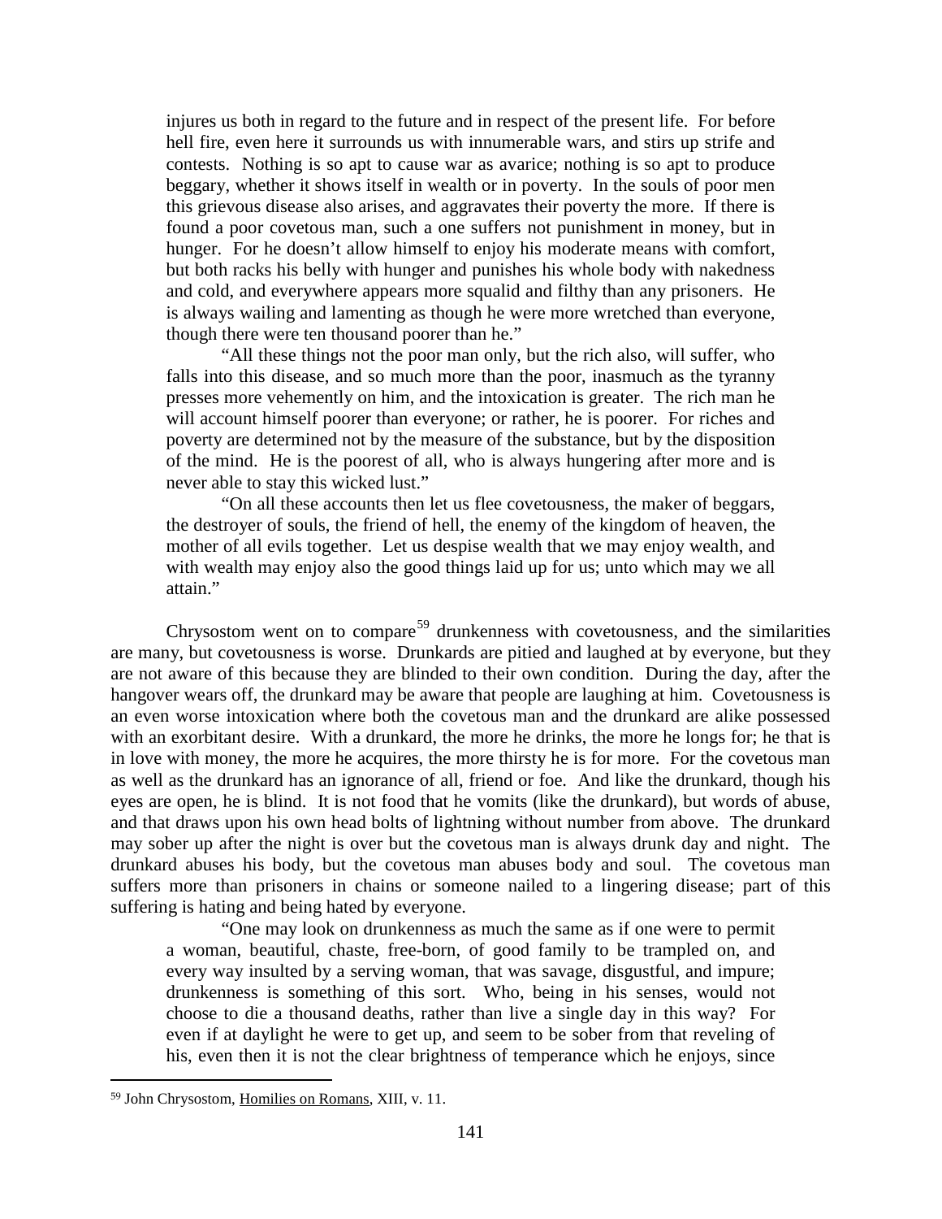> injures us both in regard to the future and in respect of the present life. For before hell fire, even here it surrounds us with innumerable wars, and stirs up strife and contests. Nothing is so apt to cause war as avarice; nothing is so apt to produce beggary, whether it shows itself in wealth or in poverty. In the souls of poor men this grievous disease also arises, and aggravates their poverty the more. If there is found a poor covetous man, such a one suffers not punishment in money, but in hunger. For he doesn't allow himself to enjoy his moderate means with comfort, but both racks his belly with hunger and punishes his whole body with nakedness and cold, and everywhere appears more squalid and filthy than any prisoners. He is always wailing and lamenting as though he were more wretched than everyone, though there were ten thousand poorer than he."
>
> "All these things not the poor man only, but the rich also, will suffer, who falls into this disease, and so much more than the poor, inasmuch as the tyranny presses more vehemently on him, and the intoxication is greater. The rich man he will account himself poorer than everyone; or rather, he is poorer. For riches and poverty are determined not by the measure of the substance, but by the disposition of the mind. He is the poorest of all, who is always hungering after more and is never able to stay this wicked lust."
>
> "On all these accounts then let us flee covetousness, the maker of beggars, the destroyer of souls, the friend of hell, the enemy of the kingdom of heaven, the mother of all evils together. Let us despise wealth that we may enjoy wealth, and with wealth may enjoy also the good things laid up for us; unto which may we all attain."

Chrysostom went on to compare[59] drunkenness with covetousness, and the similarities are many, but covetousness is worse. Drunkards are pitied and laughed at by everyone, but they are not aware of this because they are blinded to their own condition. During the day, after the hangover wears off, the drunkard may be aware that people are laughing at him. Covetousness is an even worse intoxication where both the covetous man and the drunkard are alike possessed with an exorbitant desire. With a drunkard, the more he drinks, the more he longs for; he that is in love with money, the more he acquires, the more thirsty he is for more. For the covetous man as well as the drunkard has an ignorance of all, friend or foe. And like the drunkard, though his eyes are open, he is blind. It is not food that he vomits (like the drunkard), but words of abuse, and that draws upon his own head bolts of lightning without number from above. The drunkard may sober up after the night is over but the covetous man is always drunk day and night. The drunkard abuses his body, but the covetous man abuses body and soul. The covetous man suffers more than prisoners in chains or someone nailed to a lingering disease; part of this suffering is hating and being hated by everyone.

> "One may look on drunkenness as much the same as if one were to permit a woman, beautiful, chaste, free-born, of good family to be trampled on, and every way insulted by a serving woman, that was savage, disgustful, and impure; drunkenness is something of this sort. Who, being in his senses, would not choose to die a thousand deaths, rather than live a single day in this way? For even if at daylight he were to get up, and seem to be sober from that reveling of his, even then it is not the clear brightness of temperance which he enjoys, since

[59] John Chrysostom, Homilies on Romans, XIII, v. 11.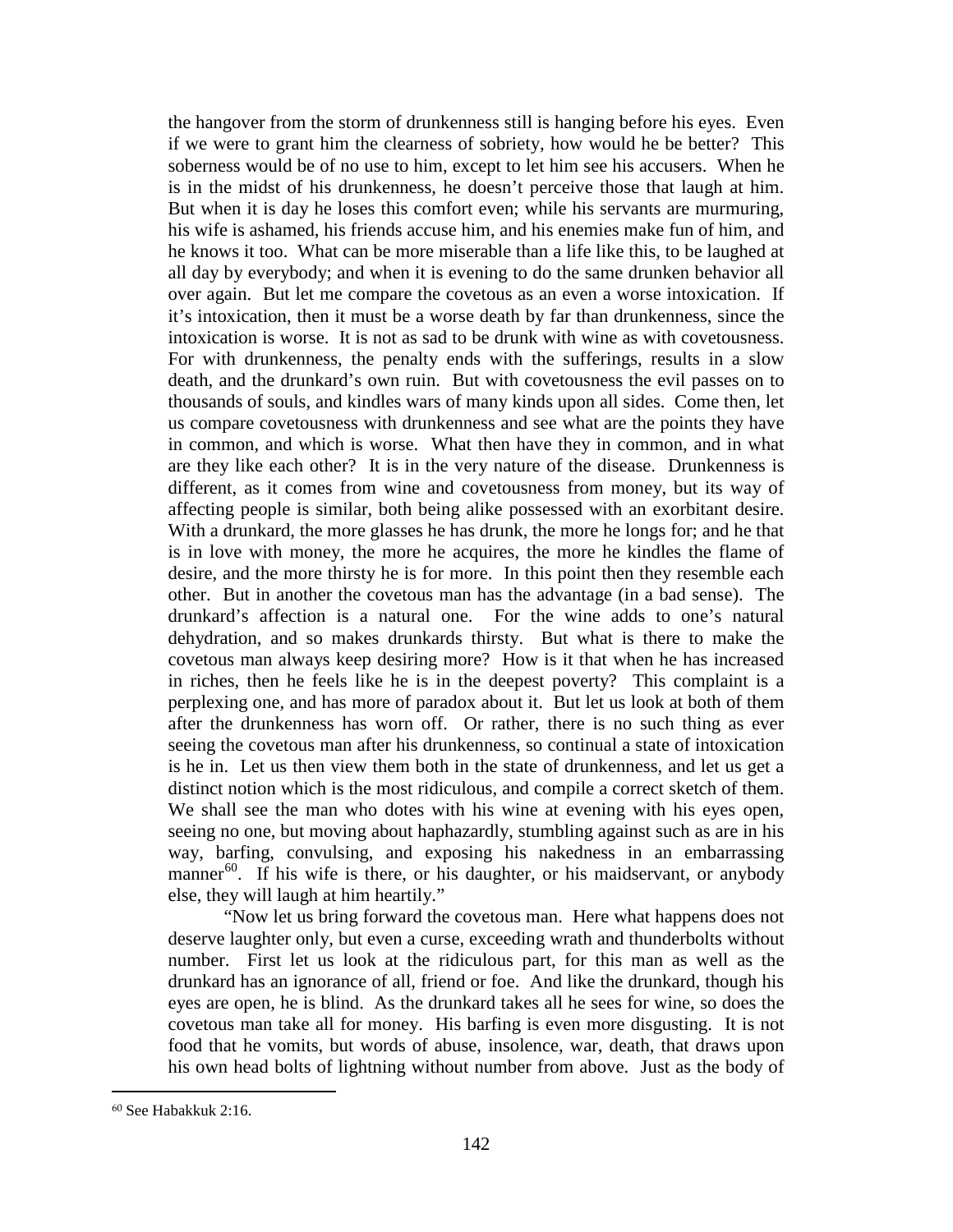the hangover from the storm of drunkenness still is hanging before his eyes. Even if we were to grant him the clearness of sobriety, how would he be better? This soberness would be of no use to him, except to let him see his accusers. When he is in the midst of his drunkenness, he doesn't perceive those that laugh at him. But when it is day he loses this comfort even; while his servants are murmuring, his wife is ashamed, his friends accuse him, and his enemies make fun of him, and he knows it too. What can be more miserable than a life like this, to be laughed at all day by everybody; and when it is evening to do the same drunken behavior all over again. But let me compare the covetous as an even a worse intoxication. If it's intoxication, then it must be a worse death by far than drunkenness, since the intoxication is worse. It is not as sad to be drunk with wine as with covetousness. For with drunkenness, the penalty ends with the sufferings, results in a slow death, and the drunkard's own ruin. But with covetousness the evil passes on to thousands of souls, and kindles wars of many kinds upon all sides. Come then, let us compare covetousness with drunkenness and see what are the points they have in common, and which is worse. What then have they in common, and in what are they like each other? It is in the very nature of the disease. Drunkenness is different, as it comes from wine and covetousness from money, but its way of affecting people is similar, both being alike possessed with an exorbitant desire. With a drunkard, the more glasses he has drunk, the more he longs for; and he that is in love with money, the more he acquires, the more he kindles the flame of desire, and the more thirsty he is for more. In this point then they resemble each other. But in another the covetous man has the advantage (in a bad sense). The drunkard's affection is a natural one. For the wine adds to one's natural dehydration, and so makes drunkards thirsty. But what is there to make the covetous man always keep desiring more? How is it that when he has increased in riches, then he feels like he is in the deepest poverty? This complaint is a perplexing one, and has more of paradox about it. But let us look at both of them after the drunkenness has worn off. Or rather, there is no such thing as ever seeing the covetous man after his drunkenness, so continual a state of intoxication is he in. Let us then view them both in the state of drunkenness, and let us get a distinct notion which is the most ridiculous, and compile a correct sketch of them. We shall see the man who dotes with his wine at evening with his eyes open, seeing no one, but moving about haphazardly, stumbling against such as are in his way, barfing, convulsing, and exposing his nakedness in an embarrassing manner[60]. If his wife is there, or his daughter, or his maidservant, or anybody else, they will laugh at him heartily."

"Now let us bring forward the covetous man. Here what happens does not deserve laughter only, but even a curse, exceeding wrath and thunderbolts without number. First let us look at the ridiculous part, for this man as well as the drunkard has an ignorance of all, friend or foe. And like the drunkard, though his eyes are open, he is blind. As the drunkard takes all he sees for wine, so does the covetous man take all for money. His barfing is even more disgusting. It is not food that he vomits, but words of abuse, insolence, war, death, that draws upon his own head bolts of lightning without number from above. Just as the body of

---

[60] See Habakkuk 2:16.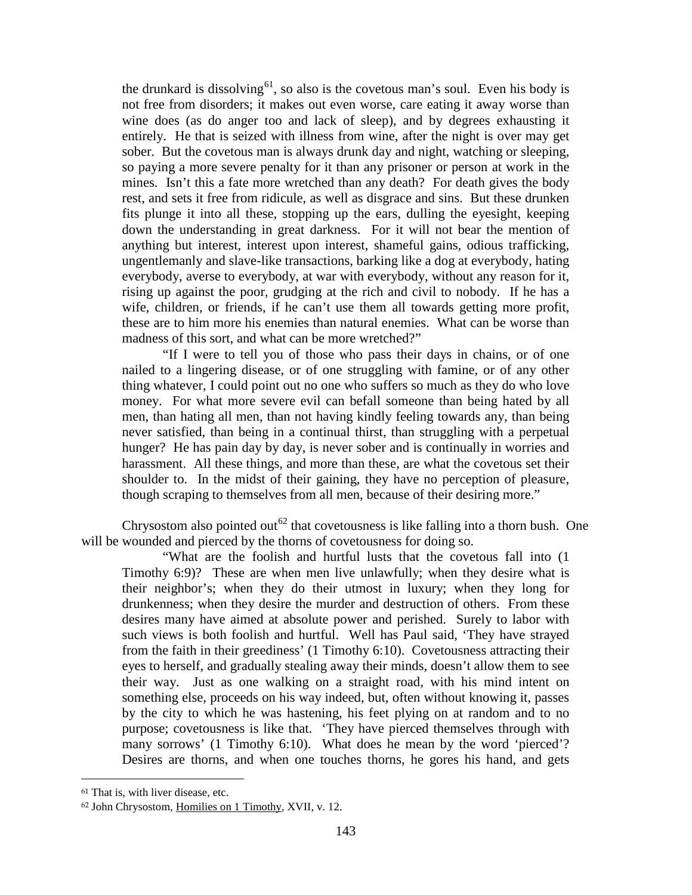the drunkard is dissolving[61], so also is the covetous man's soul. Even his body is not free from disorders; it makes out even worse, care eating it away worse than wine does (as do anger too and lack of sleep), and by degrees exhausting it entirely. He that is seized with illness from wine, after the night is over may get sober. But the covetous man is always drunk day and night, watching or sleeping, so paying a more severe penalty for it than any prisoner or person at work in the mines. Isn't this a fate more wretched than any death? For death gives the body rest, and sets it free from ridicule, as well as disgrace and sins. But these drunken fits plunge it into all these, stopping up the ears, dulling the eyesight, keeping down the understanding in great darkness. For it will not bear the mention of anything but interest, interest upon interest, shameful gains, odious trafficking, ungentlemanly and slave-like transactions, barking like a dog at everybody, hating everybody, averse to everybody, at war with everybody, without any reason for it, rising up against the poor, grudging at the rich and civil to nobody. If he has a wife, children, or friends, if he can't use them all towards getting more profit, these are to him more his enemies than natural enemies. What can be worse than madness of this sort, and what can be more wretched?"

> "If I were to tell you of those who pass their days in chains, or of one nailed to a lingering disease, or of one struggling with famine, or of any other thing whatever, I could point out no one who suffers so much as they do who love money. For what more severe evil can befall someone than being hated by all men, than hating all men, than not having kindly feeling towards any, than being never satisfied, than being in a continual thirst, than struggling with a perpetual hunger? He has pain day by day, is never sober and is continually in worries and harassment. All these things, and more than these, are what the covetous set their shoulder to. In the midst of their gaining, they have no perception of pleasure, though scraping to themselves from all men, because of their desiring more."

Chrysostom also pointed out[62] that covetousness is like falling into a thorn bush. One will be wounded and pierced by the thorns of covetousness for doing so.

> "What are the foolish and hurtful lusts that the covetous fall into (1 Timothy 6:9)? These are when men live unlawfully; when they desire what is their neighbor's; when they do their utmost in luxury; when they long for drunkenness; when they desire the murder and destruction of others. From these desires many have aimed at absolute power and perished. Surely to labor with such views is both foolish and hurtful. Well has Paul said, 'They have strayed from the faith in their greediness' (1 Timothy 6:10). Covetousness attracting their eyes to herself, and gradually stealing away their minds, doesn't allow them to see their way. Just as one walking on a straight road, with his mind intent on something else, proceeds on his way indeed, but, often without knowing it, passes by the city to which he was hastening, his feet plying on at random and to no purpose; covetousness is like that. 'They have pierced themselves through with many sorrows' (1 Timothy 6:10). What does he mean by the word 'pierced'? Desires are thorns, and when one touches thorns, he gores his hand, and gets

---

[61] That is, with liver disease, etc.

[62] John Chrysostom, Homilies on 1 Timothy, XVII, v. 12.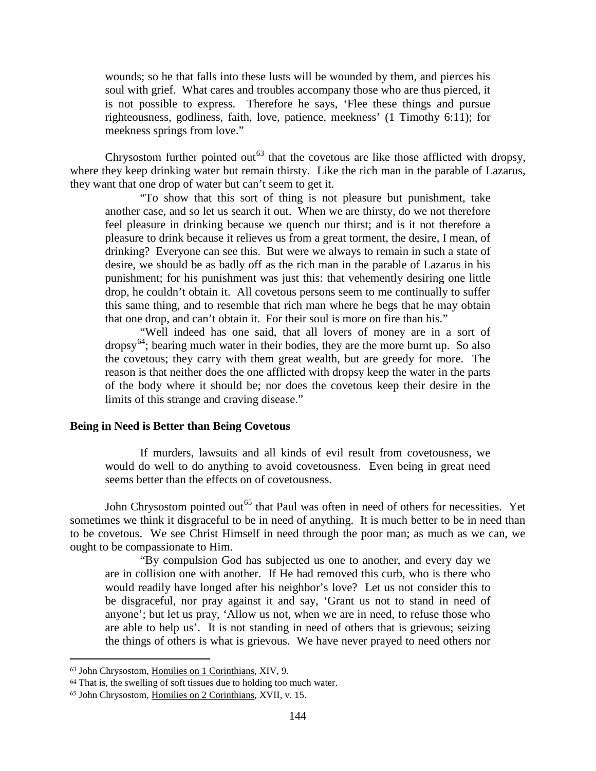wounds; so he that falls into these lusts will be wounded by them, and pierces his soul with grief. What cares and troubles accompany those who are thus pierced, it is not possible to express. Therefore he says, 'Flee these things and pursue righteousness, godliness, faith, love, patience, meekness' (1 Timothy 6:11); for meekness springs from love."

Chrysostom further pointed out[63] that the covetous are like those afflicted with dropsy, where they keep drinking water but remain thirsty. Like the rich man in the parable of Lazarus, they want that one drop of water but can't seem to get it.

"To show that this sort of thing is not pleasure but punishment, take another case, and so let us search it out. When we are thirsty, do we not therefore feel pleasure in drinking because we quench our thirst; and is it not therefore a pleasure to drink because it relieves us from a great torment, the desire, I mean, of drinking? Everyone can see this. But were we always to remain in such a state of desire, we should be as badly off as the rich man in the parable of Lazarus in his punishment; for his punishment was just this: that vehemently desiring one little drop, he couldn't obtain it. All covetous persons seem to me continually to suffer this same thing, and to resemble that rich man where he begs that he may obtain that one drop, and can't obtain it. For their soul is more on fire than his."

"Well indeed has one said, that all lovers of money are in a sort of dropsy[64]; bearing much water in their bodies, they are the more burnt up. So also the covetous; they carry with them great wealth, but are greedy for more. The reason is that neither does the one afflicted with dropsy keep the water in the parts of the body where it should be; nor does the covetous keep their desire in the limits of this strange and craving disease."

**Being in Need is Better than Being Covetous**

If murders, lawsuits and all kinds of evil result from covetousness, we would do well to do anything to avoid covetousness. Even being in great need seems better than the effects on of covetousness.

John Chrysostom pointed out[65] that Paul was often in need of others for necessities. Yet sometimes we think it disgraceful to be in need of anything. It is much better to be in need than to be covetous. We see Christ Himself in need through the poor man; as much as we can, we ought to be compassionate to Him.

"By compulsion God has subjected us one to another, and every day we are in collision one with another. If He had removed this curb, who is there who would readily have longed after his neighbor's love? Let us not consider this to be disgraceful, nor pray against it and say, 'Grant us not to stand in need of anyone'; but let us pray, 'Allow us not, when we are in need, to refuse those who are able to help us'. It is not standing in need of others that is grievous; seizing the things of others is what is grievous. We have never prayed to need others nor

---

[63] John Chrysostom, Homilies on 1 Corinthians, XIV, 9.

[64] That is, the swelling of soft tissues due to holding too much water.

[65] John Chrysostom, Homilies on 2 Corinthians, XVII, v. 15.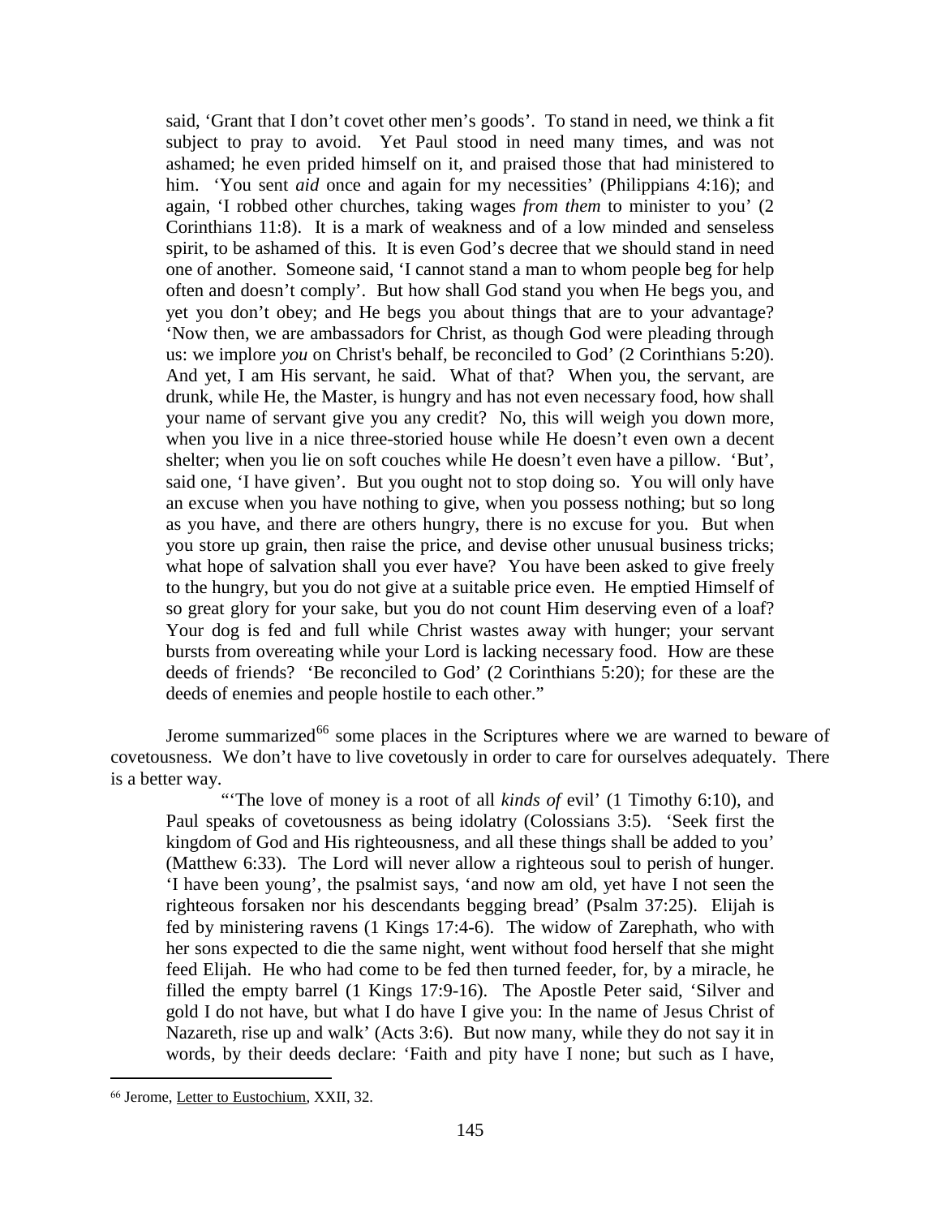said, 'Grant that I don't covet other men's goods'. To stand in need, we think a fit subject to pray to avoid. Yet Paul stood in need many times, and was not ashamed; he even prided himself on it, and praised those that had ministered to him. 'You sent *aid* once and again for my necessities' (Philippians 4:16); and again, 'I robbed other churches, taking wages *from them* to minister to you' (2 Corinthians 11:8). It is a mark of weakness and of a low minded and senseless spirit, to be ashamed of this. It is even God's decree that we should stand in need one of another. Someone said, 'I cannot stand a man to whom people beg for help often and doesn't comply'. But how shall God stand you when He begs you, and yet you don't obey; and He begs you about things that are to your advantage? 'Now then, we are ambassadors for Christ, as though God were pleading through us: we implore *you* on Christ's behalf, be reconciled to God' (2 Corinthians 5:20). And yet, I am His servant, he said. What of that? When you, the servant, are drunk, while He, the Master, is hungry and has not even necessary food, how shall your name of servant give you any credit? No, this will weigh you down more, when you live in a nice three-storied house while He doesn't even own a decent shelter; when you lie on soft couches while He doesn't even have a pillow. 'But', said one, 'I have given'. But you ought not to stop doing so. You will only have an excuse when you have nothing to give, when you possess nothing; but so long as you have, and there are others hungry, there is no excuse for you. But when you store up grain, then raise the price, and devise other unusual business tricks; what hope of salvation shall you ever have? You have been asked to give freely to the hungry, but you do not give at a suitable price even. He emptied Himself of so great glory for your sake, but you do not count Him deserving even of a loaf? Your dog is fed and full while Christ wastes away with hunger; your servant bursts from overeating while your Lord is lacking necessary food. How are these deeds of friends? 'Be reconciled to God' (2 Corinthians 5:20); for these are the deeds of enemies and people hostile to each other."

Jerome summarized[66] some places in the Scriptures where we are warned to beware of covetousness. We don't have to live covetously in order to care for ourselves adequately. There is a better way.

"'The love of money is a root of all *kinds of* evil' (1 Timothy 6:10), and Paul speaks of covetousness as being idolatry (Colossians 3:5). 'Seek first the kingdom of God and His righteousness, and all these things shall be added to you' (Matthew 6:33). The Lord will never allow a righteous soul to perish of hunger. 'I have been young', the psalmist says, 'and now am old, yet have I not seen the righteous forsaken nor his descendants begging bread' (Psalm 37:25). Elijah is fed by ministering ravens (1 Kings 17:4-6). The widow of Zarephath, who with her sons expected to die the same night, went without food herself that she might feed Elijah. He who had come to be fed then turned feeder, for, by a miracle, he filled the empty barrel (1 Kings 17:9-16). The Apostle Peter said, 'Silver and gold I do not have, but what I do have I give you: In the name of Jesus Christ of Nazareth, rise up and walk' (Acts 3:6). But now many, while they do not say it in words, by their deeds declare: 'Faith and pity have I none; but such as I have,

[66] Jerome, Letter to Eustochium, XXII, 32.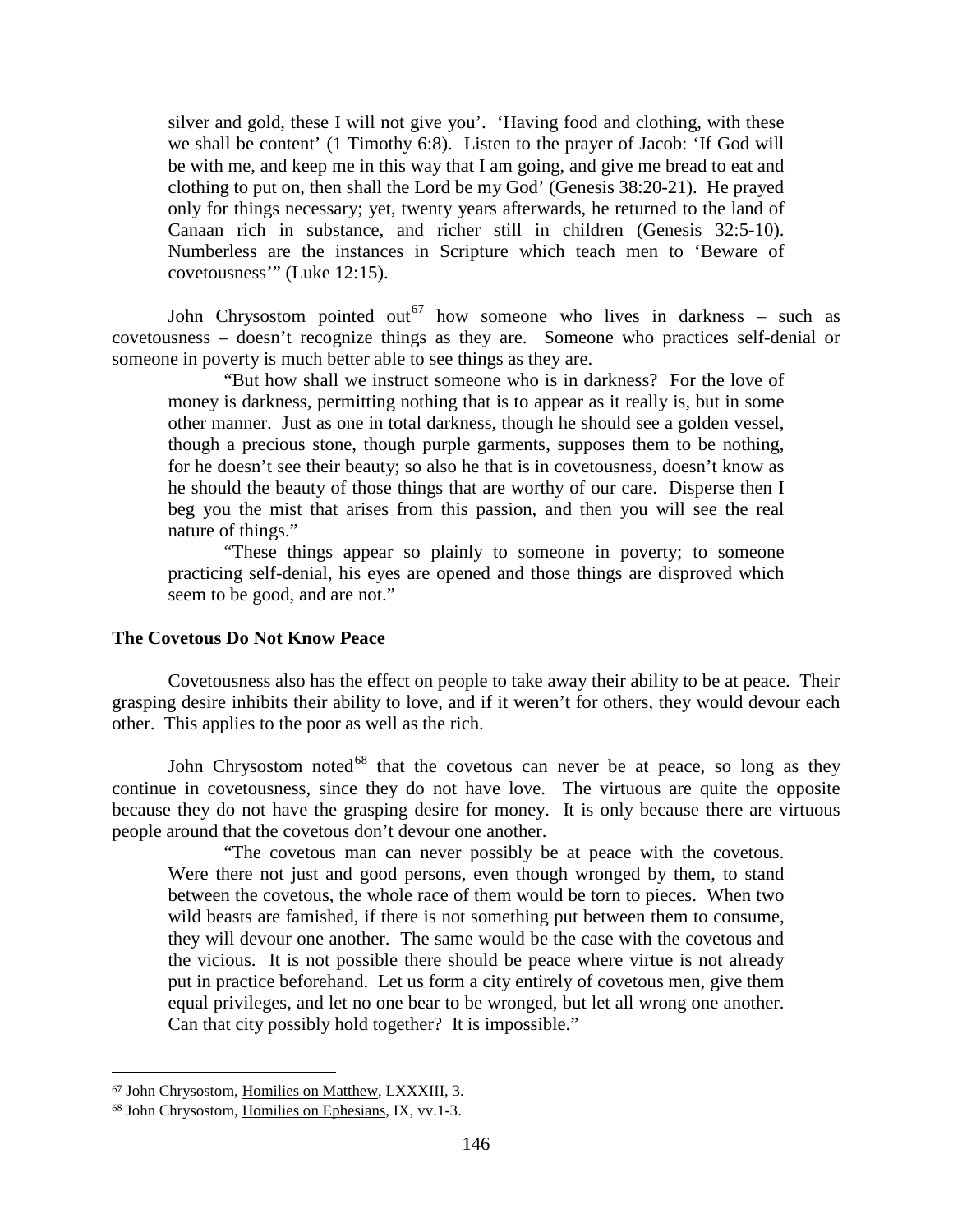silver and gold, these I will not give you'. 'Having food and clothing, with these we shall be content' (1 Timothy 6:8). Listen to the prayer of Jacob: 'If God will be with me, and keep me in this way that I am going, and give me bread to eat and clothing to put on, then shall the Lord be my God' (Genesis 38:20-21). He prayed only for things necessary; yet, twenty years afterwards, he returned to the land of Canaan rich in substance, and richer still in children (Genesis 32:5-10). Numberless are the instances in Scripture which teach men to 'Beware of covetousness'" (Luke 12:15).

John Chrysostom pointed out[67] how someone who lives in darkness – such as covetousness – doesn't recognize things as they are. Someone who practices self-denial or someone in poverty is much better able to see things as they are.

> "But how shall we instruct someone who is in darkness? For the love of money is darkness, permitting nothing that is to appear as it really is, but in some other manner. Just as one in total darkness, though he should see a golden vessel, though a precious stone, though purple garments, supposes them to be nothing, for he doesn't see their beauty; so also he that is in covetousness, doesn't know as he should the beauty of those things that are worthy of our care. Disperse then I beg you the mist that arises from this passion, and then you will see the real nature of things."
>
> "These things appear so plainly to someone in poverty; to someone practicing self-denial, his eyes are opened and those things are disproved which seem to be good, and are not."

### The Covetous Do Not Know Peace

Covetousness also has the effect on people to take away their ability to be at peace. Their grasping desire inhibits their ability to love, and if it weren't for others, they would devour each other. This applies to the poor as well as the rich.

John Chrysostom noted[68] that the covetous can never be at peace, so long as they continue in covetousness, since they do not have love. The virtuous are quite the opposite because they do not have the grasping desire for money. It is only because there are virtuous people around that the covetous don't devour one another.

> "The covetous man can never possibly be at peace with the covetous. Were there not just and good persons, even though wronged by them, to stand between the covetous, the whole race of them would be torn to pieces. When two wild beasts are famished, if there is not something put between them to consume, they will devour one another. The same would be the case with the covetous and the vicious. It is not possible there should be peace where virtue is not already put in practice beforehand. Let us form a city entirely of covetous men, give them equal privileges, and let no one bear to be wronged, but let all wrong one another. Can that city possibly hold together? It is impossible."

---

[67] John Chrysostom, Homilies on Matthew, LXXXIII, 3.

[68] John Chrysostom, Homilies on Ephesians, IX, vv.1-3.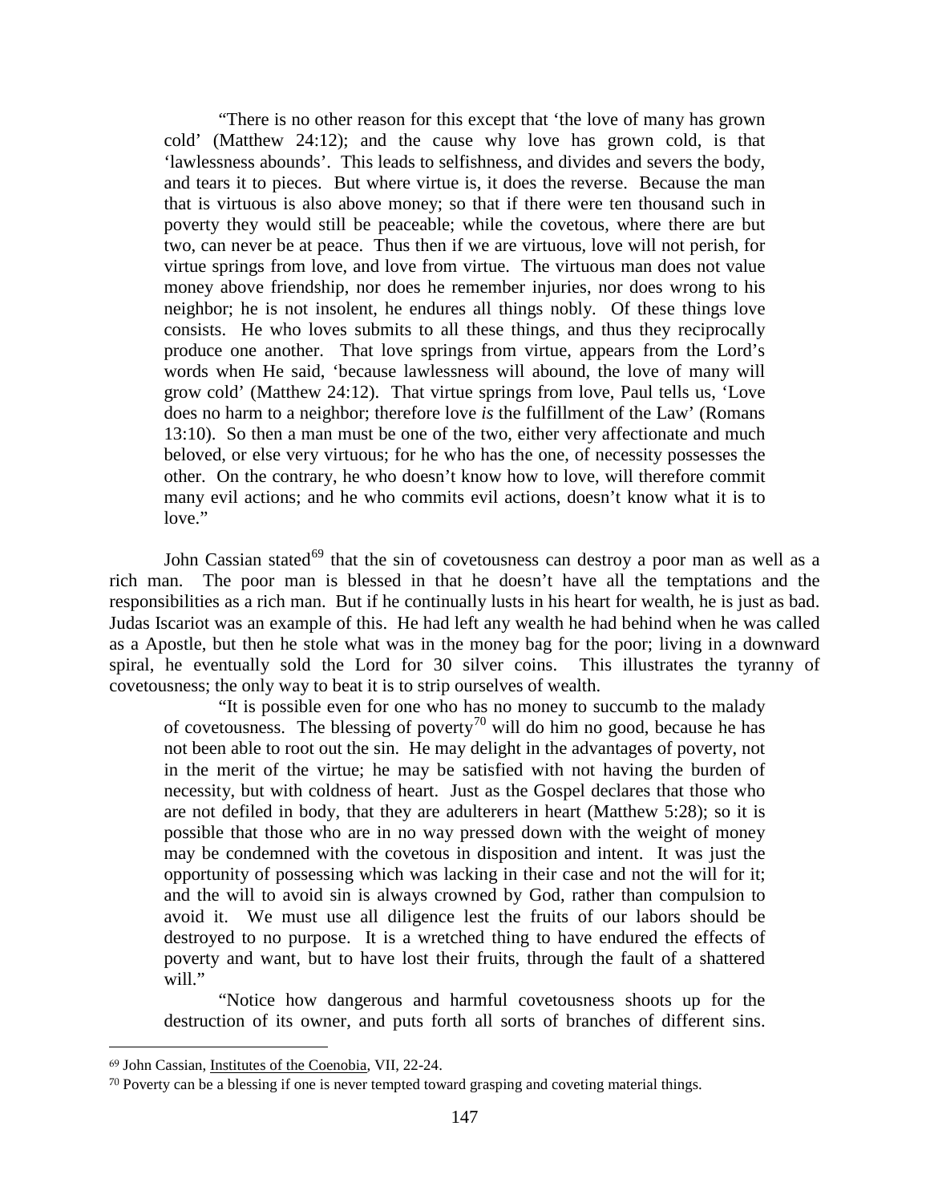> "There is no other reason for this except that 'the love of many has grown cold' (Matthew 24:12); and the cause why love has grown cold, is that 'lawlessness abounds'. This leads to selfishness, and divides and severs the body, and tears it to pieces. But where virtue is, it does the reverse. Because the man that is virtuous is also above money; so that if there were ten thousand such in poverty they would still be peaceable; while the covetous, where there are but two, can never be at peace. Thus then if we are virtuous, love will not perish, for virtue springs from love, and love from virtue. The virtuous man does not value money above friendship, nor does he remember injuries, nor does wrong to his neighbor; he is not insolent, he endures all things nobly. Of these things love consists. He who loves submits to all these things, and thus they reciprocally produce one another. That love springs from virtue, appears from the Lord's words when He said, 'because lawlessness will abound, the love of many will grow cold' (Matthew 24:12). That virtue springs from love, Paul tells us, 'Love does no harm to a neighbor; therefore love *is* the fulfillment of the Law' (Romans 13:10). So then a man must be one of the two, either very affectionate and much beloved, or else very virtuous; for he who has the one, of necessity possesses the other. On the contrary, he who doesn't know how to love, will therefore commit many evil actions; and he who commits evil actions, doesn't know what it is to love."

John Cassian stated[69] that the sin of covetousness can destroy a poor man as well as a rich man. The poor man is blessed in that he doesn't have all the temptations and the responsibilities as a rich man. But if he continually lusts in his heart for wealth, he is just as bad. Judas Iscariot was an example of this. He had left any wealth he had behind when he was called as a Apostle, but then he stole what was in the money bag for the poor; living in a downward spiral, he eventually sold the Lord for 30 silver coins. This illustrates the tyranny of covetousness; the only way to beat it is to strip ourselves of wealth.

> "It is possible even for one who has no money to succumb to the malady of covetousness. The blessing of poverty[70] will do him no good, because he has not been able to root out the sin. He may delight in the advantages of poverty, not in the merit of the virtue; he may be satisfied with not having the burden of necessity, but with coldness of heart. Just as the Gospel declares that those who are not defiled in body, that they are adulterers in heart (Matthew 5:28); so it is possible that those who are in no way pressed down with the weight of money may be condemned with the covetous in disposition and intent. It was just the opportunity of possessing which was lacking in their case and not the will for it; and the will to avoid sin is always crowned by God, rather than compulsion to avoid it. We must use all diligence lest the fruits of our labors should be destroyed to no purpose. It is a wretched thing to have endured the effects of poverty and want, but to have lost their fruits, through the fault of a shattered will."
>
> "Notice how dangerous and harmful covetousness shoots up for the destruction of its owner, and puts forth all sorts of branches of different sins.

---

[69] John Cassian, Institutes of the Coenobia, VII, 22-24.

[70] Poverty can be a blessing if one is never tempted toward grasping and coveting material things.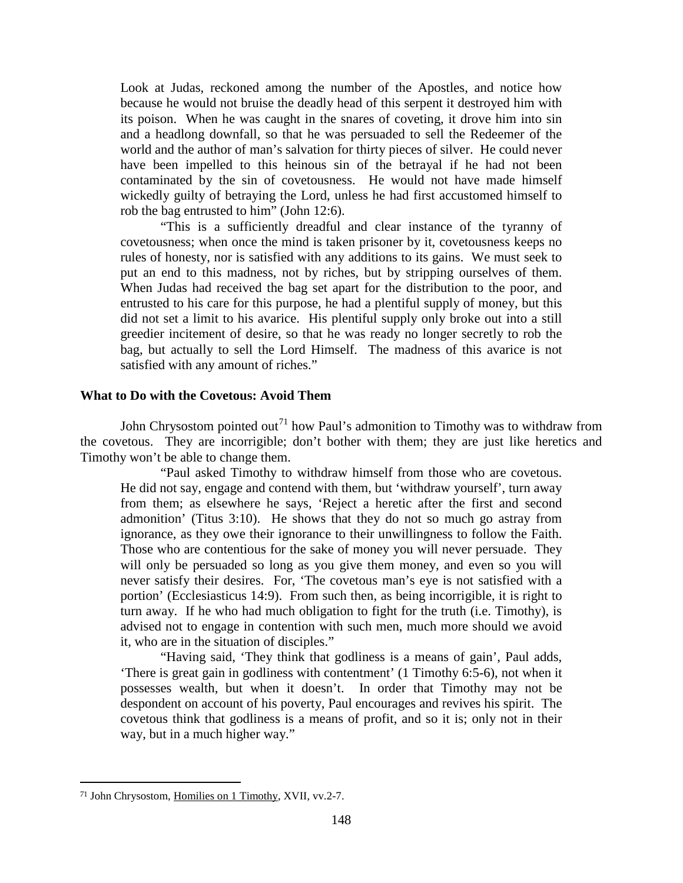> Look at Judas, reckoned among the number of the Apostles, and notice how because he would not bruise the deadly head of this serpent it destroyed him with its poison. When he was caught in the snares of coveting, it drove him into sin and a headlong downfall, so that he was persuaded to sell the Redeemer of the world and the author of man's salvation for thirty pieces of silver. He could never have been impelled to this heinous sin of the betrayal if he had not been contaminated by the sin of covetousness. He would not have made himself wickedly guilty of betraying the Lord, unless he had first accustomed himself to rob the bag entrusted to him" (John 12:6).
>
> "This is a sufficiently dreadful and clear instance of the tyranny of covetousness; when once the mind is taken prisoner by it, covetousness keeps no rules of honesty, nor is satisfied with any additions to its gains. We must seek to put an end to this madness, not by riches, but by stripping ourselves of them. When Judas had received the bag set apart for the distribution to the poor, and entrusted to his care for this purpose, he had a plentiful supply of money, but this did not set a limit to his avarice. His plentiful supply only broke out into a still greedier incitement of desire, so that he was ready no longer secretly to rob the bag, but actually to sell the Lord Himself. The madness of this avarice is not satisfied with any amount of riches."

**What to Do with the Covetous: Avoid Them**

John Chrysostom pointed out[71] how Paul's admonition to Timothy was to withdraw from the covetous. They are incorrigible; don't bother with them; they are just like heretics and Timothy won't be able to change them.

> "Paul asked Timothy to withdraw himself from those who are covetous. He did not say, engage and contend with them, but 'withdraw yourself', turn away from them; as elsewhere he says, 'Reject a heretic after the first and second admonition' (Titus 3:10). He shows that they do not so much go astray from ignorance, as they owe their ignorance to their unwillingness to follow the Faith. Those who are contentious for the sake of money you will never persuade. They will only be persuaded so long as you give them money, and even so you will never satisfy their desires. For, 'The covetous man's eye is not satisfied with a portion' (Ecclesiasticus 14:9). From such then, as being incorrigible, it is right to turn away. If he who had much obligation to fight for the truth (i.e. Timothy), is advised not to engage in contention with such men, much more should we avoid it, who are in the situation of disciples."
>
> "Having said, 'They think that godliness is a means of gain', Paul adds, 'There is great gain in godliness with contentment' (1 Timothy 6:5-6), not when it possesses wealth, but when it doesn't. In order that Timothy may not be despondent on account of his poverty, Paul encourages and revives his spirit. The covetous think that godliness is a means of profit, and so it is; only not in their way, but in a much higher way."

---

[71] John Chrysostom, Homilies on 1 Timothy, XVII, vv.2-7.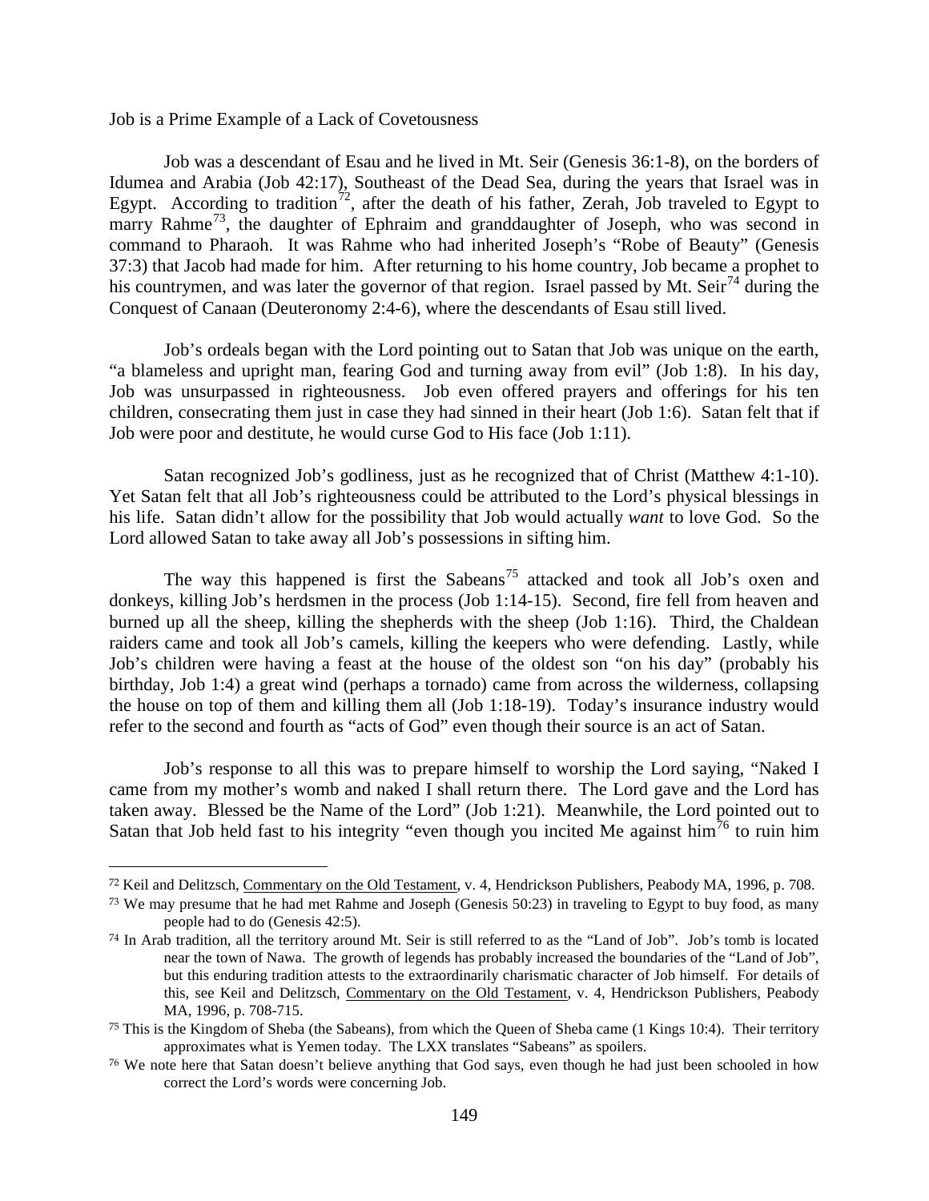Job is a Prime Example of a Lack of Covetousness

Job was a descendant of Esau and he lived in Mt. Seir (Genesis 36:1-8), on the borders of Idumea and Arabia (Job 42:17), Southeast of the Dead Sea, during the years that Israel was in Egypt. According to tradition[72], after the death of his father, Zerah, Job traveled to Egypt to marry Rahme[73], the daughter of Ephraim and granddaughter of Joseph, who was second in command to Pharaoh. It was Rahme who had inherited Joseph's "Robe of Beauty" (Genesis 37:3) that Jacob had made for him. After returning to his home country, Job became a prophet to his countrymen, and was later the governor of that region. Israel passed by Mt. Seir[74] during the Conquest of Canaan (Deuteronomy 2:4-6), where the descendants of Esau still lived.

Job's ordeals began with the Lord pointing out to Satan that Job was unique on the earth, "a blameless and upright man, fearing God and turning away from evil" (Job 1:8). In his day, Job was unsurpassed in righteousness. Job even offered prayers and offerings for his ten children, consecrating them just in case they had sinned in their heart (Job 1:6). Satan felt that if Job were poor and destitute, he would curse God to His face (Job 1:11).

Satan recognized Job's godliness, just as he recognized that of Christ (Matthew 4:1-10). Yet Satan felt that all Job's righteousness could be attributed to the Lord's physical blessings in his life. Satan didn't allow for the possibility that Job would actually *want* to love God. So the Lord allowed Satan to take away all Job's possessions in sifting him.

The way this happened is first the Sabeans[75] attacked and took all Job's oxen and donkeys, killing Job's herdsmen in the process (Job 1:14-15). Second, fire fell from heaven and burned up all the sheep, killing the shepherds with the sheep (Job 1:16). Third, the Chaldean raiders came and took all Job's camels, killing the keepers who were defending. Lastly, while Job's children were having a feast at the house of the oldest son "on his day" (probably his birthday, Job 1:4) a great wind (perhaps a tornado) came from across the wilderness, collapsing the house on top of them and killing them all (Job 1:18-19). Today's insurance industry would refer to the second and fourth as "acts of God" even though their source is an act of Satan.

Job's response to all this was to prepare himself to worship the Lord saying, "Naked I came from my mother's womb and naked I shall return there. The Lord gave and the Lord has taken away. Blessed be the Name of the Lord" (Job 1:21). Meanwhile, the Lord pointed out to Satan that Job held fast to his integrity "even though you incited Me against him[76] to ruin him

---

[72] Keil and Delitzsch, Commentary on the Old Testament, v. 4, Hendrickson Publishers, Peabody MA, 1996, p. 708.

[73] We may presume that he had met Rahme and Joseph (Genesis 50:23) in traveling to Egypt to buy food, as many people had to do (Genesis 42:5).

[74] In Arab tradition, all the territory around Mt. Seir is still referred to as the "Land of Job". Job's tomb is located near the town of Nawa. The growth of legends has probably increased the boundaries of the "Land of Job", but this enduring tradition attests to the extraordinarily charismatic character of Job himself. For details of this, see Keil and Delitzsch, Commentary on the Old Testament, v. 4, Hendrickson Publishers, Peabody MA, 1996, p. 708-715.

[75] This is the Kingdom of Sheba (the Sabeans), from which the Queen of Sheba came (1 Kings 10:4). Their territory approximates what is Yemen today. The LXX translates "Sabeans" as spoilers.

[76] We note here that Satan doesn't believe anything that God says, even though he had just been schooled in how correct the Lord's words were concerning Job.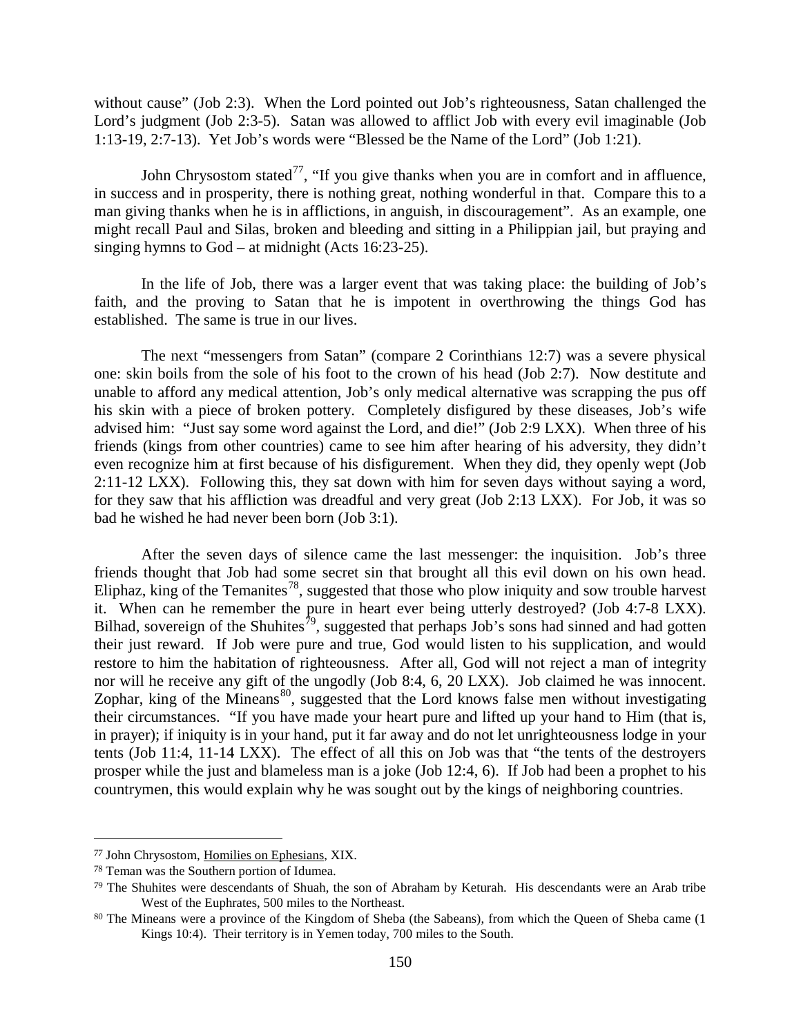without cause" (Job 2:3). When the Lord pointed out Job's righteousness, Satan challenged the Lord's judgment (Job 2:3-5). Satan was allowed to afflict Job with every evil imaginable (Job 1:13-19, 2:7-13). Yet Job's words were "Blessed be the Name of the Lord" (Job 1:21).

John Chrysostom stated[77], "If you give thanks when you are in comfort and in affluence, in success and in prosperity, there is nothing great, nothing wonderful in that. Compare this to a man giving thanks when he is in afflictions, in anguish, in discouragement". As an example, one might recall Paul and Silas, broken and bleeding and sitting in a Philippian jail, but praying and singing hymns to God – at midnight (Acts 16:23-25).

In the life of Job, there was a larger event that was taking place: the building of Job's faith, and the proving to Satan that he is impotent in overthrowing the things God has established. The same is true in our lives.

The next "messengers from Satan" (compare 2 Corinthians 12:7) was a severe physical one: skin boils from the sole of his foot to the crown of his head (Job 2:7). Now destitute and unable to afford any medical attention, Job's only medical alternative was scrapping the pus off his skin with a piece of broken pottery. Completely disfigured by these diseases, Job's wife advised him: "Just say some word against the Lord, and die!" (Job 2:9 LXX). When three of his friends (kings from other countries) came to see him after hearing of his adversity, they didn't even recognize him at first because of his disfigurement. When they did, they openly wept (Job 2:11-12 LXX). Following this, they sat down with him for seven days without saying a word, for they saw that his affliction was dreadful and very great (Job 2:13 LXX). For Job, it was so bad he wished he had never been born (Job 3:1).

After the seven days of silence came the last messenger: the inquisition. Job's three friends thought that Job had some secret sin that brought all this evil down on his own head. Eliphaz, king of the Temanites[78], suggested that those who plow iniquity and sow trouble harvest it. When can he remember the pure in heart ever being utterly destroyed? (Job 4:7-8 LXX). Bilhad, sovereign of the Shuhites[79], suggested that perhaps Job's sons had sinned and had gotten their just reward. If Job were pure and true, God would listen to his supplication, and would restore to him the habitation of righteousness. After all, God will not reject a man of integrity nor will he receive any gift of the ungodly (Job 8:4, 6, 20 LXX). Job claimed he was innocent. Zophar, king of the Mineans[80], suggested that the Lord knows false men without investigating their circumstances. "If you have made your heart pure and lifted up your hand to Him (that is, in prayer); if iniquity is in your hand, put it far away and do not let unrighteousness lodge in your tents (Job 11:4, 11-14 LXX). The effect of all this on Job was that "the tents of the destroyers prosper while the just and blameless man is a joke (Job 12:4, 6). If Job had been a prophet to his countrymen, this would explain why he was sought out by the kings of neighboring countries.

---

[77] John Chrysostom, Homilies on Ephesians, XIX.

[78] Teman was the Southern portion of Idumea.

[79] The Shuhites were descendants of Shuah, the son of Abraham by Keturah. His descendants were an Arab tribe West of the Euphrates, 500 miles to the Northeast.

[80] The Mineans were a province of the Kingdom of Sheba (the Sabeans), from which the Queen of Sheba came (1 Kings 10:4). Their territory is in Yemen today, 700 miles to the South.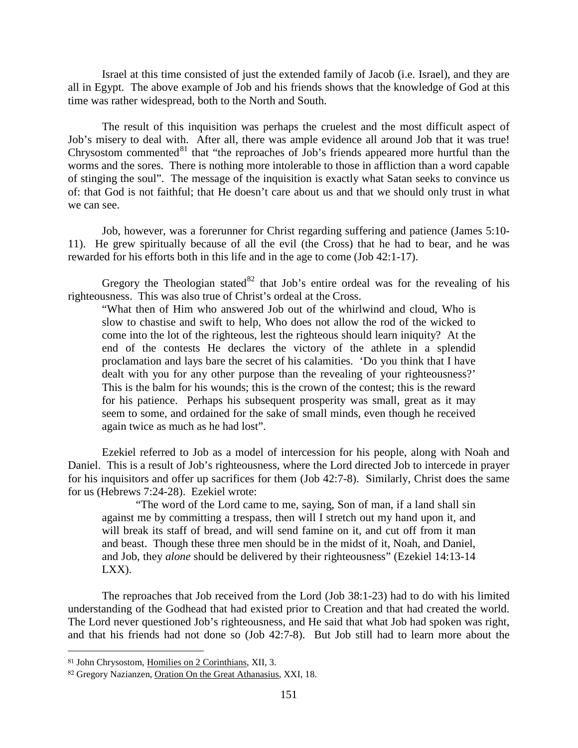Israel at this time consisted of just the extended family of Jacob (i.e. Israel), and they are all in Egypt. The above example of Job and his friends shows that the knowledge of God at this time was rather widespread, both to the North and South.

The result of this inquisition was perhaps the cruelest and the most difficult aspect of Job's misery to deal with. After all, there was ample evidence all around Job that it was true! Chrysostom commented[81] that "the reproaches of Job's friends appeared more hurtful than the worms and the sores. There is nothing more intolerable to those in affliction than a word capable of stinging the soul". The message of the inquisition is exactly what Satan seeks to convince us of: that God is not faithful; that He doesn't care about us and that we should only trust in what we can see.

Job, however, was a forerunner for Christ regarding suffering and patience (James 5:10-11). He grew spiritually because of all the evil (the Cross) that he had to bear, and he was rewarded for his efforts both in this life and in the age to come (Job 42:1-17).

Gregory the Theologian stated[82] that Job's entire ordeal was for the revealing of his righteousness. This was also true of Christ's ordeal at the Cross.

> "What then of Him who answered Job out of the whirlwind and cloud, Who is slow to chastise and swift to help, Who does not allow the rod of the wicked to come into the lot of the righteous, lest the righteous should learn iniquity? At the end of the contests He declares the victory of the athlete in a splendid proclamation and lays bare the secret of his calamities. 'Do you think that I have dealt with you for any other purpose than the revealing of your righteousness?' This is the balm for his wounds; this is the crown of the contest; this is the reward for his patience. Perhaps his subsequent prosperity was small, great as it may seem to some, and ordained for the sake of small minds, even though he received again twice as much as he had lost".

Ezekiel referred to Job as a model of intercession for his people, along with Noah and Daniel. This is a result of Job's righteousness, where the Lord directed Job to intercede in prayer for his inquisitors and offer up sacrifices for them (Job 42:7-8). Similarly, Christ does the same for us (Hebrews 7:24-28). Ezekiel wrote:

> "The word of the Lord came to me, saying, Son of man, if a land shall sin against me by committing a trespass, then will I stretch out my hand upon it, and will break its staff of bread, and will send famine on it, and cut off from it man and beast. Though these three men should be in the midst of it, Noah, and Daniel, and Job, they *alone* should be delivered by their righteousness" (Ezekiel 14:13-14 LXX).

The reproaches that Job received from the Lord (Job 38:1-23) had to do with his limited understanding of the Godhead that had existed prior to Creation and that had created the world. The Lord never questioned Job's righteousness, and He said that what Job had spoken was right, and that his friends had not done so (Job 42:7-8). But Job still had to learn more about the

---

[81] John Chrysostom, Homilies on 2 Corinthians, XII, 3.

[82] Gregory Nazianzen, Oration On the Great Athanasius, XXI, 18.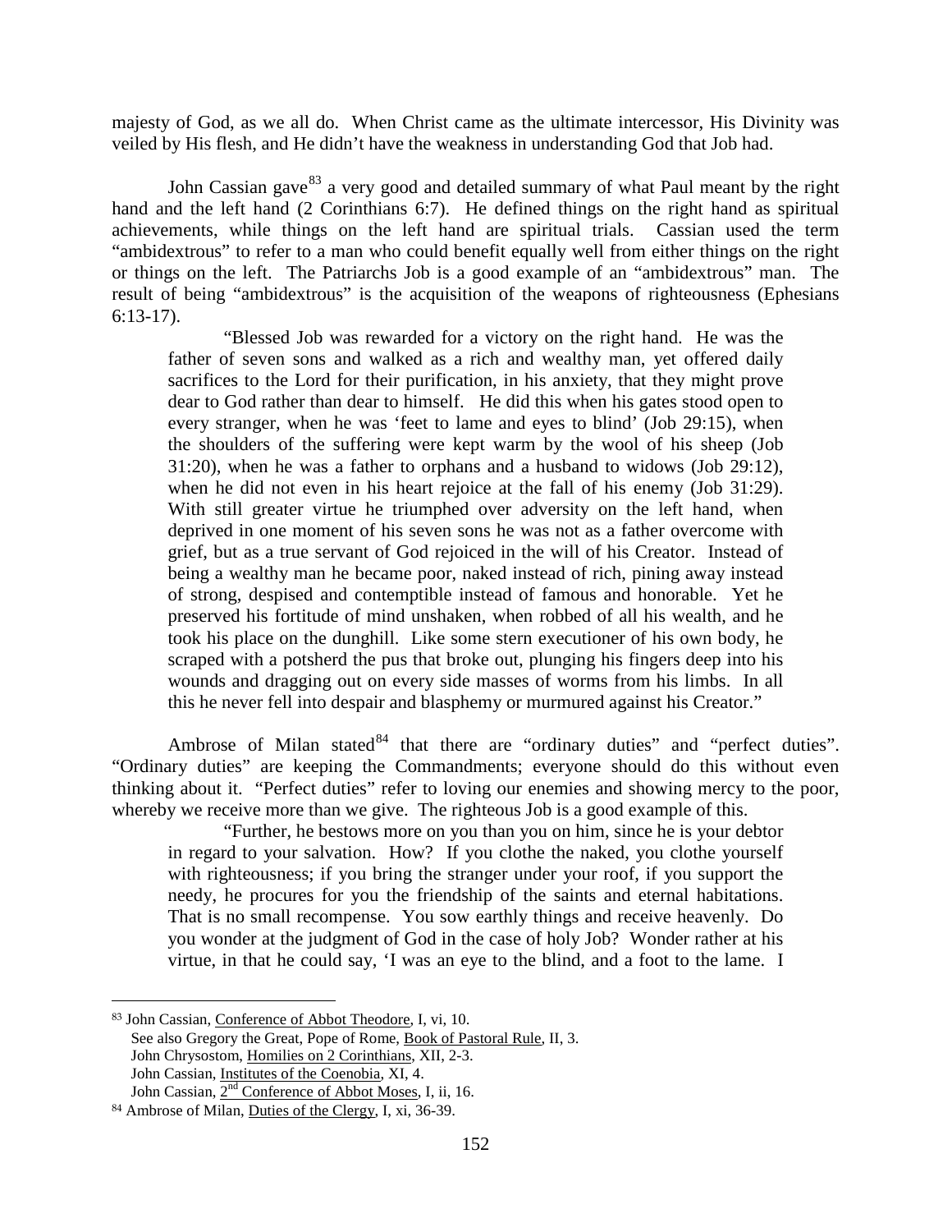majesty of God, as we all do. When Christ came as the ultimate intercessor, His Divinity was veiled by His flesh, and He didn't have the weakness in understanding God that Job had.

John Cassian gave[83] a very good and detailed summary of what Paul meant by the right hand and the left hand (2 Corinthians 6:7). He defined things on the right hand as spiritual achievements, while things on the left hand are spiritual trials. Cassian used the term "ambidextrous" to refer to a man who could benefit equally well from either things on the right or things on the left. The Patriarchs Job is a good example of an "ambidextrous" man. The result of being "ambidextrous" is the acquisition of the weapons of righteousness (Ephesians 6:13-17).

> "Blessed Job was rewarded for a victory on the right hand. He was the father of seven sons and walked as a rich and wealthy man, yet offered daily sacrifices to the Lord for their purification, in his anxiety, that they might prove dear to God rather than dear to himself. He did this when his gates stood open to every stranger, when he was 'feet to lame and eyes to blind' (Job 29:15), when the shoulders of the suffering were kept warm by the wool of his sheep (Job 31:20), when he was a father to orphans and a husband to widows (Job 29:12), when he did not even in his heart rejoice at the fall of his enemy (Job 31:29). With still greater virtue he triumphed over adversity on the left hand, when deprived in one moment of his seven sons he was not as a father overcome with grief, but as a true servant of God rejoiced in the will of his Creator. Instead of being a wealthy man he became poor, naked instead of rich, pining away instead of strong, despised and contemptible instead of famous and honorable. Yet he preserved his fortitude of mind unshaken, when robbed of all his wealth, and he took his place on the dunghill. Like some stern executioner of his own body, he scraped with a potsherd the pus that broke out, plunging his fingers deep into his wounds and dragging out on every side masses of worms from his limbs. In all this he never fell into despair and blasphemy or murmured against his Creator."

Ambrose of Milan stated[84] that there are "ordinary duties" and "perfect duties". "Ordinary duties" are keeping the Commandments; everyone should do this without even thinking about it. "Perfect duties" refer to loving our enemies and showing mercy to the poor, whereby we receive more than we give. The righteous Job is a good example of this.

> "Further, he bestows more on you than you on him, since he is your debtor in regard to your salvation. How? If you clothe the naked, you clothe yourself with righteousness; if you bring the stranger under your roof, if you support the needy, he procures for you the friendship of the saints and eternal habitations. That is no small recompense. You sow earthly things and receive heavenly. Do you wonder at the judgment of God in the case of holy Job? Wonder rather at his virtue, in that he could say, 'I was an eye to the blind, and a foot to the lame. I

---

[83] John Cassian, Conference of Abbot Theodore, I, vi, 10.
See also Gregory the Great, Pope of Rome, Book of Pastoral Rule, II, 3.
John Chrysostom, Homilies on 2 Corinthians, XII, 2-3.
John Cassian, Institutes of the Coenobia, XI, 4.
John Cassian, 2nd Conference of Abbot Moses, I, ii, 16.

[84] Ambrose of Milan, Duties of the Clergy, I, xi, 36-39.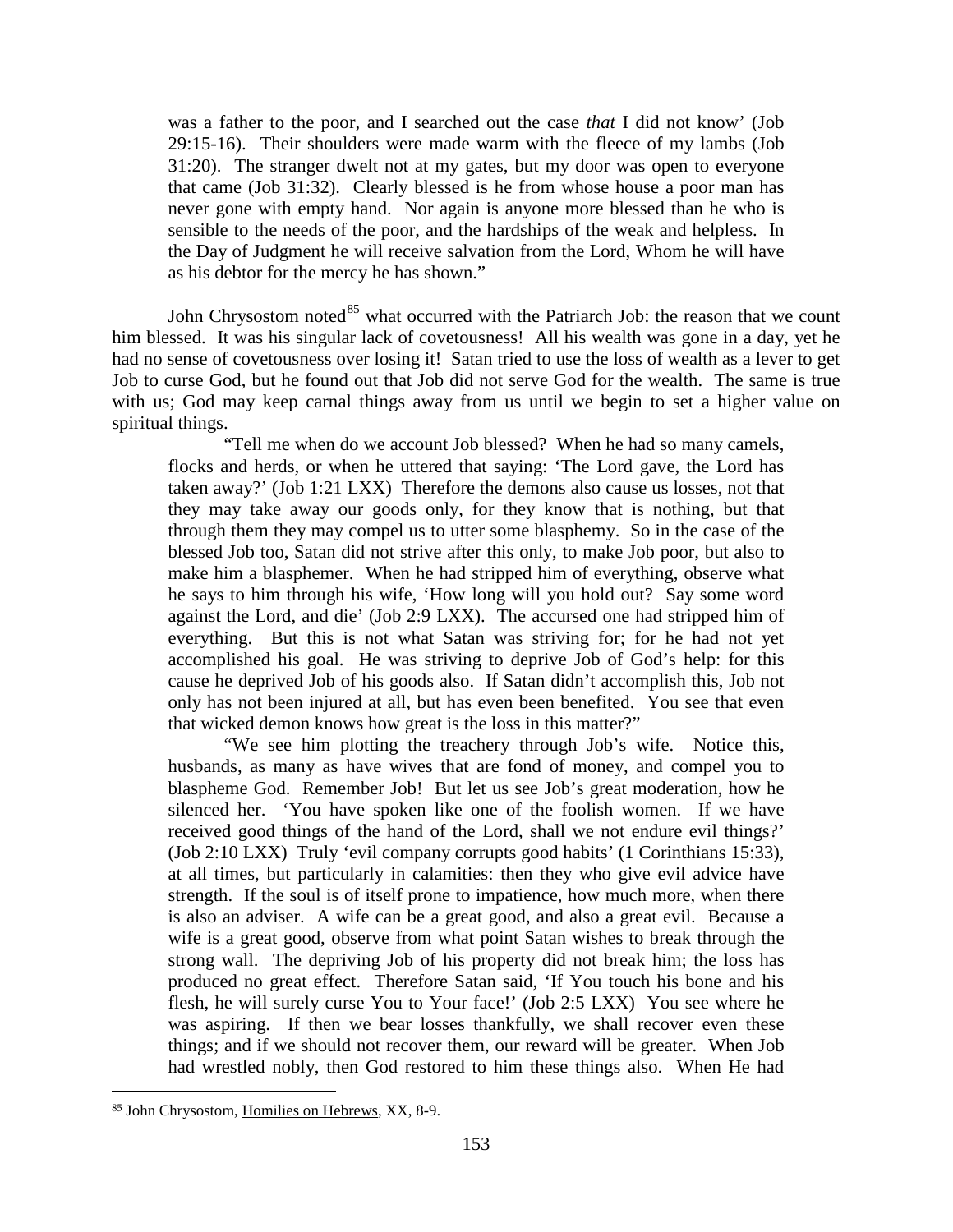was a father to the poor, and I searched out the case *that* I did not know' (Job 29:15-16). Their shoulders were made warm with the fleece of my lambs (Job 31:20). The stranger dwelt not at my gates, but my door was open to everyone that came (Job 31:32). Clearly blessed is he from whose house a poor man has never gone with empty hand. Nor again is anyone more blessed than he who is sensible to the needs of the poor, and the hardships of the weak and helpless. In the Day of Judgment he will receive salvation from the Lord, Whom he will have as his debtor for the mercy he has shown."

John Chrysostom noted[85] what occurred with the Patriarch Job: the reason that we count him blessed. It was his singular lack of covetousness! All his wealth was gone in a day, yet he had no sense of covetousness over losing it! Satan tried to use the loss of wealth as a lever to get Job to curse God, but he found out that Job did not serve God for the wealth. The same is true with us; God may keep carnal things away from us until we begin to set a higher value on spiritual things.

"Tell me when do we account Job blessed? When he had so many camels, flocks and herds, or when he uttered that saying: 'The Lord gave, the Lord has taken away?' (Job 1:21 LXX) Therefore the demons also cause us losses, not that they may take away our goods only, for they know that is nothing, but that through them they may compel us to utter some blasphemy. So in the case of the blessed Job too, Satan did not strive after this only, to make Job poor, but also to make him a blasphemer. When he had stripped him of everything, observe what he says to him through his wife, 'How long will you hold out? Say some word against the Lord, and die' (Job 2:9 LXX). The accursed one had stripped him of everything. But this is not what Satan was striving for; for he had not yet accomplished his goal. He was striving to deprive Job of God's help: for this cause he deprived Job of his goods also. If Satan didn't accomplish this, Job not only has not been injured at all, but has even been benefited. You see that even that wicked demon knows how great is the loss in this matter?"

"We see him plotting the treachery through Job's wife. Notice this, husbands, as many as have wives that are fond of money, and compel you to blaspheme God. Remember Job! But let us see Job's great moderation, how he silenced her. 'You have spoken like one of the foolish women. If we have received good things of the hand of the Lord, shall we not endure evil things?' (Job 2:10 LXX) Truly 'evil company corrupts good habits' (1 Corinthians 15:33), at all times, but particularly in calamities: then they who give evil advice have strength. If the soul is of itself prone to impatience, how much more, when there is also an adviser. A wife can be a great good, and also a great evil. Because a wife is a great good, observe from what point Satan wishes to break through the strong wall. The depriving Job of his property did not break him; the loss has produced no great effect. Therefore Satan said, 'If You touch his bone and his flesh, he will surely curse You to Your face!' (Job 2:5 LXX) You see where he was aspiring. If then we bear losses thankfully, we shall recover even these things; and if we should not recover them, our reward will be greater. When Job had wrestled nobly, then God restored to him these things also. When He had

[85] John Chrysostom, Homilies on Hebrews, XX, 8-9.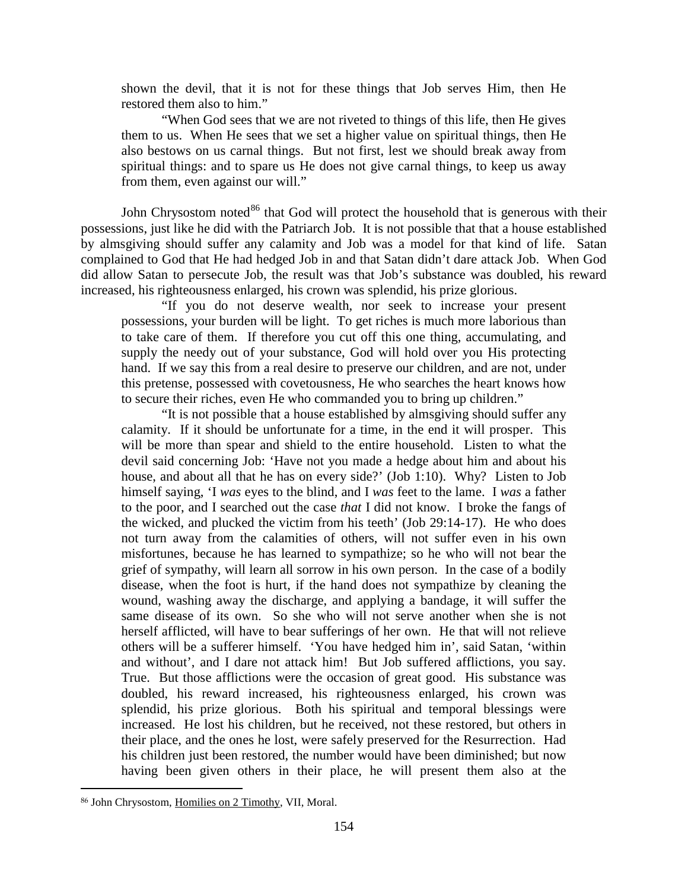shown the devil, that it is not for these things that Job serves Him, then He restored them also to him."

"When God sees that we are not riveted to things of this life, then He gives them to us. When He sees that we set a higher value on spiritual things, then He also bestows on us carnal things. But not first, lest we should break away from spiritual things: and to spare us He does not give carnal things, to keep us away from them, even against our will."

John Chrysostom noted[86] that God will protect the household that is generous with their possessions, just like he did with the Patriarch Job. It is not possible that that a house established by almsgiving should suffer any calamity and Job was a model for that kind of life. Satan complained to God that He had hedged Job in and that Satan didn't dare attack Job. When God did allow Satan to persecute Job, the result was that Job's substance was doubled, his reward increased, his righteousness enlarged, his crown was splendid, his prize glorious.

"If you do not deserve wealth, nor seek to increase your present possessions, your burden will be light. To get riches is much more laborious than to take care of them. If therefore you cut off this one thing, accumulating, and supply the needy out of your substance, God will hold over you His protecting hand. If we say this from a real desire to preserve our children, and are not, under this pretense, possessed with covetousness, He who searches the heart knows how to secure their riches, even He who commanded you to bring up children."

"It is not possible that a house established by almsgiving should suffer any calamity. If it should be unfortunate for a time, in the end it will prosper. This will be more than spear and shield to the entire household. Listen to what the devil said concerning Job: 'Have not you made a hedge about him and about his house, and about all that he has on every side?' (Job 1:10). Why? Listen to Job himself saying, 'I *was* eyes to the blind, and I *was* feet to the lame. I *was* a father to the poor, and I searched out the case *that* I did not know. I broke the fangs of the wicked, and plucked the victim from his teeth' (Job 29:14-17). He who does not turn away from the calamities of others, will not suffer even in his own misfortunes, because he has learned to sympathize; so he who will not bear the grief of sympathy, will learn all sorrow in his own person. In the case of a bodily disease, when the foot is hurt, if the hand does not sympathize by cleaning the wound, washing away the discharge, and applying a bandage, it will suffer the same disease of its own. So she who will not serve another when she is not herself afflicted, will have to bear sufferings of her own. He that will not relieve others will be a sufferer himself. 'You have hedged him in', said Satan, 'within and without', and I dare not attack him! But Job suffered afflictions, you say. True. But those afflictions were the occasion of great good. His substance was doubled, his reward increased, his righteousness enlarged, his crown was splendid, his prize glorious. Both his spiritual and temporal blessings were increased. He lost his children, but he received, not these restored, but others in their place, and the ones he lost, were safely preserved for the Resurrection. Had his children just been restored, the number would have been diminished; but now having been given others in their place, he will present them also at the

---

[86] John Chrysostom, Homilies on 2 Timothy, VII, Moral.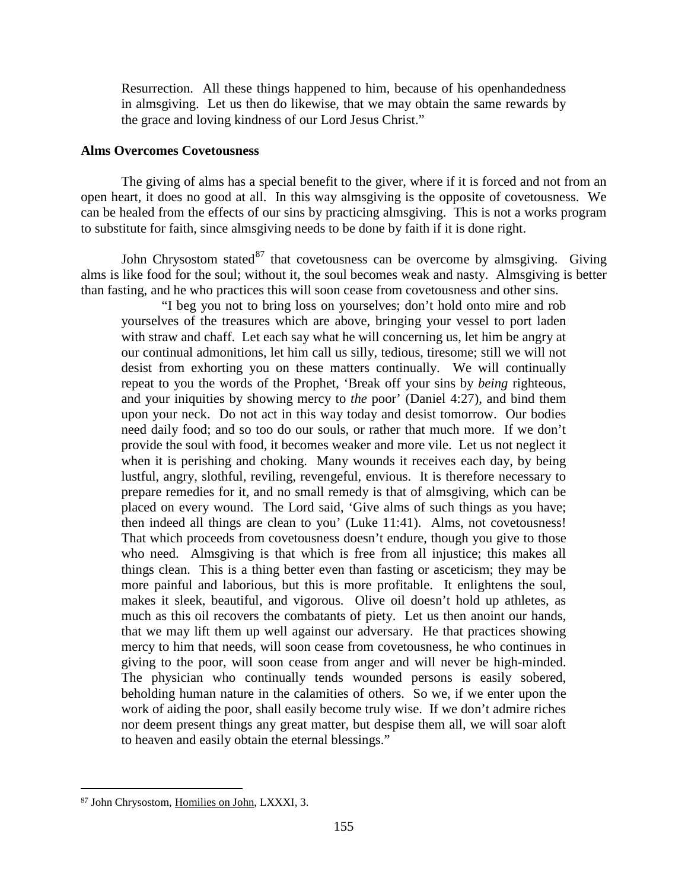Resurrection. All these things happened to him, because of his openhandedness in almsgiving. Let us then do likewise, that we may obtain the same rewards by the grace and loving kindness of our Lord Jesus Christ."

**Alms Overcomes Covetousness**

The giving of alms has a special benefit to the giver, where if it is forced and not from an open heart, it does no good at all. In this way almsgiving is the opposite of covetousness. We can be healed from the effects of our sins by practicing almsgiving. This is not a works program to substitute for faith, since almsgiving needs to be done by faith if it is done right.

John Chrysostom stated[87] that covetousness can be overcome by almsgiving. Giving alms is like food for the soul; without it, the soul becomes weak and nasty. Almsgiving is better than fasting, and he who practices this will soon cease from covetousness and other sins.

> "I beg you not to bring loss on yourselves; don't hold onto mire and rob yourselves of the treasures which are above, bringing your vessel to port laden with straw and chaff. Let each say what he will concerning us, let him be angry at our continual admonitions, let him call us silly, tedious, tiresome; still we will not desist from exhorting you on these matters continually. We will continually repeat to you the words of the Prophet, 'Break off your sins by *being* righteous, and your iniquities by showing mercy to *the* poor' (Daniel 4:27), and bind them upon your neck. Do not act in this way today and desist tomorrow. Our bodies need daily food; and so too do our souls, or rather that much more. If we don't provide the soul with food, it becomes weaker and more vile. Let us not neglect it when it is perishing and choking. Many wounds it receives each day, by being lustful, angry, slothful, reviling, revengeful, envious. It is therefore necessary to prepare remedies for it, and no small remedy is that of almsgiving, which can be placed on every wound. The Lord said, 'Give alms of such things as you have; then indeed all things are clean to you' (Luke 11:41). Alms, not covetousness! That which proceeds from covetousness doesn't endure, though you give to those who need. Almsgiving is that which is free from all injustice; this makes all things clean. This is a thing better even than fasting or asceticism; they may be more painful and laborious, but this is more profitable. It enlightens the soul, makes it sleek, beautiful, and vigorous. Olive oil doesn't hold up athletes, as much as this oil recovers the combatants of piety. Let us then anoint our hands, that we may lift them up well against our adversary. He that practices showing mercy to him that needs, will soon cease from covetousness, he who continues in giving to the poor, will soon cease from anger and will never be high-minded. The physician who continually tends wounded persons is easily sobered, beholding human nature in the calamities of others. So we, if we enter upon the work of aiding the poor, shall easily become truly wise. If we don't admire riches nor deem present things any great matter, but despise them all, we will soar aloft to heaven and easily obtain the eternal blessings."

---

[87] John Chrysostom, Homilies on John, LXXXI, 3.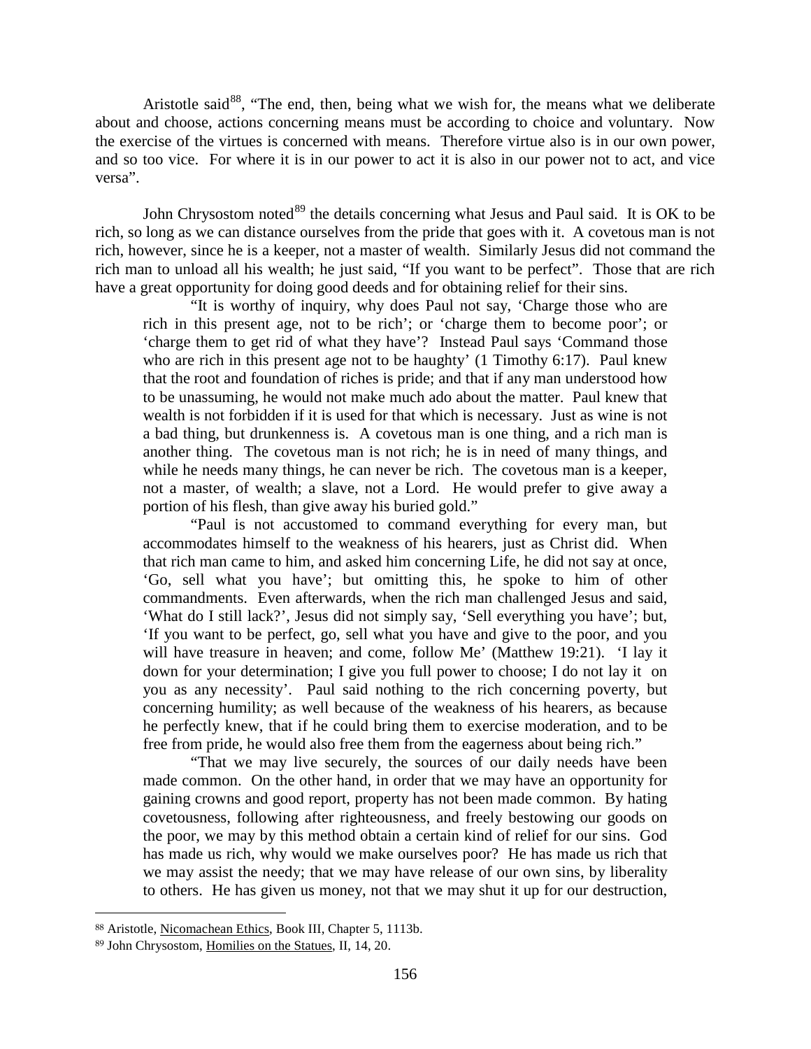Aristotle said[88], "The end, then, being what we wish for, the means what we deliberate about and choose, actions concerning means must be according to choice and voluntary. Now the exercise of the virtues is concerned with means. Therefore virtue also is in our own power, and so too vice. For where it is in our power to act it is also in our power not to act, and vice versa".

John Chrysostom noted[89] the details concerning what Jesus and Paul said. It is OK to be rich, so long as we can distance ourselves from the pride that goes with it. A covetous man is not rich, however, since he is a keeper, not a master of wealth. Similarly Jesus did not command the rich man to unload all his wealth; he just said, "If you want to be perfect". Those that are rich have a great opportunity for doing good deeds and for obtaining relief for their sins.

> "It is worthy of inquiry, why does Paul not say, 'Charge those who are rich in this present age, not to be rich'; or 'charge them to become poor'; or 'charge them to get rid of what they have'? Instead Paul says 'Command those who are rich in this present age not to be haughty' (1 Timothy 6:17). Paul knew that the root and foundation of riches is pride; and that if any man understood how to be unassuming, he would not make much ado about the matter. Paul knew that wealth is not forbidden if it is used for that which is necessary. Just as wine is not a bad thing, but drunkenness is. A covetous man is one thing, and a rich man is another thing. The covetous man is not rich; he is in need of many things, and while he needs many things, he can never be rich. The covetous man is a keeper, not a master, of wealth; a slave, not a Lord. He would prefer to give away a portion of his flesh, than give away his buried gold."
>
> "Paul is not accustomed to command everything for every man, but accommodates himself to the weakness of his hearers, just as Christ did. When that rich man came to him, and asked him concerning Life, he did not say at once, 'Go, sell what you have'; but omitting this, he spoke to him of other commandments. Even afterwards, when the rich man challenged Jesus and said, 'What do I still lack?', Jesus did not simply say, 'Sell everything you have'; but, 'If you want to be perfect, go, sell what you have and give to the poor, and you will have treasure in heaven; and come, follow Me' (Matthew 19:21). 'I lay it down for your determination; I give you full power to choose; I do not lay it on you as any necessity'. Paul said nothing to the rich concerning poverty, but concerning humility; as well because of the weakness of his hearers, as because he perfectly knew, that if he could bring them to exercise moderation, and to be free from pride, he would also free them from the eagerness about being rich."
>
> "That we may live securely, the sources of our daily needs have been made common. On the other hand, in order that we may have an opportunity for gaining crowns and good report, property has not been made common. By hating covetousness, following after righteousness, and freely bestowing our goods on the poor, we may by this method obtain a certain kind of relief for our sins. God has made us rich, why would we make ourselves poor? He has made us rich that we may assist the needy; that we may have release of our own sins, by liberality to others. He has given us money, not that we may shut it up for our destruction,

---

[88] Aristotle, Nicomachean Ethics, Book III, Chapter 5, 1113b.

[89] John Chrysostom, Homilies on the Statues, II, 14, 20.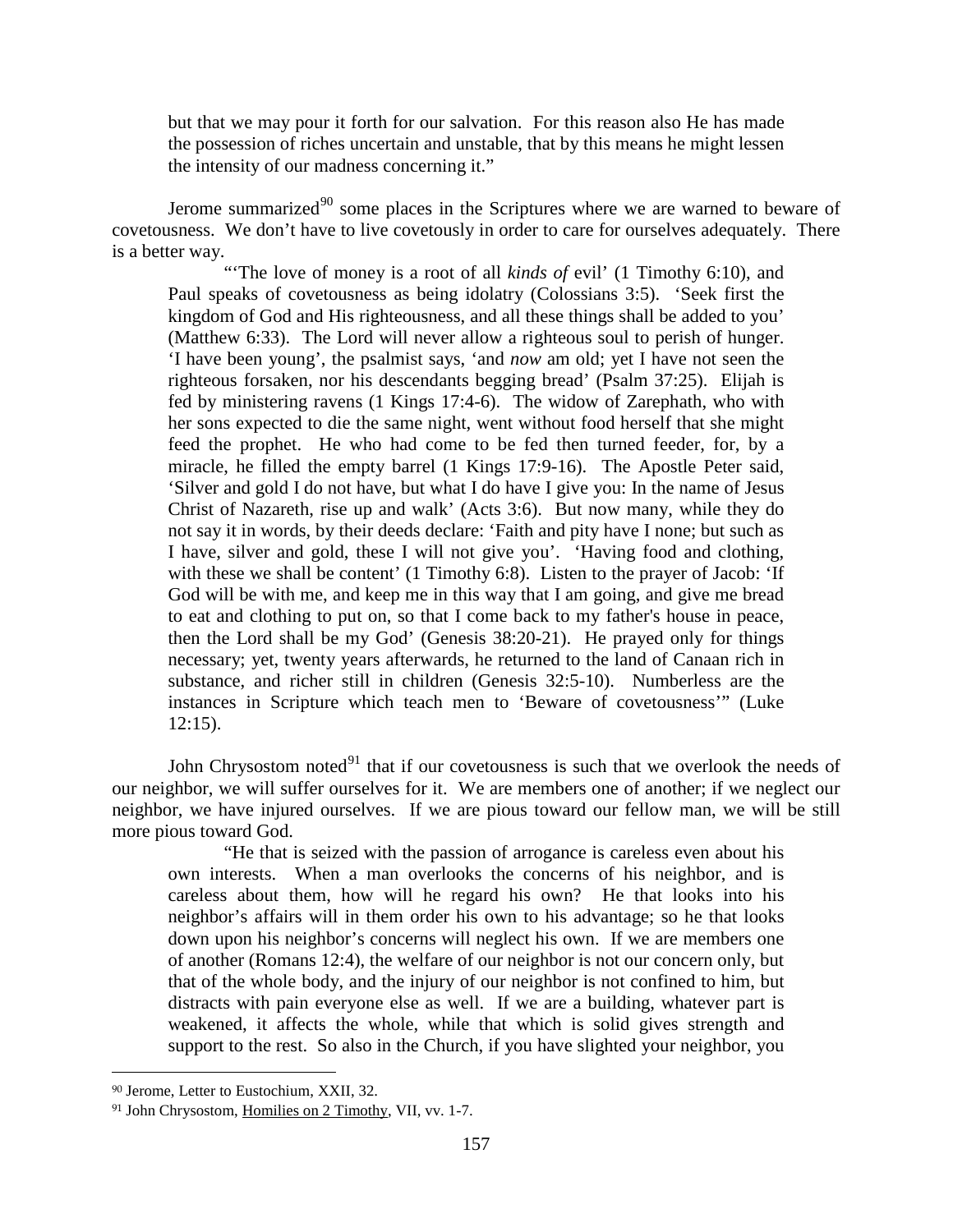but that we may pour it forth for our salvation. For this reason also He has made the possession of riches uncertain and unstable, that by this means he might lessen the intensity of our madness concerning it."

Jerome summarized[90] some places in the Scriptures where we are warned to beware of covetousness. We don't have to live covetously in order to care for ourselves adequately. There is a better way.

> "'The love of money is a root of all *kinds of* evil' (1 Timothy 6:10), and Paul speaks of covetousness as being idolatry (Colossians 3:5). 'Seek first the kingdom of God and His righteousness, and all these things shall be added to you' (Matthew 6:33). The Lord will never allow a righteous soul to perish of hunger. 'I have been young', the psalmist says, 'and *now* am old; yet I have not seen the righteous forsaken, nor his descendants begging bread' (Psalm 37:25). Elijah is fed by ministering ravens (1 Kings 17:4-6). The widow of Zarephath, who with her sons expected to die the same night, went without food herself that she might feed the prophet. He who had come to be fed then turned feeder, for, by a miracle, he filled the empty barrel (1 Kings 17:9-16). The Apostle Peter said, 'Silver and gold I do not have, but what I do have I give you: In the name of Jesus Christ of Nazareth, rise up and walk' (Acts 3:6). But now many, while they do not say it in words, by their deeds declare: 'Faith and pity have I none; but such as I have, silver and gold, these I will not give you'. 'Having food and clothing, with these we shall be content' (1 Timothy 6:8). Listen to the prayer of Jacob: 'If God will be with me, and keep me in this way that I am going, and give me bread to eat and clothing to put on, so that I come back to my father's house in peace, then the Lord shall be my God' (Genesis 38:20-21). He prayed only for things necessary; yet, twenty years afterwards, he returned to the land of Canaan rich in substance, and richer still in children (Genesis 32:5-10). Numberless are the instances in Scripture which teach men to 'Beware of covetousness'" (Luke 12:15).

John Chrysostom noted[91] that if our covetousness is such that we overlook the needs of our neighbor, we will suffer ourselves for it. We are members one of another; if we neglect our neighbor, we have injured ourselves. If we are pious toward our fellow man, we will be still more pious toward God.

> "He that is seized with the passion of arrogance is careless even about his own interests. When a man overlooks the concerns of his neighbor, and is careless about them, how will he regard his own? He that looks into his neighbor's affairs will in them order his own to his advantage; so he that looks down upon his neighbor's concerns will neglect his own. If we are members one of another (Romans 12:4), the welfare of our neighbor is not our concern only, but that of the whole body, and the injury of our neighbor is not confined to him, but distracts with pain everyone else as well. If we are a building, whatever part is weakened, it affects the whole, while that which is solid gives strength and support to the rest. So also in the Church, if you have slighted your neighbor, you

---

[90] Jerome, Letter to Eustochium, XXII, 32.

[91] John Chrysostom, Homilies on 2 Timothy, VII, vv. 1-7.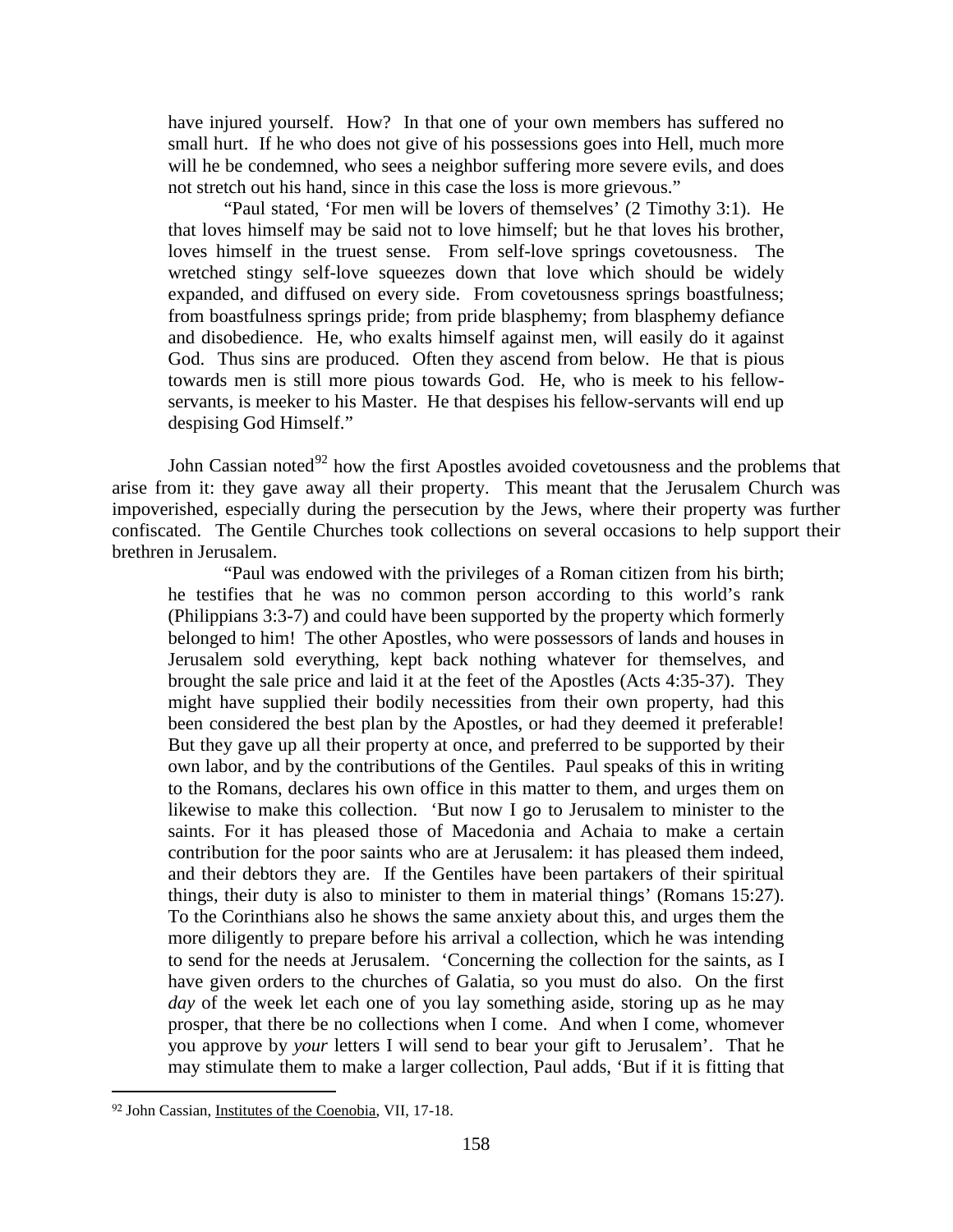have injured yourself. How? In that one of your own members has suffered no small hurt. If he who does not give of his possessions goes into Hell, much more will he be condemned, who sees a neighbor suffering more severe evils, and does not stretch out his hand, since in this case the loss is more grievous."

"Paul stated, 'For men will be lovers of themselves' (2 Timothy 3:1). He that loves himself may be said not to love himself; but he that loves his brother, loves himself in the truest sense. From self-love springs covetousness. The wretched stingy self-love squeezes down that love which should be widely expanded, and diffused on every side. From covetousness springs boastfulness; from boastfulness springs pride; from pride blasphemy; from blasphemy defiance and disobedience. He, who exalts himself against men, will easily do it against God. Thus sins are produced. Often they ascend from below. He that is pious towards men is still more pious towards God. He, who is meek to his fellow-servants, is meeker to his Master. He that despises his fellow-servants will end up despising God Himself."

John Cassian noted[92] how the first Apostles avoided covetousness and the problems that arise from it: they gave away all their property. This meant that the Jerusalem Church was impoverished, especially during the persecution by the Jews, where their property was further confiscated. The Gentile Churches took collections on several occasions to help support their brethren in Jerusalem.

"Paul was endowed with the privileges of a Roman citizen from his birth; he testifies that he was no common person according to this world's rank (Philippians 3:3-7) and could have been supported by the property which formerly belonged to him! The other Apostles, who were possessors of lands and houses in Jerusalem sold everything, kept back nothing whatever for themselves, and brought the sale price and laid it at the feet of the Apostles (Acts 4:35-37). They might have supplied their bodily necessities from their own property, had this been considered the best plan by the Apostles, or had they deemed it preferable! But they gave up all their property at once, and preferred to be supported by their own labor, and by the contributions of the Gentiles. Paul speaks of this in writing to the Romans, declares his own office in this matter to them, and urges them on likewise to make this collection. 'But now I go to Jerusalem to minister to the saints. For it has pleased those of Macedonia and Achaia to make a certain contribution for the poor saints who are at Jerusalem: it has pleased them indeed, and their debtors they are. If the Gentiles have been partakers of their spiritual things, their duty is also to minister to them in material things' (Romans 15:27). To the Corinthians also he shows the same anxiety about this, and urges them the more diligently to prepare before his arrival a collection, which he was intending to send for the needs at Jerusalem. 'Concerning the collection for the saints, as I have given orders to the churches of Galatia, so you must do also. On the first *day* of the week let each one of you lay something aside, storing up as he may prosper, that there be no collections when I come. And when I come, whomever you approve by *your* letters I will send to bear your gift to Jerusalem'. That he may stimulate them to make a larger collection, Paul adds, 'But if it is fitting that

---

[92] John Cassian, Institutes of the Coenobia, VII, 17-18.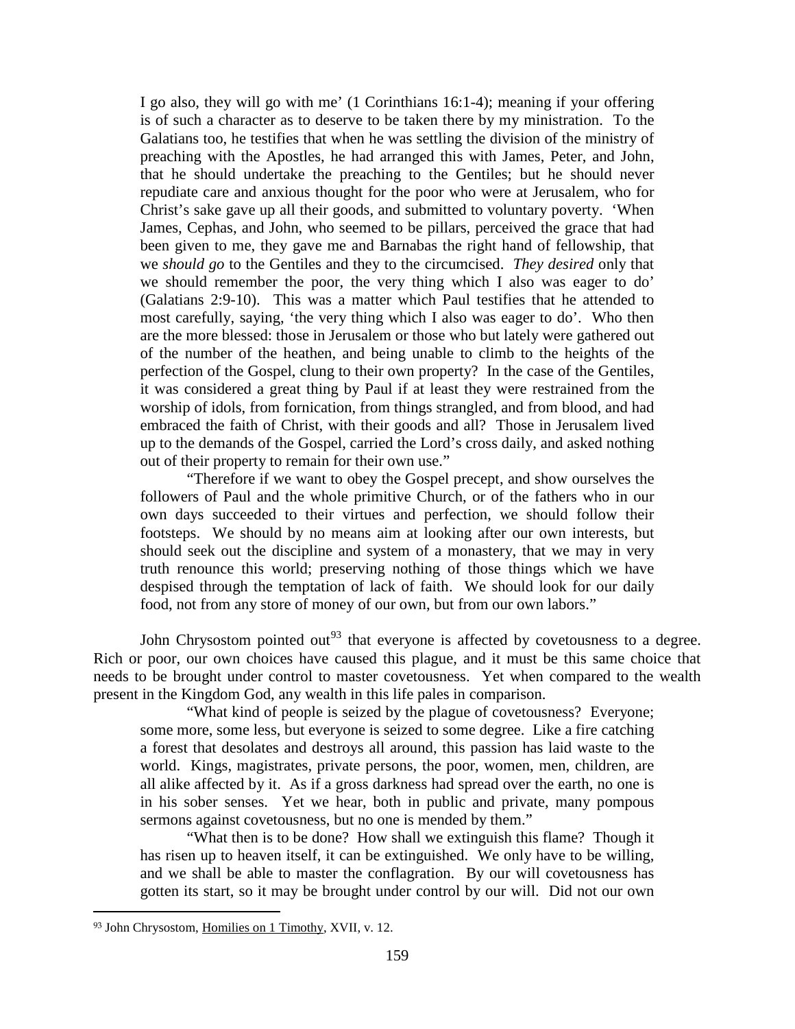I go also, they will go with me' (1 Corinthians 16:1-4); meaning if your offering is of such a character as to deserve to be taken there by my ministration. To the Galatians too, he testifies that when he was settling the division of the ministry of preaching with the Apostles, he had arranged this with James, Peter, and John, that he should undertake the preaching to the Gentiles; but he should never repudiate care and anxious thought for the poor who were at Jerusalem, who for Christ's sake gave up all their goods, and submitted to voluntary poverty. 'When James, Cephas, and John, who seemed to be pillars, perceived the grace that had been given to me, they gave me and Barnabas the right hand of fellowship, that we *should go* to the Gentiles and they to the circumcised. *They desired* only that we should remember the poor, the very thing which I also was eager to do' (Galatians 2:9-10). This was a matter which Paul testifies that he attended to most carefully, saying, 'the very thing which I also was eager to do'. Who then are the more blessed: those in Jerusalem or those who but lately were gathered out of the number of the heathen, and being unable to climb to the heights of the perfection of the Gospel, clung to their own property? In the case of the Gentiles, it was considered a great thing by Paul if at least they were restrained from the worship of idols, from fornication, from things strangled, and from blood, and had embraced the faith of Christ, with their goods and all? Those in Jerusalem lived up to the demands of the Gospel, carried the Lord's cross daily, and asked nothing out of their property to remain for their own use."

"Therefore if we want to obey the Gospel precept, and show ourselves the followers of Paul and the whole primitive Church, or of the fathers who in our own days succeeded to their virtues and perfection, we should follow their footsteps. We should by no means aim at looking after our own interests, but should seek out the discipline and system of a monastery, that we may in very truth renounce this world; preserving nothing of those things which we have despised through the temptation of lack of faith. We should look for our daily food, not from any store of money of our own, but from our own labors."

John Chrysostom pointed out[93] that everyone is affected by covetousness to a degree. Rich or poor, our own choices have caused this plague, and it must be this same choice that needs to be brought under control to master covetousness. Yet when compared to the wealth present in the Kingdom God, any wealth in this life pales in comparison.

"What kind of people is seized by the plague of covetousness? Everyone; some more, some less, but everyone is seized to some degree. Like a fire catching a forest that desolates and destroys all around, this passion has laid waste to the world. Kings, magistrates, private persons, the poor, women, men, children, are all alike affected by it. As if a gross darkness had spread over the earth, no one is in his sober senses. Yet we hear, both in public and private, many pompous sermons against covetousness, but no one is mended by them."

"What then is to be done? How shall we extinguish this flame? Though it has risen up to heaven itself, it can be extinguished. We only have to be willing, and we shall be able to master the conflagration. By our will covetousness has gotten its start, so it may be brought under control by our will. Did not our own

---

[93] John Chrysostom, Homilies on 1 Timothy, XVII, v. 12.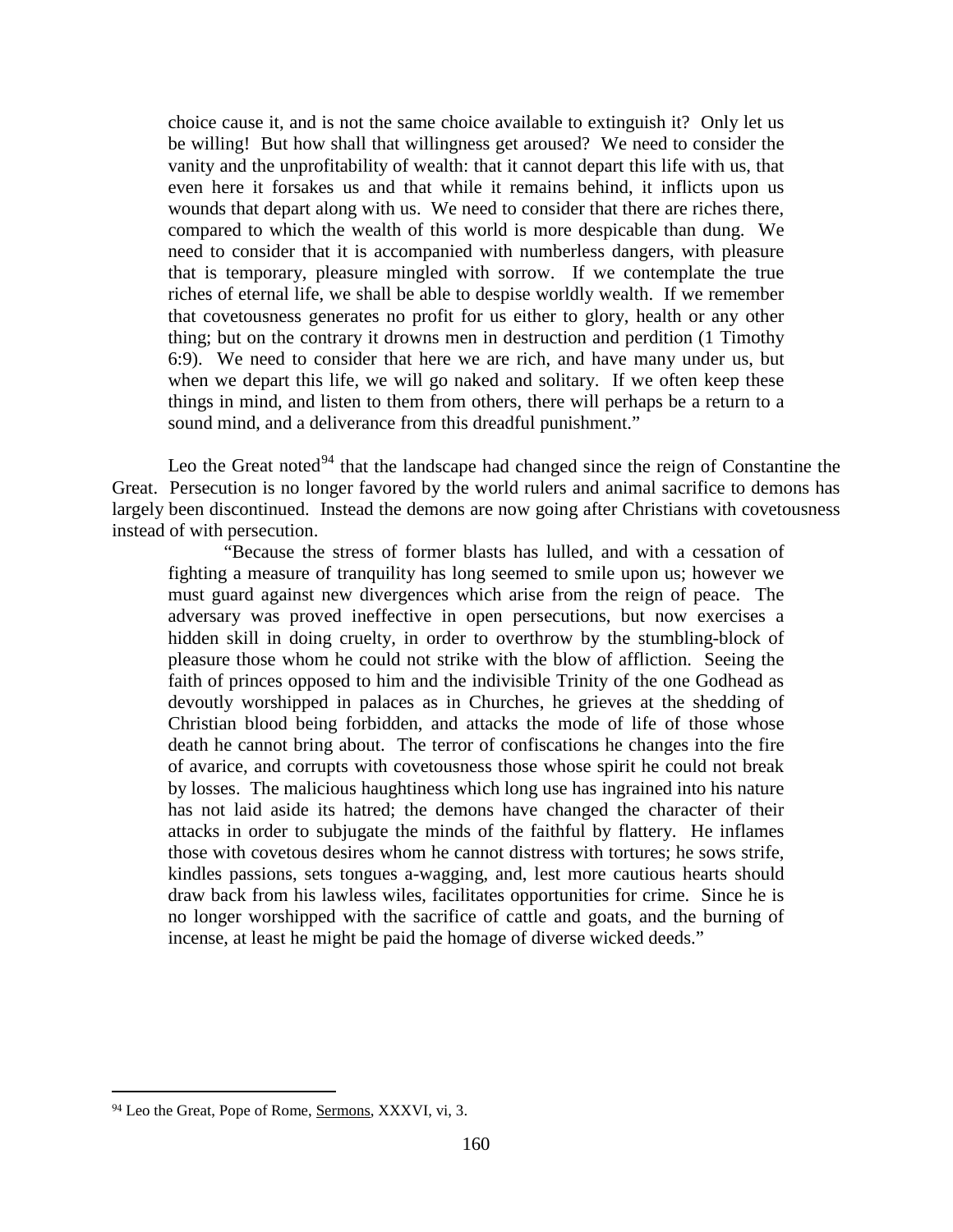> choice cause it, and is not the same choice available to extinguish it? Only let us be willing! But how shall that willingness get aroused? We need to consider the vanity and the unprofitability of wealth: that it cannot depart this life with us, that even here it forsakes us and that while it remains behind, it inflicts upon us wounds that depart along with us. We need to consider that there are riches there, compared to which the wealth of this world is more despicable than dung. We need to consider that it is accompanied with numberless dangers, with pleasure that is temporary, pleasure mingled with sorrow. If we contemplate the true riches of eternal life, we shall be able to despise worldly wealth. If we remember that covetousness generates no profit for us either to glory, health or any other thing; but on the contrary it drowns men in destruction and perdition (1 Timothy 6:9). We need to consider that here we are rich, and have many under us, but when we depart this life, we will go naked and solitary. If we often keep these things in mind, and listen to them from others, there will perhaps be a return to a sound mind, and a deliverance from this dreadful punishment."

Leo the Great noted[94] that the landscape had changed since the reign of Constantine the Great. Persecution is no longer favored by the world rulers and animal sacrifice to demons has largely been discontinued. Instead the demons are now going after Christians with covetousness instead of with persecution.

> "Because the stress of former blasts has lulled, and with a cessation of fighting a measure of tranquility has long seemed to smile upon us; however we must guard against new divergences which arise from the reign of peace. The adversary was proved ineffective in open persecutions, but now exercises a hidden skill in doing cruelty, in order to overthrow by the stumbling-block of pleasure those whom he could not strike with the blow of affliction. Seeing the faith of princes opposed to him and the indivisible Trinity of the one Godhead as devoutly worshipped in palaces as in Churches, he grieves at the shedding of Christian blood being forbidden, and attacks the mode of life of those whose death he cannot bring about. The terror of confiscations he changes into the fire of avarice, and corrupts with covetousness those whose spirit he could not break by losses. The malicious haughtiness which long use has ingrained into his nature has not laid aside its hatred; the demons have changed the character of their attacks in order to subjugate the minds of the faithful by flattery. He inflames those with covetous desires whom he cannot distress with tortures; he sows strife, kindles passions, sets tongues a-wagging, and, lest more cautious hearts should draw back from his lawless wiles, facilitates opportunities for crime. Since he is no longer worshipped with the sacrifice of cattle and goats, and the burning of incense, at least he might be paid the homage of diverse wicked deeds."

---

[94] Leo the Great, Pope of Rome, Sermons, XXXVI, vi, 3.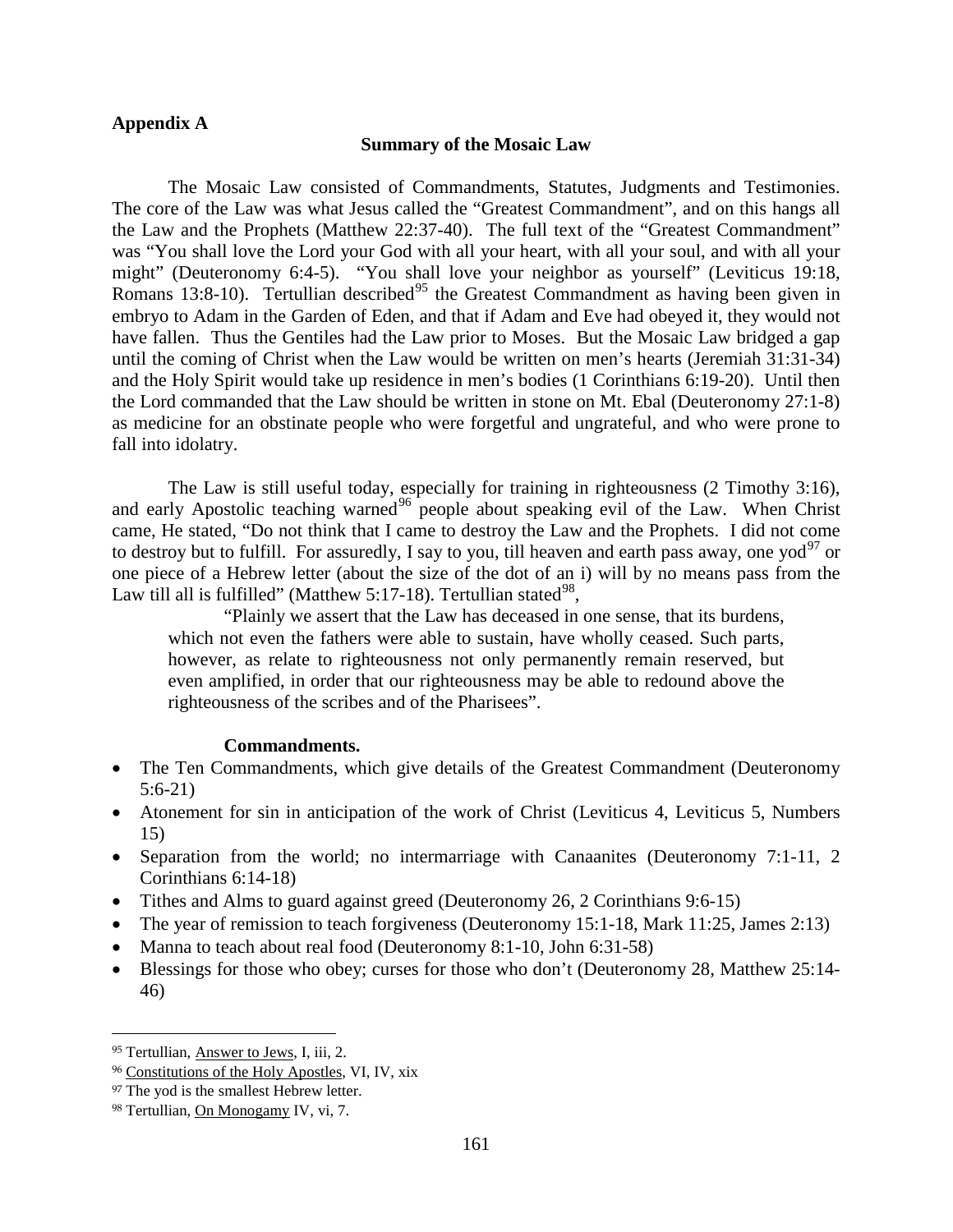**Appendix A**

**Summary of the Mosaic Law**

The Mosaic Law consisted of Commandments, Statutes, Judgments and Testimonies. The core of the Law was what Jesus called the "Greatest Commandment", and on this hangs all the Law and the Prophets (Matthew 22:37-40). The full text of the "Greatest Commandment" was "You shall love the Lord your God with all your heart, with all your soul, and with all your might" (Deuteronomy 6:4-5). "You shall love your neighbor as yourself" (Leviticus 19:18, Romans 13:8-10). Tertullian described[95] the Greatest Commandment as having been given in embryo to Adam in the Garden of Eden, and that if Adam and Eve had obeyed it, they would not have fallen. Thus the Gentiles had the Law prior to Moses. But the Mosaic Law bridged a gap until the coming of Christ when the Law would be written on men's hearts (Jeremiah 31:31-34) and the Holy Spirit would take up residence in men's bodies (1 Corinthians 6:19-20). Until then the Lord commanded that the Law should be written in stone on Mt. Ebal (Deuteronomy 27:1-8) as medicine for an obstinate people who were forgetful and ungrateful, and who were prone to fall into idolatry.

The Law is still useful today, especially for training in righteousness (2 Timothy 3:16), and early Apostolic teaching warned[96] people about speaking evil of the Law. When Christ came, He stated, "Do not think that I came to destroy the Law and the Prophets. I did not come to destroy but to fulfill. For assuredly, I say to you, till heaven and earth pass away, one yod[97] or one piece of a Hebrew letter (about the size of the dot of an i) will by no means pass from the Law till all is fulfilled" (Matthew 5:17-18). Tertullian stated[98],

> "Plainly we assert that the Law has deceased in one sense, that its burdens, which not even the fathers were able to sustain, have wholly ceased. Such parts, however, as relate to righteousness not only permanently remain reserved, but even amplified, in order that our righteousness may be able to redound above the righteousness of the scribes and of the Pharisees".

**Commandments.**

- The Ten Commandments, which give details of the Greatest Commandment (Deuteronomy 5:6-21)
- Atonement for sin in anticipation of the work of Christ (Leviticus 4, Leviticus 5, Numbers 15)
- Separation from the world; no intermarriage with Canaanites (Deuteronomy 7:1-11, 2 Corinthians 6:14-18)
- Tithes and Alms to guard against greed (Deuteronomy 26, 2 Corinthians 9:6-15)
- The year of remission to teach forgiveness (Deuteronomy 15:1-18, Mark 11:25, James 2:13)
- Manna to teach about real food (Deuteronomy 8:1-10, John 6:31-58)
- Blessings for those who obey; curses for those who don't (Deuteronomy 28, Matthew 25:14-46)

---

[95] Tertullian, Answer to Jews, I, iii, 2.

[96] Constitutions of the Holy Apostles, VI, IV, xix

[97] The yod is the smallest Hebrew letter.

[98] Tertullian, On Monogamy IV, vi, 7.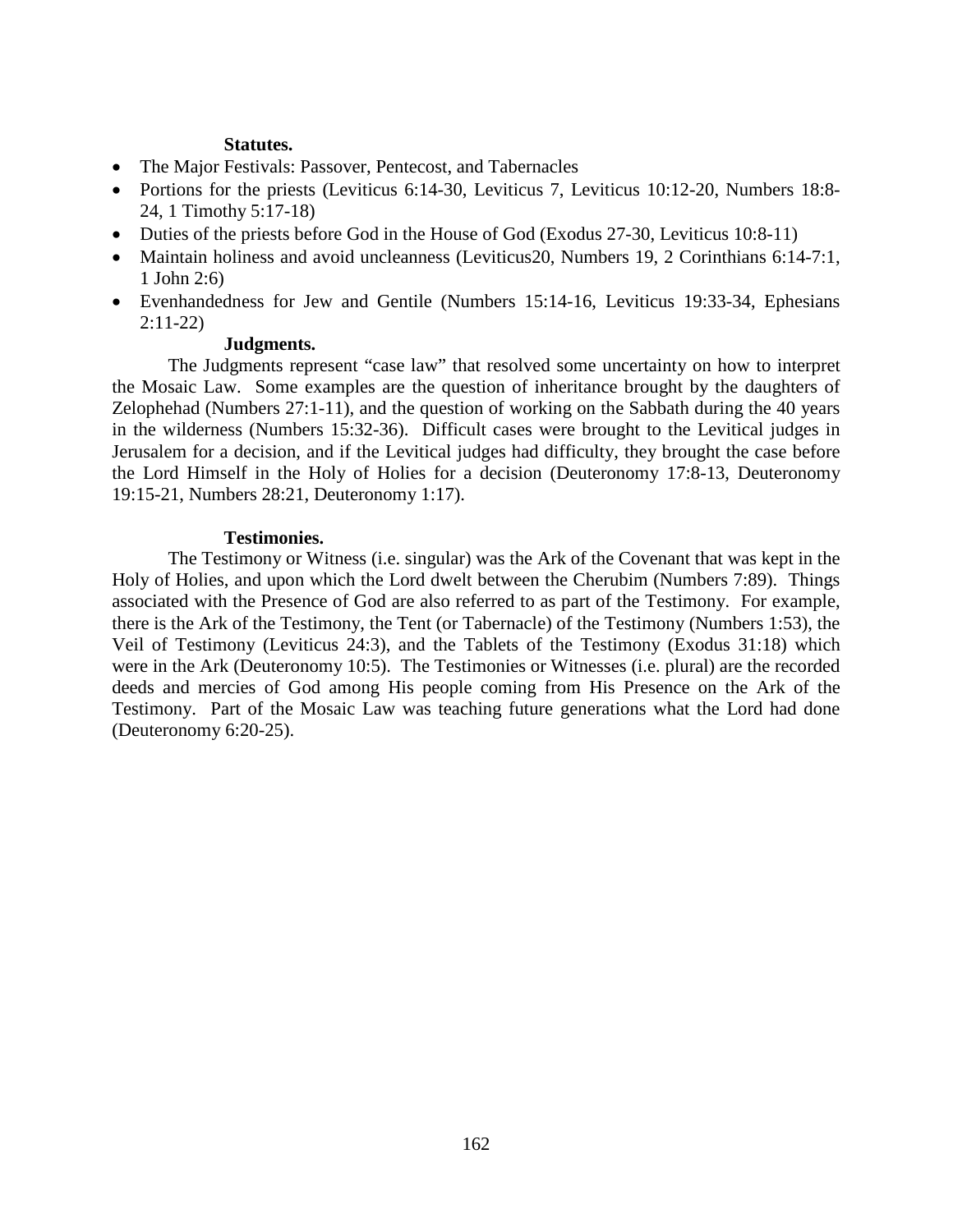**Statutes.**

- The Major Festivals: Passover, Pentecost, and Tabernacles
- Portions for the priests (Leviticus 6:14-30, Leviticus 7, Leviticus 10:12-20, Numbers 18:8-24, 1 Timothy 5:17-18)
- Duties of the priests before God in the House of God (Exodus 27-30, Leviticus 10:8-11)
- Maintain holiness and avoid uncleanness (Leviticus20, Numbers 19, 2 Corinthians 6:14-7:1, 1 John 2:6)
- Evenhandedness for Jew and Gentile (Numbers 15:14-16, Leviticus 19:33-34, Ephesians 2:11-22)

**Judgments.**

The Judgments represent “case law” that resolved some uncertainty on how to interpret the Mosaic Law. Some examples are the question of inheritance brought by the daughters of Zelophehad (Numbers 27:1-11), and the question of working on the Sabbath during the 40 years in the wilderness (Numbers 15:32-36). Difficult cases were brought to the Levitical judges in Jerusalem for a decision, and if the Levitical judges had difficulty, they brought the case before the Lord Himself in the Holy of Holies for a decision (Deuteronomy 17:8-13, Deuteronomy 19:15-21, Numbers 28:21, Deuteronomy 1:17).

**Testimonies.**

The Testimony or Witness (i.e. singular) was the Ark of the Covenant that was kept in the Holy of Holies, and upon which the Lord dwelt between the Cherubim (Numbers 7:89). Things associated with the Presence of God are also referred to as part of the Testimony. For example, there is the Ark of the Testimony, the Tent (or Tabernacle) of the Testimony (Numbers 1:53), the Veil of Testimony (Leviticus 24:3), and the Tablets of the Testimony (Exodus 31:18) which were in the Ark (Deuteronomy 10:5). The Testimonies or Witnesses (i.e. plural) are the recorded deeds and mercies of God among His people coming from His Presence on the Ark of the Testimony. Part of the Mosaic Law was teaching future generations what the Lord had done (Deuteronomy 6:20-25).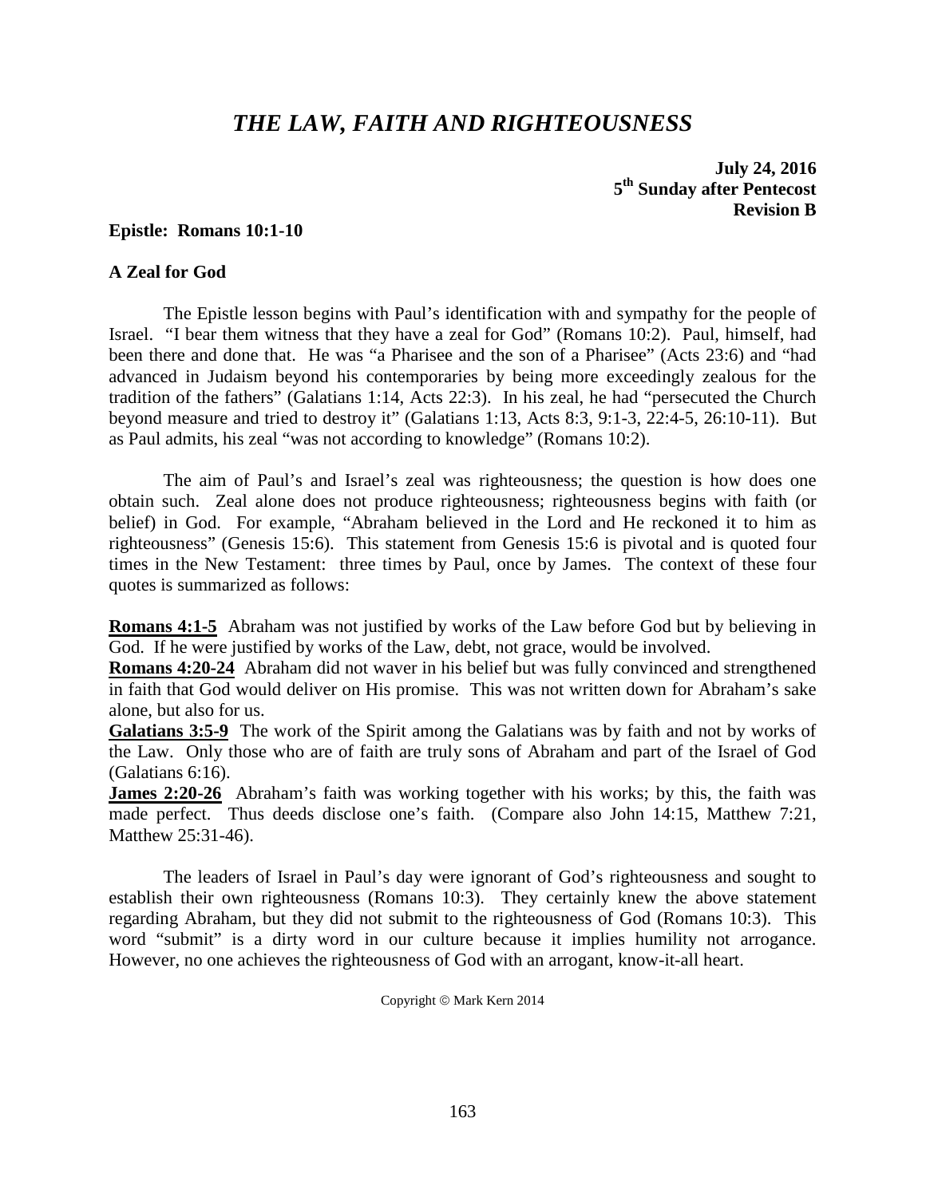# *THE LAW, FAITH AND RIGHTEOUSNESS*

**July 24, 2016**
**5th Sunday after Pentecost**
**Revision B**

**Epistle: Romans 10:1-10**

**A Zeal for God**

The Epistle lesson begins with Paul's identification with and sympathy for the people of Israel. "I bear them witness that they have a zeal for God" (Romans 10:2). Paul, himself, had been there and done that. He was "a Pharisee and the son of a Pharisee" (Acts 23:6) and "had advanced in Judaism beyond his contemporaries by being more exceedingly zealous for the tradition of the fathers" (Galatians 1:14, Acts 22:3). In his zeal, he had "persecuted the Church beyond measure and tried to destroy it" (Galatians 1:13, Acts 8:3, 9:1-3, 22:4-5, 26:10-11). But as Paul admits, his zeal "was not according to knowledge" (Romans 10:2).

The aim of Paul's and Israel's zeal was righteousness; the question is how does one obtain such. Zeal alone does not produce righteousness; righteousness begins with faith (or belief) in God. For example, "Abraham believed in the Lord and He reckoned it to him as righteousness" (Genesis 15:6). This statement from Genesis 15:6 is pivotal and is quoted four times in the New Testament: three times by Paul, once by James. The context of these four quotes is summarized as follows:

**Romans 4:1-5** Abraham was not justified by works of the Law before God but by believing in God. If he were justified by works of the Law, debt, not grace, would be involved.
**Romans 4:20-24** Abraham did not waver in his belief but was fully convinced and strengthened in faith that God would deliver on His promise. This was not written down for Abraham's sake alone, but also for us.
**Galatians 3:5-9** The work of the Spirit among the Galatians was by faith and not by works of the Law. Only those who are of faith are truly sons of Abraham and part of the Israel of God (Galatians 6:16).
**James 2:20-26** Abraham's faith was working together with his works; by this, the faith was made perfect. Thus deeds disclose one's faith. (Compare also John 14:15, Matthew 7:21, Matthew 25:31-46).

The leaders of Israel in Paul's day were ignorant of God's righteousness and sought to establish their own righteousness (Romans 10:3). They certainly knew the above statement regarding Abraham, but they did not submit to the righteousness of God (Romans 10:3). This word "submit" is a dirty word in our culture because it implies humility not arrogance. However, no one achieves the righteousness of God with an arrogant, know-it-all heart.

Copyright © Mark Kern 2014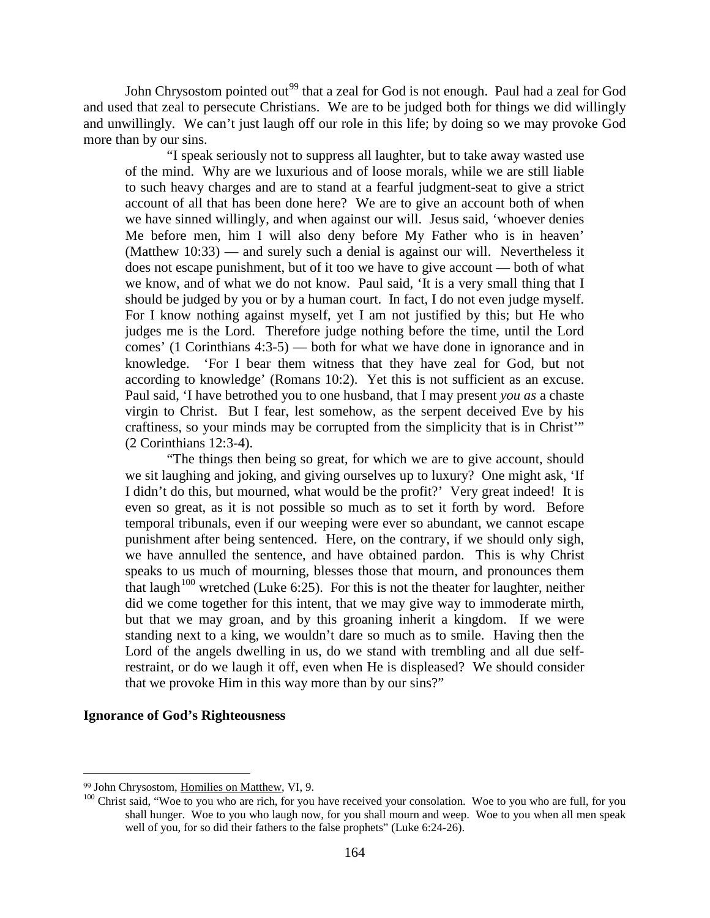John Chrysostom pointed out[99] that a zeal for God is not enough. Paul had a zeal for God and used that zeal to persecute Christians. We are to be judged both for things we did willingly and unwillingly. We can't just laugh off our role in this life; by doing so we may provoke God more than by our sins.

> "I speak seriously not to suppress all laughter, but to take away wasted use of the mind. Why are we luxurious and of loose morals, while we are still liable to such heavy charges and are to stand at a fearful judgment-seat to give a strict account of all that has been done here? We are to give an account both of when we have sinned willingly, and when against our will. Jesus said, 'whoever denies Me before men, him I will also deny before My Father who is in heaven' (Matthew 10:33) — and surely such a denial is against our will. Nevertheless it does not escape punishment, but of it too we have to give account — both of what we know, and of what we do not know. Paul said, 'It is a very small thing that I should be judged by you or by a human court. In fact, I do not even judge myself. For I know nothing against myself, yet I am not justified by this; but He who judges me is the Lord. Therefore judge nothing before the time, until the Lord comes' (1 Corinthians 4:3-5) — both for what we have done in ignorance and in knowledge. 'For I bear them witness that they have zeal for God, but not according to knowledge' (Romans 10:2). Yet this is not sufficient as an excuse. Paul said, 'I have betrothed you to one husband, that I may present *you as* a chaste virgin to Christ. But I fear, lest somehow, as the serpent deceived Eve by his craftiness, so your minds may be corrupted from the simplicity that is in Christ'" (2 Corinthians 12:3-4).
>
> "The things then being so great, for which we are to give account, should we sit laughing and joking, and giving ourselves up to luxury? One might ask, 'If I didn't do this, but mourned, what would be the profit?' Very great indeed! It is even so great, as it is not possible so much as to set it forth by word. Before temporal tribunals, even if our weeping were ever so abundant, we cannot escape punishment after being sentenced. Here, on the contrary, if we should only sigh, we have annulled the sentence, and have obtained pardon. This is why Christ speaks to us much of mourning, blesses those that mourn, and pronounces them that laugh[100] wretched (Luke 6:25). For this is not the theater for laughter, neither did we come together for this intent, that we may give way to immoderate mirth, but that we may groan, and by this groaning inherit a kingdom. If we were standing next to a king, we wouldn't dare so much as to smile. Having then the Lord of the angels dwelling in us, do we stand with trembling and all due self-restraint, or do we laugh it off, even when He is displeased? We should consider that we provoke Him in this way more than by our sins?"

**Ignorance of God's Righteousness**

---

[99] John Chrysostom, Homilies on Matthew, VI, 9.

[100] Christ said, "Woe to you who are rich, for you have received your consolation. Woe to you who are full, for you shall hunger. Woe to you who laugh now, for you shall mourn and weep. Woe to you when all men speak well of you, for so did their fathers to the false prophets" (Luke 6:24-26).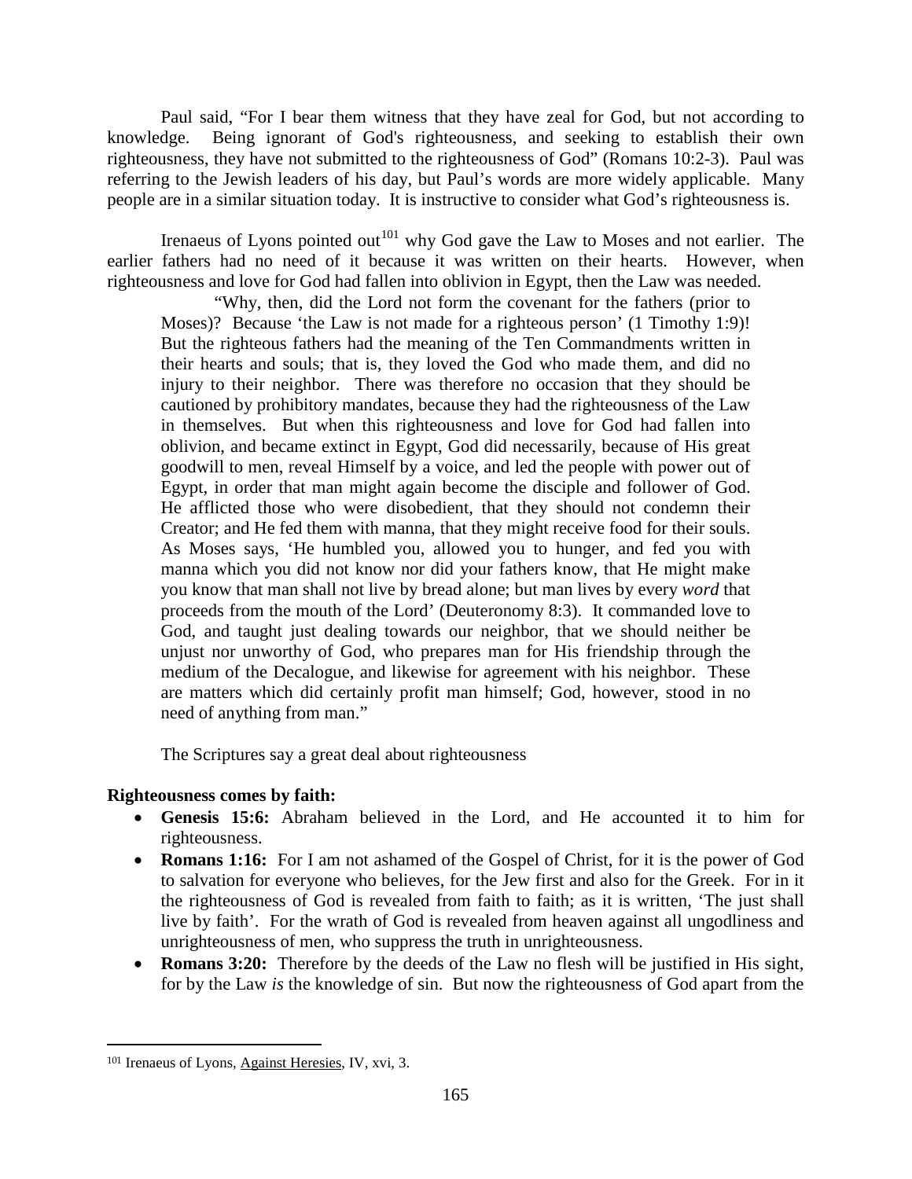Paul said, "For I bear them witness that they have zeal for God, but not according to knowledge. Being ignorant of God's righteousness, and seeking to establish their own righteousness, they have not submitted to the righteousness of God" (Romans 10:2-3). Paul was referring to the Jewish leaders of his day, but Paul's words are more widely applicable. Many people are in a similar situation today. It is instructive to consider what God's righteousness is.

Irenaeus of Lyons pointed out[101] why God gave the Law to Moses and not earlier. The earlier fathers had no need of it because it was written on their hearts. However, when righteousness and love for God had fallen into oblivion in Egypt, then the Law was needed.

> "Why, then, did the Lord not form the covenant for the fathers (prior to Moses)? Because 'the Law is not made for a righteous person' (1 Timothy 1:9)! But the righteous fathers had the meaning of the Ten Commandments written in their hearts and souls; that is, they loved the God who made them, and did no injury to their neighbor. There was therefore no occasion that they should be cautioned by prohibitory mandates, because they had the righteousness of the Law in themselves. But when this righteousness and love for God had fallen into oblivion, and became extinct in Egypt, God did necessarily, because of His great goodwill to men, reveal Himself by a voice, and led the people with power out of Egypt, in order that man might again become the disciple and follower of God. He afflicted those who were disobedient, that they should not condemn their Creator; and He fed them with manna, that they might receive food for their souls. As Moses says, 'He humbled you, allowed you to hunger, and fed you with manna which you did not know nor did your fathers know, that He might make you know that man shall not live by bread alone; but man lives by every *word* that proceeds from the mouth of the Lord' (Deuteronomy 8:3). It commanded love to God, and taught just dealing towards our neighbor, that we should neither be unjust nor unworthy of God, who prepares man for His friendship through the medium of the Decalogue, and likewise for agreement with his neighbor. These are matters which did certainly profit man himself; God, however, stood in no need of anything from man."

The Scriptures say a great deal about righteousness

**Righteousness comes by faith:**

- **Genesis 15:6:** Abraham believed in the Lord, and He accounted it to him for righteousness.
- **Romans 1:16:** For I am not ashamed of the Gospel of Christ, for it is the power of God to salvation for everyone who believes, for the Jew first and also for the Greek. For in it the righteousness of God is revealed from faith to faith; as it is written, 'The just shall live by faith'. For the wrath of God is revealed from heaven against all ungodliness and unrighteousness of men, who suppress the truth in unrighteousness.
- **Romans 3:20:** Therefore by the deeds of the Law no flesh will be justified in His sight, for by the Law *is* the knowledge of sin. But now the righteousness of God apart from the

[101] Irenaeus of Lyons, Against Heresies, IV, xvi, 3.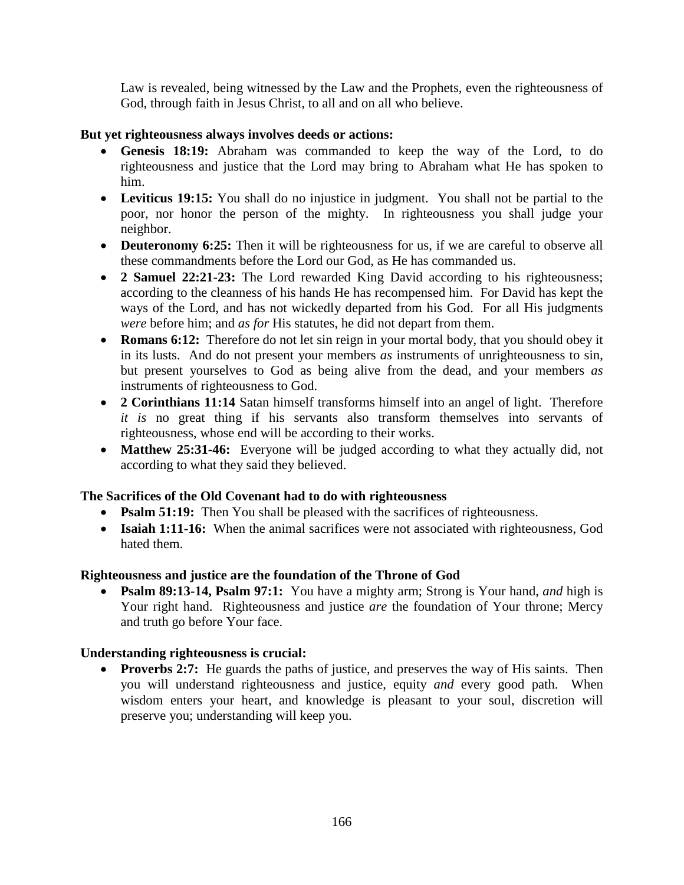Law is revealed, being witnessed by the Law and the Prophets, even the righteousness of God, through faith in Jesus Christ, to all and on all who believe.

**But yet righteousness always involves deeds or actions:**

- **Genesis 18:19:** Abraham was commanded to keep the way of the Lord, to do righteousness and justice that the Lord may bring to Abraham what He has spoken to him.
- **Leviticus 19:15:** You shall do no injustice in judgment. You shall not be partial to the poor, nor honor the person of the mighty. In righteousness you shall judge your neighbor.
- **Deuteronomy 6:25:** Then it will be righteousness for us, if we are careful to observe all these commandments before the Lord our God, as He has commanded us.
- **2 Samuel 22:21-23:** The Lord rewarded King David according to his righteousness; according to the cleanness of his hands He has recompensed him. For David has kept the ways of the Lord, and has not wickedly departed from his God. For all His judgments *were* before him; and *as for* His statutes, he did not depart from them.
- **Romans 6:12:** Therefore do not let sin reign in your mortal body, that you should obey it in its lusts. And do not present your members *as* instruments of unrighteousness to sin, but present yourselves to God as being alive from the dead, and your members *as* instruments of righteousness to God.
- **2 Corinthians 11:14** Satan himself transforms himself into an angel of light. Therefore *it is* no great thing if his servants also transform themselves into servants of righteousness, whose end will be according to their works.
- **Matthew 25:31-46:** Everyone will be judged according to what they actually did, not according to what they said they believed.

**The Sacrifices of the Old Covenant had to do with righteousness**

- **Psalm 51:19:** Then You shall be pleased with the sacrifices of righteousness.
- **Isaiah 1:11-16:** When the animal sacrifices were not associated with righteousness, God hated them.

**Righteousness and justice are the foundation of the Throne of God**

- **Psalm 89:13-14, Psalm 97:1:** You have a mighty arm; Strong is Your hand, *and* high is Your right hand. Righteousness and justice *are* the foundation of Your throne; Mercy and truth go before Your face.

**Understanding righteousness is crucial:**

- **Proverbs 2:7:** He guards the paths of justice, and preserves the way of His saints. Then you will understand righteousness and justice, equity *and* every good path. When wisdom enters your heart, and knowledge is pleasant to your soul, discretion will preserve you; understanding will keep you.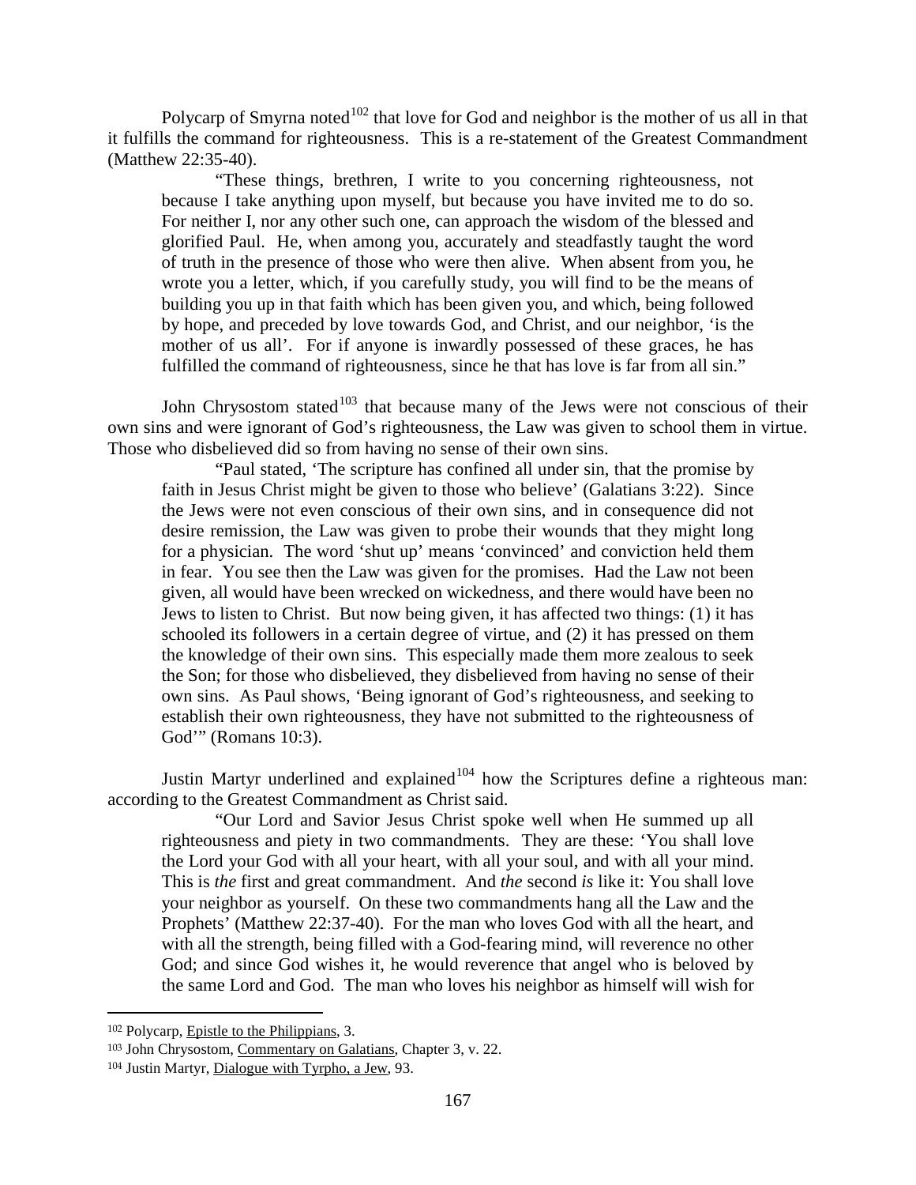Polycarp of Smyrna noted[102] that love for God and neighbor is the mother of us all in that it fulfills the command for righteousness. This is a re-statement of the Greatest Commandment (Matthew 22:35-40).

> "These things, brethren, I write to you concerning righteousness, not because I take anything upon myself, but because you have invited me to do so. For neither I, nor any other such one, can approach the wisdom of the blessed and glorified Paul. He, when among you, accurately and steadfastly taught the word of truth in the presence of those who were then alive. When absent from you, he wrote you a letter, which, if you carefully study, you will find to be the means of building you up in that faith which has been given you, and which, being followed by hope, and preceded by love towards God, and Christ, and our neighbor, 'is the mother of us all'. For if anyone is inwardly possessed of these graces, he has fulfilled the command of righteousness, since he that has love is far from all sin."

John Chrysostom stated[103] that because many of the Jews were not conscious of their own sins and were ignorant of God's righteousness, the Law was given to school them in virtue. Those who disbelieved did so from having no sense of their own sins.

> "Paul stated, 'The scripture has confined all under sin, that the promise by faith in Jesus Christ might be given to those who believe' (Galatians 3:22). Since the Jews were not even conscious of their own sins, and in consequence did not desire remission, the Law was given to probe their wounds that they might long for a physician. The word 'shut up' means 'convinced' and conviction held them in fear. You see then the Law was given for the promises. Had the Law not been given, all would have been wrecked on wickedness, and there would have been no Jews to listen to Christ. But now being given, it has affected two things: (1) it has schooled its followers in a certain degree of virtue, and (2) it has pressed on them the knowledge of their own sins. This especially made them more zealous to seek the Son; for those who disbelieved, they disbelieved from having no sense of their own sins. As Paul shows, 'Being ignorant of God's righteousness, and seeking to establish their own righteousness, they have not submitted to the righteousness of God'" (Romans 10:3).

Justin Martyr underlined and explained[104] how the Scriptures define a righteous man: according to the Greatest Commandment as Christ said.

> "Our Lord and Savior Jesus Christ spoke well when He summed up all righteousness and piety in two commandments. They are these: 'You shall love the Lord your God with all your heart, with all your soul, and with all your mind. This is *the* first and great commandment. And *the* second *is* like it: You shall love your neighbor as yourself. On these two commandments hang all the Law and the Prophets' (Matthew 22:37-40). For the man who loves God with all the heart, and with all the strength, being filled with a God-fearing mind, will reverence no other God; and since God wishes it, he would reverence that angel who is beloved by the same Lord and God. The man who loves his neighbor as himself will wish for

---

[102] Polycarp, Epistle to the Philippians, 3.

[103] John Chrysostom, Commentary on Galatians, Chapter 3, v. 22.

[104] Justin Martyr, Dialogue with Tyrpho, a Jew, 93.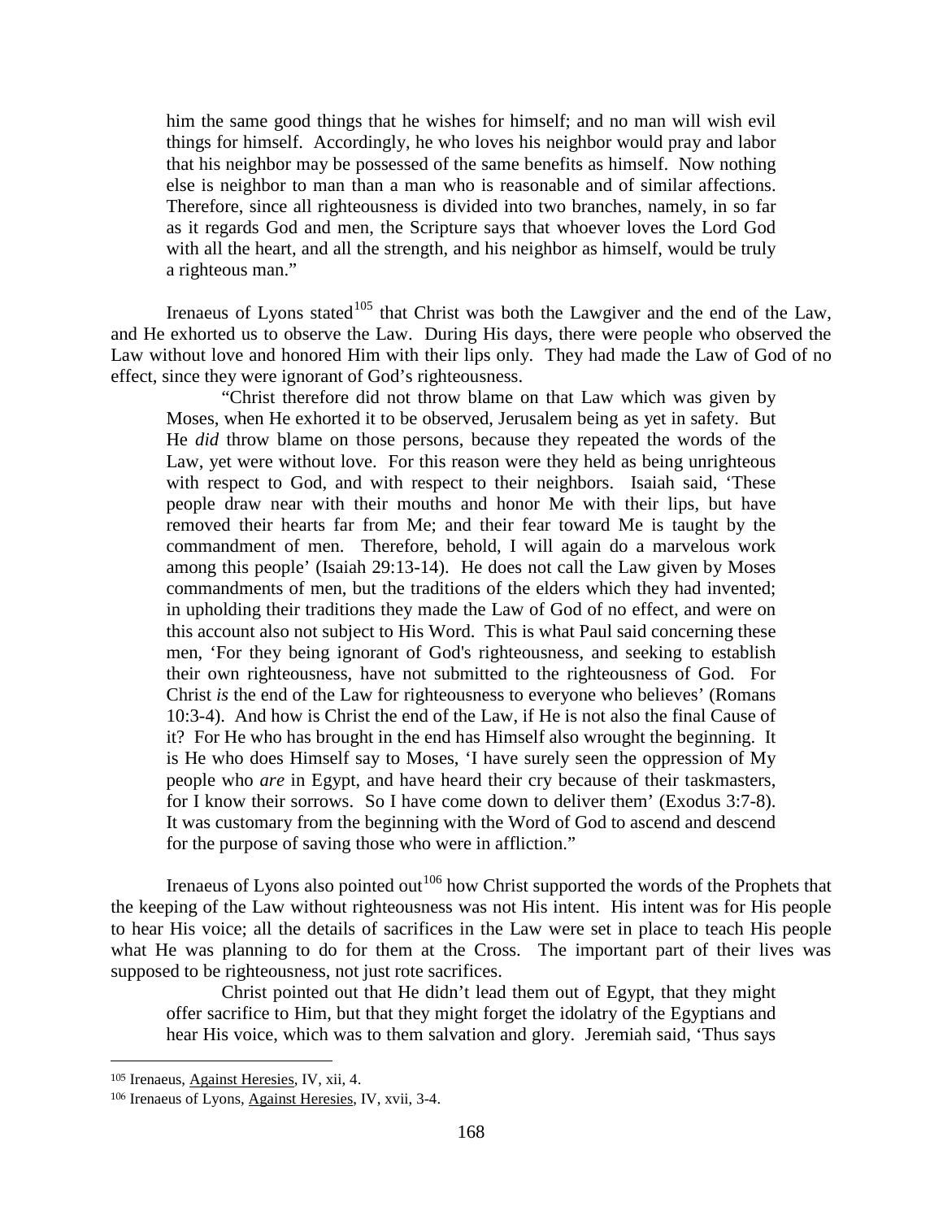> him the same good things that he wishes for himself; and no man will wish evil things for himself. Accordingly, he who loves his neighbor would pray and labor that his neighbor may be possessed of the same benefits as himself. Now nothing else is neighbor to man than a man who is reasonable and of similar affections. Therefore, since all righteousness is divided into two branches, namely, in so far as it regards God and men, the Scripture says that whoever loves the Lord God with all the heart, and all the strength, and his neighbor as himself, would be truly a righteous man."

Irenaeus of Lyons stated[105] that Christ was both the Lawgiver and the end of the Law, and He exhorted us to observe the Law. During His days, there were people who observed the Law without love and honored Him with their lips only. They had made the Law of God of no effect, since they were ignorant of God's righteousness.

> "Christ therefore did not throw blame on that Law which was given by Moses, when He exhorted it to be observed, Jerusalem being as yet in safety. But He *did* throw blame on those persons, because they repeated the words of the Law, yet were without love. For this reason were they held as being unrighteous with respect to God, and with respect to their neighbors. Isaiah said, 'These people draw near with their mouths and honor Me with their lips, but have removed their hearts far from Me; and their fear toward Me is taught by the commandment of men. Therefore, behold, I will again do a marvelous work among this people' (Isaiah 29:13-14). He does not call the Law given by Moses commandments of men, but the traditions of the elders which they had invented; in upholding their traditions they made the Law of God of no effect, and were on this account also not subject to His Word. This is what Paul said concerning these men, 'For they being ignorant of God's righteousness, and seeking to establish their own righteousness, have not submitted to the righteousness of God. For Christ *is* the end of the Law for righteousness to everyone who believes' (Romans 10:3-4). And how is Christ the end of the Law, if He is not also the final Cause of it? For He who has brought in the end has Himself also wrought the beginning. It is He who does Himself say to Moses, 'I have surely seen the oppression of My people who *are* in Egypt, and have heard their cry because of their taskmasters, for I know their sorrows. So I have come down to deliver them' (Exodus 3:7-8). It was customary from the beginning with the Word of God to ascend and descend for the purpose of saving those who were in affliction."

Irenaeus of Lyons also pointed out[106] how Christ supported the words of the Prophets that the keeping of the Law without righteousness was not His intent. His intent was for His people to hear His voice; all the details of sacrifices in the Law were set in place to teach His people what He was planning to do for them at the Cross. The important part of their lives was supposed to be righteousness, not just rote sacrifices.

> Christ pointed out that He didn't lead them out of Egypt, that they might offer sacrifice to Him, but that they might forget the idolatry of the Egyptians and hear His voice, which was to them salvation and glory. Jeremiah said, 'Thus says

---

[105] Irenaeus, Against Heresies, IV, xii, 4.

[106] Irenaeus of Lyons, Against Heresies, IV, xvii, 3-4.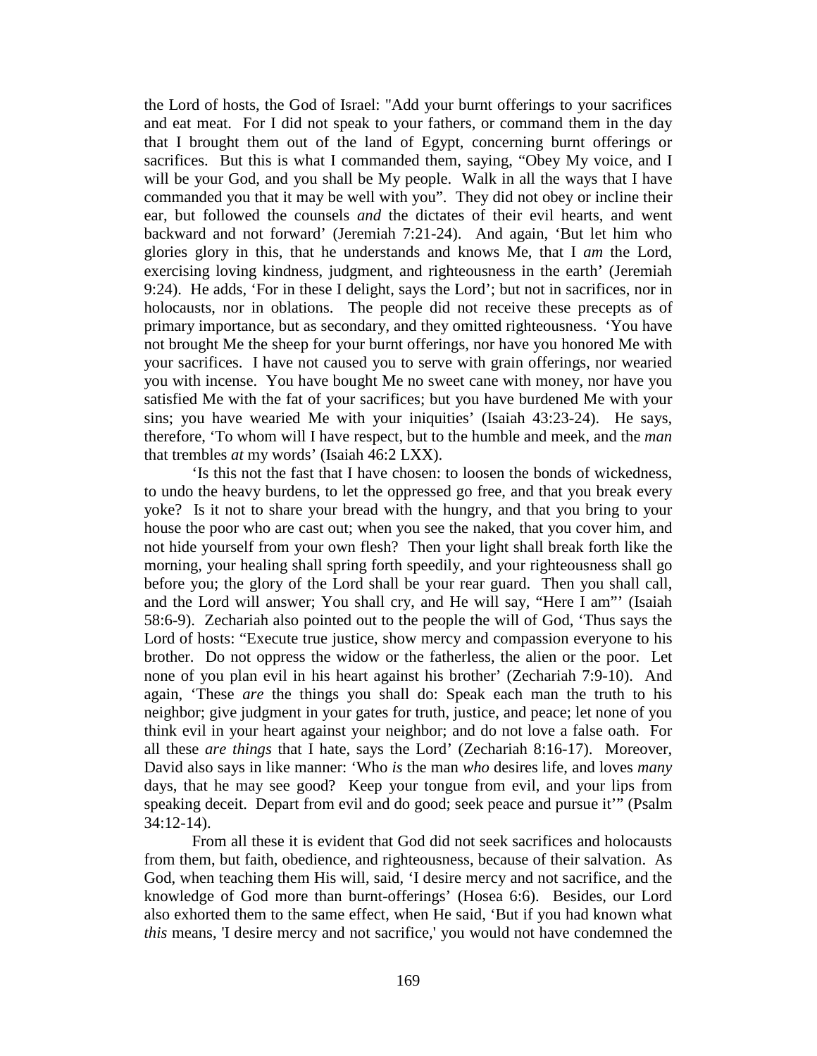the Lord of hosts, the God of Israel: "Add your burnt offerings to your sacrifices and eat meat. For I did not speak to your fathers, or command them in the day that I brought them out of the land of Egypt, concerning burnt offerings or sacrifices. But this is what I commanded them, saying, "Obey My voice, and I will be your God, and you shall be My people. Walk in all the ways that I have commanded you that it may be well with you". They did not obey or incline their ear, but followed the counsels *and* the dictates of their evil hearts, and went backward and not forward' (Jeremiah 7:21-24). And again, 'But let him who glories glory in this, that he understands and knows Me, that I *am* the Lord, exercising loving kindness, judgment, and righteousness in the earth' (Jeremiah 9:24). He adds, 'For in these I delight, says the Lord'; but not in sacrifices, nor in holocausts, nor in oblations. The people did not receive these precepts as of primary importance, but as secondary, and they omitted righteousness. 'You have not brought Me the sheep for your burnt offerings, nor have you honored Me with your sacrifices. I have not caused you to serve with grain offerings, nor wearied you with incense. You have bought Me no sweet cane with money, nor have you satisfied Me with the fat of your sacrifices; but you have burdened Me with your sins; you have wearied Me with your iniquities' (Isaiah 43:23-24). He says, therefore, 'To whom will I have respect, but to the humble and meek, and the *man* that trembles *at* my words' (Isaiah 46:2 LXX).

'Is this not the fast that I have chosen: to loosen the bonds of wickedness, to undo the heavy burdens, to let the oppressed go free, and that you break every yoke? Is it not to share your bread with the hungry, and that you bring to your house the poor who are cast out; when you see the naked, that you cover him, and not hide yourself from your own flesh? Then your light shall break forth like the morning, your healing shall spring forth speedily, and your righteousness shall go before you; the glory of the Lord shall be your rear guard. Then you shall call, and the Lord will answer; You shall cry, and He will say, "Here I am"' (Isaiah 58:6-9). Zechariah also pointed out to the people the will of God, 'Thus says the Lord of hosts: "Execute true justice, show mercy and compassion everyone to his brother. Do not oppress the widow or the fatherless, the alien or the poor. Let none of you plan evil in his heart against his brother' (Zechariah 7:9-10). And again, 'These *are* the things you shall do: Speak each man the truth to his neighbor; give judgment in your gates for truth, justice, and peace; let none of you think evil in your heart against your neighbor; and do not love a false oath. For all these *are things* that I hate, says the Lord' (Zechariah 8:16-17). Moreover, David also says in like manner: 'Who *is* the man *who* desires life, and loves *many* days, that he may see good? Keep your tongue from evil, and your lips from speaking deceit. Depart from evil and do good; seek peace and pursue it'" (Psalm 34:12-14).

From all these it is evident that God did not seek sacrifices and holocausts from them, but faith, obedience, and righteousness, because of their salvation. As God, when teaching them His will, said, 'I desire mercy and not sacrifice, and the knowledge of God more than burnt-offerings' (Hosea 6:6). Besides, our Lord also exhorted them to the same effect, when He said, 'But if you had known what *this* means, 'I desire mercy and not sacrifice,' you would not have condemned the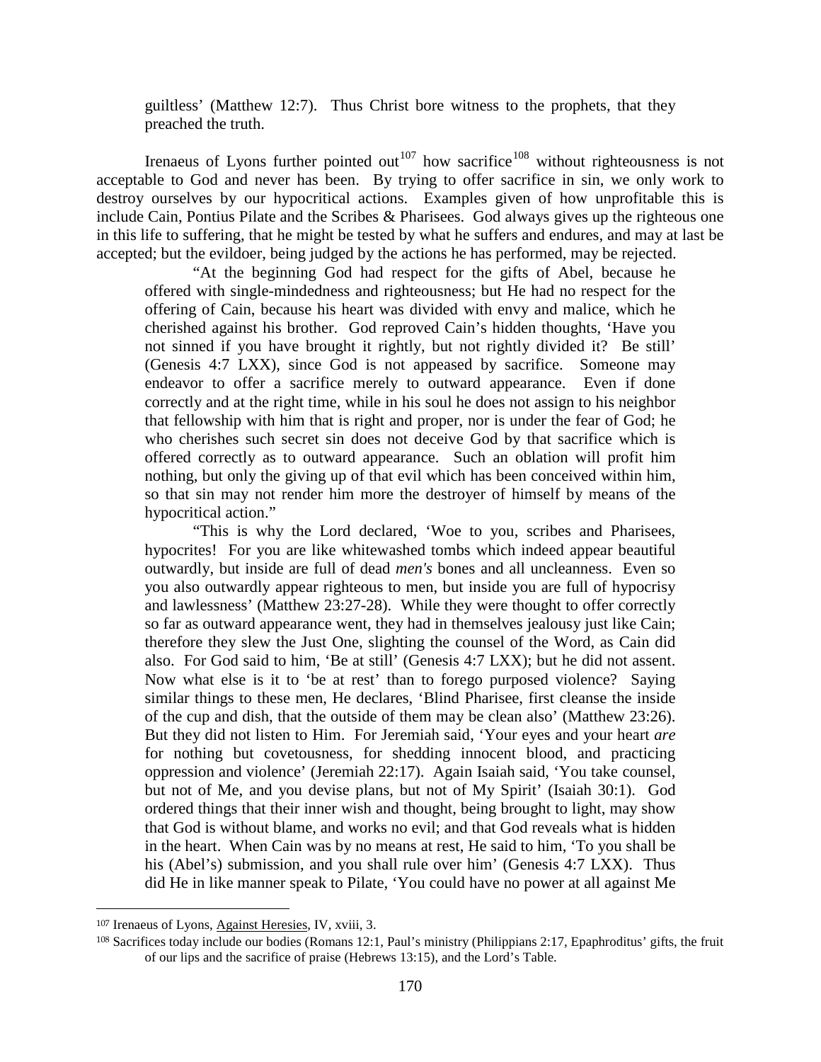guiltless' (Matthew 12:7). Thus Christ bore witness to the prophets, that they preached the truth.

Irenaeus of Lyons further pointed out[107] how sacrifice[108] without righteousness is not acceptable to God and never has been. By trying to offer sacrifice in sin, we only work to destroy ourselves by our hypocritical actions. Examples given of how unprofitable this is include Cain, Pontius Pilate and the Scribes & Pharisees. God always gives up the righteous one in this life to suffering, that he might be tested by what he suffers and endures, and may at last be accepted; but the evildoer, being judged by the actions he has performed, may be rejected.

> "At the beginning God had respect for the gifts of Abel, because he offered with single-mindedness and righteousness; but He had no respect for the offering of Cain, because his heart was divided with envy and malice, which he cherished against his brother. God reproved Cain's hidden thoughts, 'Have you not sinned if you have brought it rightly, but not rightly divided it? Be still' (Genesis 4:7 LXX), since God is not appeased by sacrifice. Someone may endeavor to offer a sacrifice merely to outward appearance. Even if done correctly and at the right time, while in his soul he does not assign to his neighbor that fellowship with him that is right and proper, nor is under the fear of God; he who cherishes such secret sin does not deceive God by that sacrifice which is offered correctly as to outward appearance. Such an oblation will profit him nothing, but only the giving up of that evil which has been conceived within him, so that sin may not render him more the destroyer of himself by means of the hypocritical action."
>
> "This is why the Lord declared, 'Woe to you, scribes and Pharisees, hypocrites! For you are like whitewashed tombs which indeed appear beautiful outwardly, but inside are full of dead *men's* bones and all uncleanness. Even so you also outwardly appear righteous to men, but inside you are full of hypocrisy and lawlessness' (Matthew 23:27-28). While they were thought to offer correctly so far as outward appearance went, they had in themselves jealousy just like Cain; therefore they slew the Just One, slighting the counsel of the Word, as Cain did also. For God said to him, 'Be at still' (Genesis 4:7 LXX); but he did not assent. Now what else is it to 'be at rest' than to forego purposed violence? Saying similar things to these men, He declares, 'Blind Pharisee, first cleanse the inside of the cup and dish, that the outside of them may be clean also' (Matthew 23:26). But they did not listen to Him. For Jeremiah said, 'Your eyes and your heart *are* for nothing but covetousness, for shedding innocent blood, and practicing oppression and violence' (Jeremiah 22:17). Again Isaiah said, 'You take counsel, but not of Me, and you devise plans, but not of My Spirit' (Isaiah 30:1). God ordered things that their inner wish and thought, being brought to light, may show that God is without blame, and works no evil; and that God reveals what is hidden in the heart. When Cain was by no means at rest, He said to him, 'To you shall be his (Abel's) submission, and you shall rule over him' (Genesis 4:7 LXX). Thus did He in like manner speak to Pilate, 'You could have no power at all against Me

---

[107] Irenaeus of Lyons, Against Heresies, IV, xviii, 3.

[108] Sacrifices today include our bodies (Romans 12:1, Paul's ministry (Philippians 2:17, Epaphroditus' gifts, the fruit of our lips and the sacrifice of praise (Hebrews 13:15), and the Lord's Table.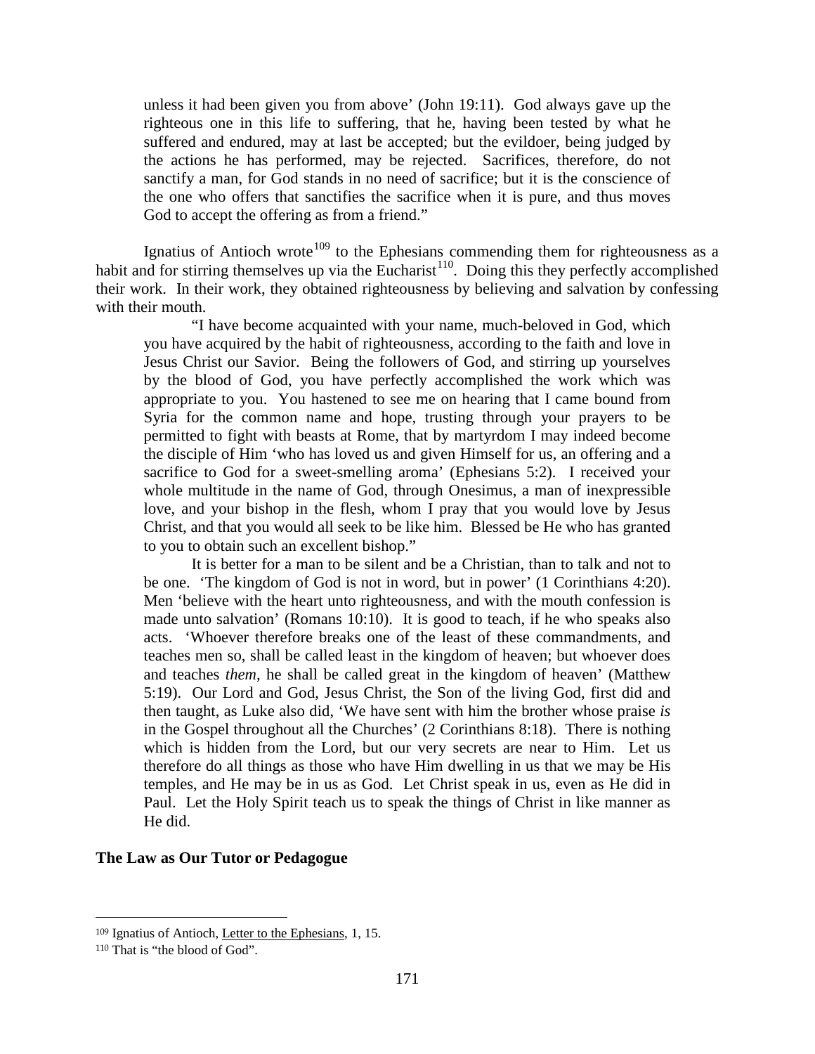> unless it had been given you from above' (John 19:11). God always gave up the righteous one in this life to suffering, that he, having been tested by what he suffered and endured, may at last be accepted; but the evildoer, being judged by the actions he has performed, may be rejected. Sacrifices, therefore, do not sanctify a man, for God stands in no need of sacrifice; but it is the conscience of the one who offers that sanctifies the sacrifice when it is pure, and thus moves God to accept the offering as from a friend."

Ignatius of Antioch wrote[109] to the Ephesians commending them for righteousness as a habit and for stirring themselves up via the Eucharist[110]. Doing this they perfectly accomplished their work. In their work, they obtained righteousness by believing and salvation by confessing with their mouth.

> "I have become acquainted with your name, much-beloved in God, which you have acquired by the habit of righteousness, according to the faith and love in Jesus Christ our Savior. Being the followers of God, and stirring up yourselves by the blood of God, you have perfectly accomplished the work which was appropriate to you. You hastened to see me on hearing that I came bound from Syria for the common name and hope, trusting through your prayers to be permitted to fight with beasts at Rome, that by martyrdom I may indeed become the disciple of Him 'who has loved us and given Himself for us, an offering and a sacrifice to God for a sweet-smelling aroma' (Ephesians 5:2). I received your whole multitude in the name of God, through Onesimus, a man of inexpressible love, and your bishop in the flesh, whom I pray that you would love by Jesus Christ, and that you would all seek to be like him. Blessed be He who has granted to you to obtain such an excellent bishop."
>
> It is better for a man to be silent and be a Christian, than to talk and not to be one. 'The kingdom of God is not in word, but in power' (1 Corinthians 4:20). Men 'believe with the heart unto righteousness, and with the mouth confession is made unto salvation' (Romans 10:10). It is good to teach, if he who speaks also acts. 'Whoever therefore breaks one of the least of these commandments, and teaches men so, shall be called least in the kingdom of heaven; but whoever does and teaches *them*, he shall be called great in the kingdom of heaven' (Matthew 5:19). Our Lord and God, Jesus Christ, the Son of the living God, first did and then taught, as Luke also did, 'We have sent with him the brother whose praise *is* in the Gospel throughout all the Churches' (2 Corinthians 8:18). There is nothing which is hidden from the Lord, but our very secrets are near to Him. Let us therefore do all things as those who have Him dwelling in us that we may be His temples, and He may be in us as God. Let Christ speak in us, even as He did in Paul. Let the Holy Spirit teach us to speak the things of Christ in like manner as He did.

**The Law as Our Tutor or Pedagogue**

---

[109] Ignatius of Antioch, Letter to the Ephesians, 1, 15.

[110] That is "the blood of God".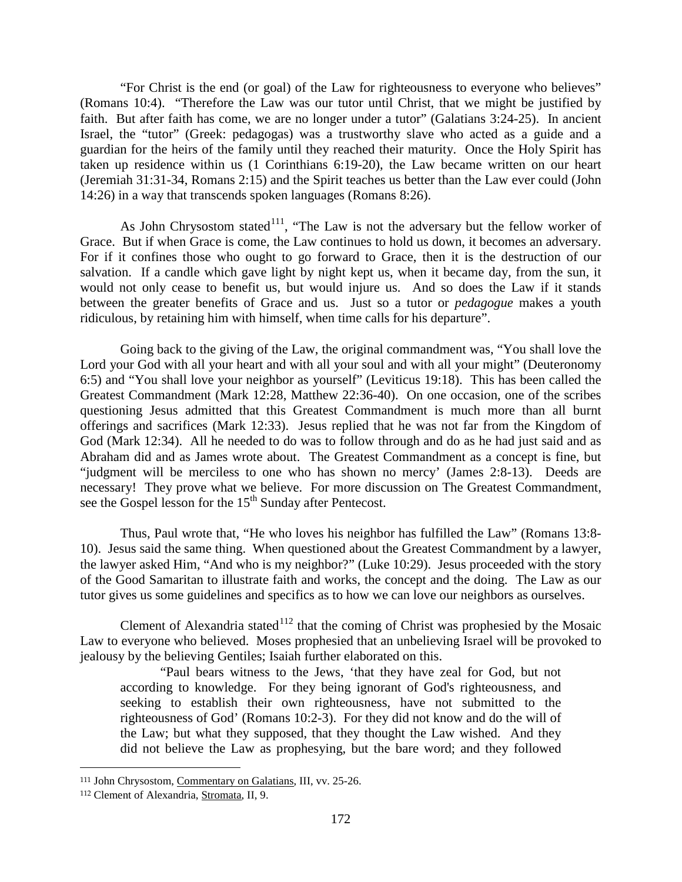"For Christ is the end (or goal) of the Law for righteousness to everyone who believes" (Romans 10:4). "Therefore the Law was our tutor until Christ, that we might be justified by faith. But after faith has come, we are no longer under a tutor" (Galatians 3:24-25). In ancient Israel, the "tutor" (Greek: pedagogas) was a trustworthy slave who acted as a guide and a guardian for the heirs of the family until they reached their maturity. Once the Holy Spirit has taken up residence within us (1 Corinthians 6:19-20), the Law became written on our heart (Jeremiah 31:31-34, Romans 2:15) and the Spirit teaches us better than the Law ever could (John 14:26) in a way that transcends spoken languages (Romans 8:26).

As John Chrysostom stated[111], "The Law is not the adversary but the fellow worker of Grace. But if when Grace is come, the Law continues to hold us down, it becomes an adversary. For if it confines those who ought to go forward to Grace, then it is the destruction of our salvation. If a candle which gave light by night kept us, when it became day, from the sun, it would not only cease to benefit us, but would injure us. And so does the Law if it stands between the greater benefits of Grace and us. Just so a tutor or *pedagogue* makes a youth ridiculous, by retaining him with himself, when time calls for his departure".

Going back to the giving of the Law, the original commandment was, "You shall love the Lord your God with all your heart and with all your soul and with all your might" (Deuteronomy 6:5) and "You shall love your neighbor as yourself" (Leviticus 19:18). This has been called the Greatest Commandment (Mark 12:28, Matthew 22:36-40). On one occasion, one of the scribes questioning Jesus admitted that this Greatest Commandment is much more than all burnt offerings and sacrifices (Mark 12:33). Jesus replied that he was not far from the Kingdom of God (Mark 12:34). All he needed to do was to follow through and do as he had just said and as Abraham did and as James wrote about. The Greatest Commandment as a concept is fine, but "judgment will be merciless to one who has shown no mercy' (James 2:8-13). Deeds are necessary! They prove what we believe. For more discussion on The Greatest Commandment, see the Gospel lesson for the 15th Sunday after Pentecost.

Thus, Paul wrote that, "He who loves his neighbor has fulfilled the Law" (Romans 13:8-10). Jesus said the same thing. When questioned about the Greatest Commandment by a lawyer, the lawyer asked Him, "And who is my neighbor?" (Luke 10:29). Jesus proceeded with the story of the Good Samaritan to illustrate faith and works, the concept and the doing. The Law as our tutor gives us some guidelines and specifics as to how we can love our neighbors as ourselves.

Clement of Alexandria stated[112] that the coming of Christ was prophesied by the Mosaic Law to everyone who believed. Moses prophesied that an unbelieving Israel will be provoked to jealousy by the believing Gentiles; Isaiah further elaborated on this.

> "Paul bears witness to the Jews, 'that they have zeal for God, but not according to knowledge. For they being ignorant of God's righteousness, and seeking to establish their own righteousness, have not submitted to the righteousness of God' (Romans 10:2-3). For they did not know and do the will of the Law; but what they supposed, that they thought the Law wished. And they did not believe the Law as prophesying, but the bare word; and they followed

---

[111] John Chrysostom, Commentary on Galatians, III, vv. 25-26.

[112] Clement of Alexandria, Stromata, II, 9.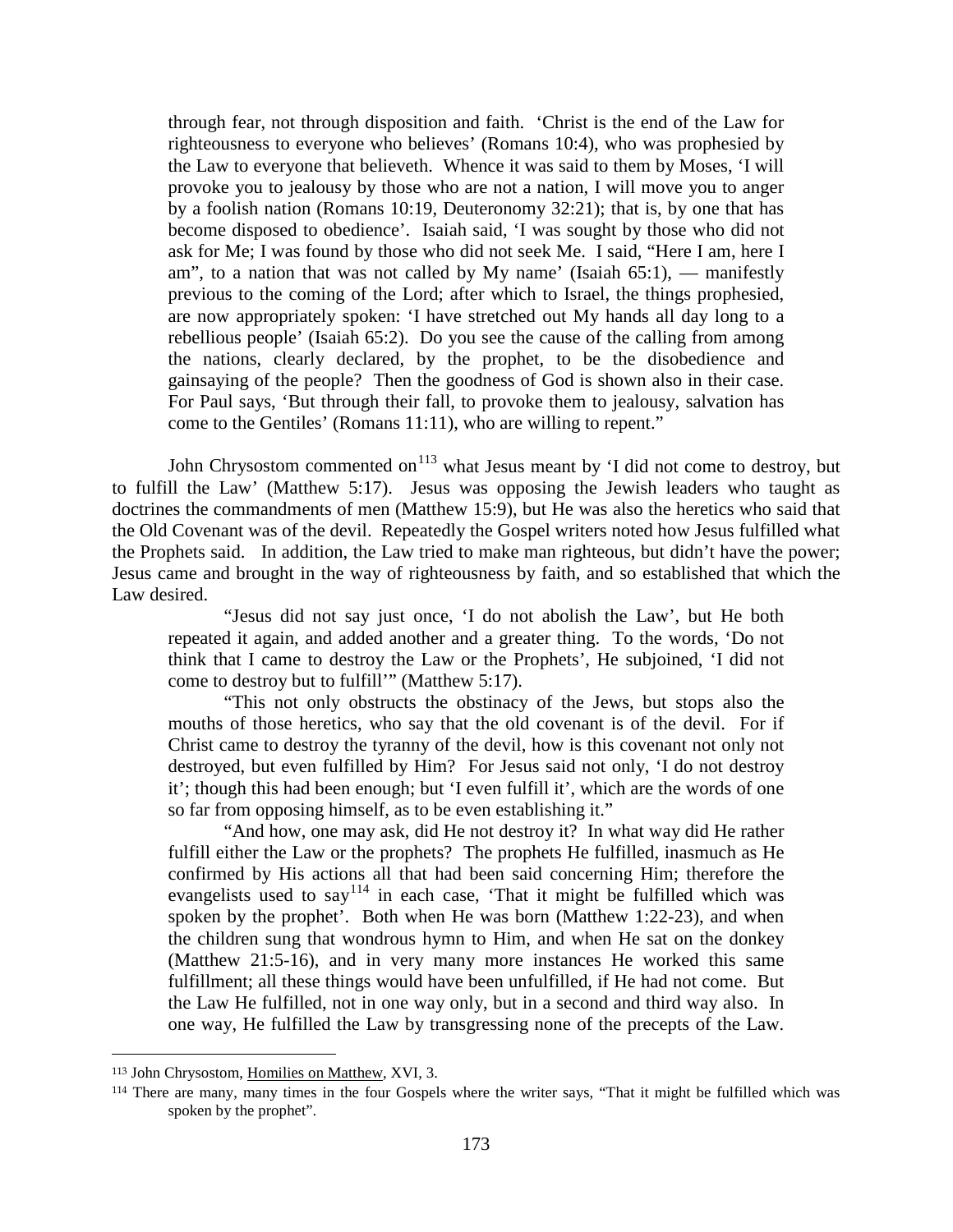through fear, not through disposition and faith. 'Christ is the end of the Law for righteousness to everyone who believes' (Romans 10:4), who was prophesied by the Law to everyone that believeth. Whence it was said to them by Moses, 'I will provoke you to jealousy by those who are not a nation, I will move you to anger by a foolish nation (Romans 10:19, Deuteronomy 32:21); that is, by one that has become disposed to obedience'. Isaiah said, 'I was sought by those who did not ask for Me; I was found by those who did not seek Me. I said, "Here I am, here I am", to a nation that was not called by My name' (Isaiah 65:1), — manifestly previous to the coming of the Lord; after which to Israel, the things prophesied, are now appropriately spoken: 'I have stretched out My hands all day long to a rebellious people' (Isaiah 65:2). Do you see the cause of the calling from among the nations, clearly declared, by the prophet, to be the disobedience and gainsaying of the people? Then the goodness of God is shown also in their case. For Paul says, 'But through their fall, to provoke them to jealousy, salvation has come to the Gentiles' (Romans 11:11), who are willing to repent."

John Chrysostom commented on[113] what Jesus meant by 'I did not come to destroy, but to fulfill the Law' (Matthew 5:17). Jesus was opposing the Jewish leaders who taught as doctrines the commandments of men (Matthew 15:9), but He was also the heretics who said that the Old Covenant was of the devil. Repeatedly the Gospel writers noted how Jesus fulfilled what the Prophets said. In addition, the Law tried to make man righteous, but didn't have the power; Jesus came and brought in the way of righteousness by faith, and so established that which the Law desired.

> "Jesus did not say just once, 'I do not abolish the Law', but He both repeated it again, and added another and a greater thing. To the words, 'Do not think that I came to destroy the Law or the Prophets', He subjoined, 'I did not come to destroy but to fulfill'" (Matthew 5:17).
>
> "This not only obstructs the obstinacy of the Jews, but stops also the mouths of those heretics, who say that the old covenant is of the devil. For if Christ came to destroy the tyranny of the devil, how is this covenant not only not destroyed, but even fulfilled by Him? For Jesus said not only, 'I do not destroy it'; though this had been enough; but 'I even fulfill it', which are the words of one so far from opposing himself, as to be even establishing it."
>
> "And how, one may ask, did He not destroy it? In what way did He rather fulfill either the Law or the prophets? The prophets He fulfilled, inasmuch as He confirmed by His actions all that had been said concerning Him; therefore the evangelists used to say[114] in each case, 'That it might be fulfilled which was spoken by the prophet'. Both when He was born (Matthew 1:22-23), and when the children sung that wondrous hymn to Him, and when He sat on the donkey (Matthew 21:5-16), and in very many more instances He worked this same fulfillment; all these things would have been unfulfilled, if He had not come. But the Law He fulfilled, not in one way only, but in a second and third way also. In one way, He fulfilled the Law by transgressing none of the precepts of the Law.

---

[113] John Chrysostom, Homilies on Matthew, XVI, 3.

[114] There are many, many times in the four Gospels where the writer says, "That it might be fulfilled which was spoken by the prophet".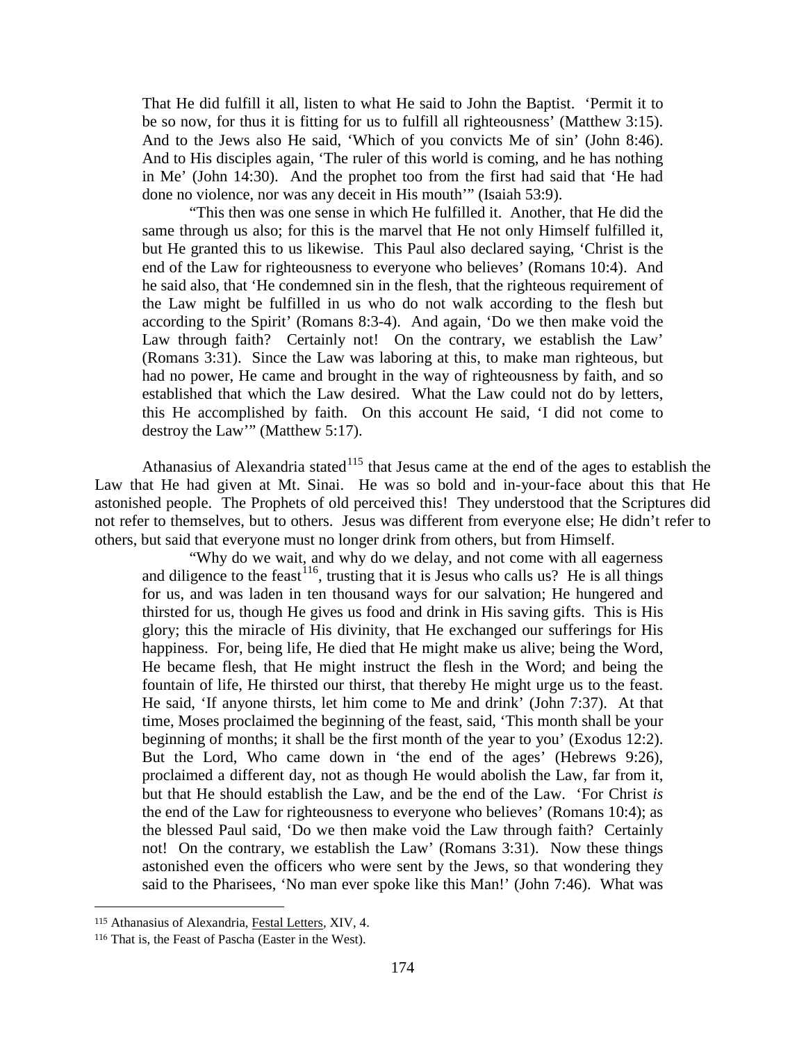> That He did fulfill it all, listen to what He said to John the Baptist. 'Permit it to be so now, for thus it is fitting for us to fulfill all righteousness' (Matthew 3:15). And to the Jews also He said, 'Which of you convicts Me of sin' (John 8:46). And to His disciples again, 'The ruler of this world is coming, and he has nothing in Me' (John 14:30). And the prophet too from the first had said that 'He had done no violence, nor was any deceit in His mouth'" (Isaiah 53:9).
>
> "This then was one sense in which He fulfilled it. Another, that He did the same through us also; for this is the marvel that He not only Himself fulfilled it, but He granted this to us likewise. This Paul also declared saying, 'Christ is the end of the Law for righteousness to everyone who believes' (Romans 10:4). And he said also, that 'He condemned sin in the flesh, that the righteous requirement of the Law might be fulfilled in us who do not walk according to the flesh but according to the Spirit' (Romans 8:3-4). And again, 'Do we then make void the Law through faith? Certainly not! On the contrary, we establish the Law' (Romans 3:31). Since the Law was laboring at this, to make man righteous, but had no power, He came and brought in the way of righteousness by faith, and so established that which the Law desired. What the Law could not do by letters, this He accomplished by faith. On this account He said, 'I did not come to destroy the Law'" (Matthew 5:17).

Athanasius of Alexandria stated[115] that Jesus came at the end of the ages to establish the Law that He had given at Mt. Sinai. He was so bold and in-your-face about this that He astonished people. The Prophets of old perceived this! They understood that the Scriptures did not refer to themselves, but to others. Jesus was different from everyone else; He didn't refer to others, but said that everyone must no longer drink from others, but from Himself.

> "Why do we wait, and why do we delay, and not come with all eagerness and diligence to the feast[116], trusting that it is Jesus who calls us? He is all things for us, and was laden in ten thousand ways for our salvation; He hungered and thirsted for us, though He gives us food and drink in His saving gifts. This is His glory; this the miracle of His divinity, that He exchanged our sufferings for His happiness. For, being life, He died that He might make us alive; being the Word, He became flesh, that He might instruct the flesh in the Word; and being the fountain of life, He thirsted our thirst, that thereby He might urge us to the feast. He said, 'If anyone thirsts, let him come to Me and drink' (John 7:37). At that time, Moses proclaimed the beginning of the feast, said, 'This month shall be your beginning of months; it shall be the first month of the year to you' (Exodus 12:2). But the Lord, Who came down in 'the end of the ages' (Hebrews 9:26), proclaimed a different day, not as though He would abolish the Law, far from it, but that He should establish the Law, and be the end of the Law. 'For Christ *is* the end of the Law for righteousness to everyone who believes' (Romans 10:4); as the blessed Paul said, 'Do we then make void the Law through faith? Certainly not! On the contrary, we establish the Law' (Romans 3:31). Now these things astonished even the officers who were sent by the Jews, so that wondering they said to the Pharisees, 'No man ever spoke like this Man!' (John 7:46). What was

---

[115] Athanasius of Alexandria, Festal Letters, XIV, 4.

[116] That is, the Feast of Pascha (Easter in the West).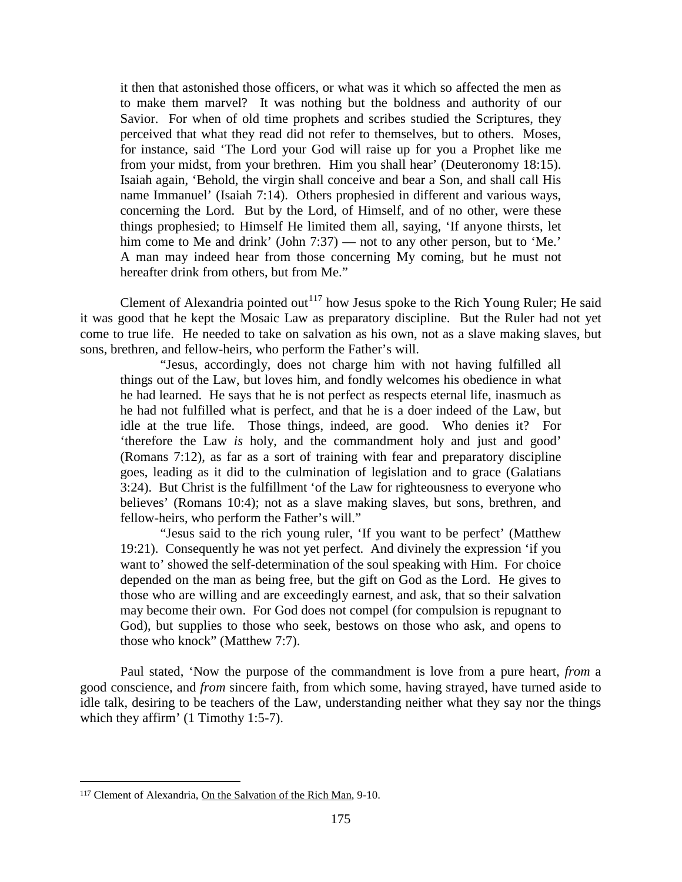> it then that astonished those officers, or what was it which so affected the men as to make them marvel? It was nothing but the boldness and authority of our Savior. For when of old time prophets and scribes studied the Scriptures, they perceived that what they read did not refer to themselves, but to others. Moses, for instance, said 'The Lord your God will raise up for you a Prophet like me from your midst, from your brethren. Him you shall hear' (Deuteronomy 18:15). Isaiah again, 'Behold, the virgin shall conceive and bear a Son, and shall call His name Immanuel' (Isaiah 7:14). Others prophesied in different and various ways, concerning the Lord. But by the Lord, of Himself, and of no other, were these things prophesied; to Himself He limited them all, saying, 'If anyone thirsts, let him come to Me and drink' (John 7:37) — not to any other person, but to 'Me.' A man may indeed hear from those concerning My coming, but he must not hereafter drink from others, but from Me."

Clement of Alexandria pointed out[117] how Jesus spoke to the Rich Young Ruler; He said it was good that he kept the Mosaic Law as preparatory discipline. But the Ruler had not yet come to true life. He needed to take on salvation as his own, not as a slave making slaves, but sons, brethren, and fellow-heirs, who perform the Father's will.

> "Jesus, accordingly, does not charge him with not having fulfilled all things out of the Law, but loves him, and fondly welcomes his obedience in what he had learned. He says that he is not perfect as respects eternal life, inasmuch as he had not fulfilled what is perfect, and that he is a doer indeed of the Law, but idle at the true life. Those things, indeed, are good. Who denies it? For 'therefore the Law *is* holy, and the commandment holy and just and good' (Romans 7:12), as far as a sort of training with fear and preparatory discipline goes, leading as it did to the culmination of legislation and to grace (Galatians 3:24). But Christ is the fulfillment 'of the Law for righteousness to everyone who believes' (Romans 10:4); not as a slave making slaves, but sons, brethren, and fellow-heirs, who perform the Father's will."
>
> "Jesus said to the rich young ruler, 'If you want to be perfect' (Matthew 19:21). Consequently he was not yet perfect. And divinely the expression 'if you want to' showed the self-determination of the soul speaking with Him. For choice depended on the man as being free, but the gift on God as the Lord. He gives to those who are willing and are exceedingly earnest, and ask, that so their salvation may become their own. For God does not compel (for compulsion is repugnant to God), but supplies to those who seek, bestows on those who ask, and opens to those who knock" (Matthew 7:7).

Paul stated, 'Now the purpose of the commandment is love from a pure heart, *from* a good conscience, and *from* sincere faith, from which some, having strayed, have turned aside to idle talk, desiring to be teachers of the Law, understanding neither what they say nor the things which they affirm' (1 Timothy 1:5-7).

---

[117] Clement of Alexandria, On the Salvation of the Rich Man, 9-10.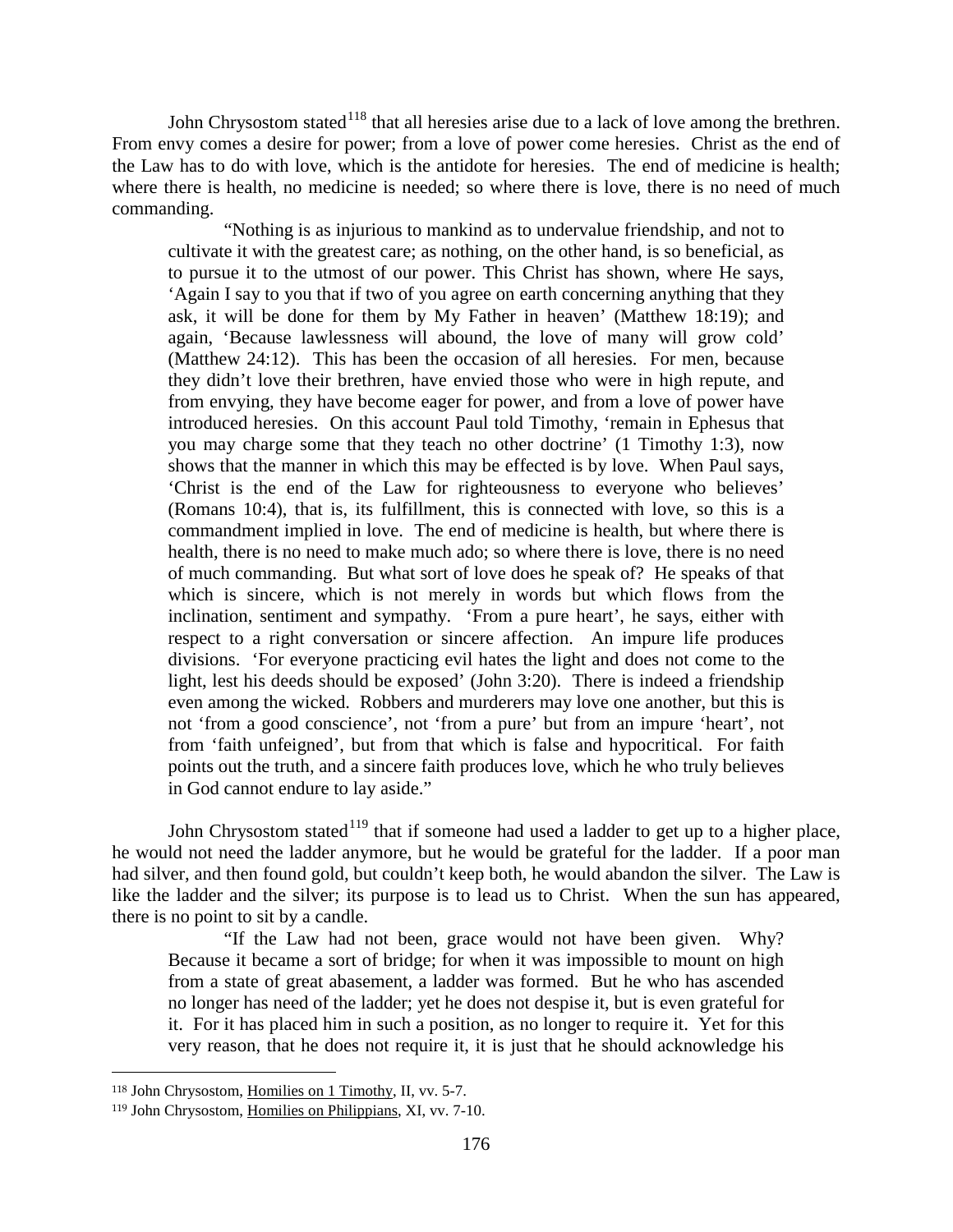John Chrysostom stated[118] that all heresies arise due to a lack of love among the brethren. From envy comes a desire for power; from a love of power come heresies. Christ as the end of the Law has to do with love, which is the antidote for heresies. The end of medicine is health; where there is health, no medicine is needed; so where there is love, there is no need of much commanding.

> "Nothing is as injurious to mankind as to undervalue friendship, and not to cultivate it with the greatest care; as nothing, on the other hand, is so beneficial, as to pursue it to the utmost of our power. This Christ has shown, where He says, 'Again I say to you that if two of you agree on earth concerning anything that they ask, it will be done for them by My Father in heaven' (Matthew 18:19); and again, 'Because lawlessness will abound, the love of many will grow cold' (Matthew 24:12). This has been the occasion of all heresies. For men, because they didn't love their brethren, have envied those who were in high repute, and from envying, they have become eager for power, and from a love of power have introduced heresies. On this account Paul told Timothy, 'remain in Ephesus that you may charge some that they teach no other doctrine' (1 Timothy 1:3), now shows that the manner in which this may be effected is by love. When Paul says, 'Christ is the end of the Law for righteousness to everyone who believes' (Romans 10:4), that is, its fulfillment, this is connected with love, so this is a commandment implied in love. The end of medicine is health, but where there is health, there is no need to make much ado; so where there is love, there is no need of much commanding. But what sort of love does he speak of? He speaks of that which is sincere, which is not merely in words but which flows from the inclination, sentiment and sympathy. 'From a pure heart', he says, either with respect to a right conversation or sincere affection. An impure life produces divisions. 'For everyone practicing evil hates the light and does not come to the light, lest his deeds should be exposed' (John 3:20). There is indeed a friendship even among the wicked. Robbers and murderers may love one another, but this is not 'from a good conscience', not 'from a pure' but from an impure 'heart', not from 'faith unfeigned', but from that which is false and hypocritical. For faith points out the truth, and a sincere faith produces love, which he who truly believes in God cannot endure to lay aside."

John Chrysostom stated[119] that if someone had used a ladder to get up to a higher place, he would not need the ladder anymore, but he would be grateful for the ladder. If a poor man had silver, and then found gold, but couldn't keep both, he would abandon the silver. The Law is like the ladder and the silver; its purpose is to lead us to Christ. When the sun has appeared, there is no point to sit by a candle.

> "If the Law had not been, grace would not have been given. Why? Because it became a sort of bridge; for when it was impossible to mount on high from a state of great abasement, a ladder was formed. But he who has ascended no longer has need of the ladder; yet he does not despise it, but is even grateful for it. For it has placed him in such a position, as no longer to require it. Yet for this very reason, that he does not require it, it is just that he should acknowledge his

---

[118] John Chrysostom, Homilies on 1 Timothy, II, vv. 5-7.

[119] John Chrysostom, Homilies on Philippians, XI, vv. 7-10.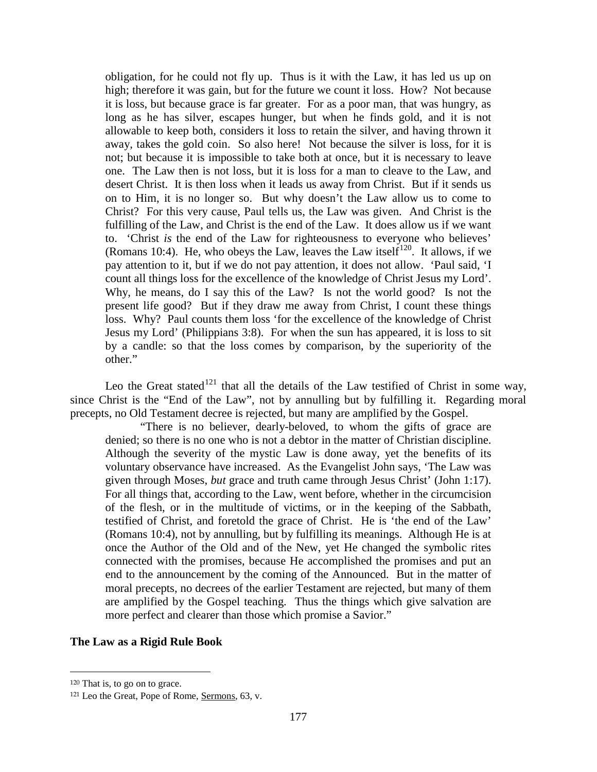obligation, for he could not fly up. Thus is it with the Law, it has led us up on high; therefore it was gain, but for the future we count it loss. How? Not because it is loss, but because grace is far greater. For as a poor man, that was hungry, as long as he has silver, escapes hunger, but when he finds gold, and it is not allowable to keep both, considers it loss to retain the silver, and having thrown it away, takes the gold coin. So also here! Not because the silver is loss, for it is not; but because it is impossible to take both at once, but it is necessary to leave one. The Law then is not loss, but it is loss for a man to cleave to the Law, and desert Christ. It is then loss when it leads us away from Christ. But if it sends us on to Him, it is no longer so. But why doesn't the Law allow us to come to Christ? For this very cause, Paul tells us, the Law was given. And Christ is the fulfilling of the Law, and Christ is the end of the Law. It does allow us if we want to. 'Christ *is* the end of the Law for righteousness to everyone who believes' (Romans 10:4). He, who obeys the Law, leaves the Law itself[120]. It allows, if we pay attention to it, but if we do not pay attention, it does not allow. 'Paul said, 'I count all things loss for the excellence of the knowledge of Christ Jesus my Lord'. Why, he means, do I say this of the Law? Is not the world good? Is not the present life good? But if they draw me away from Christ, I count these things loss. Why? Paul counts them loss 'for the excellence of the knowledge of Christ Jesus my Lord' (Philippians 3:8). For when the sun has appeared, it is loss to sit by a candle: so that the loss comes by comparison, by the superiority of the other."

Leo the Great stated[121] that all the details of the Law testified of Christ in some way, since Christ is the "End of the Law", not by annulling but by fulfilling it. Regarding moral precepts, no Old Testament decree is rejected, but many are amplified by the Gospel.

"There is no believer, dearly-beloved, to whom the gifts of grace are denied; so there is no one who is not a debtor in the matter of Christian discipline. Although the severity of the mystic Law is done away, yet the benefits of its voluntary observance have increased. As the Evangelist John says, 'The Law was given through Moses, *but* grace and truth came through Jesus Christ' (John 1:17). For all things that, according to the Law, went before, whether in the circumcision of the flesh, or in the multitude of victims, or in the keeping of the Sabbath, testified of Christ, and foretold the grace of Christ. He is 'the end of the Law' (Romans 10:4), not by annulling, but by fulfilling its meanings. Although He is at once the Author of the Old and of the New, yet He changed the symbolic rites connected with the promises, because He accomplished the promises and put an end to the announcement by the coming of the Announced. But in the matter of moral precepts, no decrees of the earlier Testament are rejected, but many of them are amplified by the Gospel teaching. Thus the things which give salvation are more perfect and clearer than those which promise a Savior."

**The Law as a Rigid Rule Book**

---

[120] That is, to go on to grace.

[121] Leo the Great, Pope of Rome, Sermons, 63, v.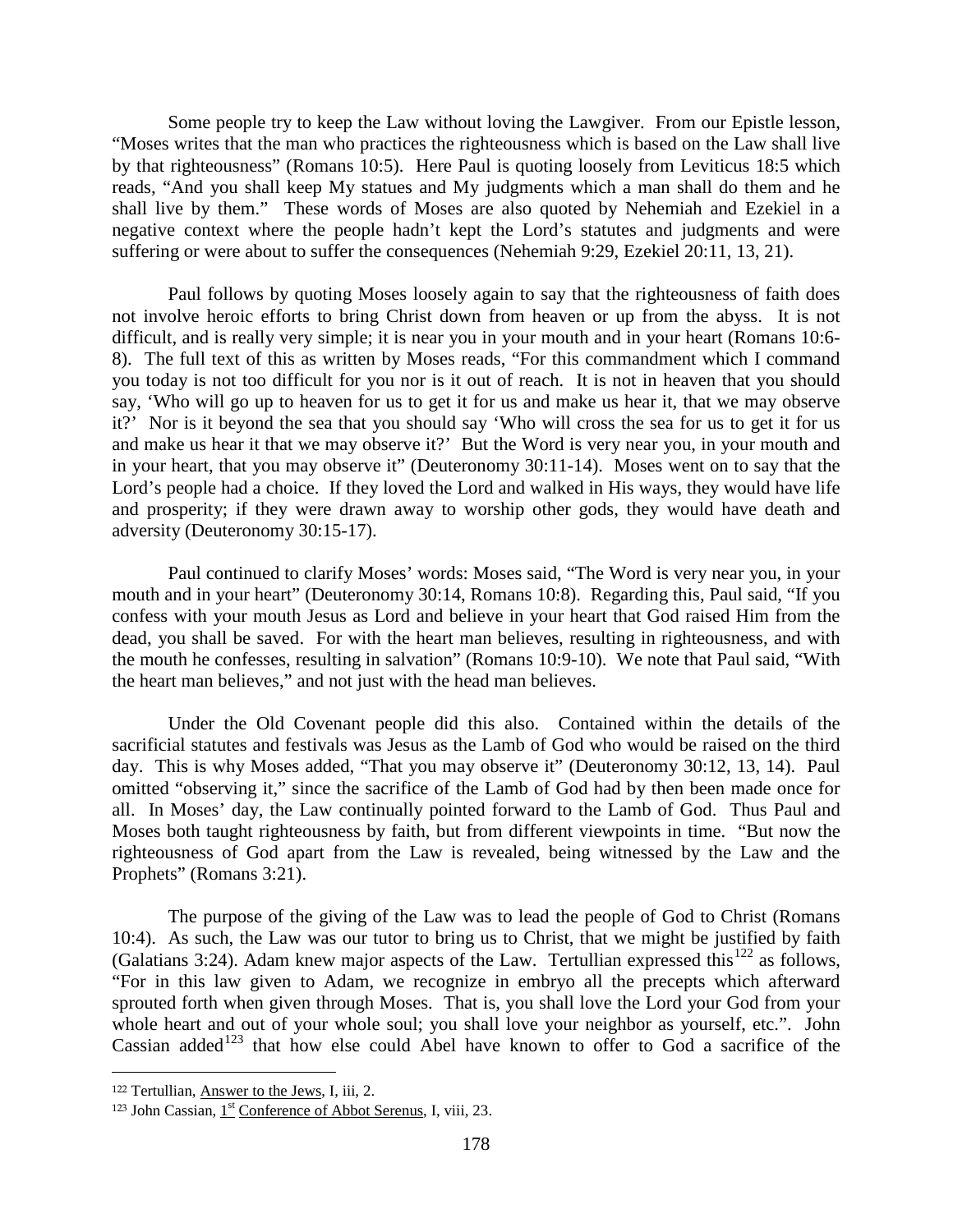Some people try to keep the Law without loving the Lawgiver. From our Epistle lesson, "Moses writes that the man who practices the righteousness which is based on the Law shall live by that righteousness" (Romans 10:5). Here Paul is quoting loosely from Leviticus 18:5 which reads, "And you shall keep My statues and My judgments which a man shall do them and he shall live by them." These words of Moses are also quoted by Nehemiah and Ezekiel in a negative context where the people hadn't kept the Lord's statutes and judgments and were suffering or were about to suffer the consequences (Nehemiah 9:29, Ezekiel 20:11, 13, 21).

Paul follows by quoting Moses loosely again to say that the righteousness of faith does not involve heroic efforts to bring Christ down from heaven or up from the abyss. It is not difficult, and is really very simple; it is near you in your mouth and in your heart (Romans 10:6-8). The full text of this as written by Moses reads, "For this commandment which I command you today is not too difficult for you nor is it out of reach. It is not in heaven that you should say, 'Who will go up to heaven for us to get it for us and make us hear it, that we may observe it?' Nor is it beyond the sea that you should say 'Who will cross the sea for us to get it for us and make us hear it that we may observe it?' But the Word is very near you, in your mouth and in your heart, that you may observe it" (Deuteronomy 30:11-14). Moses went on to say that the Lord's people had a choice. If they loved the Lord and walked in His ways, they would have life and prosperity; if they were drawn away to worship other gods, they would have death and adversity (Deuteronomy 30:15-17).

Paul continued to clarify Moses' words: Moses said, "The Word is very near you, in your mouth and in your heart" (Deuteronomy 30:14, Romans 10:8). Regarding this, Paul said, "If you confess with your mouth Jesus as Lord and believe in your heart that God raised Him from the dead, you shall be saved. For with the heart man believes, resulting in righteousness, and with the mouth he confesses, resulting in salvation" (Romans 10:9-10). We note that Paul said, "With the heart man believes," and not just with the head man believes.

Under the Old Covenant people did this also. Contained within the details of the sacrificial statutes and festivals was Jesus as the Lamb of God who would be raised on the third day. This is why Moses added, "That you may observe it" (Deuteronomy 30:12, 13, 14). Paul omitted "observing it," since the sacrifice of the Lamb of God had by then been made once for all. In Moses' day, the Law continually pointed forward to the Lamb of God. Thus Paul and Moses both taught righteousness by faith, but from different viewpoints in time. "But now the righteousness of God apart from the Law is revealed, being witnessed by the Law and the Prophets" (Romans 3:21).

The purpose of the giving of the Law was to lead the people of God to Christ (Romans 10:4). As such, the Law was our tutor to bring us to Christ, that we might be justified by faith (Galatians 3:24). Adam knew major aspects of the Law. Tertullian expressed this[122] as follows, "For in this law given to Adam, we recognize in embryo all the precepts which afterward sprouted forth when given through Moses. That is, you shall love the Lord your God from your whole heart and out of your whole soul; you shall love your neighbor as yourself, etc.". John Cassian added[123] that how else could Abel have known to offer to God a sacrifice of the

---

[122] Tertullian, Answer to the Jews, I, iii, 2.

[123] John Cassian, 1st Conference of Abbot Serenus, I, viii, 23.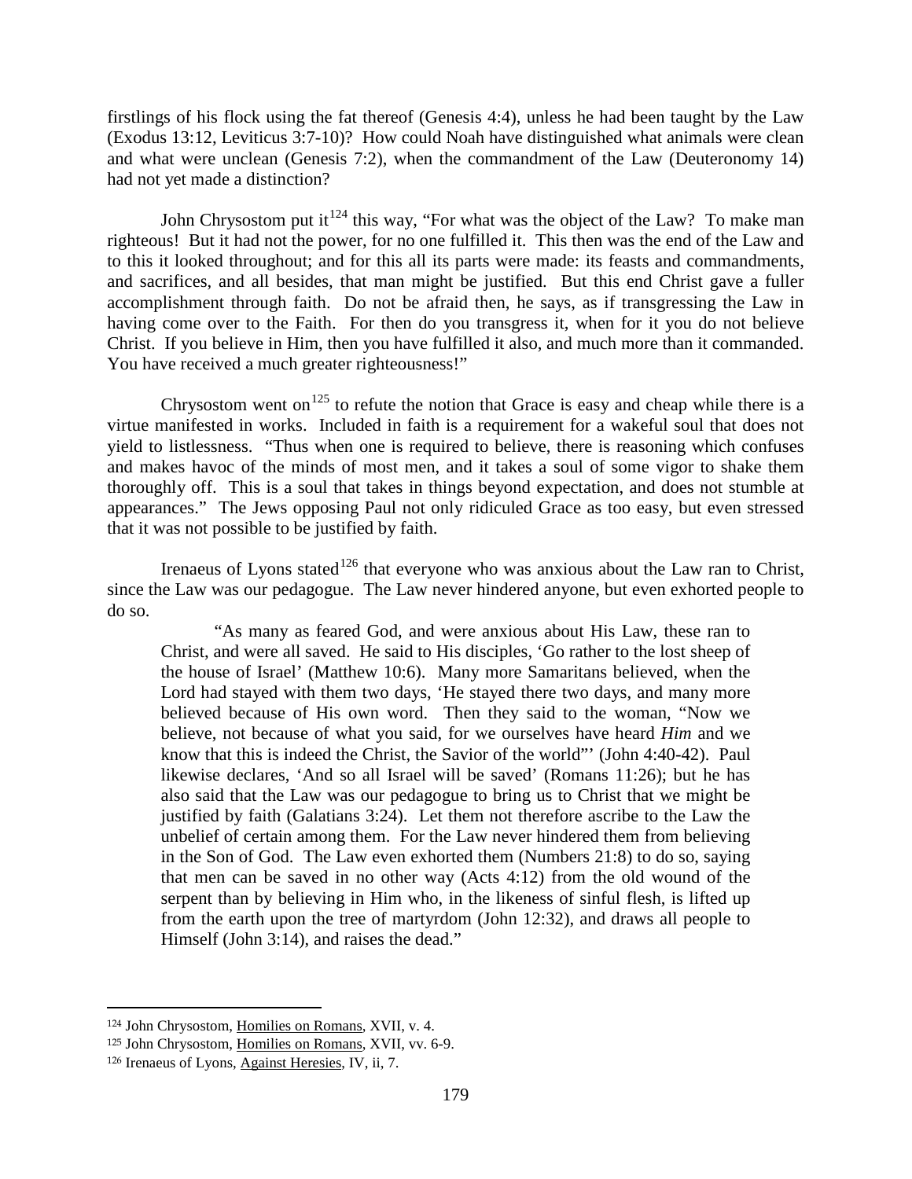firstlings of his flock using the fat thereof (Genesis 4:4), unless he had been taught by the Law (Exodus 13:12, Leviticus 3:7-10)? How could Noah have distinguished what animals were clean and what were unclean (Genesis 7:2), when the commandment of the Law (Deuteronomy 14) had not yet made a distinction?

John Chrysostom put it[124] this way, "For what was the object of the Law? To make man righteous! But it had not the power, for no one fulfilled it. This then was the end of the Law and to this it looked throughout; and for this all its parts were made: its feasts and commandments, and sacrifices, and all besides, that man might be justified. But this end Christ gave a fuller accomplishment through faith. Do not be afraid then, he says, as if transgressing the Law in having come over to the Faith. For then do you transgress it, when for it you do not believe Christ. If you believe in Him, then you have fulfilled it also, and much more than it commanded. You have received a much greater righteousness!"

Chrysostom went on[125] to refute the notion that Grace is easy and cheap while there is a virtue manifested in works. Included in faith is a requirement for a wakeful soul that does not yield to listlessness. "Thus when one is required to believe, there is reasoning which confuses and makes havoc of the minds of most men, and it takes a soul of some vigor to shake them thoroughly off. This is a soul that takes in things beyond expectation, and does not stumble at appearances." The Jews opposing Paul not only ridiculed Grace as too easy, but even stressed that it was not possible to be justified by faith.

Irenaeus of Lyons stated[126] that everyone who was anxious about the Law ran to Christ, since the Law was our pedagogue. The Law never hindered anyone, but even exhorted people to do so.

> "As many as feared God, and were anxious about His Law, these ran to Christ, and were all saved. He said to His disciples, 'Go rather to the lost sheep of the house of Israel' (Matthew 10:6). Many more Samaritans believed, when the Lord had stayed with them two days, 'He stayed there two days, and many more believed because of His own word. Then they said to the woman, "Now we believe, not because of what you said, for we ourselves have heard *Him* and we know that this is indeed the Christ, the Savior of the world"' (John 4:40-42). Paul likewise declares, 'And so all Israel will be saved' (Romans 11:26); but he has also said that the Law was our pedagogue to bring us to Christ that we might be justified by faith (Galatians 3:24). Let them not therefore ascribe to the Law the unbelief of certain among them. For the Law never hindered them from believing in the Son of God. The Law even exhorted them (Numbers 21:8) to do so, saying that men can be saved in no other way (Acts 4:12) from the old wound of the serpent than by believing in Him who, in the likeness of sinful flesh, is lifted up from the earth upon the tree of martyrdom (John 12:32), and draws all people to Himself (John 3:14), and raises the dead."

---

[124] John Chrysostom, Homilies on Romans, XVII, v. 4.

[125] John Chrysostom, Homilies on Romans, XVII, vv. 6-9.

[126] Irenaeus of Lyons, Against Heresies, IV, ii, 7.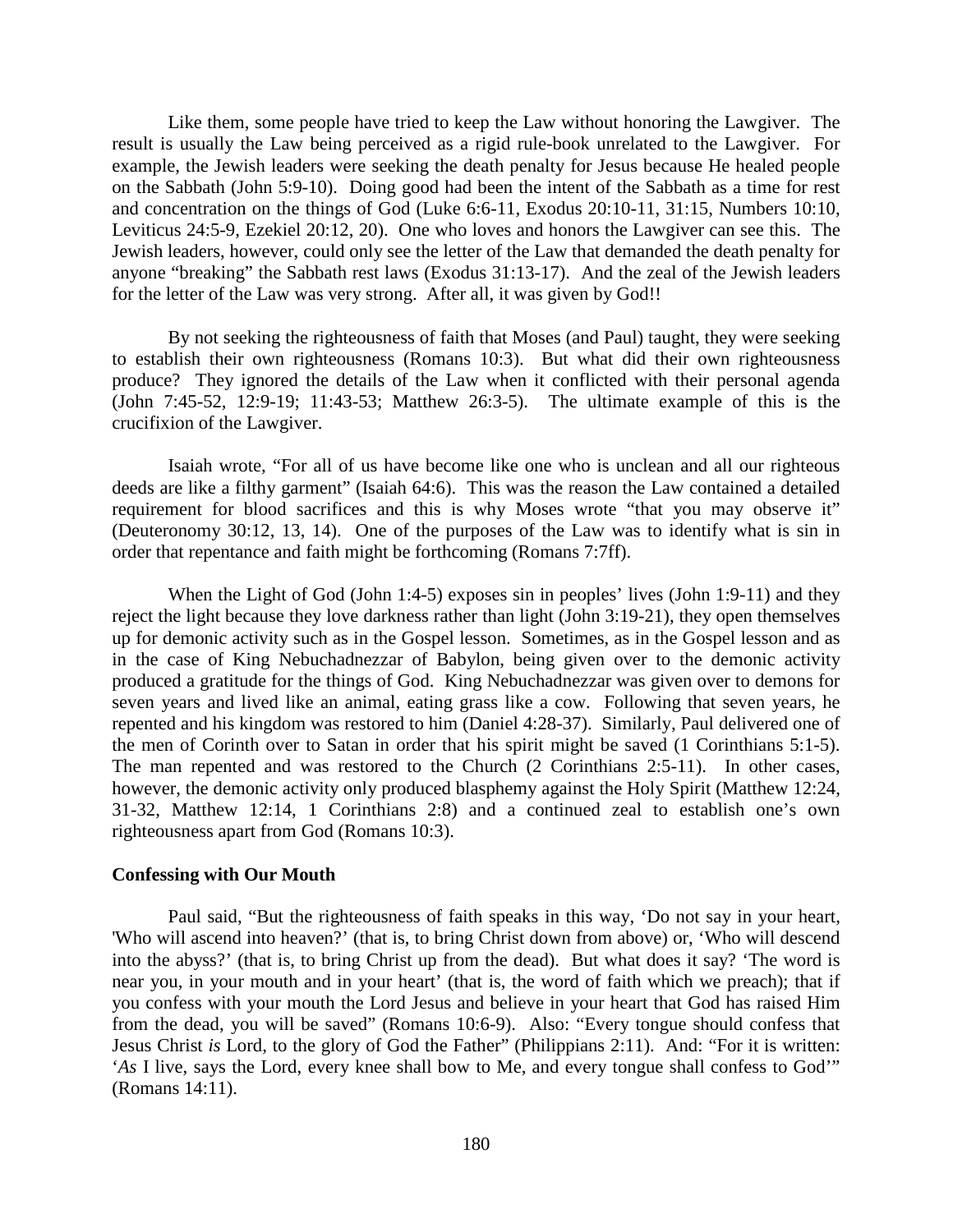Like them, some people have tried to keep the Law without honoring the Lawgiver. The result is usually the Law being perceived as a rigid rule-book unrelated to the Lawgiver. For example, the Jewish leaders were seeking the death penalty for Jesus because He healed people on the Sabbath (John 5:9-10). Doing good had been the intent of the Sabbath as a time for rest and concentration on the things of God (Luke 6:6-11, Exodus 20:10-11, 31:15, Numbers 10:10, Leviticus 24:5-9, Ezekiel 20:12, 20). One who loves and honors the Lawgiver can see this. The Jewish leaders, however, could only see the letter of the Law that demanded the death penalty for anyone "breaking" the Sabbath rest laws (Exodus 31:13-17). And the zeal of the Jewish leaders for the letter of the Law was very strong. After all, it was given by God!!

By not seeking the righteousness of faith that Moses (and Paul) taught, they were seeking to establish their own righteousness (Romans 10:3). But what did their own righteousness produce? They ignored the details of the Law when it conflicted with their personal agenda (John 7:45-52, 12:9-19; 11:43-53; Matthew 26:3-5). The ultimate example of this is the crucifixion of the Lawgiver.

Isaiah wrote, "For all of us have become like one who is unclean and all our righteous deeds are like a filthy garment" (Isaiah 64:6). This was the reason the Law contained a detailed requirement for blood sacrifices and this is why Moses wrote "that you may observe it" (Deuteronomy 30:12, 13, 14). One of the purposes of the Law was to identify what is sin in order that repentance and faith might be forthcoming (Romans 7:7ff).

When the Light of God (John 1:4-5) exposes sin in peoples' lives (John 1:9-11) and they reject the light because they love darkness rather than light (John 3:19-21), they open themselves up for demonic activity such as in the Gospel lesson. Sometimes, as in the Gospel lesson and as in the case of King Nebuchadnezzar of Babylon, being given over to the demonic activity produced a gratitude for the things of God. King Nebuchadnezzar was given over to demons for seven years and lived like an animal, eating grass like a cow. Following that seven years, he repented and his kingdom was restored to him (Daniel 4:28-37). Similarly, Paul delivered one of the men of Corinth over to Satan in order that his spirit might be saved (1 Corinthians 5:1-5). The man repented and was restored to the Church (2 Corinthians 2:5-11). In other cases, however, the demonic activity only produced blasphemy against the Holy Spirit (Matthew 12:24, 31-32, Matthew 12:14, 1 Corinthians 2:8) and a continued zeal to establish one's own righteousness apart from God (Romans 10:3).

**Confessing with Our Mouth**

Paul said, "But the righteousness of faith speaks in this way, 'Do not say in your heart, 'Who will ascend into heaven?' (that is, to bring Christ down from above) or, 'Who will descend into the abyss?' (that is, to bring Christ up from the dead). But what does it say? 'The word is near you, in your mouth and in your heart' (that is, the word of faith which we preach); that if you confess with your mouth the Lord Jesus and believe in your heart that God has raised Him from the dead, you will be saved" (Romans 10:6-9). Also: "Every tongue should confess that Jesus Christ *is* Lord, to the glory of God the Father" (Philippians 2:11). And: "For it is written: '*As* I live, says the Lord, every knee shall bow to Me, and every tongue shall confess to God'" (Romans 14:11).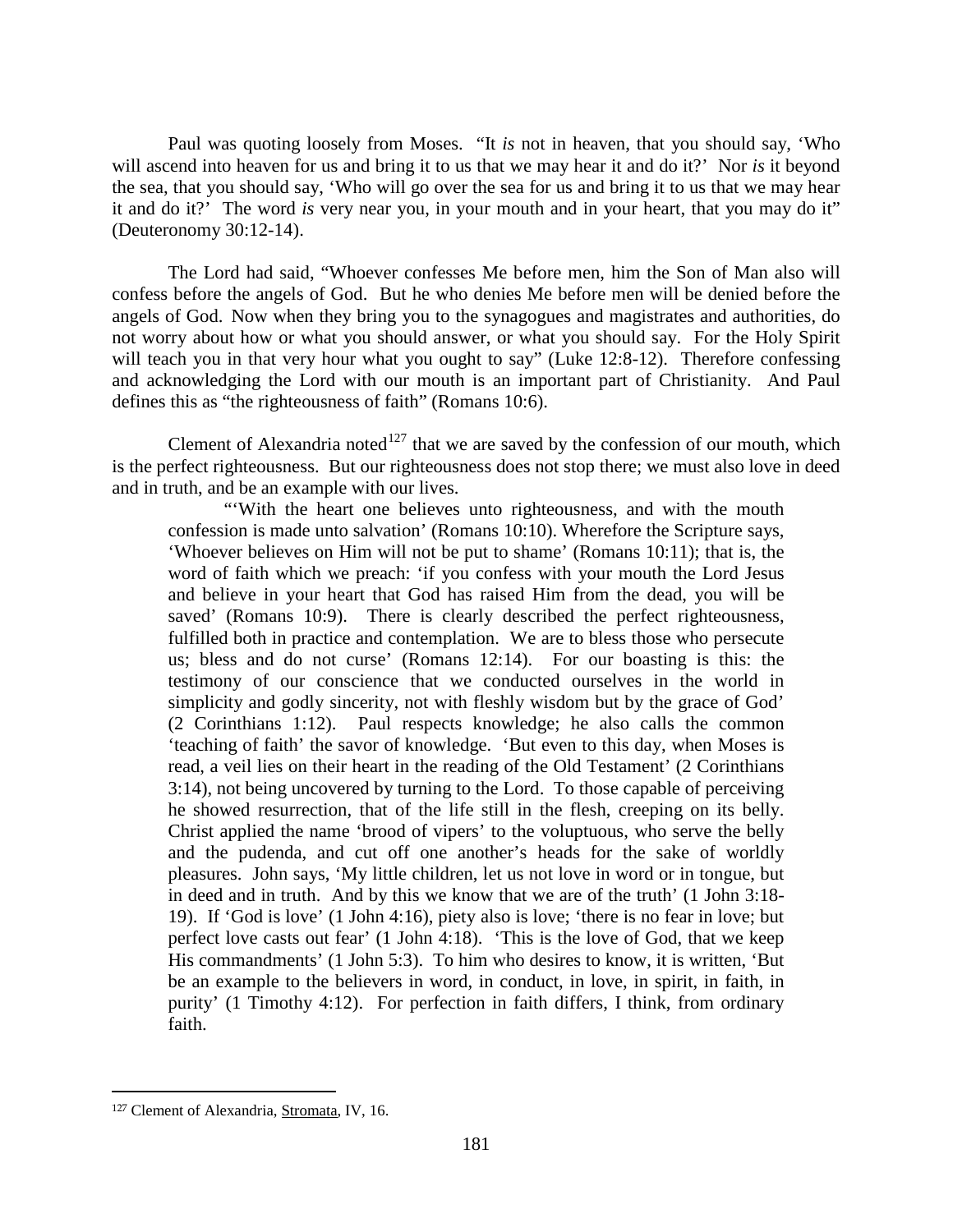Paul was quoting loosely from Moses. "It *is* not in heaven, that you should say, 'Who will ascend into heaven for us and bring it to us that we may hear it and do it?' Nor *is* it beyond the sea, that you should say, 'Who will go over the sea for us and bring it to us that we may hear it and do it?' The word *is* very near you, in your mouth and in your heart, that you may do it" (Deuteronomy 30:12-14).

The Lord had said, "Whoever confesses Me before men, him the Son of Man also will confess before the angels of God. But he who denies Me before men will be denied before the angels of God. Now when they bring you to the synagogues and magistrates and authorities, do not worry about how or what you should answer, or what you should say. For the Holy Spirit will teach you in that very hour what you ought to say" (Luke 12:8-12). Therefore confessing and acknowledging the Lord with our mouth is an important part of Christianity. And Paul defines this as "the righteousness of faith" (Romans 10:6).

Clement of Alexandria noted[127] that we are saved by the confession of our mouth, which is the perfect righteousness. But our righteousness does not stop there; we must also love in deed and in truth, and be an example with our lives.

> "'With the heart one believes unto righteousness, and with the mouth confession is made unto salvation' (Romans 10:10). Wherefore the Scripture says, 'Whoever believes on Him will not be put to shame' (Romans 10:11); that is, the word of faith which we preach: 'if you confess with your mouth the Lord Jesus and believe in your heart that God has raised Him from the dead, you will be saved' (Romans 10:9). There is clearly described the perfect righteousness, fulfilled both in practice and contemplation. We are to bless those who persecute us; bless and do not curse' (Romans 12:14). For our boasting is this: the testimony of our conscience that we conducted ourselves in the world in simplicity and godly sincerity, not with fleshly wisdom but by the grace of God' (2 Corinthians 1:12). Paul respects knowledge; he also calls the common 'teaching of faith' the savor of knowledge. 'But even to this day, when Moses is read, a veil lies on their heart in the reading of the Old Testament' (2 Corinthians 3:14), not being uncovered by turning to the Lord. To those capable of perceiving he showed resurrection, that of the life still in the flesh, creeping on its belly. Christ applied the name 'brood of vipers' to the voluptuous, who serve the belly and the pudenda, and cut off one another's heads for the sake of worldly pleasures. John says, 'My little children, let us not love in word or in tongue, but in deed and in truth. And by this we know that we are of the truth' (1 John 3:18-19). If 'God is love' (1 John 4:16), piety also is love; 'there is no fear in love; but perfect love casts out fear' (1 John 4:18). 'This is the love of God, that we keep His commandments' (1 John 5:3). To him who desires to know, it is written, 'But be an example to the believers in word, in conduct, in love, in spirit, in faith, in purity' (1 Timothy 4:12). For perfection in faith differs, I think, from ordinary faith.

[127] Clement of Alexandria, Stromata, IV, 16.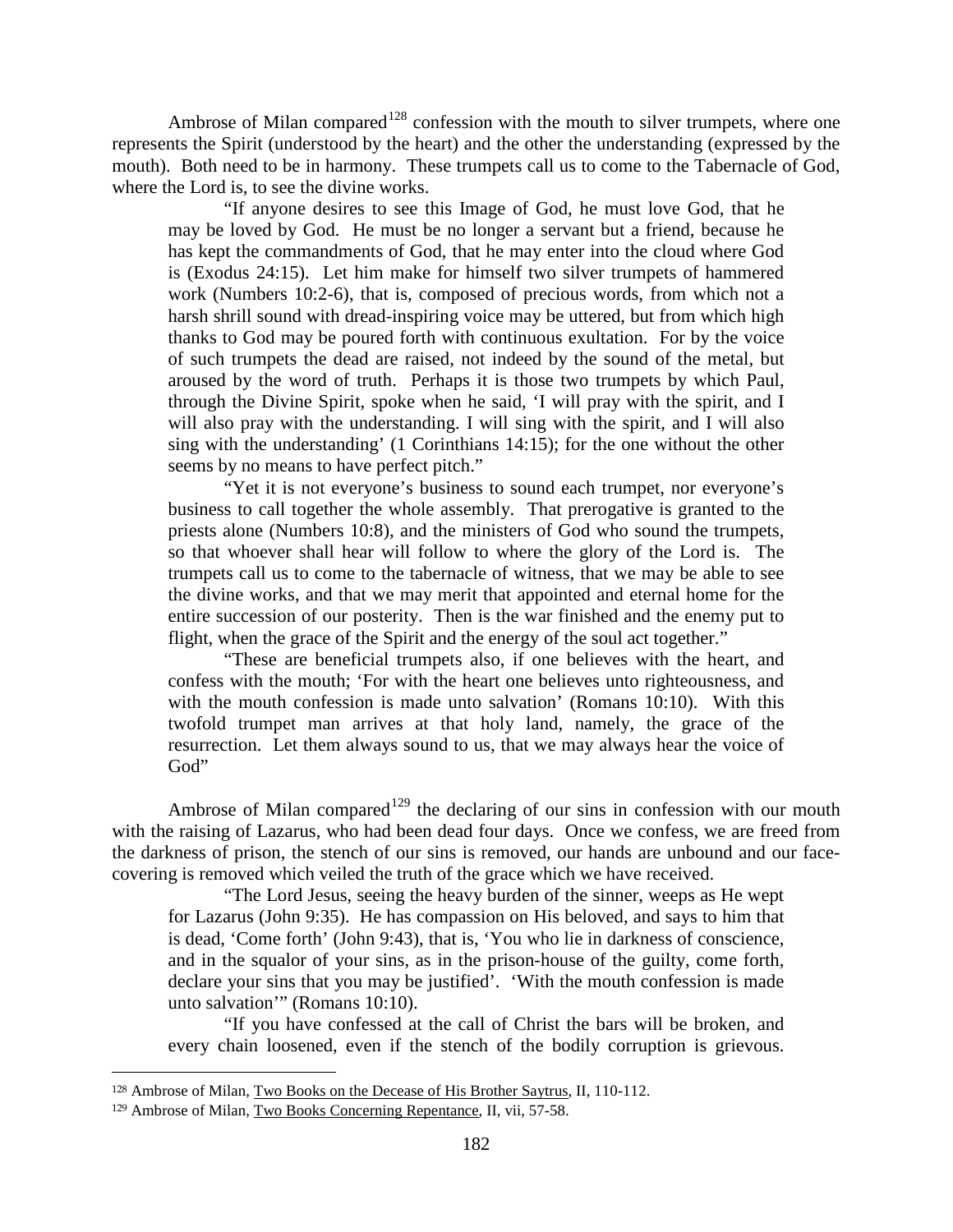Ambrose of Milan compared[128] confession with the mouth to silver trumpets, where one represents the Spirit (understood by the heart) and the other the understanding (expressed by the mouth). Both need to be in harmony. These trumpets call us to come to the Tabernacle of God, where the Lord is, to see the divine works.

> "If anyone desires to see this Image of God, he must love God, that he may be loved by God. He must be no longer a servant but a friend, because he has kept the commandments of God, that he may enter into the cloud where God is (Exodus 24:15). Let him make for himself two silver trumpets of hammered work (Numbers 10:2-6), that is, composed of precious words, from which not a harsh shrill sound with dread-inspiring voice may be uttered, but from which high thanks to God may be poured forth with continuous exultation. For by the voice of such trumpets the dead are raised, not indeed by the sound of the metal, but aroused by the word of truth. Perhaps it is those two trumpets by which Paul, through the Divine Spirit, spoke when he said, 'I will pray with the spirit, and I will also pray with the understanding. I will sing with the spirit, and I will also sing with the understanding' (1 Corinthians 14:15); for the one without the other seems by no means to have perfect pitch."
>
> "Yet it is not everyone's business to sound each trumpet, nor everyone's business to call together the whole assembly. That prerogative is granted to the priests alone (Numbers 10:8), and the ministers of God who sound the trumpets, so that whoever shall hear will follow to where the glory of the Lord is. The trumpets call us to come to the tabernacle of witness, that we may be able to see the divine works, and that we may merit that appointed and eternal home for the entire succession of our posterity. Then is the war finished and the enemy put to flight, when the grace of the Spirit and the energy of the soul act together."
>
> "These are beneficial trumpets also, if one believes with the heart, and confess with the mouth; 'For with the heart one believes unto righteousness, and with the mouth confession is made unto salvation' (Romans 10:10). With this twofold trumpet man arrives at that holy land, namely, the grace of the resurrection. Let them always sound to us, that we may always hear the voice of God"

Ambrose of Milan compared[129] the declaring of our sins in confession with our mouth with the raising of Lazarus, who had been dead four days. Once we confess, we are freed from the darkness of prison, the stench of our sins is removed, our hands are unbound and our face-covering is removed which veiled the truth of the grace which we have received.

> "The Lord Jesus, seeing the heavy burden of the sinner, weeps as He wept for Lazarus (John 9:35). He has compassion on His beloved, and says to him that is dead, 'Come forth' (John 9:43), that is, 'You who lie in darkness of conscience, and in the squalor of your sins, as in the prison-house of the guilty, come forth, declare your sins that you may be justified'. 'With the mouth confession is made unto salvation'" (Romans 10:10).
>
> "If you have confessed at the call of Christ the bars will be broken, and every chain loosened, even if the stench of the bodily corruption is grievous.

---

[128] Ambrose of Milan, Two Books on the Decease of His Brother Saytrus, II, 110-112.

[129] Ambrose of Milan, Two Books Concerning Repentance, II, vii, 57-58.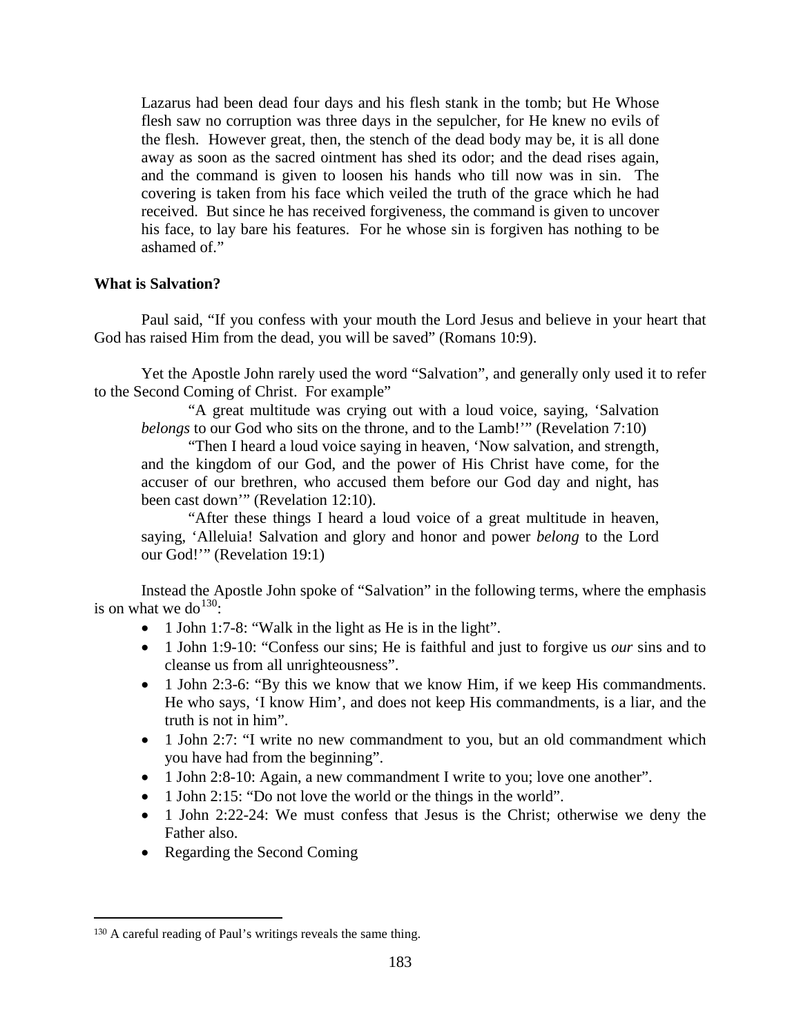> Lazarus had been dead four days and his flesh stank in the tomb; but He Whose flesh saw no corruption was three days in the sepulcher, for He knew no evils of the flesh. However great, then, the stench of the dead body may be, it is all done away as soon as the sacred ointment has shed its odor; and the dead rises again, and the command is given to loosen his hands who till now was in sin. The covering is taken from his face which veiled the truth of the grace which he had received. But since he has received forgiveness, the command is given to uncover his face, to lay bare his features. For he whose sin is forgiven has nothing to be ashamed of."

**What is Salvation?**

Paul said, "If you confess with your mouth the Lord Jesus and believe in your heart that God has raised Him from the dead, you will be saved" (Romans 10:9).

Yet the Apostle John rarely used the word "Salvation", and generally only used it to refer to the Second Coming of Christ. For example"

> "A great multitude was crying out with a loud voice, saying, 'Salvation *belongs* to our God who sits on the throne, and to the Lamb!'" (Revelation 7:10)
>
> "Then I heard a loud voice saying in heaven, 'Now salvation, and strength, and the kingdom of our God, and the power of His Christ have come, for the accuser of our brethren, who accused them before our God day and night, has been cast down'" (Revelation 12:10).
>
> "After these things I heard a loud voice of a great multitude in heaven, saying, 'Alleluia! Salvation and glory and honor and power *belong* to the Lord our God!'" (Revelation 19:1)

Instead the Apostle John spoke of "Salvation" in the following terms, where the emphasis is on what we do[130]:

- 1 John 1:7-8: "Walk in the light as He is in the light".
- 1 John 1:9-10: "Confess our sins; He is faithful and just to forgive us *our* sins and to cleanse us from all unrighteousness".
- 1 John 2:3-6: "By this we know that we know Him, if we keep His commandments. He who says, 'I know Him', and does not keep His commandments, is a liar, and the truth is not in him".
- 1 John 2:7: "I write no new commandment to you, but an old commandment which you have had from the beginning".
- 1 John 2:8-10: Again, a new commandment I write to you; love one another".
- 1 John 2:15: "Do not love the world or the things in the world".
- 1 John 2:22-24: We must confess that Jesus is the Christ; otherwise we deny the Father also.
- Regarding the Second Coming

[130] A careful reading of Paul's writings reveals the same thing.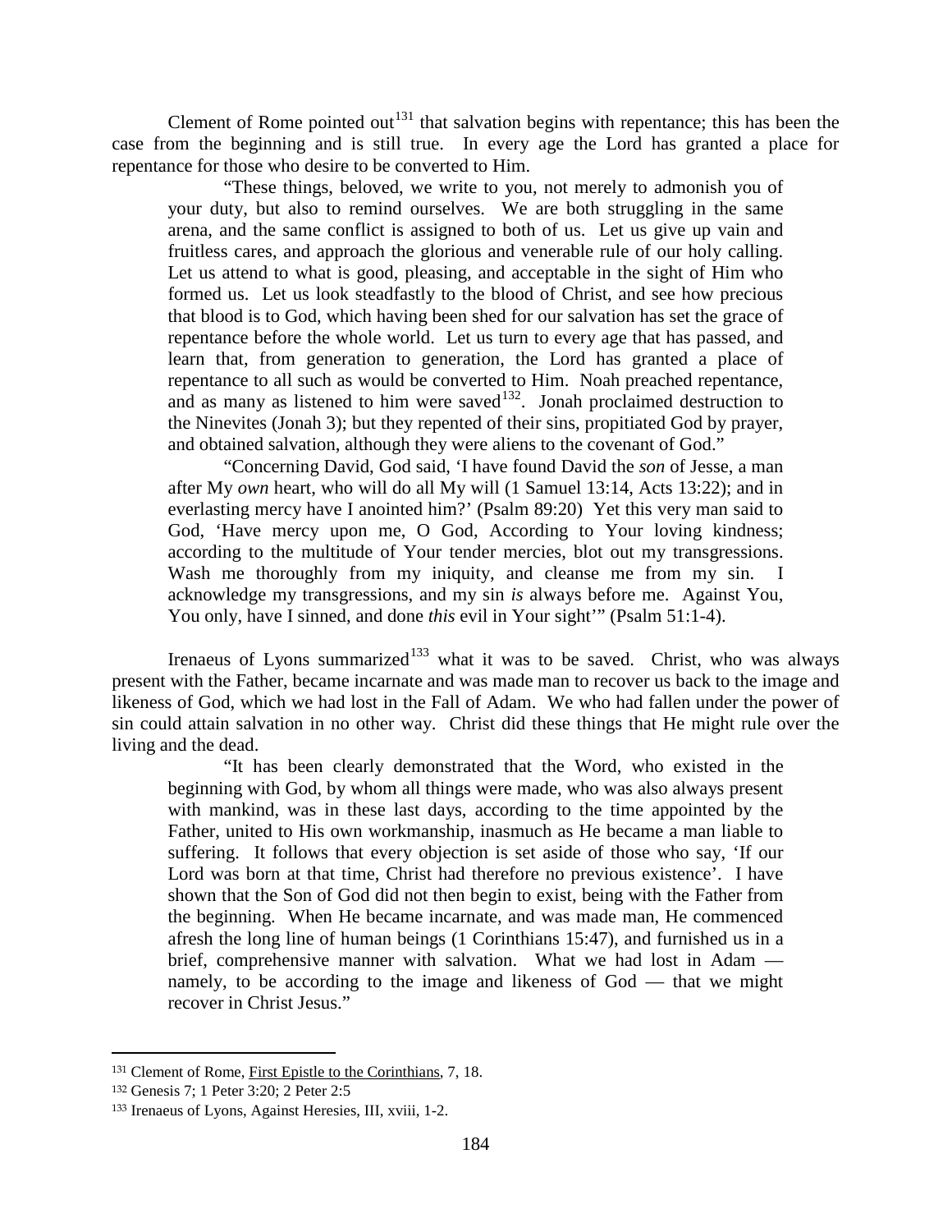Clement of Rome pointed out[131] that salvation begins with repentance; this has been the case from the beginning and is still true. In every age the Lord has granted a place for repentance for those who desire to be converted to Him.

> "These things, beloved, we write to you, not merely to admonish you of your duty, but also to remind ourselves. We are both struggling in the same arena, and the same conflict is assigned to both of us. Let us give up vain and fruitless cares, and approach the glorious and venerable rule of our holy calling. Let us attend to what is good, pleasing, and acceptable in the sight of Him who formed us. Let us look steadfastly to the blood of Christ, and see how precious that blood is to God, which having been shed for our salvation has set the grace of repentance before the whole world. Let us turn to every age that has passed, and learn that, from generation to generation, the Lord has granted a place of repentance to all such as would be converted to Him. Noah preached repentance, and as many as listened to him were saved[132]. Jonah proclaimed destruction to the Ninevites (Jonah 3); but they repented of their sins, propitiated God by prayer, and obtained salvation, although they were aliens to the covenant of God."
>
> "Concerning David, God said, 'I have found David the *son* of Jesse, a man after My *own* heart, who will do all My will (1 Samuel 13:14, Acts 13:22); and in everlasting mercy have I anointed him?' (Psalm 89:20) Yet this very man said to God, 'Have mercy upon me, O God, According to Your loving kindness; according to the multitude of Your tender mercies, blot out my transgressions. Wash me thoroughly from my iniquity, and cleanse me from my sin. I acknowledge my transgressions, and my sin *is* always before me. Against You, You only, have I sinned, and done *this* evil in Your sight'" (Psalm 51:1-4).

Irenaeus of Lyons summarized[133] what it was to be saved. Christ, who was always present with the Father, became incarnate and was made man to recover us back to the image and likeness of God, which we had lost in the Fall of Adam. We who had fallen under the power of sin could attain salvation in no other way. Christ did these things that He might rule over the living and the dead.

> "It has been clearly demonstrated that the Word, who existed in the beginning with God, by whom all things were made, who was also always present with mankind, was in these last days, according to the time appointed by the Father, united to His own workmanship, inasmuch as He became a man liable to suffering. It follows that every objection is set aside of those who say, 'If our Lord was born at that time, Christ had therefore no previous existence'. I have shown that the Son of God did not then begin to exist, being with the Father from the beginning. When He became incarnate, and was made man, He commenced afresh the long line of human beings (1 Corinthians 15:47), and furnished us in a brief, comprehensive manner with salvation. What we had lost in Adam — namely, to be according to the image and likeness of God — that we might recover in Christ Jesus."

---

[131] Clement of Rome, First Epistle to the Corinthians, 7, 18.

[132] Genesis 7; 1 Peter 3:20; 2 Peter 2:5

[133] Irenaeus of Lyons, Against Heresies, III, xviii, 1-2.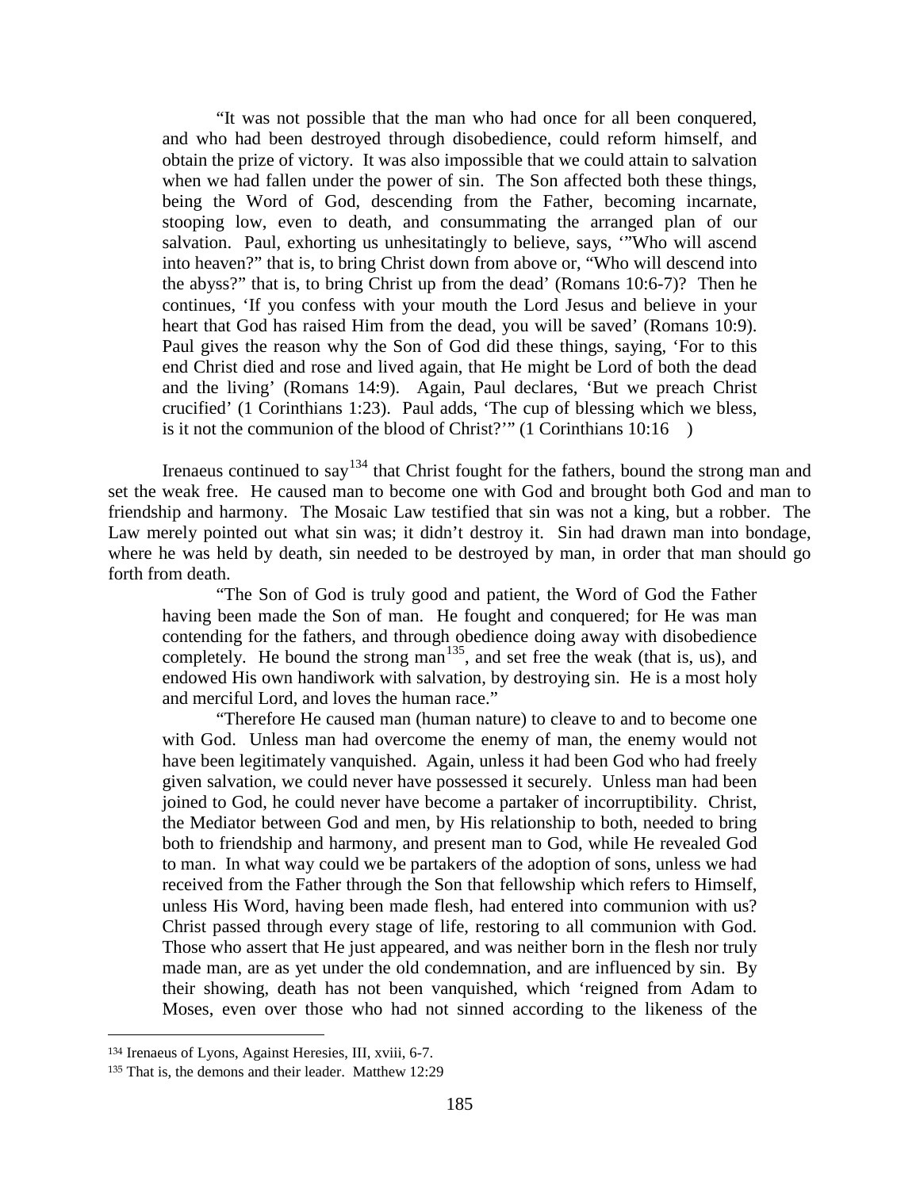> "It was not possible that the man who had once for all been conquered, and who had been destroyed through disobedience, could reform himself, and obtain the prize of victory. It was also impossible that we could attain to salvation when we had fallen under the power of sin. The Son affected both these things, being the Word of God, descending from the Father, becoming incarnate, stooping low, even to death, and consummating the arranged plan of our salvation. Paul, exhorting us unhesitatingly to believe, says, '"Who will ascend into heaven?" that is, to bring Christ down from above or, "Who will descend into the abyss?" that is, to bring Christ up from the dead' (Romans 10:6-7)? Then he continues, 'If you confess with your mouth the Lord Jesus and believe in your heart that God has raised Him from the dead, you will be saved' (Romans 10:9). Paul gives the reason why the Son of God did these things, saying, 'For to this end Christ died and rose and lived again, that He might be Lord of both the dead and the living' (Romans 14:9). Again, Paul declares, 'But we preach Christ crucified' (1 Corinthians 1:23). Paul adds, 'The cup of blessing which we bless, is it not the communion of the blood of Christ?'" (1 Corinthians 10:16 )

Irenaeus continued to say[134] that Christ fought for the fathers, bound the strong man and set the weak free. He caused man to become one with God and brought both God and man to friendship and harmony. The Mosaic Law testified that sin was not a king, but a robber. The Law merely pointed out what sin was; it didn't destroy it. Sin had drawn man into bondage, where he was held by death, sin needed to be destroyed by man, in order that man should go forth from death.

> "The Son of God is truly good and patient, the Word of God the Father having been made the Son of man. He fought and conquered; for He was man contending for the fathers, and through obedience doing away with disobedience completely. He bound the strong man[135], and set free the weak (that is, us), and endowed His own handiwork with salvation, by destroying sin. He is a most holy and merciful Lord, and loves the human race."
>
> "Therefore He caused man (human nature) to cleave to and to become one with God. Unless man had overcome the enemy of man, the enemy would not have been legitimately vanquished. Again, unless it had been God who had freely given salvation, we could never have possessed it securely. Unless man had been joined to God, he could never have become a partaker of incorruptibility. Christ, the Mediator between God and men, by His relationship to both, needed to bring both to friendship and harmony, and present man to God, while He revealed God to man. In what way could we be partakers of the adoption of sons, unless we had received from the Father through the Son that fellowship which refers to Himself, unless His Word, having been made flesh, had entered into communion with us? Christ passed through every stage of life, restoring to all communion with God. Those who assert that He just appeared, and was neither born in the flesh nor truly made man, are as yet under the old condemnation, and are influenced by sin. By their showing, death has not been vanquished, which 'reigned from Adam to Moses, even over those who had not sinned according to the likeness of the

---

[134] Irenaeus of Lyons, Against Heresies, III, xviii, 6-7.

[135] That is, the demons and their leader. Matthew 12:29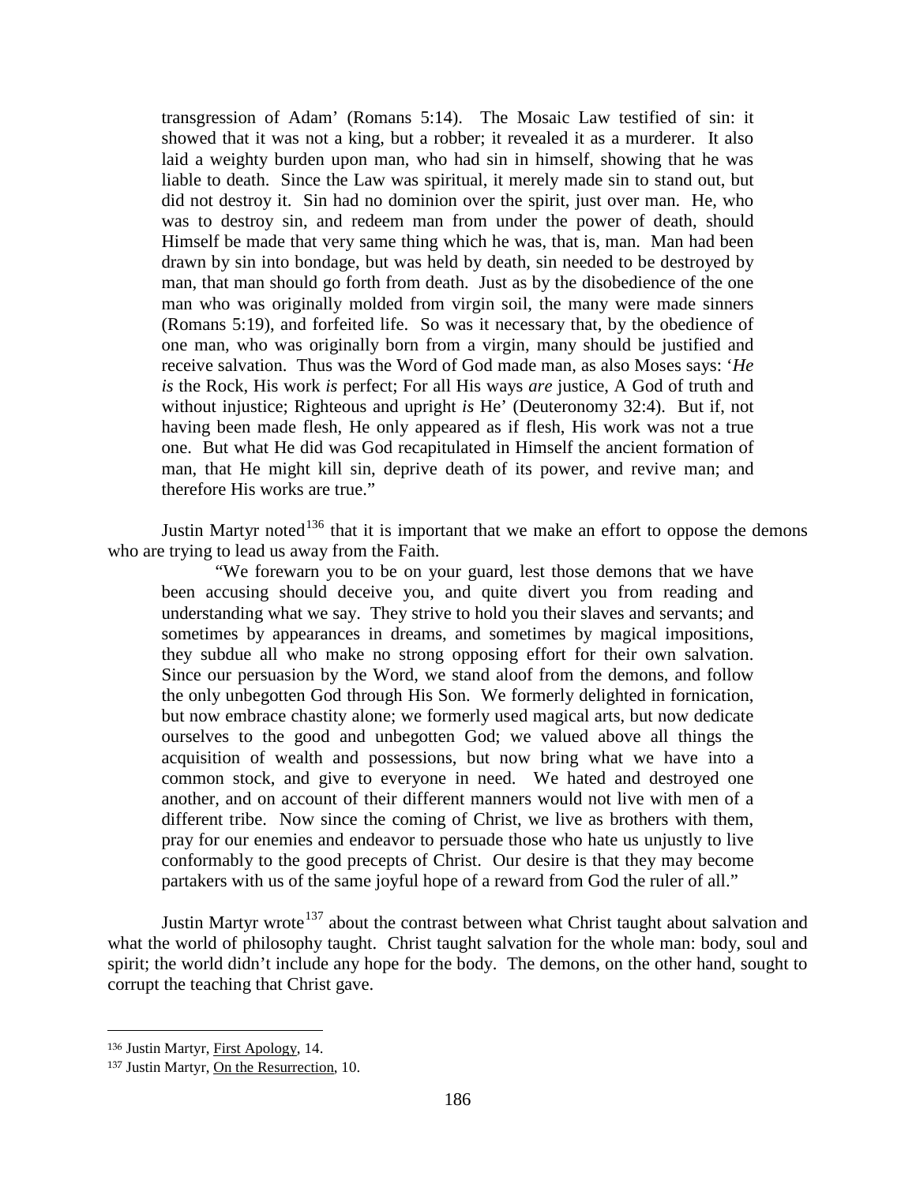transgression of Adam' (Romans 5:14). The Mosaic Law testified of sin: it showed that it was not a king, but a robber; it revealed it as a murderer. It also laid a weighty burden upon man, who had sin in himself, showing that he was liable to death. Since the Law was spiritual, it merely made sin to stand out, but did not destroy it. Sin had no dominion over the spirit, just over man. He, who was to destroy sin, and redeem man from under the power of death, should Himself be made that very same thing which he was, that is, man. Man had been drawn by sin into bondage, but was held by death, sin needed to be destroyed by man, that man should go forth from death. Just as by the disobedience of the one man who was originally molded from virgin soil, the many were made sinners (Romans 5:19), and forfeited life. So was it necessary that, by the obedience of one man, who was originally born from a virgin, many should be justified and receive salvation. Thus was the Word of God made man, as also Moses says: '*He is* the Rock, His work *is* perfect; For all His ways *are* justice, A God of truth and without injustice; Righteous and upright *is* He' (Deuteronomy 32:4). But if, not having been made flesh, He only appeared as if flesh, His work was not a true one. But what He did was God recapitulated in Himself the ancient formation of man, that He might kill sin, deprive death of its power, and revive man; and therefore His works are true."

Justin Martyr noted[136] that it is important that we make an effort to oppose the demons who are trying to lead us away from the Faith.

> "We forewarn you to be on your guard, lest those demons that we have been accusing should deceive you, and quite divert you from reading and understanding what we say. They strive to hold you their slaves and servants; and sometimes by appearances in dreams, and sometimes by magical impositions, they subdue all who make no strong opposing effort for their own salvation. Since our persuasion by the Word, we stand aloof from the demons, and follow the only unbegotten God through His Son. We formerly delighted in fornication, but now embrace chastity alone; we formerly used magical arts, but now dedicate ourselves to the good and unbegotten God; we valued above all things the acquisition of wealth and possessions, but now bring what we have into a common stock, and give to everyone in need. We hated and destroyed one another, and on account of their different manners would not live with men of a different tribe. Now since the coming of Christ, we live as brothers with them, pray for our enemies and endeavor to persuade those who hate us unjustly to live conformably to the good precepts of Christ. Our desire is that they may become partakers with us of the same joyful hope of a reward from God the ruler of all."

Justin Martyr wrote[137] about the contrast between what Christ taught about salvation and what the world of philosophy taught. Christ taught salvation for the whole man: body, soul and spirit; the world didn't include any hope for the body. The demons, on the other hand, sought to corrupt the teaching that Christ gave.

---

[136] Justin Martyr, First Apology, 14.

[137] Justin Martyr, On the Resurrection, 10.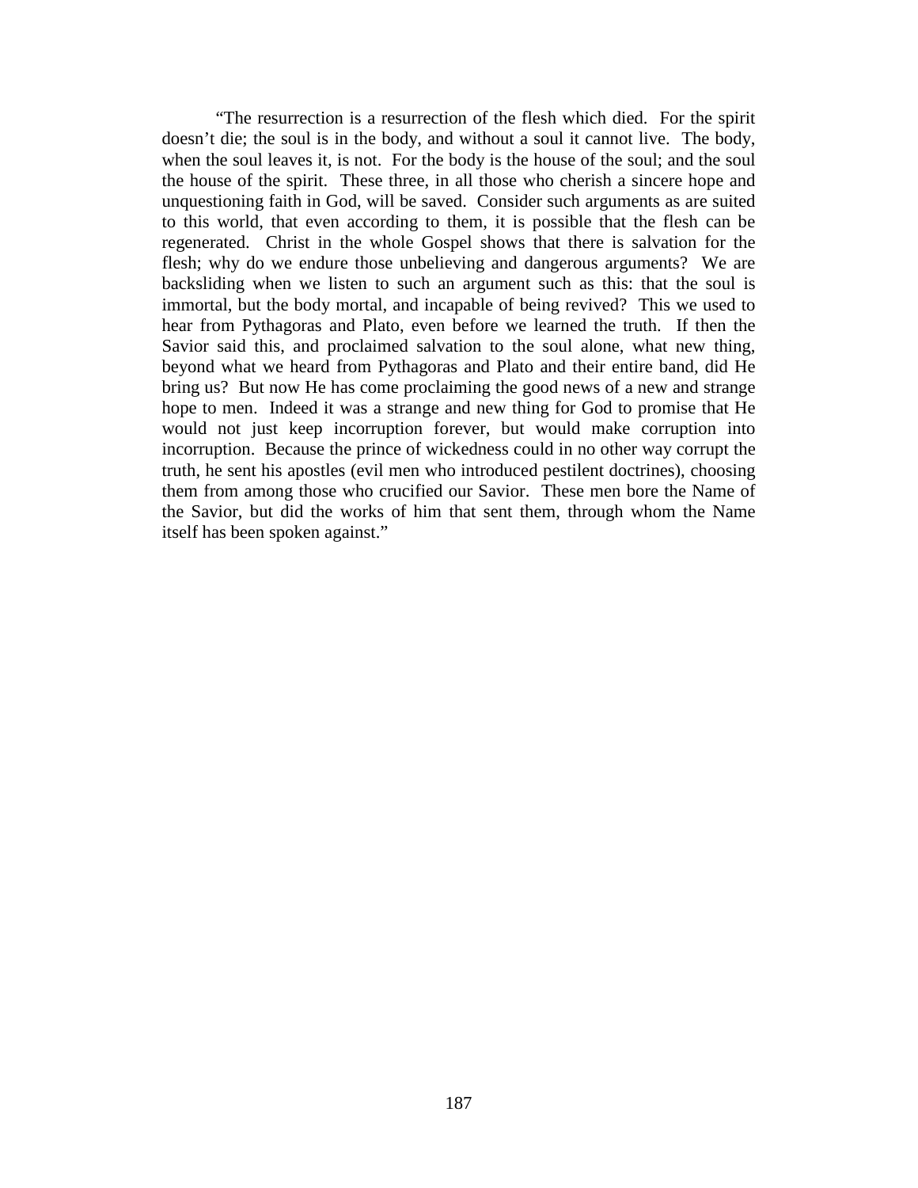“The resurrection is a resurrection of the flesh which died. For the spirit doesn’t die; the soul is in the body, and without a soul it cannot live. The body, when the soul leaves it, is not. For the body is the house of the soul; and the soul the house of the spirit. These three, in all those who cherish a sincere hope and unquestioning faith in God, will be saved. Consider such arguments as are suited to this world, that even according to them, it is possible that the flesh can be regenerated. Christ in the whole Gospel shows that there is salvation for the flesh; why do we endure those unbelieving and dangerous arguments? We are backsliding when we listen to such an argument such as this: that the soul is immortal, but the body mortal, and incapable of being revived? This we used to hear from Pythagoras and Plato, even before we learned the truth. If then the Savior said this, and proclaimed salvation to the soul alone, what new thing, beyond what we heard from Pythagoras and Plato and their entire band, did He bring us? But now He has come proclaiming the good news of a new and strange hope to men. Indeed it was a strange and new thing for God to promise that He would not just keep incorruption forever, but would make corruption into incorruption. Because the prince of wickedness could in no other way corrupt the truth, he sent his apostles (evil men who introduced pestilent doctrines), choosing them from among those who crucified our Savior. These men bore the Name of the Savior, but did the works of him that sent them, through whom the Name itself has been spoken against.”